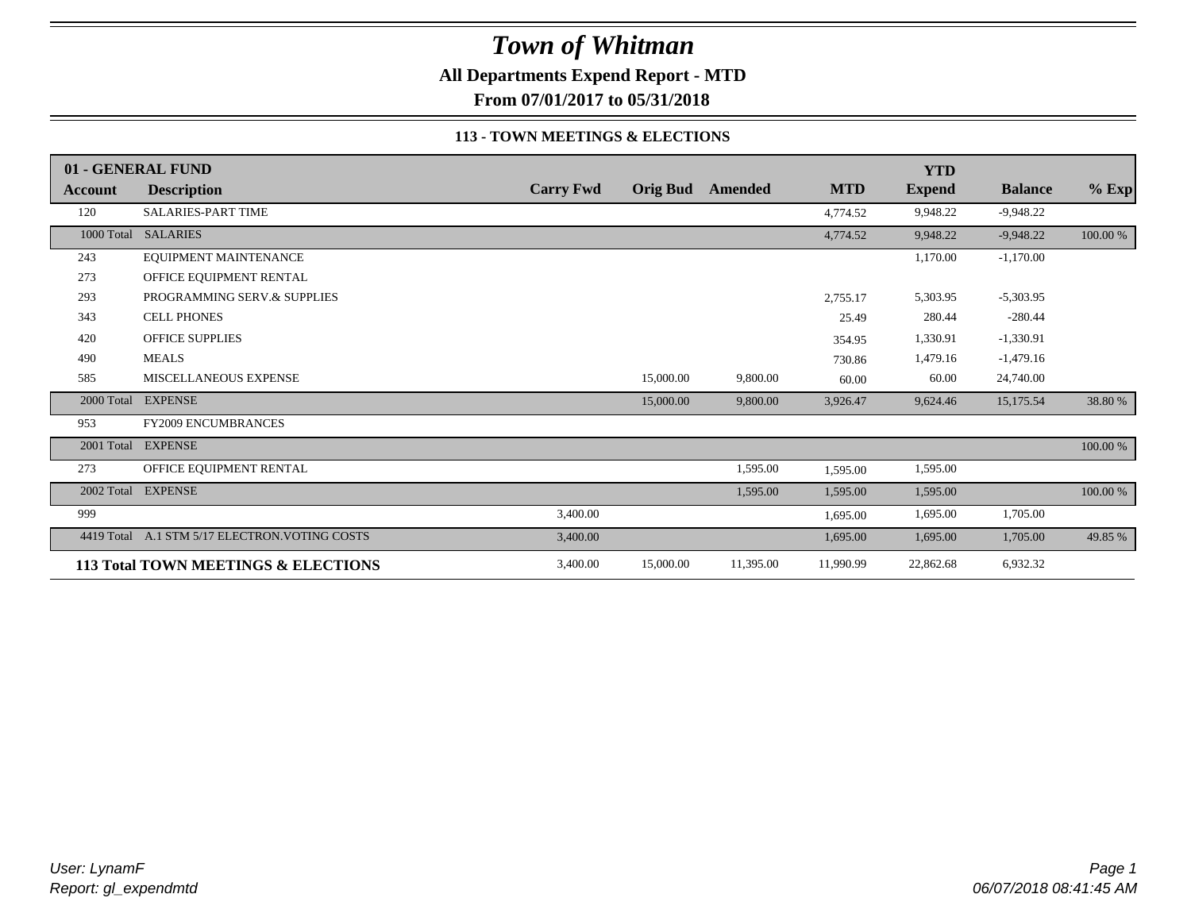# *Town of Whitman*

**All Departments Expend Report - MTD**

**From 07/01/2017 to 05/31/2018**

**113 - TOWN MEETINGS & ELECTIONS**

| 01 - GENERAL FUND | | | | | | YTD | | |
|---|---|---|---|---|---|---|---|---|
| **Account** | **Description** | **Carry Fwd** | **Orig Bud** | **Amended** | **MTD** | **Expend** | **Balance** | **% Exp** |
| 120 | SALARIES-PART TIME | | | | 4,774.52 | 9,948.22 | -9,948.22 | |
| 1000 Total | SALARIES | | | | 4,774.52 | 9,948.22 | -9,948.22 | 100.00 % |
| 243 | EQUIPMENT MAINTENANCE | | | | | 1,170.00 | -1,170.00 | |
| 273 | OFFICE EQUIPMENT RENTAL | | | | | | | |
| 293 | PROGRAMMING SERV.& SUPPLIES | | | | 2,755.17 | 5,303.95 | -5,303.95 | |
| 343 | CELL PHONES | | | | 25.49 | 280.44 | -280.44 | |
| 420 | OFFICE SUPPLIES | | | | 354.95 | 1,330.91 | -1,330.91 | |
| 490 | MEALS | | | | 730.86 | 1,479.16 | -1,479.16 | |
| 585 | MISCELLANEOUS EXPENSE | | 15,000.00 | 9,800.00 | 60.00 | 60.00 | 24,740.00 | |
| 2000 Total | EXPENSE | | 15,000.00 | 9,800.00 | 3,926.47 | 9,624.46 | 15,175.54 | 38.80 % |
| 953 | FY2009 ENCUMBRANCES | | | | | | | |
| 2001 Total | EXPENSE | | | | | | | 100.00 % |
| 273 | OFFICE EQUIPMENT RENTAL | | | 1,595.00 | 1,595.00 | 1,595.00 | | |
| 2002 Total | EXPENSE | | | 1,595.00 | 1,595.00 | 1,595.00 | | 100.00 % |
| 999 | | 3,400.00 | | | 1,695.00 | 1,695.00 | 1,705.00 | |
| 4419 Total | A.1 STM 5/17 ELECTRON.VOTING COSTS | 3,400.00 | | | 1,695.00 | 1,695.00 | 1,705.00 | 49.85 % |
| **113 Total TOWN MEETINGS & ELECTIONS** | | 3,400.00 | 15,000.00 | 11,395.00 | 11,990.99 | 22,862.68 | 6,932.32 | |

*User: LynamF*
*Report: gl_expendmtd*

*06/07/2018 08:41:45 AM*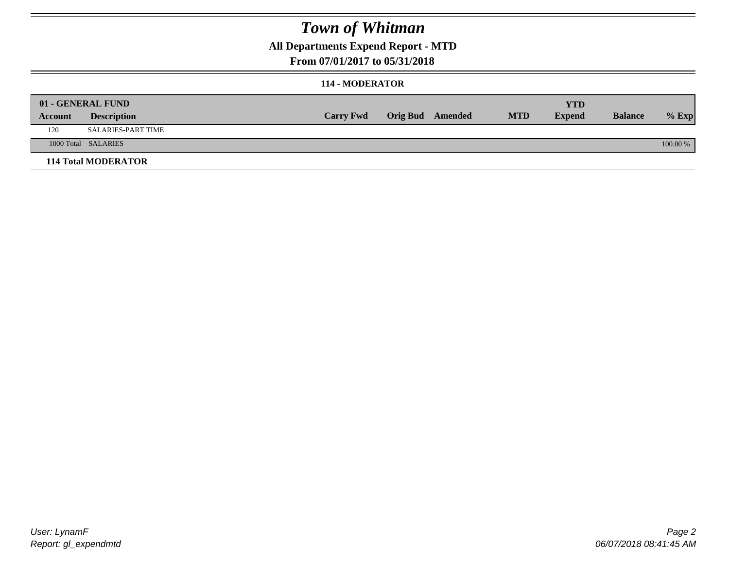# Town of Whitman

## All Departments Expend Report - MTD

### From 07/01/2017 to 05/31/2018

### 114 - MODERATOR

| 01 - GENERAL FUND | | | | | | YTD | | |
|---|---|---|---|---|---|---|---|---|
| Account | Description | Carry Fwd | Orig Bud | Amended | MTD | Expend | Balance | % Exp |
| 120 | SALARIES-PART TIME | | | | | | | |
| 1000 Total | SALARIES | | | | | | | 100.00 % |
| **114 Total MODERATOR** | | | | | | | | |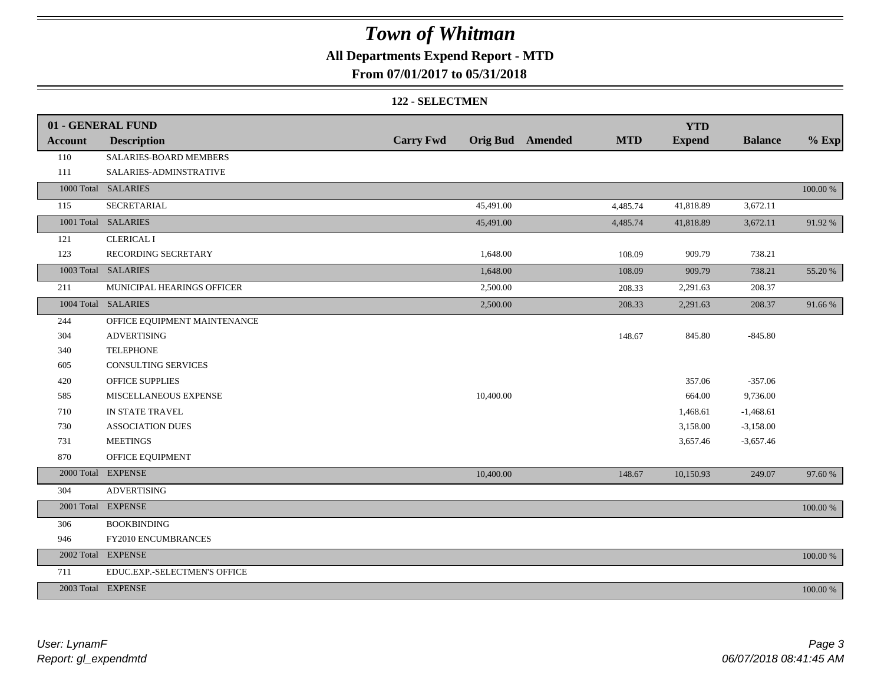# *Town of Whitman*

**All Departments Expend Report - MTD**

**From 07/01/2017 to 05/31/2018**

**122 - SELECTMEN**

| 01 - GENERAL FUND | | | | | | YTD | | |
|---|---|---|---|---|---|---|---|---|
| **Account** | **Description** | **Carry Fwd** | **Orig Bud** | **Amended** | **MTD** | **Expend** | **Balance** | **% Exp** |
| 110 | SALARIES-BOARD MEMBERS | | | | | | | |
| 111 | SALARIES-ADMINSTRATIVE | | | | | | | |
| 1000 Total | SALARIES | | | | | | | 100.00 % |
| 115 | SECRETARIAL | | 45,491.00 | | 4,485.74 | 41,818.89 | 3,672.11 | |
| 1001 Total | SALARIES | | 45,491.00 | | 4,485.74 | 41,818.89 | 3,672.11 | 91.92 % |
| 121 | CLERICAL I | | | | | | | |
| 123 | RECORDING SECRETARY | | 1,648.00 | | 108.09 | 909.79 | 738.21 | |
| 1003 Total | SALARIES | | 1,648.00 | | 108.09 | 909.79 | 738.21 | 55.20 % |
| 211 | MUNICIPAL HEARINGS OFFICER | | 2,500.00 | | 208.33 | 2,291.63 | 208.37 | |
| 1004 Total | SALARIES | | 2,500.00 | | 208.33 | 2,291.63 | 208.37 | 91.66 % |
| 244 | OFFICE EQUIPMENT MAINTENANCE | | | | | | | |
| 304 | ADVERTISING | | | | 148.67 | 845.80 | -845.80 | |
| 340 | TELEPHONE | | | | | | | |
| 605 | CONSULTING SERVICES | | | | | | | |
| 420 | OFFICE SUPPLIES | | | | | 357.06 | -357.06 | |
| 585 | MISCELLANEOUS EXPENSE | | 10,400.00 | | | 664.00 | 9,736.00 | |
| 710 | IN STATE TRAVEL | | | | | 1,468.61 | -1,468.61 | |
| 730 | ASSOCIATION DUES | | | | | 3,158.00 | -3,158.00 | |
| 731 | MEETINGS | | | | | 3,657.46 | -3,657.46 | |
| 870 | OFFICE EQUIPMENT | | | | | | | |
| 2000 Total | EXPENSE | | 10,400.00 | | 148.67 | 10,150.93 | 249.07 | 97.60 % |
| 304 | ADVERTISING | | | | | | | |
| 2001 Total | EXPENSE | | | | | | | 100.00 % |
| 306 | BOOKBINDING | | | | | | | |
| 946 | FY2010 ENCUMBRANCES | | | | | | | |
| 2002 Total | EXPENSE | | | | | | | 100.00 % |
| 711 | EDUC.EXP.-SELECTMEN'S OFFICE | | | | | | | |
| 2003 Total | EXPENSE | | | | | | | 100.00 % |

*User: LynamF*
*Report: gl_expendmtd*

*06/07/2018 08:41:45 AM*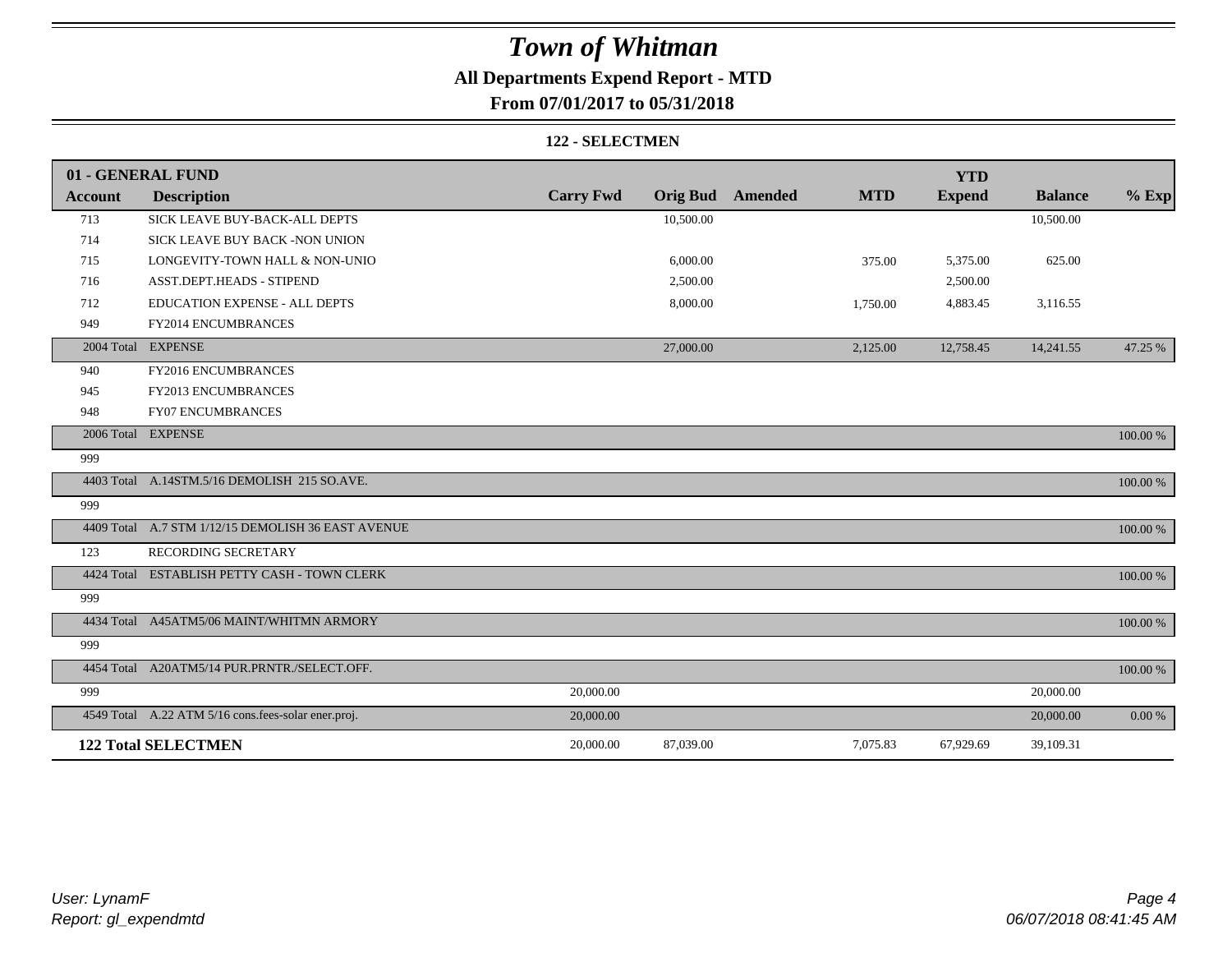# Town of Whitman

## All Departments Expend Report - MTD

## From 07/01/2017 to 05/31/2018

### 122 - SELECTMEN

| 01 - GENERAL FUND | | | | | | YTD | | |
|---|---|---|---|---|---|---|---|---|
| Account | Description | Carry Fwd | Orig Bud | Amended | MTD | Expend | Balance | % Exp |
| 713 | SICK LEAVE BUY-BACK-ALL DEPTS | | 10,500.00 | | | | 10,500.00 | |
| 714 | SICK LEAVE BUY BACK -NON UNION | | | | | | | |
| 715 | LONGEVITY-TOWN HALL & NON-UNIO | | 6,000.00 | | 375.00 | 5,375.00 | 625.00 | |
| 716 | ASST.DEPT.HEADS - STIPEND | | 2,500.00 | | | 2,500.00 | | |
| 712 | EDUCATION EXPENSE - ALL DEPTS | | 8,000.00 | | 1,750.00 | 4,883.45 | 3,116.55 | |
| 949 | FY2014 ENCUMBRANCES | | | | | | | |
| 2004 Total | EXPENSE | | 27,000.00 | | 2,125.00 | 12,758.45 | 14,241.55 | 47.25 % |
| 940 | FY2016 ENCUMBRANCES | | | | | | | |
| 945 | FY2013 ENCUMBRANCES | | | | | | | |
| 948 | FY07 ENCUMBRANCES | | | | | | | |
| 2006 Total | EXPENSE | | | | | | | 100.00 % |
| 999 | | | | | | | | |
| 4403 Total | A.14STM.5/16 DEMOLISH 215 SO.AVE. | | | | | | | 100.00 % |
| 999 | | | | | | | | |
| 4409 Total | A.7 STM 1/12/15 DEMOLISH 36 EAST AVENUE | | | | | | | 100.00 % |
| 123 | RECORDING SECRETARY | | | | | | | |
| 4424 Total | ESTABLISH PETTY CASH - TOWN CLERK | | | | | | | 100.00 % |
| 999 | | | | | | | | |
| 4434 Total | A45ATM5/06 MAINT/WHITMN ARMORY | | | | | | | 100.00 % |
| 999 | | | | | | | | |
| 4454 Total | A20ATM5/14 PUR.PRNTR./SELECT.OFF. | | | | | | | 100.00 % |
| 999 | | 20,000.00 | | | | | 20,000.00 | |
| 4549 Total | A.22 ATM 5/16 cons.fees-solar ener.proj. | 20,000.00 | | | | | 20,000.00 | 0.00 % |
| **122 Total SELECTMEN** | | 20,000.00 | 87,039.00 | | 7,075.83 | 67,929.69 | 39,109.31 | |

*User: LynamF*
*Report: gl_expendmtd*

*06/07/2018 08:41:45 AM*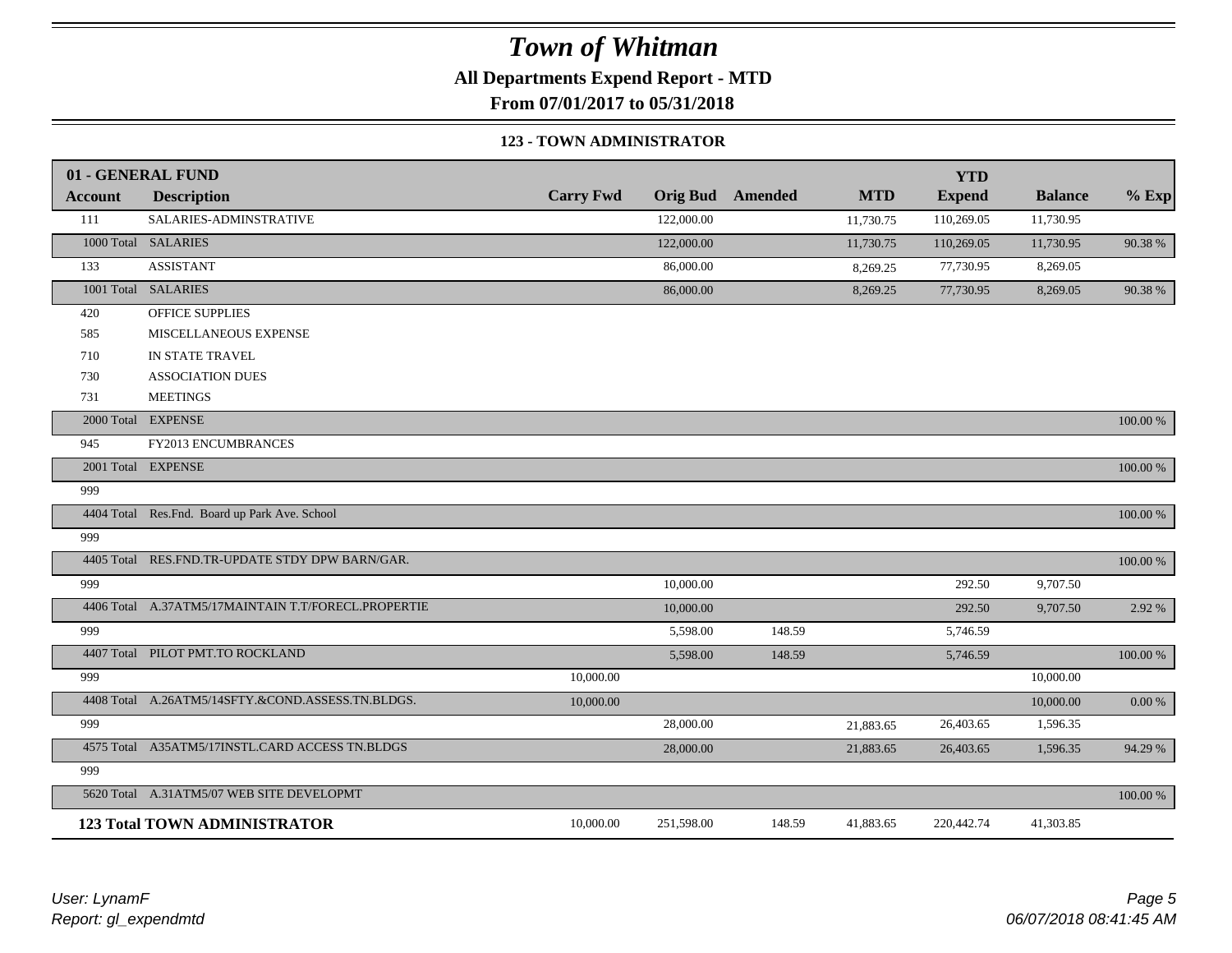# Town of Whitman

**All Departments Expend Report - MTD**

**From 07/01/2017 to 05/31/2018**

**123 - TOWN ADMINISTRATOR**

| Account | Description | Carry Fwd | Orig Bud | Amended | MTD | YTD Expend | Balance | % Exp |
|---|---|---|---|---|---|---|---|---|
| **01 - GENERAL FUND** | | | | | | | | |
| 111 | SALARIES-ADMINSTRATIVE | | 122,000.00 | | 11,730.75 | 110,269.05 | 11,730.95 | |
| 1000 Total | SALARIES | | 122,000.00 | | 11,730.75 | 110,269.05 | 11,730.95 | 90.38 % |
| 133 | ASSISTANT | | 86,000.00 | | 8,269.25 | 77,730.95 | 8,269.05 | |
| 1001 Total | SALARIES | | 86,000.00 | | 8,269.25 | 77,730.95 | 8,269.05 | 90.38 % |
| 420 | OFFICE SUPPLIES | | | | | | | |
| 585 | MISCELLANEOUS EXPENSE | | | | | | | |
| 710 | IN STATE TRAVEL | | | | | | | |
| 730 | ASSOCIATION DUES | | | | | | | |
| 731 | MEETINGS | | | | | | | |
| 2000 Total | EXPENSE | | | | | | | 100.00 % |
| 945 | FY2013 ENCUMBRANCES | | | | | | | |
| 2001 Total | EXPENSE | | | | | | | 100.00 % |
| 999 | | | | | | | | |
| 4404 Total | Res.Fnd. Board up Park Ave. School | | | | | | | 100.00 % |
| 999 | | | | | | | | |
| 4405 Total | RES.FND.TR-UPDATE STDY DPW BARN/GAR. | | | | | | | 100.00 % |
| 999 | | | 10,000.00 | | | 292.50 | 9,707.50 | |
| 4406 Total | A.37ATM5/17MAINTAIN T.T/FORECL.PROPERTIE | | 10,000.00 | | | 292.50 | 9,707.50 | 2.92 % |
| 999 | | | 5,598.00 | 148.59 | | 5,746.59 | | |
| 4407 Total | PILOT PMT.TO ROCKLAND | | 5,598.00 | 148.59 | | 5,746.59 | | 100.00 % |
| 999 | | 10,000.00 | | | | | 10,000.00 | |
| 4408 Total | A.26ATM5/14SFTY.&COND.ASSESS.TN.BLDGS. | 10,000.00 | | | | | 10,000.00 | 0.00 % |
| 999 | | | 28,000.00 | | 21,883.65 | 26,403.65 | 1,596.35 | |
| 4575 Total | A35ATM5/17INSTL.CARD ACCESS TN.BLDGS | | 28,000.00 | | 21,883.65 | 26,403.65 | 1,596.35 | 94.29 % |
| 999 | | | | | | | | |
| 5620 Total | A.31ATM5/07 WEB SITE DEVELOPMT | | | | | | | 100.00 % |
| **123 Total TOWN ADMINISTRATOR** | | 10,000.00 | 251,598.00 | 148.59 | 41,883.65 | 220,442.74 | 41,303.85 | |

*User: LynamF*
*Report: gl_expendmtd*
*06/07/2018 08:41:45 AM*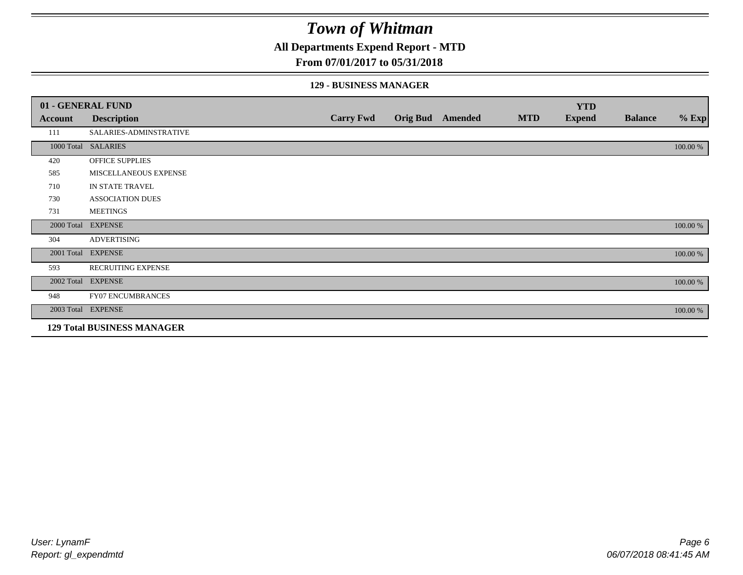# *Town of Whitman*

## All Departments Expend Report - MTD

### From 07/01/2017 to 05/31/2018

#### 129 - BUSINESS MANAGER

| 01 - GENERAL FUND | | | | | | YTD | | |
|---|---|---|---|---|---|---|---|---|
| **Account** | **Description** | **Carry Fwd** | **Orig Bud** | **Amended** | **MTD** | **Expend** | **Balance** | **% Exp** |
| 111 | SALARIES-ADMINSTRATIVE | | | | | | | |
| 1000 Total | SALARIES | | | | | | | 100.00 % |
| 420 | OFFICE SUPPLIES | | | | | | | |
| 585 | MISCELLANEOUS EXPENSE | | | | | | | |
| 710 | IN STATE TRAVEL | | | | | | | |
| 730 | ASSOCIATION DUES | | | | | | | |
| 731 | MEETINGS | | | | | | | |
| 2000 Total | EXPENSE | | | | | | | 100.00 % |
| 304 | ADVERTISING | | | | | | | |
| 2001 Total | EXPENSE | | | | | | | 100.00 % |
| 593 | RECRUITING EXPENSE | | | | | | | |
| 2002 Total | EXPENSE | | | | | | | 100.00 % |
| 948 | FY07 ENCUMBRANCES | | | | | | | |
| 2003 Total | EXPENSE | | | | | | | 100.00 % |
| **129 Total BUSINESS MANAGER** | | | | | | | | |

*User: LynamF*
*Report: gl_expendmtd*

*06/07/2018 08:41:45 AM*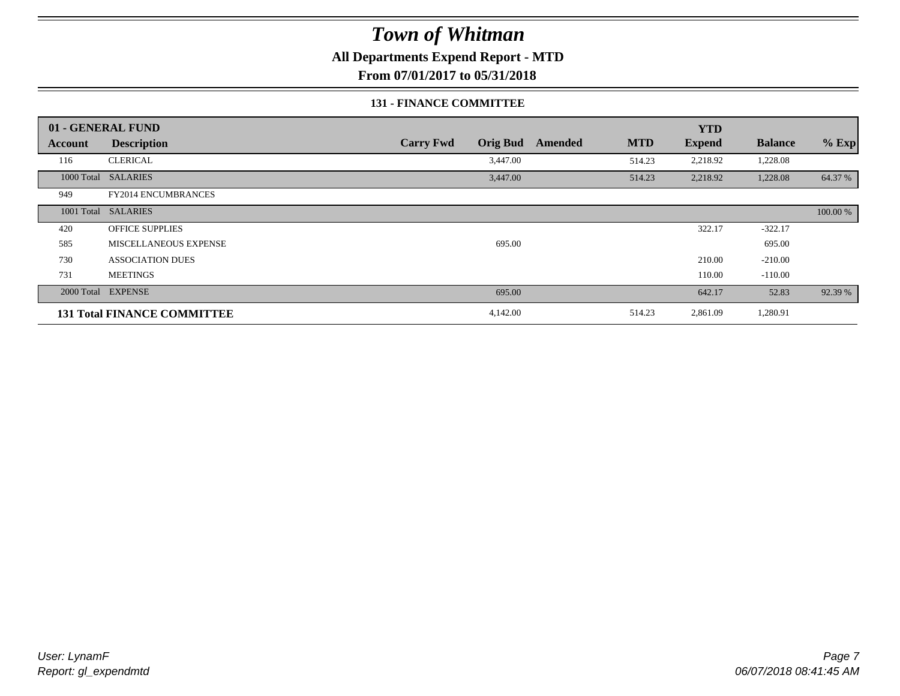# Town of Whitman

**All Departments Expend Report - MTD**

**From 07/01/2017 to 05/31/2018**

**131 - FINANCE COMMITTEE**

| 01 - GENERAL FUND | | | | | | | | |
|---|---|---|---|---|---|---|---|---|
| **Account** | **Description** | **Carry Fwd** | **Orig Bud** | **Amended** | **MTD** | **YTD Expend** | **Balance** | **% Exp** |
| 116 | CLERICAL | | 3,447.00 | | 514.23 | 2,218.92 | 1,228.08 | |
| 1000 Total | SALARIES | | 3,447.00 | | 514.23 | 2,218.92 | 1,228.08 | 64.37 % |
| 949 | FY2014 ENCUMBRANCES | | | | | | | |
| 1001 Total | SALARIES | | | | | | | 100.00 % |
| 420 | OFFICE SUPPLIES | | | | | 322.17 | -322.17 | |
| 585 | MISCELLANEOUS EXPENSE | | 695.00 | | | | 695.00 | |
| 730 | ASSOCIATION DUES | | | | | 210.00 | -210.00 | |
| 731 | MEETINGS | | | | | 110.00 | -110.00 | |
| 2000 Total | EXPENSE | | 695.00 | | | 642.17 | 52.83 | 92.39 % |
| **131 Total FINANCE COMMITTEE** | | | 4,142.00 | | 514.23 | 2,861.09 | 1,280.91 | |

*User: LynamF*
*Report: gl_expendmtd*

*06/07/2018 08:41:45 AM*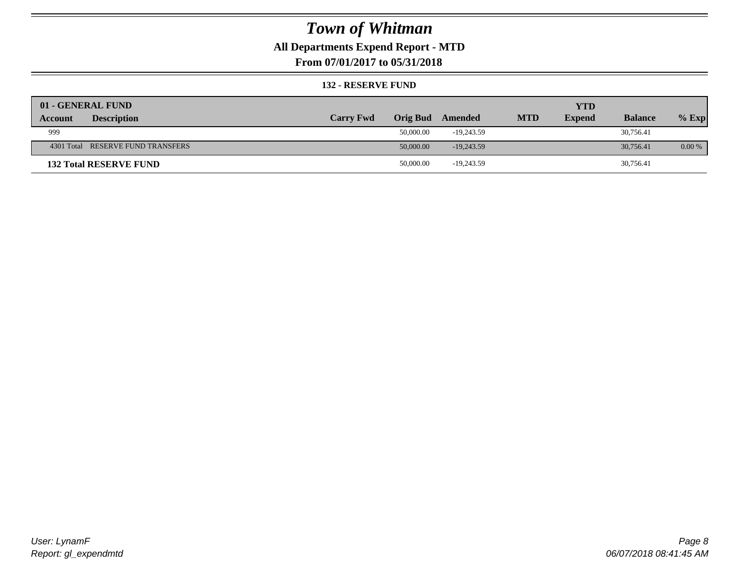# *Town of Whitman*

## All Departments Expend Report - MTD

### From 07/01/2017 to 05/31/2018

#### 132 - RESERVE FUND

| 01 - GENERAL FUND | | | | | | YTD | | |
|---|---|---|---|---|---|---|---|---|
| **Account** | **Description** | **Carry Fwd** | **Orig Bud** | **Amended** | **MTD** | **Expend** | **Balance** | **% Exp** |
| 999 | | | 50,000.00 | -19,243.59 | | | 30,756.41 | |
| 4301 Total | RESERVE FUND TRANSFERS | | 50,000.00 | -19,243.59 | | | 30,756.41 | 0.00 % |
| **132 Total RESERVE FUND** | | | 50,000.00 | -19,243.59 | | | 30,756.41 | |

*User: LynamF*
*Report: gl_expendmtd*

*06/07/2018 08:41:45 AM*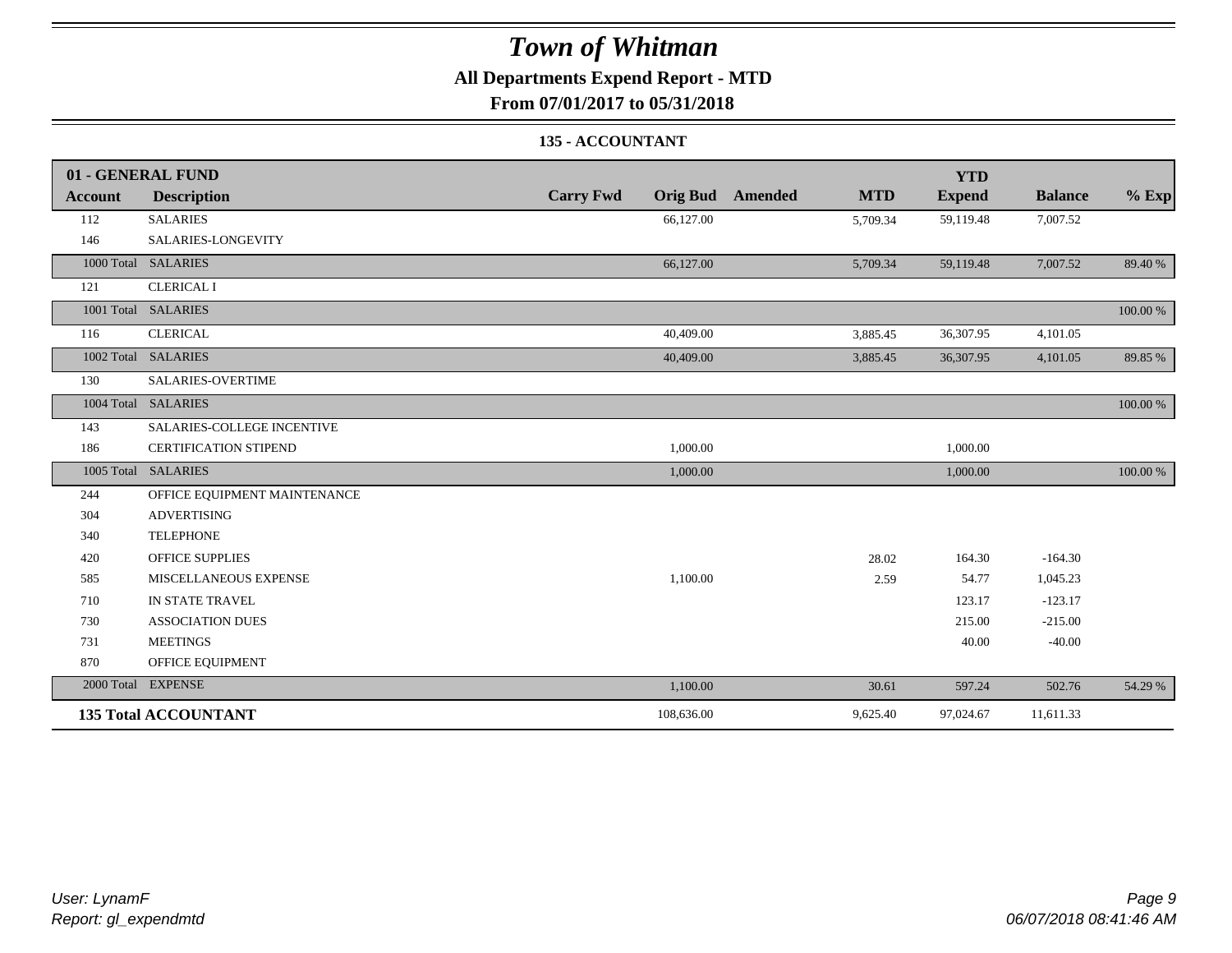# Town of Whitman

## All Departments Expend Report - MTD

### From 07/01/2017 to 05/31/2018

### 135 - ACCOUNTANT

| 01 - GENERAL FUND | | | | | | YTD | | |
|---|---|---|---|---|---|---|---|---|
| **Account** | **Description** | **Carry Fwd** | **Orig Bud** | **Amended** | **MTD** | **Expend** | **Balance** | **% Exp** |
| 112 | SALARIES | | 66,127.00 | | 5,709.34 | 59,119.48 | 7,007.52 | |
| 146 | SALARIES-LONGEVITY | | | | | | | |
| 1000 Total | SALARIES | | 66,127.00 | | 5,709.34 | 59,119.48 | 7,007.52 | 89.40 % |
| 121 | CLERICAL I | | | | | | | |
| 1001 Total | SALARIES | | | | | | | 100.00 % |
| 116 | CLERICAL | | 40,409.00 | | 3,885.45 | 36,307.95 | 4,101.05 | |
| 1002 Total | SALARIES | | 40,409.00 | | 3,885.45 | 36,307.95 | 4,101.05 | 89.85 % |
| 130 | SALARIES-OVERTIME | | | | | | | |
| 1004 Total | SALARIES | | | | | | | 100.00 % |
| 143 | SALARIES-COLLEGE INCENTIVE | | | | | | | |
| 186 | CERTIFICATION STIPEND | | 1,000.00 | | | 1,000.00 | | |
| 1005 Total | SALARIES | | 1,000.00 | | | 1,000.00 | | 100.00 % |
| 244 | OFFICE EQUIPMENT MAINTENANCE | | | | | | | |
| 304 | ADVERTISING | | | | | | | |
| 340 | TELEPHONE | | | | | | | |
| 420 | OFFICE SUPPLIES | | | | 28.02 | 164.30 | -164.30 | |
| 585 | MISCELLANEOUS EXPENSE | | 1,100.00 | | 2.59 | 54.77 | 1,045.23 | |
| 710 | IN STATE TRAVEL | | | | | 123.17 | -123.17 | |
| 730 | ASSOCIATION DUES | | | | | 215.00 | -215.00 | |
| 731 | MEETINGS | | | | | 40.00 | -40.00 | |
| 870 | OFFICE EQUIPMENT | | | | | | | |
| 2000 Total | EXPENSE | | 1,100.00 | | 30.61 | 597.24 | 502.76 | 54.29 % |
| **135 Total ACCOUNTANT** | | | 108,636.00 | | 9,625.40 | 97,024.67 | 11,611.33 | |

*User: LynamF*
*Report: gl_expendmtd*

*06/07/2018 08:41:46 AM*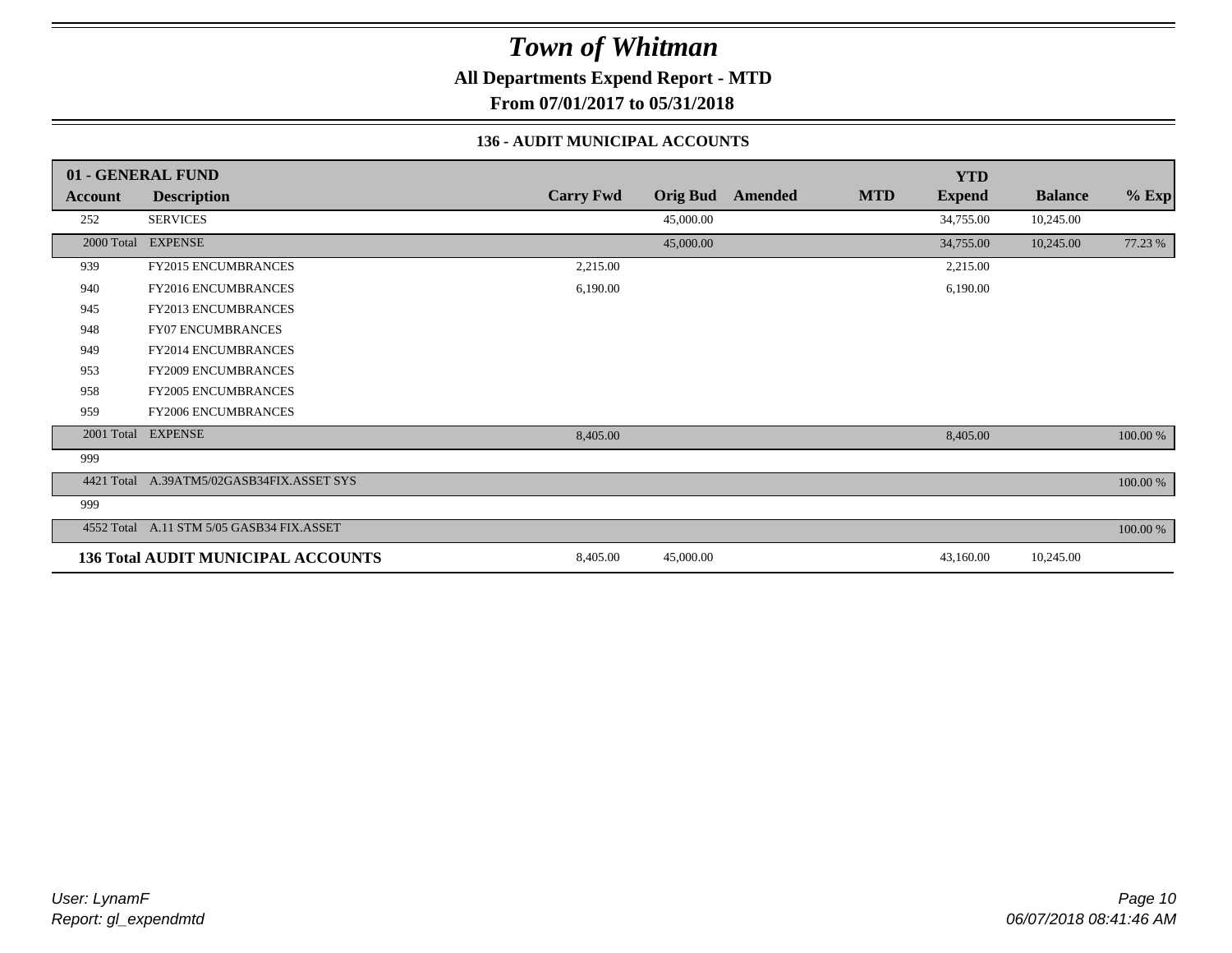# Town of Whitman

**All Departments Expend Report - MTD**

**From 07/01/2017 to 05/31/2018**

### 136 - AUDIT MUNICIPAL ACCOUNTS

| 01 - GENERAL FUND | | | | | | | | |
|---|---|---|---|---|---|---|---|---|
| **Account** | **Description** | **Carry Fwd** | **Orig Bud** | **Amended** | **MTD** | **YTD Expend** | **Balance** | **% Exp** |
| 252 | SERVICES | | 45,000.00 | | | 34,755.00 | 10,245.00 | |
| 2000 Total | EXPENSE | | 45,000.00 | | | 34,755.00 | 10,245.00 | 77.23 % |
| 939 | FY2015 ENCUMBRANCES | 2,215.00 | | | | 2,215.00 | | |
| 940 | FY2016 ENCUMBRANCES | 6,190.00 | | | | 6,190.00 | | |
| 945 | FY2013 ENCUMBRANCES | | | | | | | |
| 948 | FY07 ENCUMBRANCES | | | | | | | |
| 949 | FY2014 ENCUMBRANCES | | | | | | | |
| 953 | FY2009 ENCUMBRANCES | | | | | | | |
| 958 | FY2005 ENCUMBRANCES | | | | | | | |
| 959 | FY2006 ENCUMBRANCES | | | | | | | |
| 2001 Total | EXPENSE | 8,405.00 | | | | 8,405.00 | | 100.00 % |
| 999 | | | | | | | | |
| 4421 Total | A.39ATM5/02GASB34FIX.ASSET SYS | | | | | | | 100.00 % |
| 999 | | | | | | | | |
| 4552 Total | A.11 STM 5/05 GASB34 FIX.ASSET | | | | | | | 100.00 % |
| **136 Total AUDIT MUNICIPAL ACCOUNTS** | | 8,405.00 | 45,000.00 | | | 43,160.00 | 10,245.00 | |

*User: LynamF*
*Report: gl_expendmtd*

*06/07/2018 08:41:46 AM*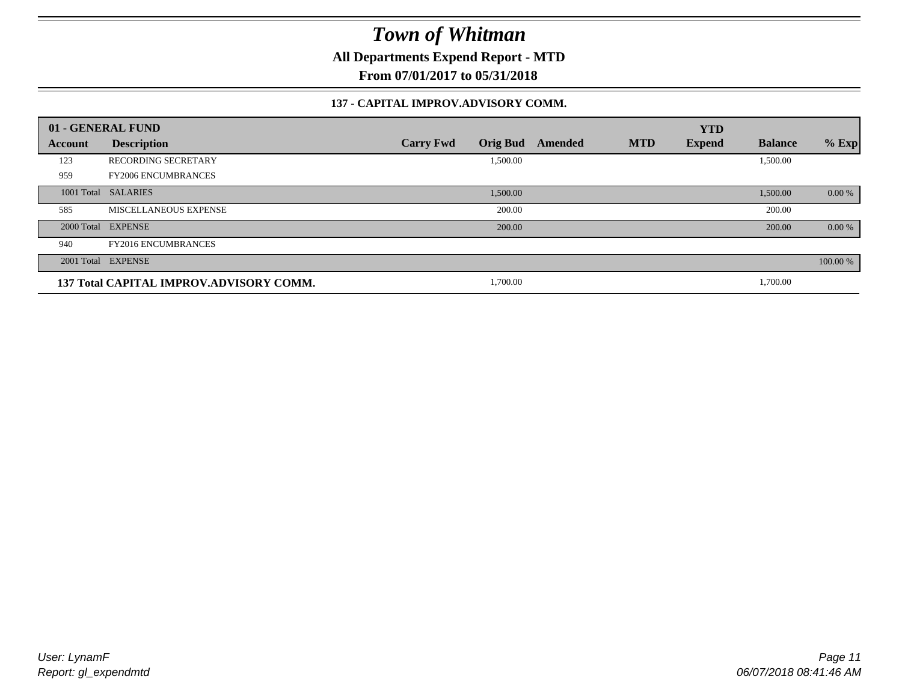# *Town of Whitman*

**All Departments Expend Report - MTD**

**From 07/01/2017 to 05/31/2018**

### 137 - CAPITAL IMPROV.ADVISORY COMM.

| 01 - GENERAL FUND | | | | | | YTD | | |
|---|---|---|---|---|---|---|---|---|
| **Account** | **Description** | **Carry Fwd** | **Orig Bud** | **Amended** | **MTD** | **Expend** | **Balance** | **% Exp** |
| 123 | RECORDING SECRETARY | | 1,500.00 | | | | 1,500.00 | |
| 959 | FY2006 ENCUMBRANCES | | | | | | | |
| 1001 Total | SALARIES | | 1,500.00 | | | | 1,500.00 | 0.00 % |
| 585 | MISCELLANEOUS EXPENSE | | 200.00 | | | | 200.00 | |
| 2000 Total | EXPENSE | | 200.00 | | | | 200.00 | 0.00 % |
| 940 | FY2016 ENCUMBRANCES | | | | | | | |
| 2001 Total | EXPENSE | | | | | | | 100.00 % |
| **137 Total CAPITAL IMPROV.ADVISORY COMM.** | | | 1,700.00 | | | | 1,700.00 | |

*User: LynamF*

*Report: gl_expendmtd*

*06/07/2018 08:41:46 AM*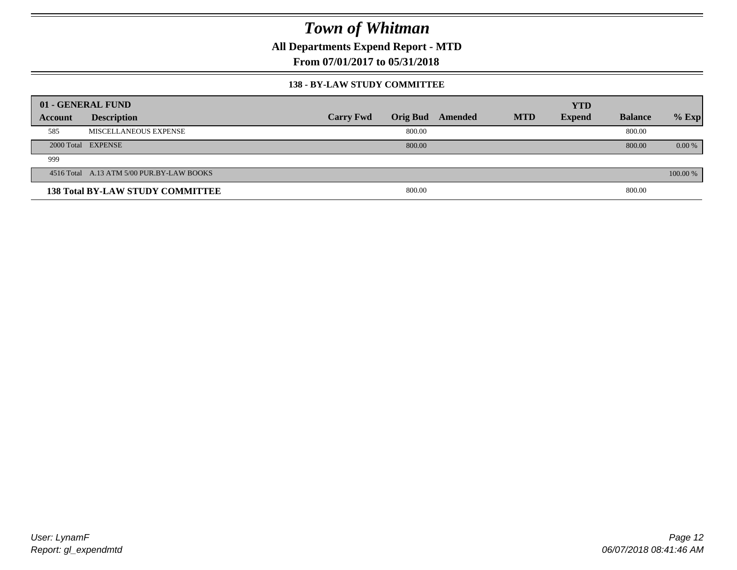# Town of Whitman

**All Departments Expend Report - MTD**

**From 07/01/2017 to 05/31/2018**

**138 - BY-LAW STUDY COMMITTEE**

| 01 - GENERAL FUND | | | | | | | | |
|---|---|---|---|---|---|---|---|---|
| **Account** | **Description** | **Carry Fwd** | **Orig Bud** | **Amended** | **MTD** | **YTD Expend** | **Balance** | **% Exp** |
| 585 | MISCELLANEOUS EXPENSE | | 800.00 | | | | 800.00 | |
| 2000 Total | EXPENSE | | 800.00 | | | | 800.00 | 0.00 % |
| 999 | | | | | | | | |
| 4516 Total | A.13 ATM 5/00 PUR.BY-LAW BOOKS | | | | | | | 100.00 % |
| **138 Total BY-LAW STUDY COMMITTEE** | | | 800.00 | | | | 800.00 | |

User: LynamF
Report: gl_expendmtd

06/07/2018 08:41:46 AM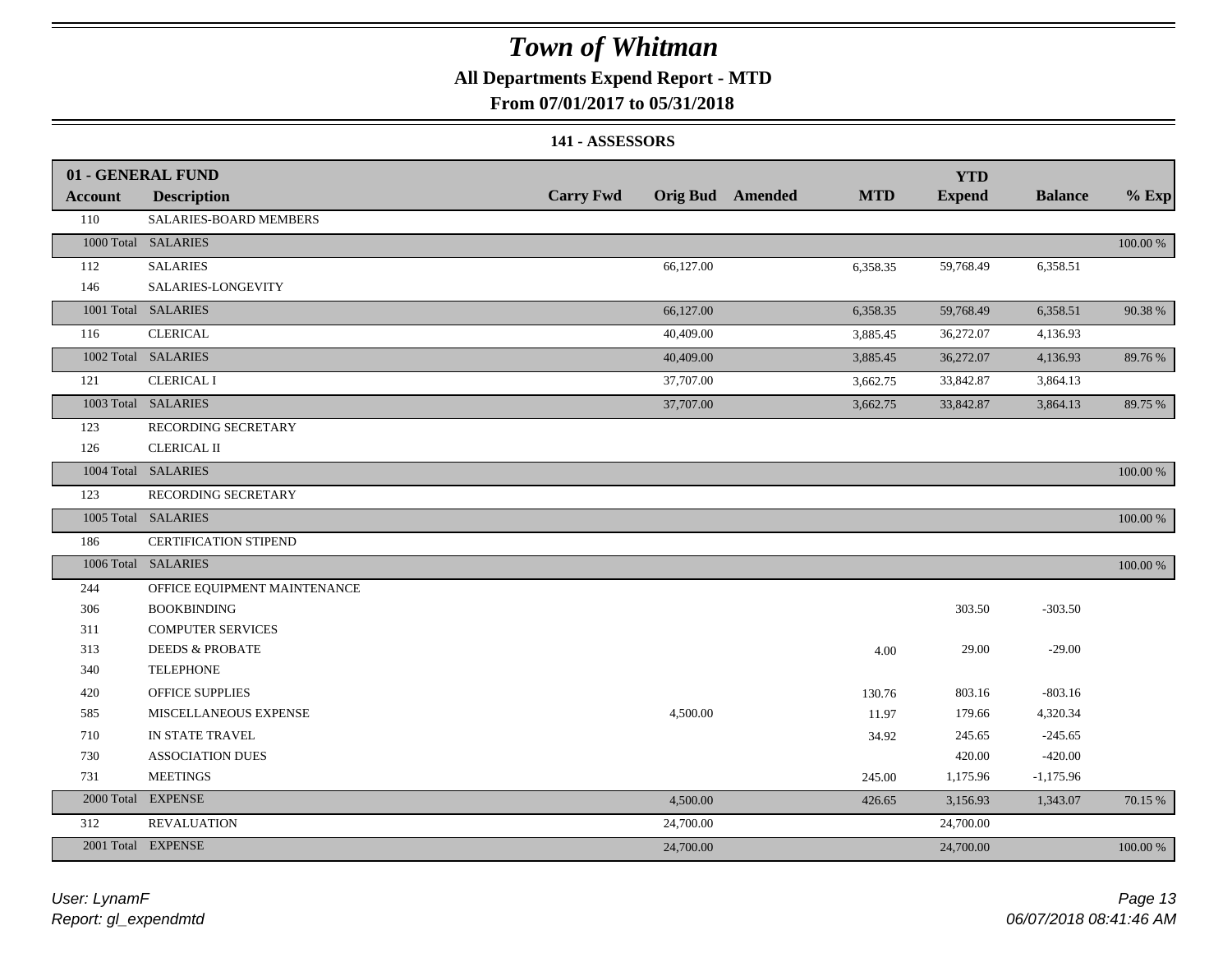# Town of Whitman

**All Departments Expend Report - MTD**

**From 07/01/2017 to 05/31/2018**

**141 - ASSESSORS**

| **01 - GENERAL FUND** | | | | | | | | |
|---|---|---|---|---|---|---|---|---|
| **Account** | **Description** | **Carry Fwd** | **Orig Bud** | **Amended** | **MTD** | **YTD Expend** | **Balance** | **% Exp** |
| 110 | SALARIES-BOARD MEMBERS | | | | | | | |
| 1000 Total | SALARIES | | | | | | | 100.00 % |
| 112 | SALARIES | | 66,127.00 | | 6,358.35 | 59,768.49 | 6,358.51 | |
| 146 | SALARIES-LONGEVITY | | | | | | | |
| 1001 Total | SALARIES | | 66,127.00 | | 6,358.35 | 59,768.49 | 6,358.51 | 90.38 % |
| 116 | CLERICAL | | 40,409.00 | | 3,885.45 | 36,272.07 | 4,136.93 | |
| 1002 Total | SALARIES | | 40,409.00 | | 3,885.45 | 36,272.07 | 4,136.93 | 89.76 % |
| 121 | CLERICAL I | | 37,707.00 | | 3,662.75 | 33,842.87 | 3,864.13 | |
| 1003 Total | SALARIES | | 37,707.00 | | 3,662.75 | 33,842.87 | 3,864.13 | 89.75 % |
| 123 | RECORDING SECRETARY | | | | | | | |
| 126 | CLERICAL II | | | | | | | |
| 1004 Total | SALARIES | | | | | | | 100.00 % |
| 123 | RECORDING SECRETARY | | | | | | | |
| 1005 Total | SALARIES | | | | | | | 100.00 % |
| 186 | CERTIFICATION STIPEND | | | | | | | |
| 1006 Total | SALARIES | | | | | | | 100.00 % |
| 244 | OFFICE EQUIPMENT MAINTENANCE | | | | | | | |
| 306 | BOOKBINDING | | | | | 303.50 | -303.50 | |
| 311 | COMPUTER SERVICES | | | | | | | |
| 313 | DEEDS & PROBATE | | | | 4.00 | 29.00 | -29.00 | |
| 340 | TELEPHONE | | | | | | | |
| 420 | OFFICE SUPPLIES | | | | 130.76 | 803.16 | -803.16 | |
| 585 | MISCELLANEOUS EXPENSE | | 4,500.00 | | 11.97 | 179.66 | 4,320.34 | |
| 710 | IN STATE TRAVEL | | | | 34.92 | 245.65 | -245.65 | |
| 730 | ASSOCIATION DUES | | | | | 420.00 | -420.00 | |
| 731 | MEETINGS | | | | 245.00 | 1,175.96 | -1,175.96 | |
| 2000 Total | EXPENSE | | 4,500.00 | | 426.65 | 3,156.93 | 1,343.07 | 70.15 % |
| 312 | REVALUATION | | 24,700.00 | | | 24,700.00 | | |
| 2001 Total | EXPENSE | | 24,700.00 | | | 24,700.00 | | 100.00 % |

*User: LynamF*
*Report: gl_expendmtd*

*06/07/2018 08:41:46 AM*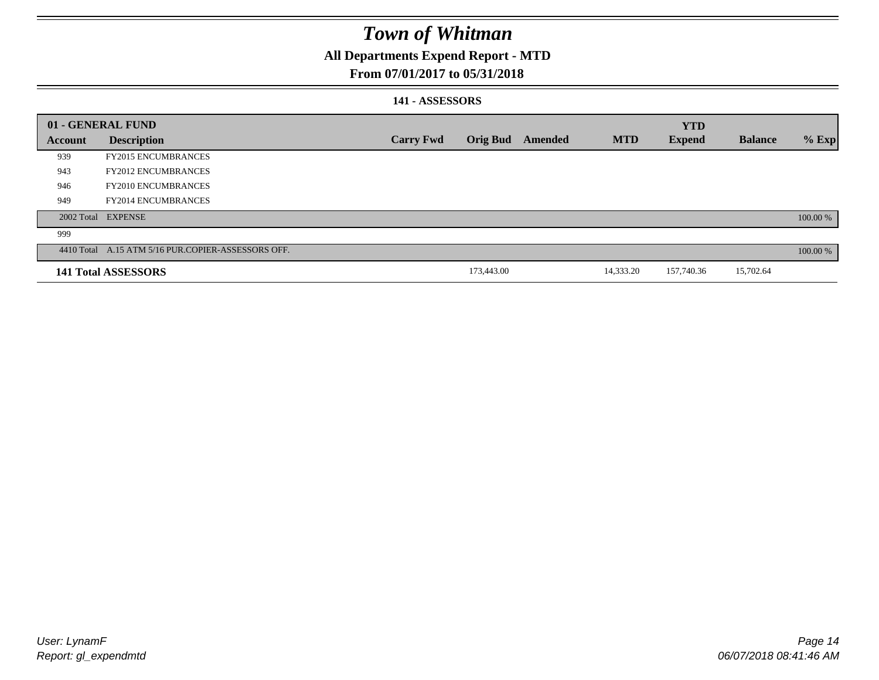# Town of Whitman

## All Departments Expend Report - MTD

### From 07/01/2017 to 05/31/2018

#### 141 - ASSESSORS

| 01 - GENERAL FUND | | | | | | YTD | | |
|---|---|---|---|---|---|---|---|---|
| Account | Description | Carry Fwd | Orig Bud | Amended | MTD | Expend | Balance | % Exp |
| 939 | FY2015 ENCUMBRANCES | | | | | | | |
| 943 | FY2012 ENCUMBRANCES | | | | | | | |
| 946 | FY2010 ENCUMBRANCES | | | | | | | |
| 949 | FY2014 ENCUMBRANCES | | | | | | | |
| 2002 Total | EXPENSE | | | | | | | 100.00 % |
| 999 | | | | | | | | |
| 4410 Total | A.15 ATM 5/16 PUR.COPIER-ASSESSORS OFF. | | | | | | | 100.00 % |
| **141 Total ASSESSORS** | | | 173,443.00 | | 14,333.20 | 157,740.36 | 15,702.64 | |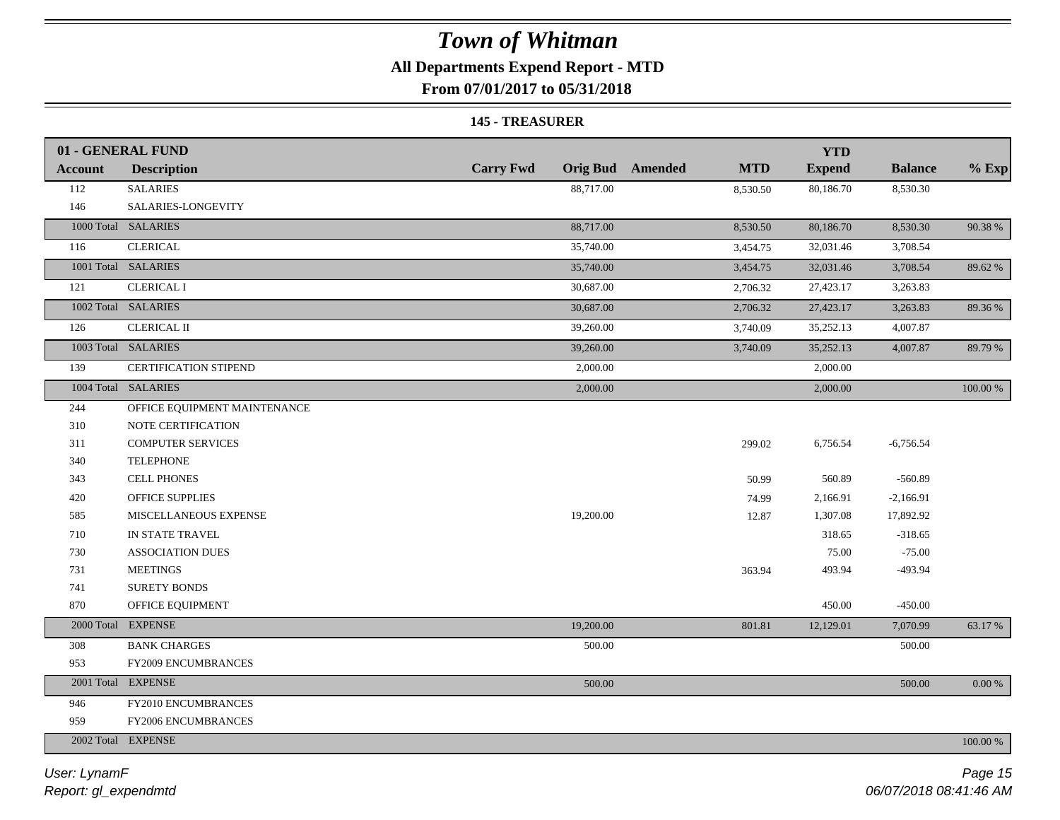# Town of Whitman

## All Departments Expend Report - MTD

### From 07/01/2017 to 05/31/2018

#### 145 - TREASURER

| 01 - GENERAL FUND | | | | | | YTD | | |
|---|---|---|---|---|---|---|---|---|
| **Account** | **Description** | **Carry Fwd** | **Orig Bud** | **Amended** | **MTD** | **Expend** | **Balance** | **% Exp** |
| 112 | SALARIES | | 88,717.00 | | 8,530.50 | 80,186.70 | 8,530.30 | |
| 146 | SALARIES-LONGEVITY | | | | | | | |
| 1000 Total | SALARIES | | 88,717.00 | | 8,530.50 | 80,186.70 | 8,530.30 | 90.38 % |
| 116 | CLERICAL | | 35,740.00 | | 3,454.75 | 32,031.46 | 3,708.54 | |
| 1001 Total | SALARIES | | 35,740.00 | | 3,454.75 | 32,031.46 | 3,708.54 | 89.62 % |
| 121 | CLERICAL I | | 30,687.00 | | 2,706.32 | 27,423.17 | 3,263.83 | |
| 1002 Total | SALARIES | | 30,687.00 | | 2,706.32 | 27,423.17 | 3,263.83 | 89.36 % |
| 126 | CLERICAL II | | 39,260.00 | | 3,740.09 | 35,252.13 | 4,007.87 | |
| 1003 Total | SALARIES | | 39,260.00 | | 3,740.09 | 35,252.13 | 4,007.87 | 89.79 % |
| 139 | CERTIFICATION STIPEND | | 2,000.00 | | | 2,000.00 | | |
| 1004 Total | SALARIES | | 2,000.00 | | | 2,000.00 | | 100.00 % |
| 244 | OFFICE EQUIPMENT MAINTENANCE | | | | | | | |
| 310 | NOTE CERTIFICATION | | | | | | | |
| 311 | COMPUTER SERVICES | | | | 299.02 | 6,756.54 | -6,756.54 | |
| 340 | TELEPHONE | | | | | | | |
| 343 | CELL PHONES | | | | 50.99 | 560.89 | -560.89 | |
| 420 | OFFICE SUPPLIES | | | | 74.99 | 2,166.91 | -2,166.91 | |
| 585 | MISCELLANEOUS EXPENSE | | 19,200.00 | | 12.87 | 1,307.08 | 17,892.92 | |
| 710 | IN STATE TRAVEL | | | | | 318.65 | -318.65 | |
| 730 | ASSOCIATION DUES | | | | | 75.00 | -75.00 | |
| 731 | MEETINGS | | | | 363.94 | 493.94 | -493.94 | |
| 741 | SURETY BONDS | | | | | | | |
| 870 | OFFICE EQUIPMENT | | | | | 450.00 | -450.00 | |
| 2000 Total | EXPENSE | | 19,200.00 | | 801.81 | 12,129.01 | 7,070.99 | 63.17 % |
| 308 | BANK CHARGES | | 500.00 | | | | 500.00 | |
| 953 | FY2009 ENCUMBRANCES | | | | | | | |
| 2001 Total | EXPENSE | | 500.00 | | | | 500.00 | 0.00 % |
| 946 | FY2010 ENCUMBRANCES | | | | | | | |
| 959 | FY2006 ENCUMBRANCES | | | | | | | |
| 2002 Total | EXPENSE | | | | | | | 100.00 % |

*User: LynamF*
*Report: gl_expendmtd*

*06/07/2018 08:41:46 AM*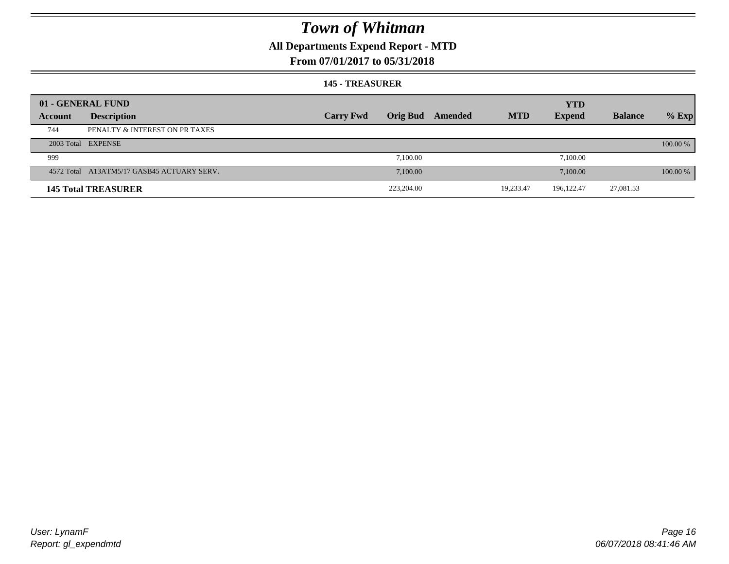# Town of Whitman

## All Departments Expend Report - MTD

### From 07/01/2017 to 05/31/2018

#### 145 - TREASURER

| 01 - GENERAL FUND | | | | | | YTD | | |
|---|---|---|---|---|---|---|---|---|
| Account | Description | Carry Fwd | Orig Bud | Amended | MTD | Expend | Balance | % Exp |
| 744 | PENALTY & INTEREST ON PR TAXES | | | | | | | |
| 2003 Total | EXPENSE | | | | | | | 100.00 % |
| 999 | | | 7,100.00 | | | 7,100.00 | | |
| 4572 Total | A13ATM5/17 GASB45 ACTUARY SERV. | | 7,100.00 | | | 7,100.00 | | 100.00 % |
| **145 Total TREASURER** | | | 223,204.00 | | 19,233.47 | 196,122.47 | 27,081.53 | |

User: LynamF
Report: gl_expendmtd

06/07/2018 08:41:46 AM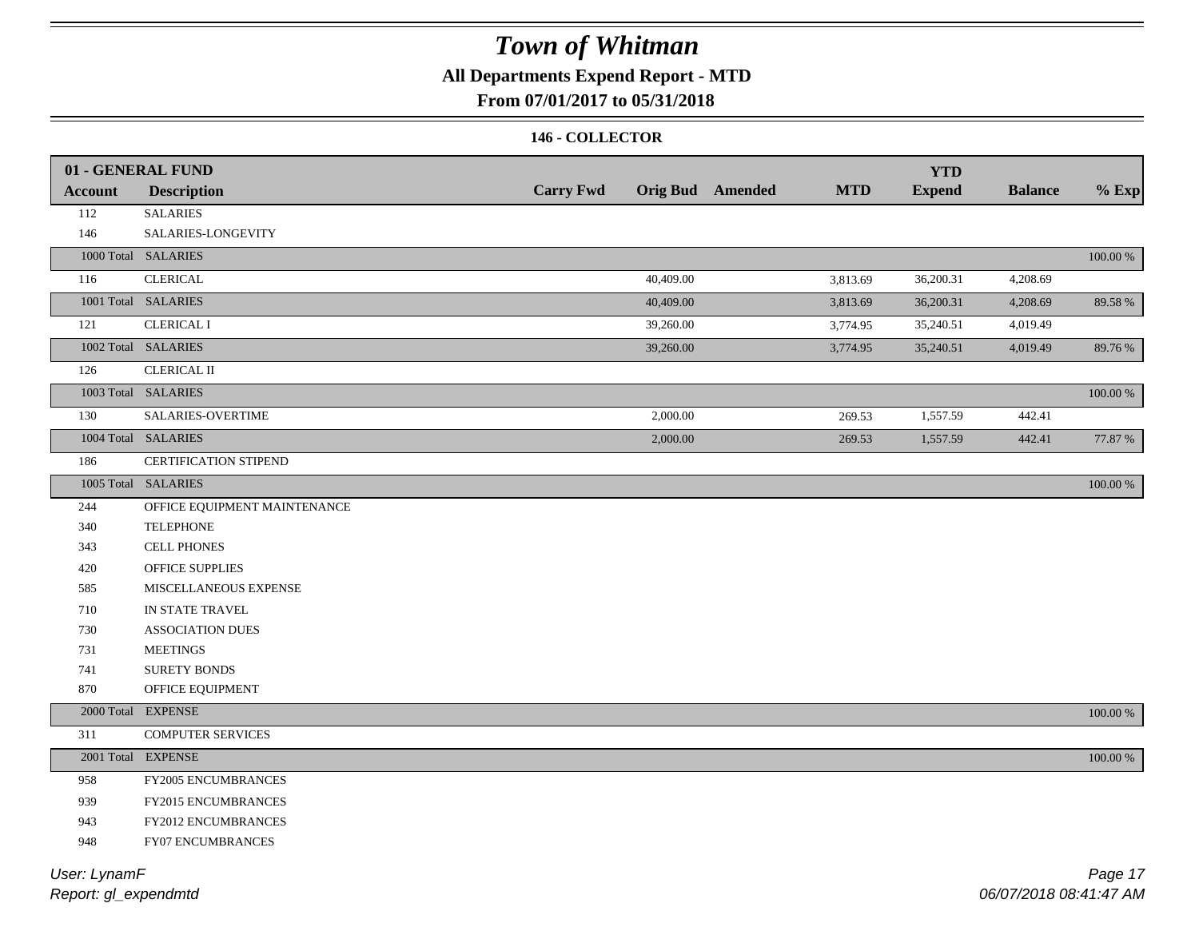# Town of Whitman

## All Departments Expend Report - MTD

### From 07/01/2017 to 05/31/2018

#### 146 - COLLECTOR

| 01 - GENERAL FUND | | | | | | | | |
|---|---|---|---|---|---|---|---|---|
| **Account** | **Description** | **Carry Fwd** | **Orig Bud** | **Amended** | **MTD** | **YTD Expend** | **Balance** | **% Exp** |
| 112 | SALARIES | | | | | | | |
| 146 | SALARIES-LONGEVITY | | | | | | | |
| 1000 Total | SALARIES | | | | | | | 100.00 % |
| 116 | CLERICAL | | 40,409.00 | | 3,813.69 | 36,200.31 | 4,208.69 | |
| 1001 Total | SALARIES | | 40,409.00 | | 3,813.69 | 36,200.31 | 4,208.69 | 89.58 % |
| 121 | CLERICAL I | | 39,260.00 | | 3,774.95 | 35,240.51 | 4,019.49 | |
| 1002 Total | SALARIES | | 39,260.00 | | 3,774.95 | 35,240.51 | 4,019.49 | 89.76 % |
| 126 | CLERICAL II | | | | | | | |
| 1003 Total | SALARIES | | | | | | | 100.00 % |
| 130 | SALARIES-OVERTIME | | 2,000.00 | | 269.53 | 1,557.59 | 442.41 | |
| 1004 Total | SALARIES | | 2,000.00 | | 269.53 | 1,557.59 | 442.41 | 77.87 % |
| 186 | CERTIFICATION STIPEND | | | | | | | |
| 1005 Total | SALARIES | | | | | | | 100.00 % |
| 244 | OFFICE EQUIPMENT MAINTENANCE | | | | | | | |
| 340 | TELEPHONE | | | | | | | |
| 343 | CELL PHONES | | | | | | | |
| 420 | OFFICE SUPPLIES | | | | | | | |
| 585 | MISCELLANEOUS EXPENSE | | | | | | | |
| 710 | IN STATE TRAVEL | | | | | | | |
| 730 | ASSOCIATION DUES | | | | | | | |
| 731 | MEETINGS | | | | | | | |
| 741 | SURETY BONDS | | | | | | | |
| 870 | OFFICE EQUIPMENT | | | | | | | |
| 2000 Total | EXPENSE | | | | | | | 100.00 % |
| 311 | COMPUTER SERVICES | | | | | | | |
| 2001 Total | EXPENSE | | | | | | | 100.00 % |
| 958 | FY2005 ENCUMBRANCES | | | | | | | |
| 939 | FY2015 ENCUMBRANCES | | | | | | | |
| 943 | FY2012 ENCUMBRANCES | | | | | | | |
| 948 | FY07 ENCUMBRANCES | | | | | | | |

User: LynamF
Report: gl_expendmtd
06/07/2018 08:41:47 AM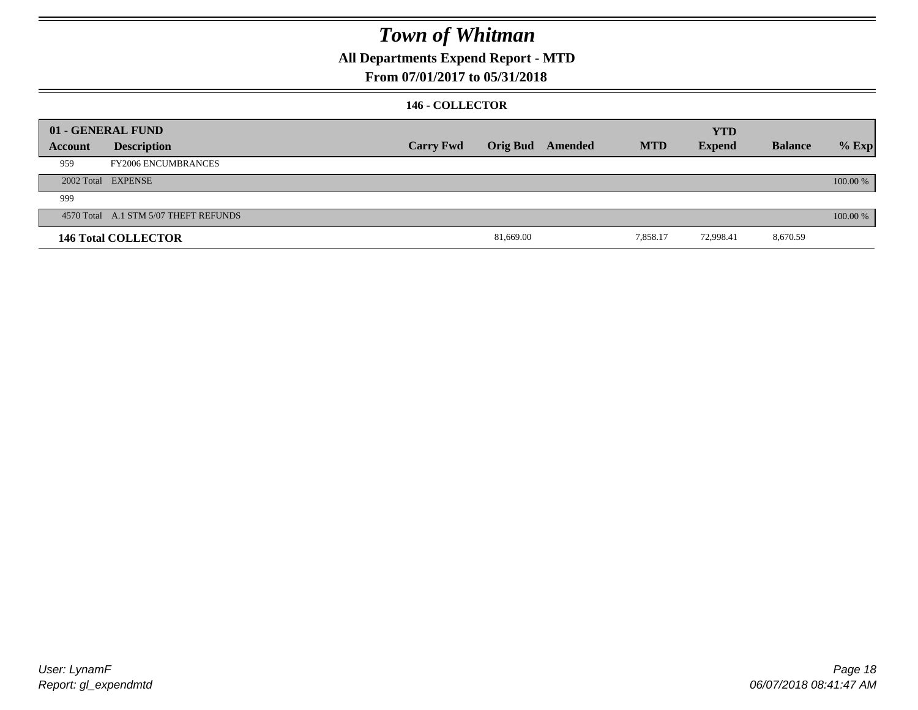# Town of Whitman

## All Departments Expend Report - MTD

### From 07/01/2017 to 05/31/2018

#### 146 - COLLECTOR

| 01 - GENERAL FUND | | | | | | YTD | | |
|---|---|---|---|---|---|---|---|---|
| Account | Description | Carry Fwd | Orig Bud | Amended | MTD | Expend | Balance | % Exp |
| 959 | FY2006 ENCUMBRANCES | | | | | | | |
| 2002 Total | EXPENSE | | | | | | | 100.00 % |
| 999 | | | | | | | | |
| 4570 Total | A.1 STM 5/07 THEFT REFUNDS | | | | | | | 100.00 % |
| **146 Total COLLECTOR** | | | 81,669.00 | | 7,858.17 | 72,998.41 | 8,670.59 | |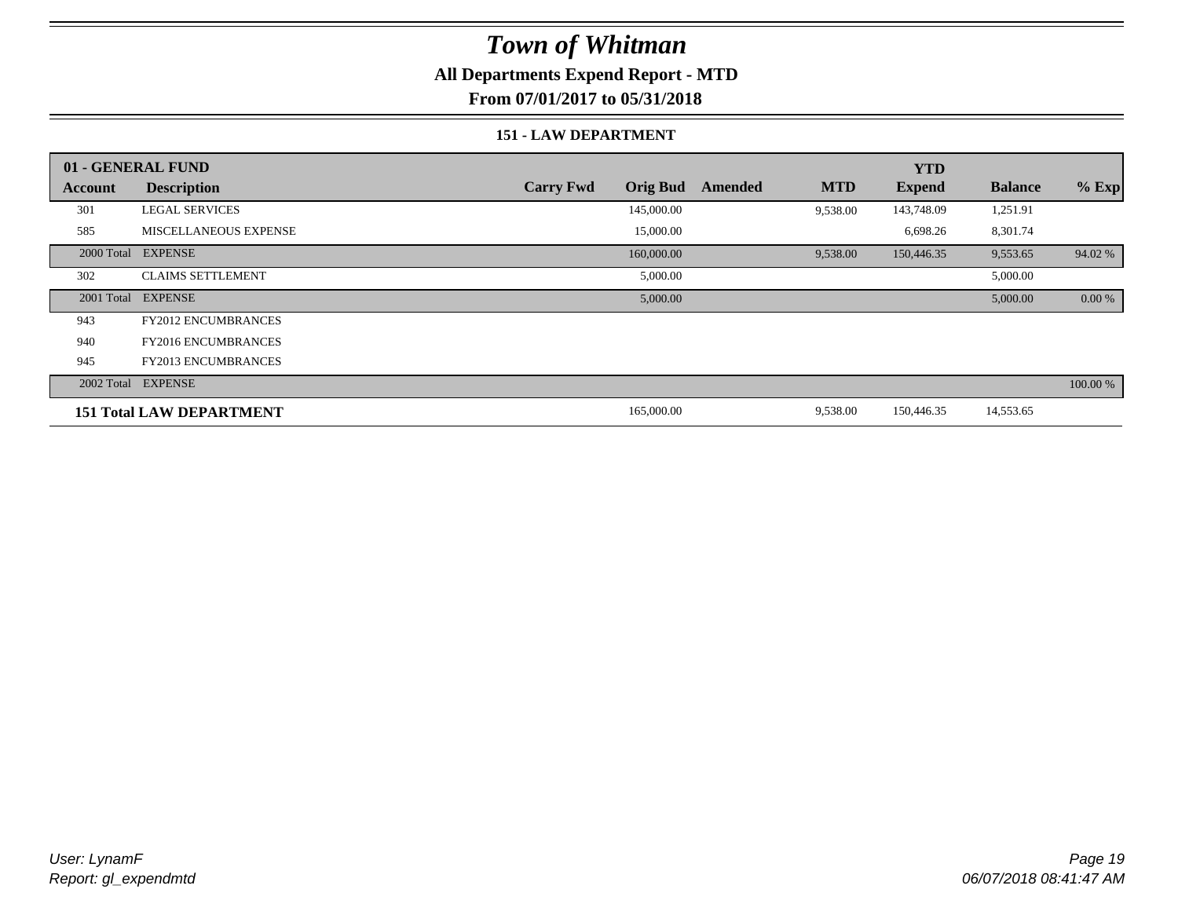# *Town of Whitman*

**All Departments Expend Report - MTD**

**From 07/01/2017 to 05/31/2018**

**151 - LAW DEPARTMENT**

| 01 - GENERAL FUND | | | | | | YTD | | |
|---|---|---|---|---|---|---|---|---|
| **Account** | **Description** | **Carry Fwd** | **Orig Bud** | **Amended** | **MTD** | **Expend** | **Balance** | **% Exp** |
| 301 | LEGAL SERVICES | | 145,000.00 | | 9,538.00 | 143,748.09 | 1,251.91 | |
| 585 | MISCELLANEOUS EXPENSE | | 15,000.00 | | | 6,698.26 | 8,301.74 | |
| 2000 Total | EXPENSE | | 160,000.00 | | 9,538.00 | 150,446.35 | 9,553.65 | 94.02 % |
| 302 | CLAIMS SETTLEMENT | | 5,000.00 | | | | 5,000.00 | |
| 2001 Total | EXPENSE | | 5,000.00 | | | | 5,000.00 | 0.00 % |
| 943 | FY2012 ENCUMBRANCES | | | | | | | |
| 940 | FY2016 ENCUMBRANCES | | | | | | | |
| 945 | FY2013 ENCUMBRANCES | | | | | | | |
| 2002 Total | EXPENSE | | | | | | | 100.00 % |
| **151 Total LAW DEPARTMENT** | | | 165,000.00 | | 9,538.00 | 150,446.35 | 14,553.65 | |

*User: LynamF*
*Report: gl_expendmtd*

*06/07/2018 08:41:47 AM*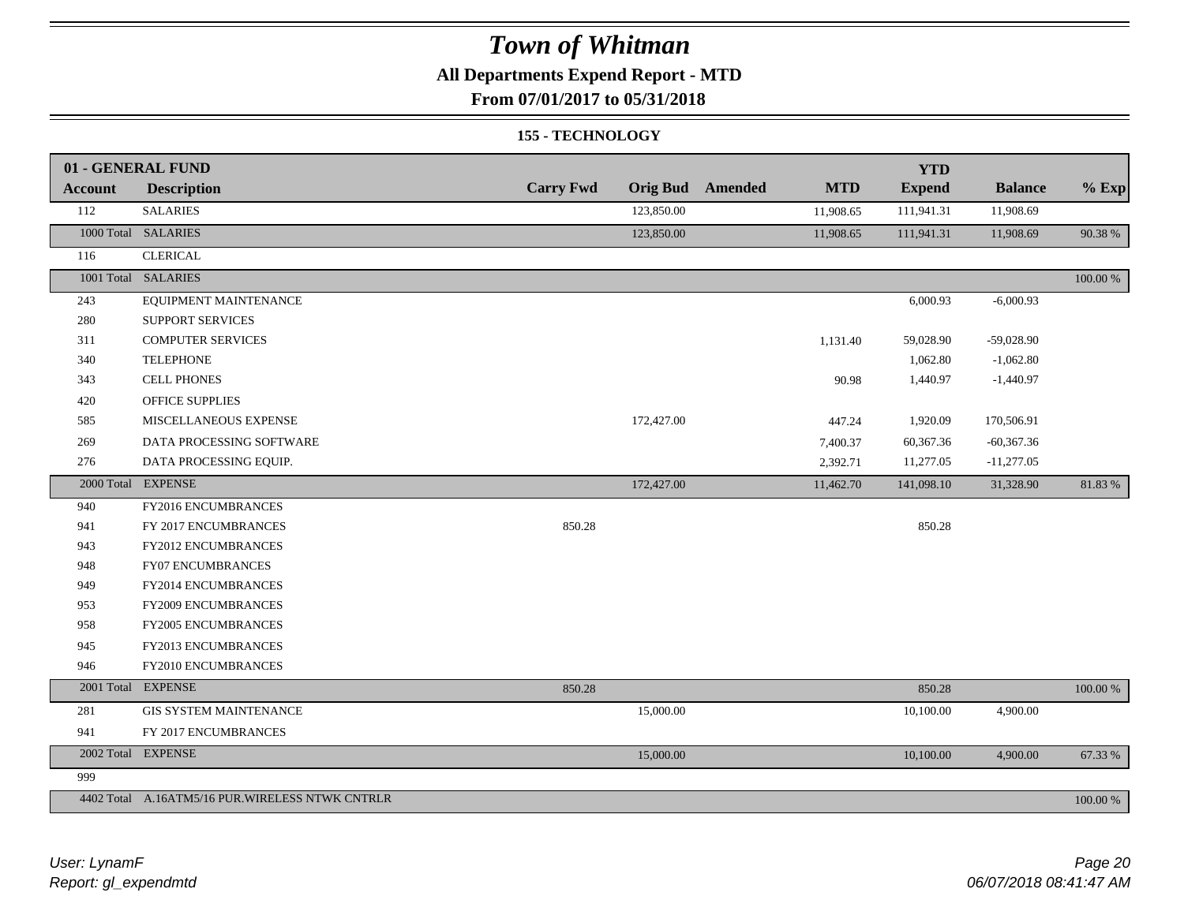# Town of Whitman

## All Departments Expend Report - MTD

### From 07/01/2017 to 05/31/2018

#### 155 - TECHNOLOGY

| 01 - GENERAL FUND | | | | | | YTD | | |
|---|---|---|---|---|---|---|---|---|
| **Account** | **Description** | **Carry Fwd** | **Orig Bud** | **Amended** | **MTD** | **Expend** | **Balance** | **% Exp** |
| 112 | SALARIES | | 123,850.00 | | 11,908.65 | 111,941.31 | 11,908.69 | |
| 1000 Total | SALARIES | | 123,850.00 | | 11,908.65 | 111,941.31 | 11,908.69 | 90.38 % |
| 116 | CLERICAL | | | | | | | |
| 1001 Total | SALARIES | | | | | | | 100.00 % |
| 243 | EQUIPMENT MAINTENANCE | | | | | 6,000.93 | -6,000.93 | |
| 280 | SUPPORT SERVICES | | | | | | | |
| 311 | COMPUTER SERVICES | | | | 1,131.40 | 59,028.90 | -59,028.90 | |
| 340 | TELEPHONE | | | | | 1,062.80 | -1,062.80 | |
| 343 | CELL PHONES | | | | 90.98 | 1,440.97 | -1,440.97 | |
| 420 | OFFICE SUPPLIES | | | | | | | |
| 585 | MISCELLANEOUS EXPENSE | | 172,427.00 | | 447.24 | 1,920.09 | 170,506.91 | |
| 269 | DATA PROCESSING SOFTWARE | | | | 7,400.37 | 60,367.36 | -60,367.36 | |
| 276 | DATA PROCESSING EQUIP. | | | | 2,392.71 | 11,277.05 | -11,277.05 | |
| 2000 Total | EXPENSE | | 172,427.00 | | 11,462.70 | 141,098.10 | 31,328.90 | 81.83 % |
| 940 | FY2016 ENCUMBRANCES | | | | | | | |
| 941 | FY 2017 ENCUMBRANCES | 850.28 | | | | 850.28 | | |
| 943 | FY2012 ENCUMBRANCES | | | | | | | |
| 948 | FY07 ENCUMBRANCES | | | | | | | |
| 949 | FY2014 ENCUMBRANCES | | | | | | | |
| 953 | FY2009 ENCUMBRANCES | | | | | | | |
| 958 | FY2005 ENCUMBRANCES | | | | | | | |
| 945 | FY2013 ENCUMBRANCES | | | | | | | |
| 946 | FY2010 ENCUMBRANCES | | | | | | | |
| 2001 Total | EXPENSE | 850.28 | | | | 850.28 | | 100.00 % |
| 281 | GIS SYSTEM MAINTENANCE | | 15,000.00 | | | 10,100.00 | 4,900.00 | |
| 941 | FY 2017 ENCUMBRANCES | | | | | | | |
| 2002 Total | EXPENSE | | 15,000.00 | | | 10,100.00 | 4,900.00 | 67.33 % |
| 999 | | | | | | | | |
| 4402 Total | A.16ATM5/16 PUR.WIRELESS NTWK CNTRLR | | | | | | | 100.00 % |

User: LynamF
Report: gl_expendmtd

06/07/2018 08:41:47 AM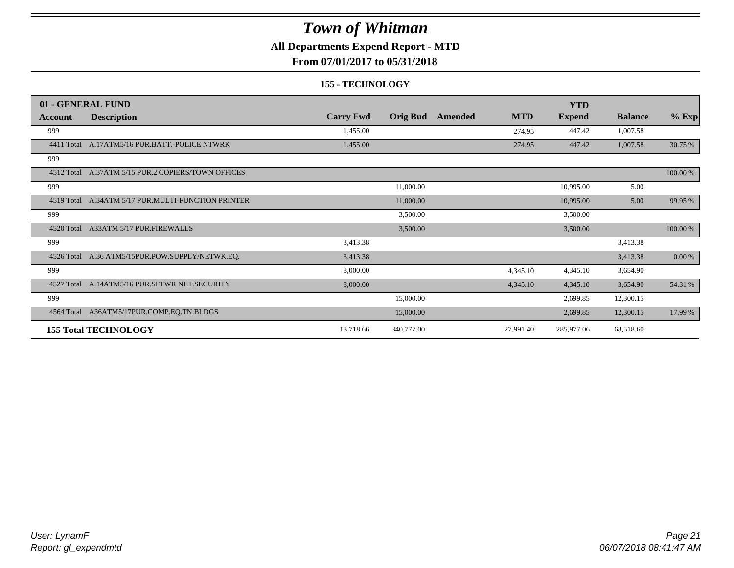# Town of Whitman

**All Departments Expend Report - MTD**

**From 07/01/2017 to 05/31/2018**

**155 - TECHNOLOGY**

| 01 - GENERAL FUND | | | | | | YTD | | |
|---|---|---|---|---|---|---|---|---|
| **Account** | **Description** | **Carry Fwd** | **Orig Bud** | **Amended** | **MTD** | **Expend** | **Balance** | **% Exp** |
| 999 | | 1,455.00 | | | 274.95 | 447.42 | 1,007.58 | |
| 4411 Total | A.17ATM5/16 PUR.BATT.-POLICE NTWRK | 1,455.00 | | | 274.95 | 447.42 | 1,007.58 | 30.75 % |
| 999 | | | | | | | | |
| 4512 Total | A.37ATM 5/15 PUR.2 COPIERS/TOWN OFFICES | | | | | | | 100.00 % |
| 999 | | | 11,000.00 | | | 10,995.00 | 5.00 | |
| 4519 Total | A.34ATM 5/17 PUR.MULTI-FUNCTION PRINTER | | 11,000.00 | | | 10,995.00 | 5.00 | 99.95 % |
| 999 | | | 3,500.00 | | | 3,500.00 | | |
| 4520 Total | A33ATM 5/17 PUR.FIREWALLS | | 3,500.00 | | | 3,500.00 | | 100.00 % |
| 999 | | 3,413.38 | | | | | 3,413.38 | |
| 4526 Total | A.36 ATM5/15PUR.POW.SUPPLY/NETWK.EQ. | 3,413.38 | | | | | 3,413.38 | 0.00 % |
| 999 | | 8,000.00 | | | 4,345.10 | 4,345.10 | 3,654.90 | |
| 4527 Total | A.14ATM5/16 PUR.SFTWR NET.SECURITY | 8,000.00 | | | 4,345.10 | 4,345.10 | 3,654.90 | 54.31 % |
| 999 | | | 15,000.00 | | | 2,699.85 | 12,300.15 | |
| 4564 Total | A36ATM5/17PUR.COMP.EQ.TN.BLDGS | | 15,000.00 | | | 2,699.85 | 12,300.15 | 17.99 % |
| **155 Total TECHNOLOGY** | | 13,718.66 | 340,777.00 | | 27,991.40 | 285,977.06 | 68,518.60 | |

*User: LynamF*
*Report: gl_expendmtd*

*06/07/2018 08:41:47 AM*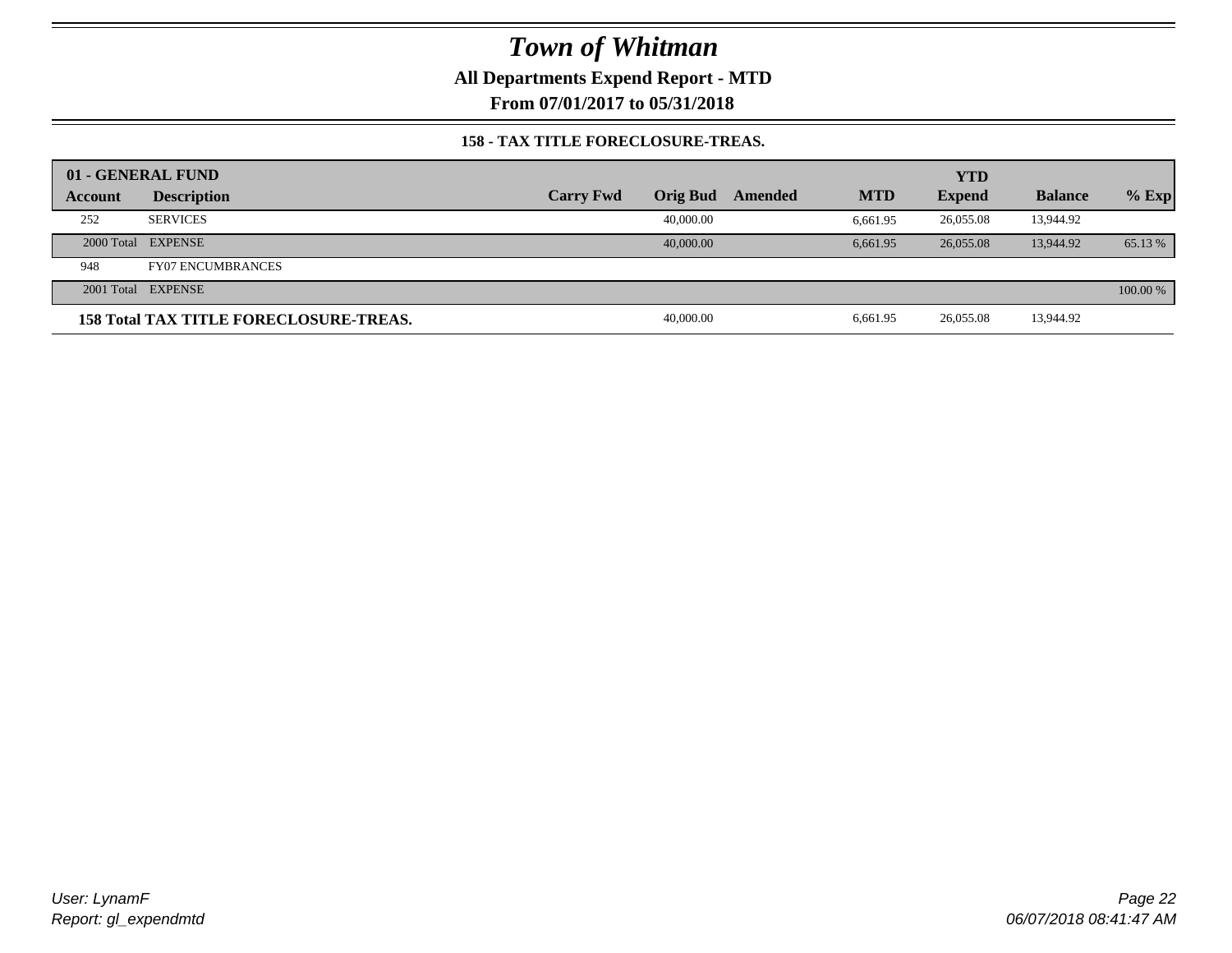# Town of Whitman

**All Departments Expend Report - MTD**

**From 07/01/2017 to 05/31/2018**

**158 - TAX TITLE FORECLOSURE-TREAS.**

| 01 - GENERAL FUND | | | | | | YTD | | |
|---|---|---|---|---|---|---|---|---|
| **Account** | **Description** | **Carry Fwd** | **Orig Bud** | **Amended** | **MTD** | **Expend** | **Balance** | **% Exp** |
| 252 | SERVICES | | 40,000.00 | | 6,661.95 | 26,055.08 | 13,944.92 | |
| 2000 Total | EXPENSE | | 40,000.00 | | 6,661.95 | 26,055.08 | 13,944.92 | 65.13 % |
| 948 | FY07 ENCUMBRANCES | | | | | | | |
| 2001 Total | EXPENSE | | | | | | | 100.00 % |
| **158 Total TAX TITLE FORECLOSURE-TREAS.** | | | 40,000.00 | | 6,661.95 | 26,055.08 | 13,944.92 | |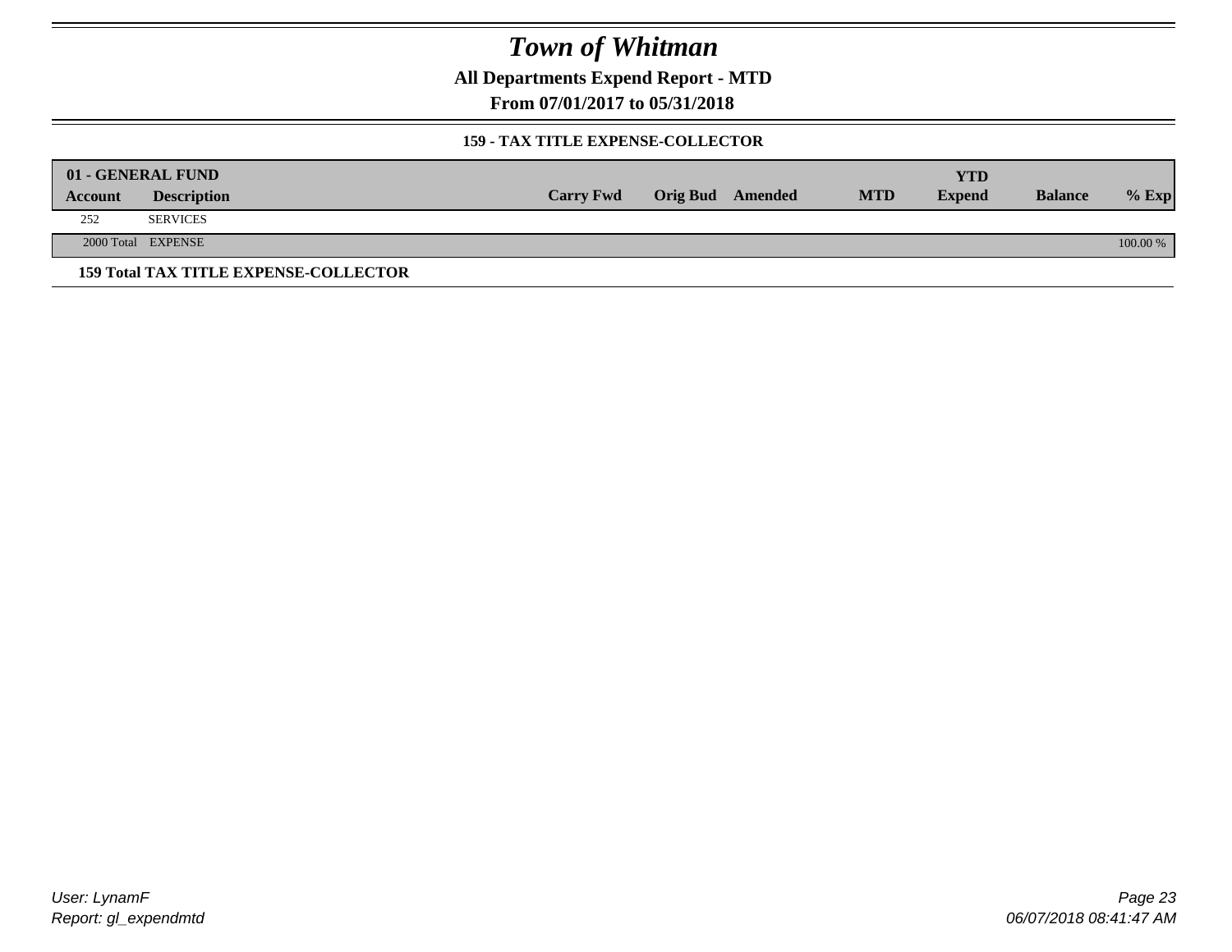# Town of Whitman

**All Departments Expend Report - MTD**

**From 07/01/2017 to 05/31/2018**

### 159 - TAX TITLE EXPENSE-COLLECTOR

| 01 - GENERAL FUND | | | | | | YTD | | |
|---|---|---|---|---|---|---|---|---|
| **Account** | **Description** | **Carry Fwd** | **Orig Bud** | **Amended** | **MTD** | **Expend** | **Balance** | **% Exp** |
| 252 | SERVICES | | | | | | | |
| 2000 Total | EXPENSE | | | | | | | 100.00 % |

**159 Total TAX TITLE EXPENSE-COLLECTOR**

*User: LynamF*
*Report: gl_expendmtd*

*06/07/2018 08:41:47 AM*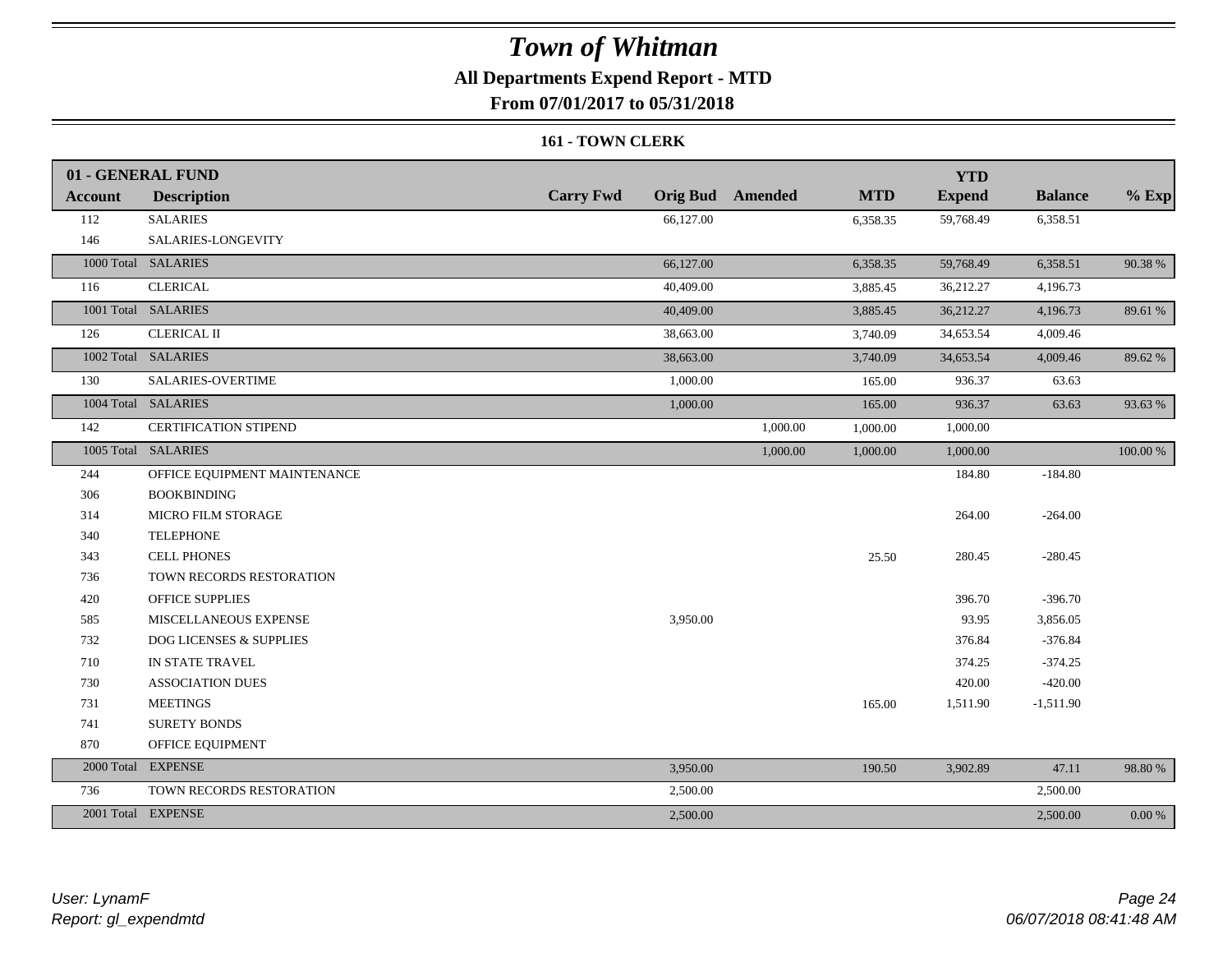# Town of Whitman

**All Departments Expend Report - MTD**

**From 07/01/2017 to 05/31/2018**

**161 - TOWN CLERK**

| 01 - GENERAL FUND | | | | | | YTD | | |
|---|---|---|---|---|---|---|---|---|
| **Account** | **Description** | **Carry Fwd** | **Orig Bud** | **Amended** | **MTD** | **Expend** | **Balance** | **% Exp** |
| 112 | SALARIES | | 66,127.00 | | 6,358.35 | 59,768.49 | 6,358.51 | |
| 146 | SALARIES-LONGEVITY | | | | | | | |
| 1000 Total | SALARIES | | 66,127.00 | | 6,358.35 | 59,768.49 | 6,358.51 | 90.38 % |
| 116 | CLERICAL | | 40,409.00 | | 3,885.45 | 36,212.27 | 4,196.73 | |
| 1001 Total | SALARIES | | 40,409.00 | | 3,885.45 | 36,212.27 | 4,196.73 | 89.61 % |
| 126 | CLERICAL II | | 38,663.00 | | 3,740.09 | 34,653.54 | 4,009.46 | |
| 1002 Total | SALARIES | | 38,663.00 | | 3,740.09 | 34,653.54 | 4,009.46 | 89.62 % |
| 130 | SALARIES-OVERTIME | | 1,000.00 | | 165.00 | 936.37 | 63.63 | |
| 1004 Total | SALARIES | | 1,000.00 | | 165.00 | 936.37 | 63.63 | 93.63 % |
| 142 | CERTIFICATION STIPEND | | | 1,000.00 | 1,000.00 | 1,000.00 | | |
| 1005 Total | SALARIES | | | 1,000.00 | 1,000.00 | 1,000.00 | | 100.00 % |
| 244 | OFFICE EQUIPMENT MAINTENANCE | | | | | 184.80 | -184.80 | |
| 306 | BOOKBINDING | | | | | | | |
| 314 | MICRO FILM STORAGE | | | | | 264.00 | -264.00 | |
| 340 | TELEPHONE | | | | | | | |
| 343 | CELL PHONES | | | | 25.50 | 280.45 | -280.45 | |
| 736 | TOWN RECORDS RESTORATION | | | | | | | |
| 420 | OFFICE SUPPLIES | | | | | 396.70 | -396.70 | |
| 585 | MISCELLANEOUS EXPENSE | | 3,950.00 | | | 93.95 | 3,856.05 | |
| 732 | DOG LICENSES & SUPPLIES | | | | | 376.84 | -376.84 | |
| 710 | IN STATE TRAVEL | | | | | 374.25 | -374.25 | |
| 730 | ASSOCIATION DUES | | | | | 420.00 | -420.00 | |
| 731 | MEETINGS | | | | 165.00 | 1,511.90 | -1,511.90 | |
| 741 | SURETY BONDS | | | | | | | |
| 870 | OFFICE EQUIPMENT | | | | | | | |
| 2000 Total | EXPENSE | | 3,950.00 | | 190.50 | 3,902.89 | 47.11 | 98.80 % |
| 736 | TOWN RECORDS RESTORATION | | 2,500.00 | | | | 2,500.00 | |
| 2001 Total | EXPENSE | | 2,500.00 | | | | 2,500.00 | 0.00 % |

*User: LynamF*
*Report: gl_expendmtd*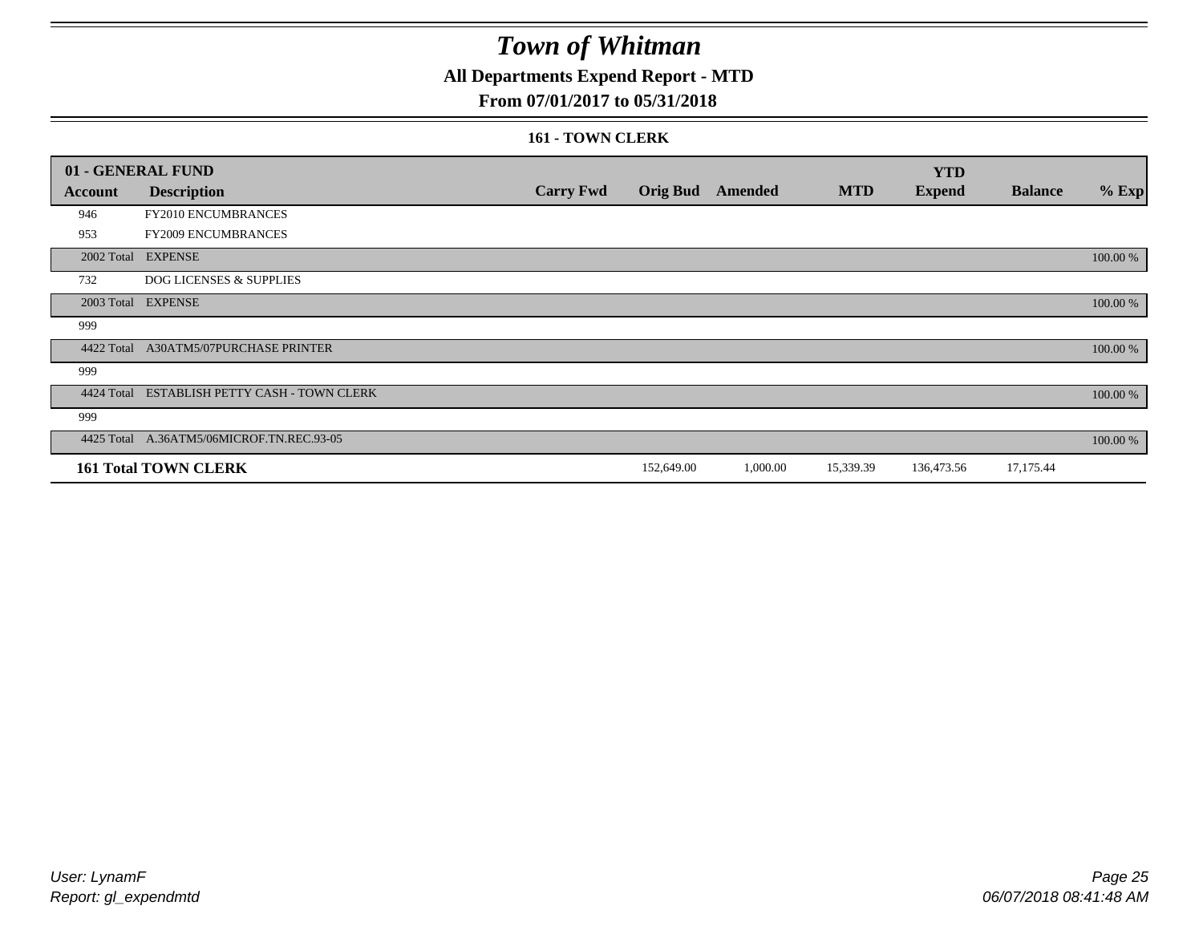# Town of Whitman

## All Departments Expend Report - MTD

### From 07/01/2017 to 05/31/2018

#### 161 - TOWN CLERK

| 01 - GENERAL FUND | | | | | | YTD | | |
|---|---|---|---|---|---|---|---|---|
| **Account** | **Description** | **Carry Fwd** | **Orig Bud** | **Amended** | **MTD** | **Expend** | **Balance** | **% Exp** |
| 946 | FY2010 ENCUMBRANCES | | | | | | | |
| 953 | FY2009 ENCUMBRANCES | | | | | | | |
| 2002 Total | EXPENSE | | | | | | | 100.00 % |
| 732 | DOG LICENSES & SUPPLIES | | | | | | | |
| 2003 Total | EXPENSE | | | | | | | 100.00 % |
| 999 | | | | | | | | |
| 4422 Total | A30ATM5/07PURCHASE PRINTER | | | | | | | 100.00 % |
| 999 | | | | | | | | |
| 4424 Total | ESTABLISH PETTY CASH - TOWN CLERK | | | | | | | 100.00 % |
| 999 | | | | | | | | |
| 4425 Total | A.36ATM5/06MICROF.TN.REC.93-05 | | | | | | | 100.00 % |
| **161 Total TOWN CLERK** | | | 152,649.00 | 1,000.00 | 15,339.39 | 136,473.56 | 17,175.44 | |

User: LynamF
Report: gl_expendmtd

06/07/2018 08:41:48 AM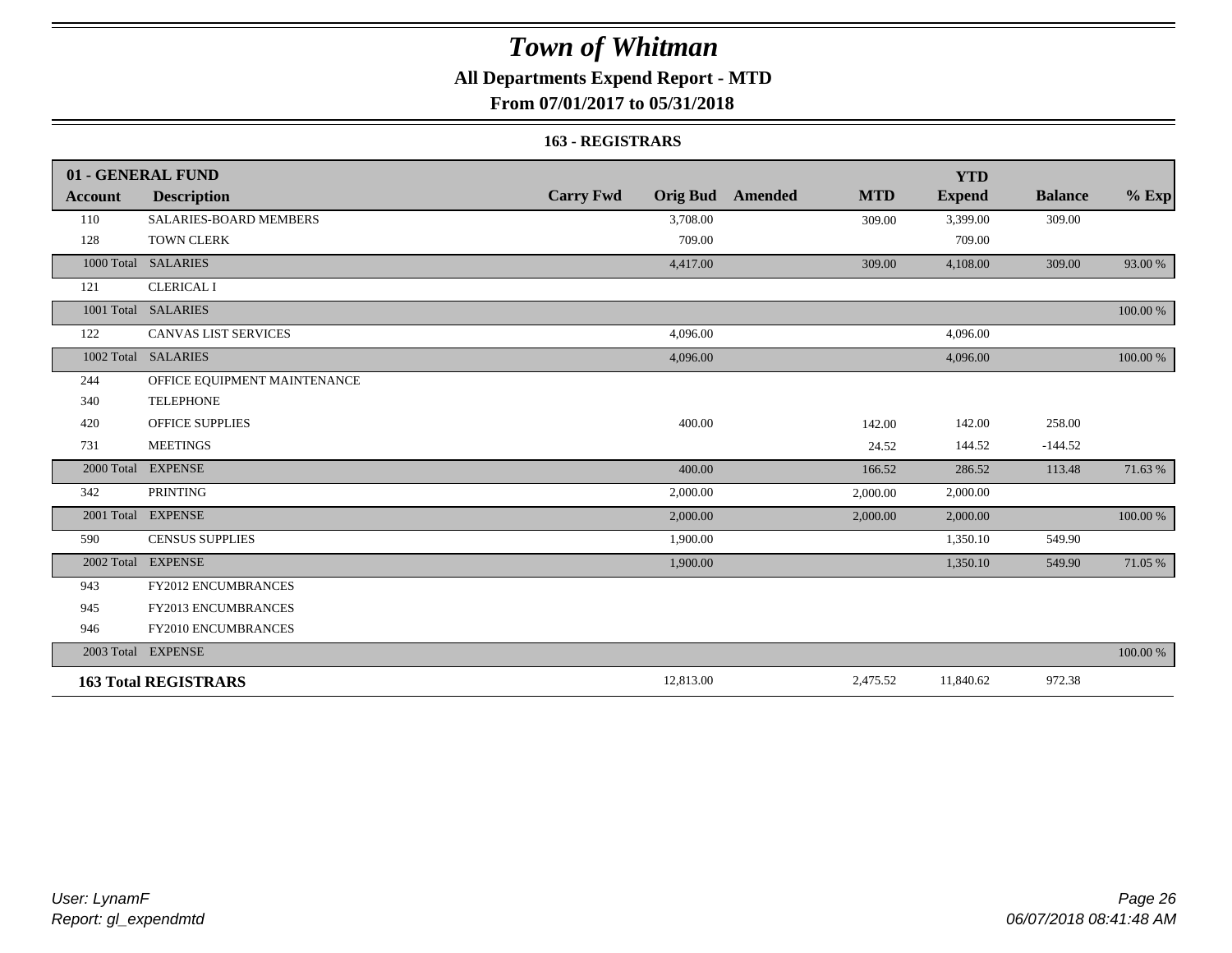# Town of Whitman

## All Departments Expend Report - MTD

### From 07/01/2017 to 05/31/2018

#### 163 - REGISTRARS

| 01 - GENERAL FUND | | | | | | YTD | | |
|---|---|---|---|---|---|---|---|---|
| **Account** | **Description** | **Carry Fwd** | **Orig Bud** | **Amended** | **MTD** | **Expend** | **Balance** | **% Exp** |
| 110 | SALARIES-BOARD MEMBERS | | 3,708.00 | | 309.00 | 3,399.00 | 309.00 | |
| 128 | TOWN CLERK | | 709.00 | | | 709.00 | | |
| 1000 Total | SALARIES | | 4,417.00 | | 309.00 | 4,108.00 | 309.00 | 93.00 % |
| 121 | CLERICAL I | | | | | | | |
| 1001 Total | SALARIES | | | | | | | 100.00 % |
| 122 | CANVAS LIST SERVICES | | 4,096.00 | | | 4,096.00 | | |
| 1002 Total | SALARIES | | 4,096.00 | | | 4,096.00 | | 100.00 % |
| 244 | OFFICE EQUIPMENT MAINTENANCE | | | | | | | |
| 340 | TELEPHONE | | | | | | | |
| 420 | OFFICE SUPPLIES | | 400.00 | | 142.00 | 142.00 | 258.00 | |
| 731 | MEETINGS | | | | 24.52 | 144.52 | -144.52 | |
| 2000 Total | EXPENSE | | 400.00 | | 166.52 | 286.52 | 113.48 | 71.63 % |
| 342 | PRINTING | | 2,000.00 | | 2,000.00 | 2,000.00 | | |
| 2001 Total | EXPENSE | | 2,000.00 | | 2,000.00 | 2,000.00 | | 100.00 % |
| 590 | CENSUS SUPPLIES | | 1,900.00 | | | 1,350.10 | 549.90 | |
| 2002 Total | EXPENSE | | 1,900.00 | | | 1,350.10 | 549.90 | 71.05 % |
| 943 | FY2012 ENCUMBRANCES | | | | | | | |
| 945 | FY2013 ENCUMBRANCES | | | | | | | |
| 946 | FY2010 ENCUMBRANCES | | | | | | | |
| 2003 Total | EXPENSE | | | | | | | 100.00 % |
| **163 Total REGISTRARS** | | | 12,813.00 | | 2,475.52 | 11,840.62 | 972.38 | |

*User: LynamF*
*Report: gl_expendmtd*

*06/07/2018 08:41:48 AM*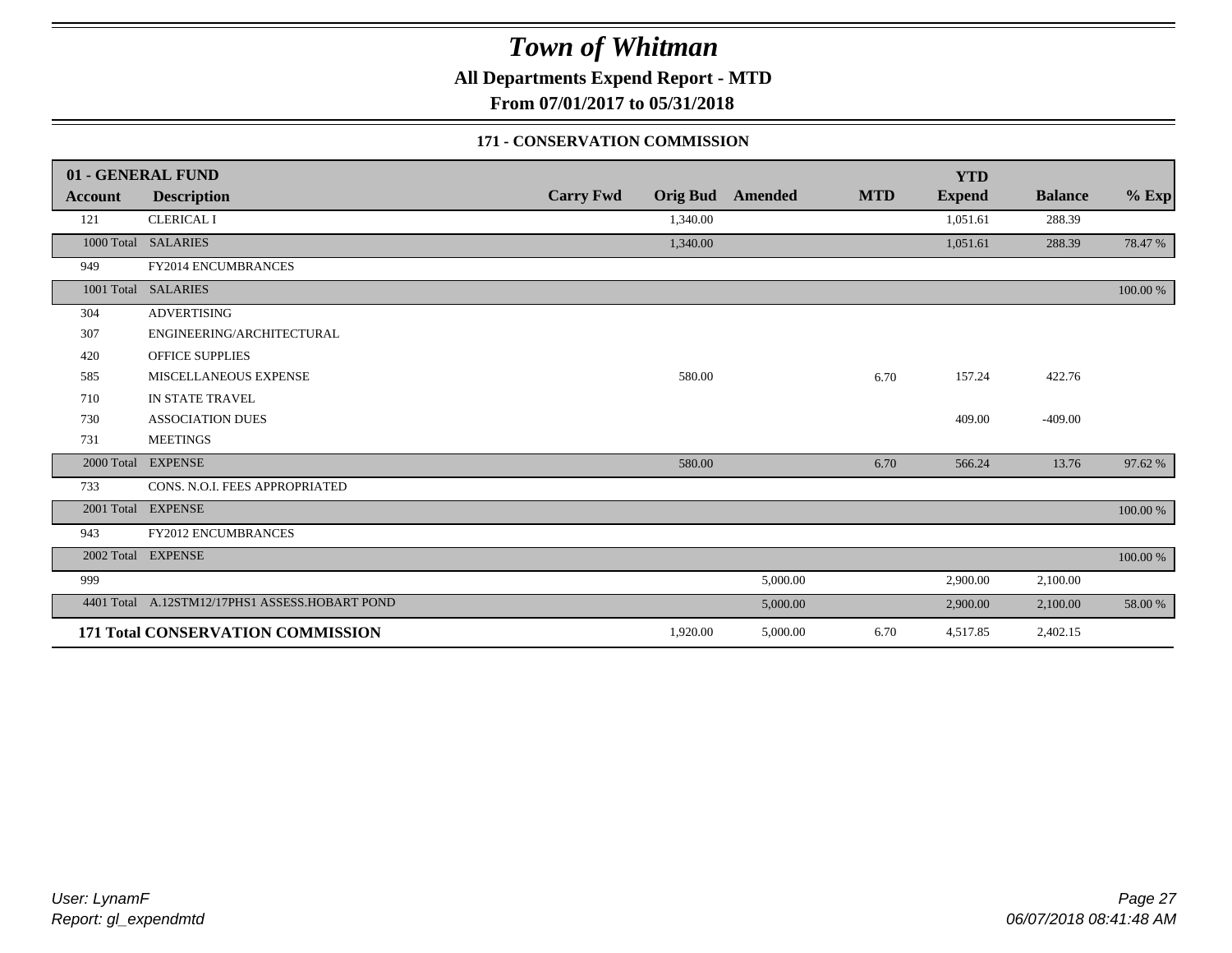# Town of Whitman

**All Departments Expend Report - MTD**

**From 07/01/2017 to 05/31/2018**

**171 - CONSERVATION COMMISSION**

| 01 - GENERAL FUND | | | | | | YTD | | |
|---|---|---|---|---|---|---|---|---|
| **Account** | **Description** | **Carry Fwd** | **Orig Bud** | **Amended** | **MTD** | **Expend** | **Balance** | **% Exp** |
| 121 | CLERICAL I | | 1,340.00 | | | 1,051.61 | 288.39 | |
| 1000 Total | SALARIES | | 1,340.00 | | | 1,051.61 | 288.39 | 78.47 % |
| 949 | FY2014 ENCUMBRANCES | | | | | | | |
| 1001 Total | SALARIES | | | | | | | 100.00 % |
| 304 | ADVERTISING | | | | | | | |
| 307 | ENGINEERING/ARCHITECTURAL | | | | | | | |
| 420 | OFFICE SUPPLIES | | | | | | | |
| 585 | MISCELLANEOUS EXPENSE | | 580.00 | | 6.70 | 157.24 | 422.76 | |
| 710 | IN STATE TRAVEL | | | | | | | |
| 730 | ASSOCIATION DUES | | | | | 409.00 | -409.00 | |
| 731 | MEETINGS | | | | | | | |
| 2000 Total | EXPENSE | | 580.00 | | 6.70 | 566.24 | 13.76 | 97.62 % |
| 733 | CONS. N.O.I. FEES APPROPRIATED | | | | | | | |
| 2001 Total | EXPENSE | | | | | | | 100.00 % |
| 943 | FY2012 ENCUMBRANCES | | | | | | | |
| 2002 Total | EXPENSE | | | | | | | 100.00 % |
| 999 | | | | 5,000.00 | | 2,900.00 | 2,100.00 | |
| 4401 Total | A.12STM12/17PHS1 ASSESS.HOBART POND | | | 5,000.00 | | 2,900.00 | 2,100.00 | 58.00 % |
| **171 Total CONSERVATION COMMISSION** | | | 1,920.00 | 5,000.00 | 6.70 | 4,517.85 | 2,402.15 | |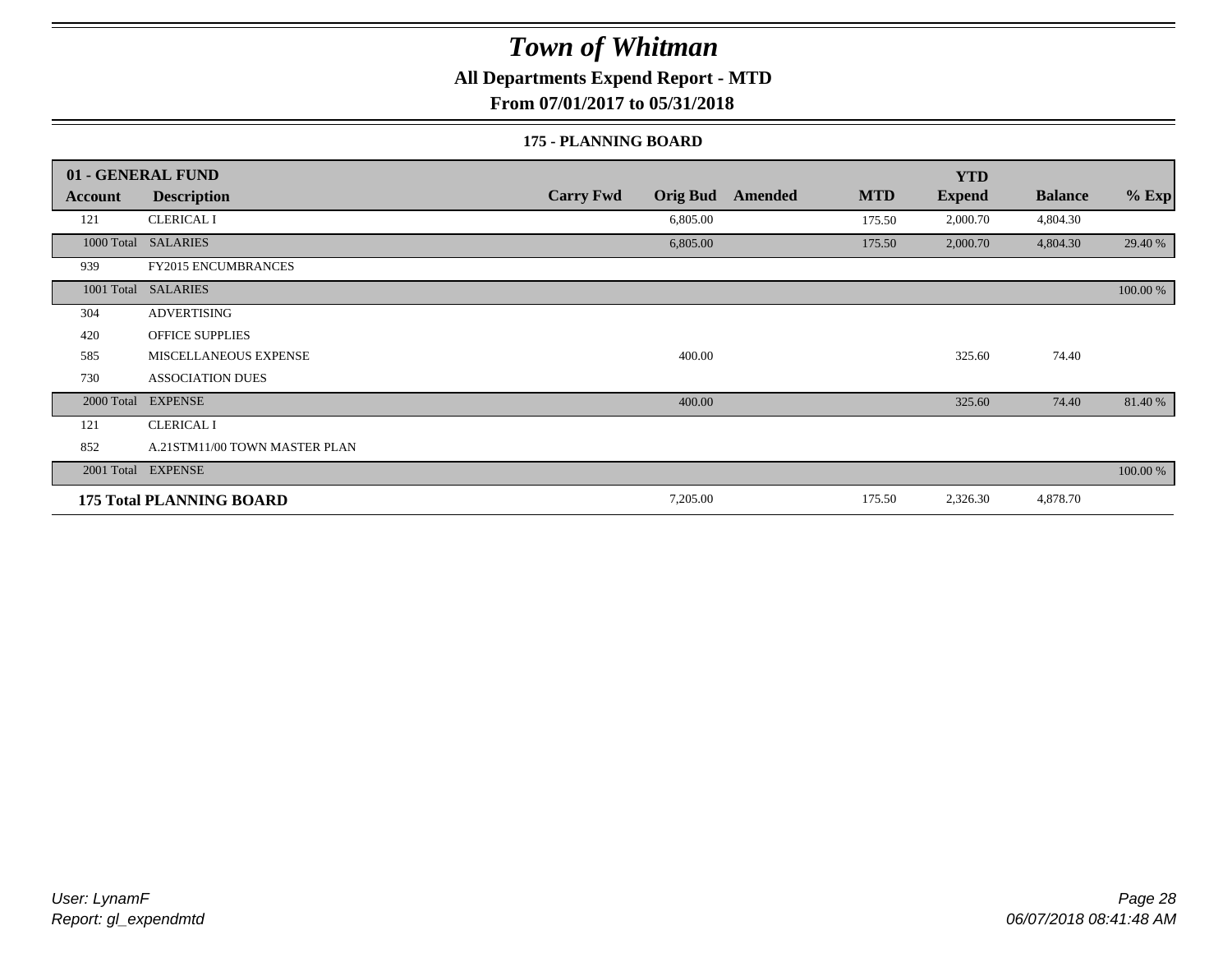# Town of Whitman

**All Departments Expend Report - MTD**

**From 07/01/2017 to 05/31/2018**

**175 - PLANNING BOARD**

| 01 - GENERAL FUND | | | | | | | | |
|---|---|---|---|---|---|---|---|---|
| **Account** | **Description** | **Carry Fwd** | **Orig Bud** | **Amended** | **MTD** | **YTD Expend** | **Balance** | **% Exp** |
| 121 | CLERICAL I | | 6,805.00 | | 175.50 | 2,000.70 | 4,804.30 | |
| 1000 Total | SALARIES | | 6,805.00 | | 175.50 | 2,000.70 | 4,804.30 | 29.40 % |
| 939 | FY2015 ENCUMBRANCES | | | | | | | |
| 1001 Total | SALARIES | | | | | | | 100.00 % |
| 304 | ADVERTISING | | | | | | | |
| 420 | OFFICE SUPPLIES | | | | | | | |
| 585 | MISCELLANEOUS EXPENSE | | 400.00 | | | 325.60 | 74.40 | |
| 730 | ASSOCIATION DUES | | | | | | | |
| 2000 Total | EXPENSE | | 400.00 | | | 325.60 | 74.40 | 81.40 % |
| 121 | CLERICAL I | | | | | | | |
| 852 | A.21STM11/00 TOWN MASTER PLAN | | | | | | | |
| 2001 Total | EXPENSE | | | | | | | 100.00 % |
| **175 Total PLANNING BOARD** | | | 7,205.00 | | 175.50 | 2,326.30 | 4,878.70 | |

*User: LynamF*
*Report: gl_expendmtd*

*06/07/2018 08:41:48 AM*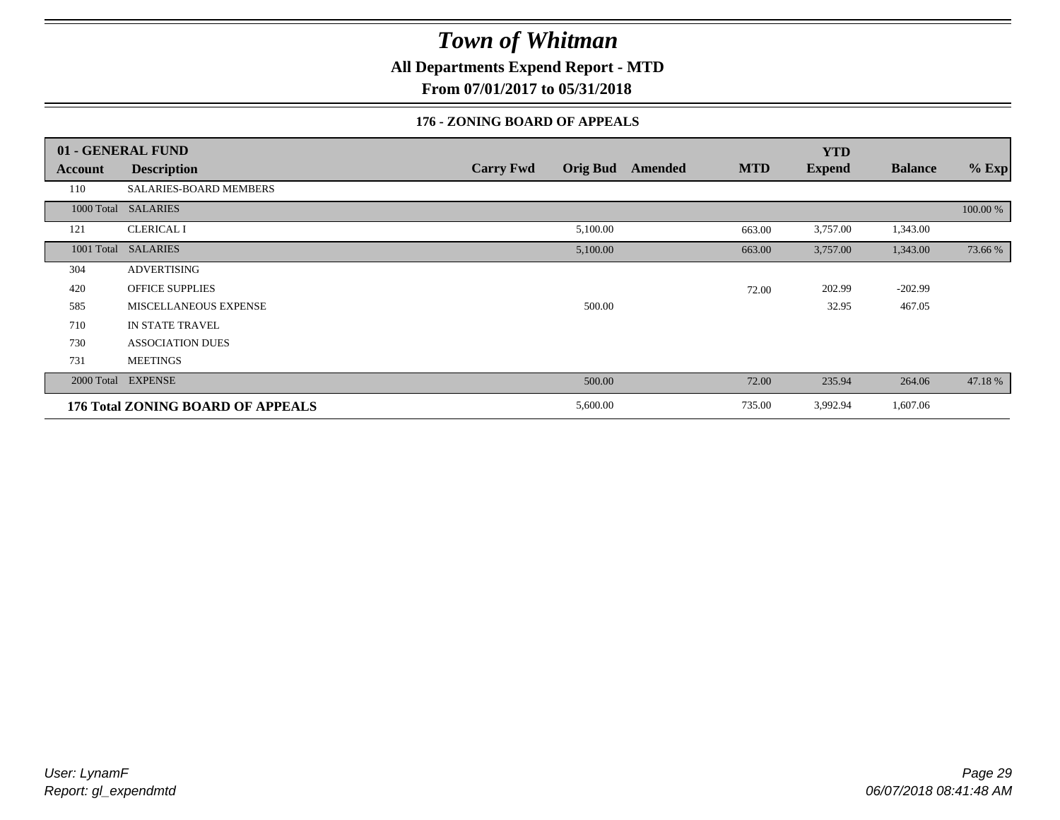# Town of Whitman

**All Departments Expend Report - MTD**

**From 07/01/2017 to 05/31/2018**

**176 - ZONING BOARD OF APPEALS**

| 01 - GENERAL FUND | | | | | | YTD | | |
|---|---|---|---|---|---|---|---|---|
| **Account** | **Description** | **Carry Fwd** | **Orig Bud** | **Amended** | **MTD** | **Expend** | **Balance** | **% Exp** |
| 110 | SALARIES-BOARD MEMBERS | | | | | | | |
| 1000 Total | SALARIES | | | | | | | 100.00 % |
| 121 | CLERICAL I | | 5,100.00 | | 663.00 | 3,757.00 | 1,343.00 | |
| 1001 Total | SALARIES | | 5,100.00 | | 663.00 | 3,757.00 | 1,343.00 | 73.66 % |
| 304 | ADVERTISING | | | | | | | |
| 420 | OFFICE SUPPLIES | | | | 72.00 | 202.99 | -202.99 | |
| 585 | MISCELLANEOUS EXPENSE | | 500.00 | | | 32.95 | 467.05 | |
| 710 | IN STATE TRAVEL | | | | | | | |
| 730 | ASSOCIATION DUES | | | | | | | |
| 731 | MEETINGS | | | | | | | |
| 2000 Total | EXPENSE | | 500.00 | | 72.00 | 235.94 | 264.06 | 47.18 % |
| **176 Total ZONING BOARD OF APPEALS** | | | 5,600.00 | | 735.00 | 3,992.94 | 1,607.06 | |

*User: LynamF*
*Report: gl_expendmtd*

*06/07/2018 08:41:48 AM*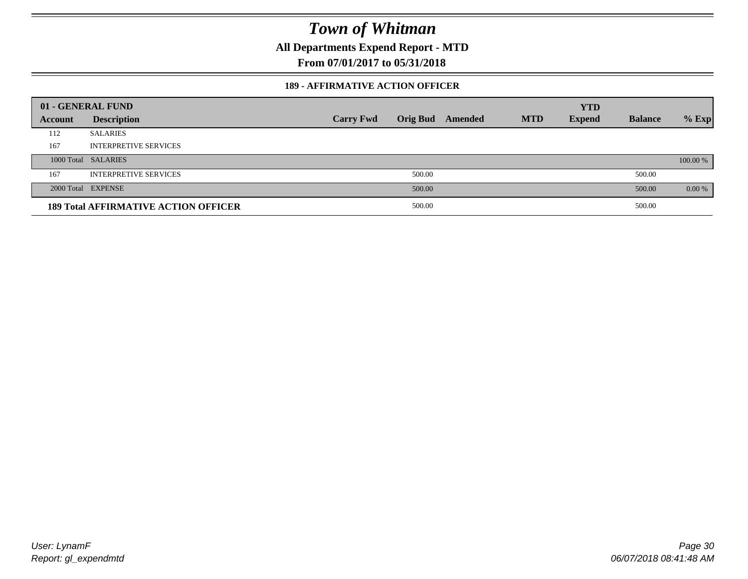# *Town of Whitman*

**All Departments Expend Report - MTD**

**From 07/01/2017 to 05/31/2018**

**189 - AFFIRMATIVE ACTION OFFICER**

| 01 - GENERAL FUND | | | | | | YTD | | |
|---|---|---|---|---|---|---|---|---|
| **Account** | **Description** | **Carry Fwd** | **Orig Bud** | **Amended** | **MTD** | **Expend** | **Balance** | **% Exp** |
| 112 | SALARIES | | | | | | | |
| 167 | INTERPRETIVE SERVICES | | | | | | | |
| 1000 Total | SALARIES | | | | | | | 100.00 % |
| 167 | INTERPRETIVE SERVICES | | 500.00 | | | | 500.00 | |
| 2000 Total | EXPENSE | | 500.00 | | | | 500.00 | 0.00 % |
| **189 Total AFFIRMATIVE ACTION OFFICER** | | | 500.00 | | | | 500.00 | |

*User: LynamF*
*Report: gl_expendmtd*

*06/07/2018 08:41:48 AM*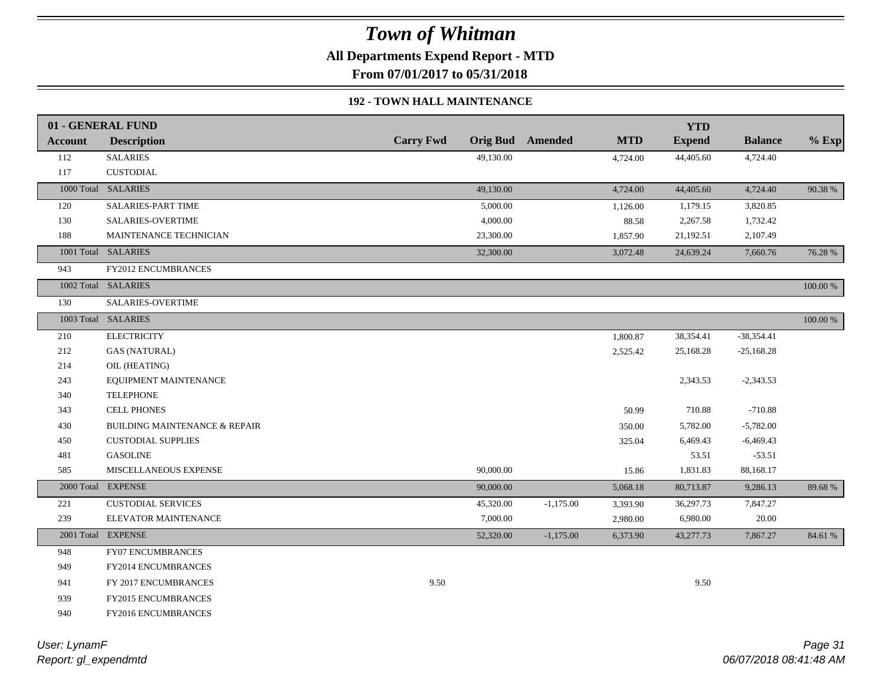# Town of Whitman

**All Departments Expend Report - MTD**

**From 07/01/2017 to 05/31/2018**

**192 - TOWN HALL MAINTENANCE**

| 01 - GENERAL FUND | | | | | | | | | |
|---|---|---|---|---|---|---|---|---|---|
| **Account** | **Description** | **Carry Fwd** | **Orig Bud** | **Amended** | **MTD** | **YTD Expend** | **Balance** | **% Exp** |
| 112 | SALARIES | | 49,130.00 | | 4,724.00 | 44,405.60 | 4,724.40 | |
| 117 | CUSTODIAL | | | | | | | |
| 1000 Total | SALARIES | | 49,130.00 | | 4,724.00 | 44,405.60 | 4,724.40 | 90.38 % |
| 120 | SALARIES-PART TIME | | 5,000.00 | | 1,126.00 | 1,179.15 | 3,820.85 | |
| 130 | SALARIES-OVERTIME | | 4,000.00 | | 88.58 | 2,267.58 | 1,732.42 | |
| 188 | MAINTENANCE TECHNICIAN | | 23,300.00 | | 1,857.90 | 21,192.51 | 2,107.49 | |
| 1001 Total | SALARIES | | 32,300.00 | | 3,072.48 | 24,639.24 | 7,660.76 | 76.28 % |
| 943 | FY2012 ENCUMBRANCES | | | | | | | |
| 1002 Total | SALARIES | | | | | | | 100.00 % |
| 130 | SALARIES-OVERTIME | | | | | | | |
| 1003 Total | SALARIES | | | | | | | 100.00 % |
| 210 | ELECTRICITY | | | | 1,800.87 | 38,354.41 | -38,354.41 | |
| 212 | GAS (NATURAL) | | | | 2,525.42 | 25,168.28 | -25,168.28 | |
| 214 | OIL (HEATING) | | | | | | | |
| 243 | EQUIPMENT MAINTENANCE | | | | | 2,343.53 | -2,343.53 | |
| 340 | TELEPHONE | | | | | | | |
| 343 | CELL PHONES | | | | 50.99 | 710.88 | -710.88 | |
| 430 | BUILDING MAINTENANCE & REPAIR | | | | 350.00 | 5,782.00 | -5,782.00 | |
| 450 | CUSTODIAL SUPPLIES | | | | 325.04 | 6,469.43 | -6,469.43 | |
| 481 | GASOLINE | | | | | 53.51 | -53.51 | |
| 585 | MISCELLANEOUS EXPENSE | | 90,000.00 | | 15.86 | 1,831.83 | 88,168.17 | |
| 2000 Total | EXPENSE | | 90,000.00 | | 5,068.18 | 80,713.87 | 9,286.13 | 89.68 % |
| 221 | CUSTODIAL SERVICES | | 45,320.00 | -1,175.00 | 3,393.90 | 36,297.73 | 7,847.27 | |
| 239 | ELEVATOR MAINTENANCE | | 7,000.00 | | 2,980.00 | 6,980.00 | 20.00 | |
| 2001 Total | EXPENSE | | 52,320.00 | -1,175.00 | 6,373.90 | 43,277.73 | 7,867.27 | 84.61 % |
| 948 | FY07 ENCUMBRANCES | | | | | | | |
| 949 | FY2014 ENCUMBRANCES | | | | | | | |
| 941 | FY 2017 ENCUMBRANCES | 9.50 | | | | 9.50 | | |
| 939 | FY2015 ENCUMBRANCES | | | | | | | |
| 940 | FY2016 ENCUMBRANCES | | | | | | | |

*User: LynamF*
*Report: gl_expendmtd*

*06/07/2018 08:41:48 AM*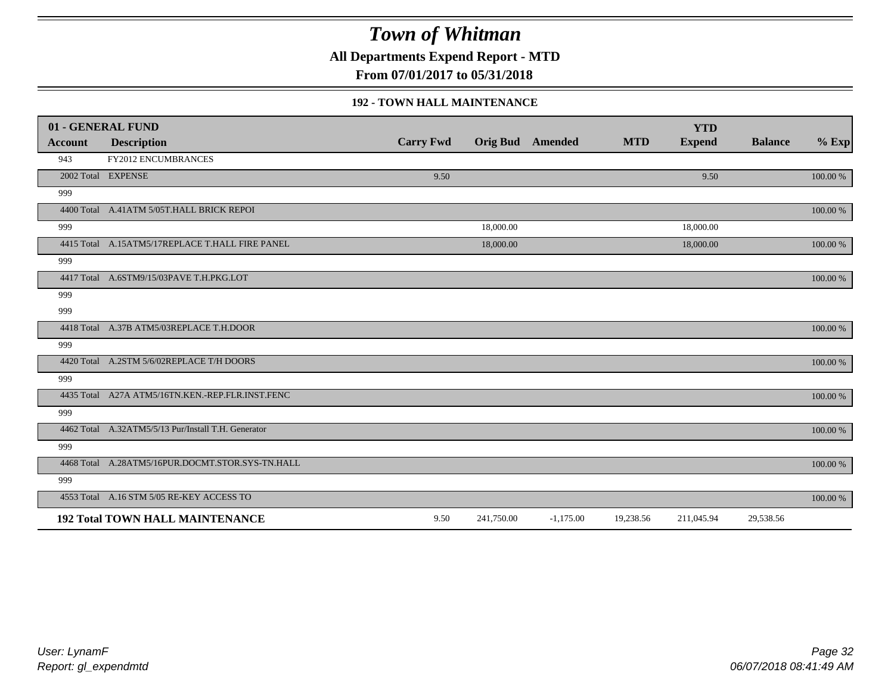# Town of Whitman

**All Departments Expend Report - MTD**

**From 07/01/2017 to 05/31/2018**

### 192 - TOWN HALL MAINTENANCE

| 01 - GENERAL FUND | | | | | | YTD | | |
|---|---|---|---|---|---|---|---|---|
| **Account** | **Description** | **Carry Fwd** | **Orig Bud** | **Amended** | **MTD** | **Expend** | **Balance** | **% Exp** |
| 943 | FY2012 ENCUMBRANCES | | | | | | | |
| 2002 Total | EXPENSE | 9.50 | | | | 9.50 | | 100.00 % |
| 999 | | | | | | | | |
| 4400 Total | A.41ATM 5/05T.HALL BRICK REPOI | | | | | | | 100.00 % |
| 999 | | | 18,000.00 | | | 18,000.00 | | |
| 4415 Total | A.15ATM5/17REPLACE T.HALL FIRE PANEL | | 18,000.00 | | | 18,000.00 | | 100.00 % |
| 999 | | | | | | | | |
| 4417 Total | A.6STM9/15/03PAVE T.H.PKG.LOT | | | | | | | 100.00 % |
| 999 | | | | | | | | |
| 999 | | | | | | | | |
| 4418 Total | A.37B ATM5/03REPLACE T.H.DOOR | | | | | | | 100.00 % |
| 999 | | | | | | | | |
| 4420 Total | A.2STM 5/6/02REPLACE T/H DOORS | | | | | | | 100.00 % |
| 999 | | | | | | | | |
| 4435 Total | A27A ATM5/16TN.KEN.-REP.FLR.INST.FENC | | | | | | | 100.00 % |
| 999 | | | | | | | | |
| 4462 Total | A.32ATM5/5/13 Pur/Install T.H. Generator | | | | | | | 100.00 % |
| 999 | | | | | | | | |
| 4468 Total | A.28ATM5/16PUR.DOCMT.STOR.SYS-TN.HALL | | | | | | | 100.00 % |
| 999 | | | | | | | | |
| 4553 Total | A.16 STM 5/05 RE-KEY ACCESS TO | | | | | | | 100.00 % |
| **192 Total TOWN HALL MAINTENANCE** | | 9.50 | 241,750.00 | -1,175.00 | 19,238.56 | 211,045.94 | 29,538.56 | |

User: LynamF
Report: gl_expendmtd

06/07/2018 08:41:49 AM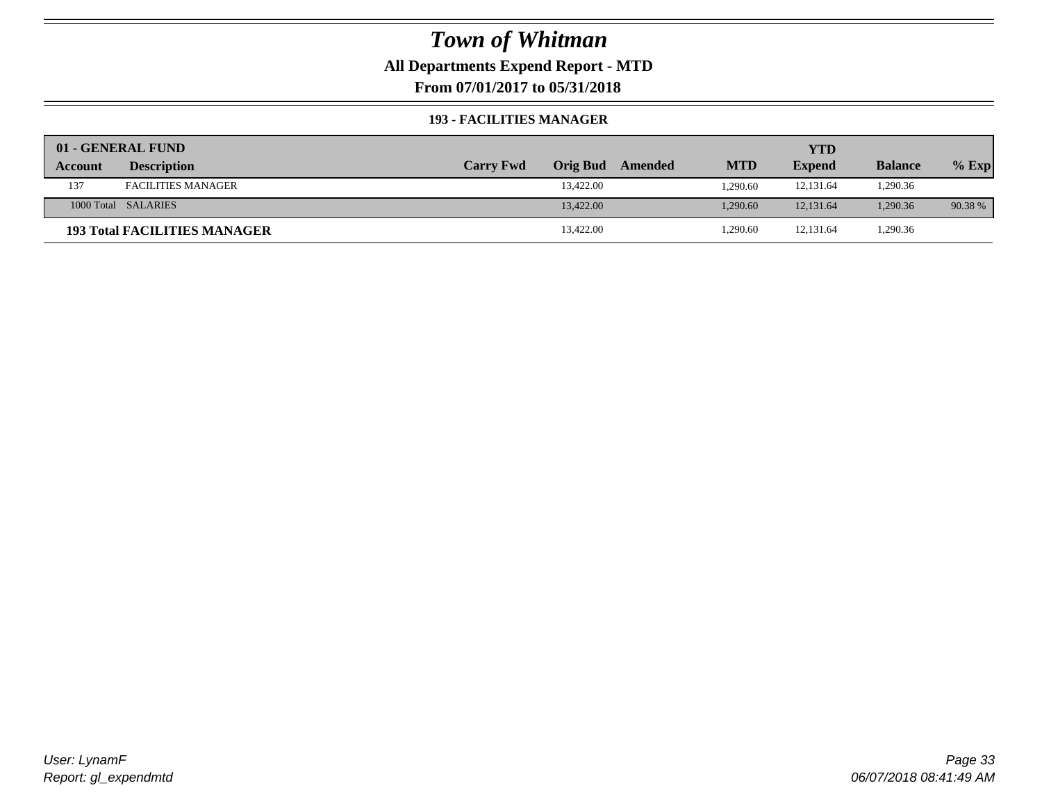# Town of Whitman

**All Departments Expend Report - MTD**

**From 07/01/2017 to 05/31/2018**

### 193 - FACILITIES MANAGER

| 01 - GENERAL FUND | | | | | | YTD | | |
|---|---|---|---|---|---|---|---|---|
| **Account** | **Description** | **Carry Fwd** | **Orig Bud** | **Amended** | **MTD** | **Expend** | **Balance** | **% Exp** |
| 137 | FACILITIES MANAGER | | 13,422.00 | | 1,290.60 | 12,131.64 | 1,290.36 | |
| 1000 Total | SALARIES | | 13,422.00 | | 1,290.60 | 12,131.64 | 1,290.36 | 90.38 % |
| **193 Total FACILITIES MANAGER** | | | 13,422.00 | | 1,290.60 | 12,131.64 | 1,290.36 | |

*User: LynamF*
*Report: gl_expendmtd*

*06/07/2018 08:41:49 AM*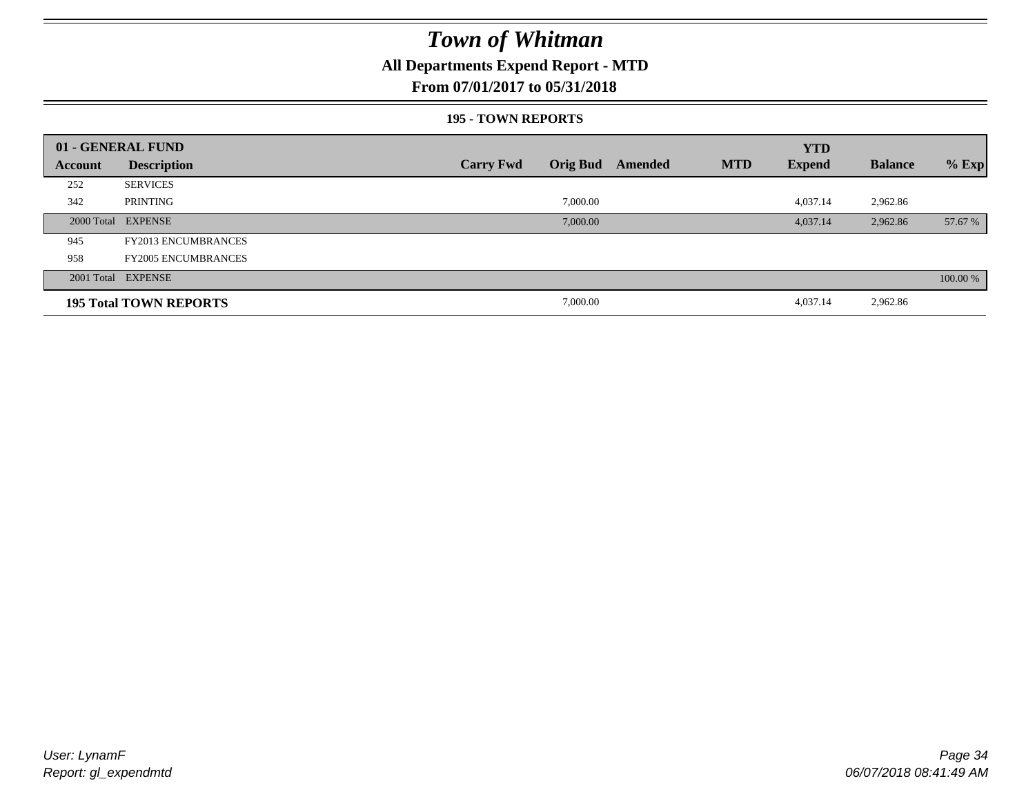# Town of Whitman

## All Departments Expend Report - MTD

### From 07/01/2017 to 05/31/2018

#### 195 - TOWN REPORTS

| 01 - GENERAL FUND | | | | | | YTD | | |
|---|---|---|---|---|---|---|---|---|
| Account | Description | Carry Fwd | Orig Bud | Amended | MTD | Expend | Balance | % Exp |
| 252 | SERVICES | | | | | | | |
| 342 | PRINTING | | 7,000.00 | | | 4,037.14 | 2,962.86 | |
| 2000 Total | EXPENSE | | 7,000.00 | | | 4,037.14 | 2,962.86 | 57.67 % |
| 945 | FY2013 ENCUMBRANCES | | | | | | | |
| 958 | FY2005 ENCUMBRANCES | | | | | | | |
| 2001 Total | EXPENSE | | | | | | | 100.00 % |
| **195 Total TOWN REPORTS** | | | 7,000.00 | | | 4,037.14 | 2,962.86 | |

User: LynamF
Report: gl_expendmtd

06/07/2018 08:41:49 AM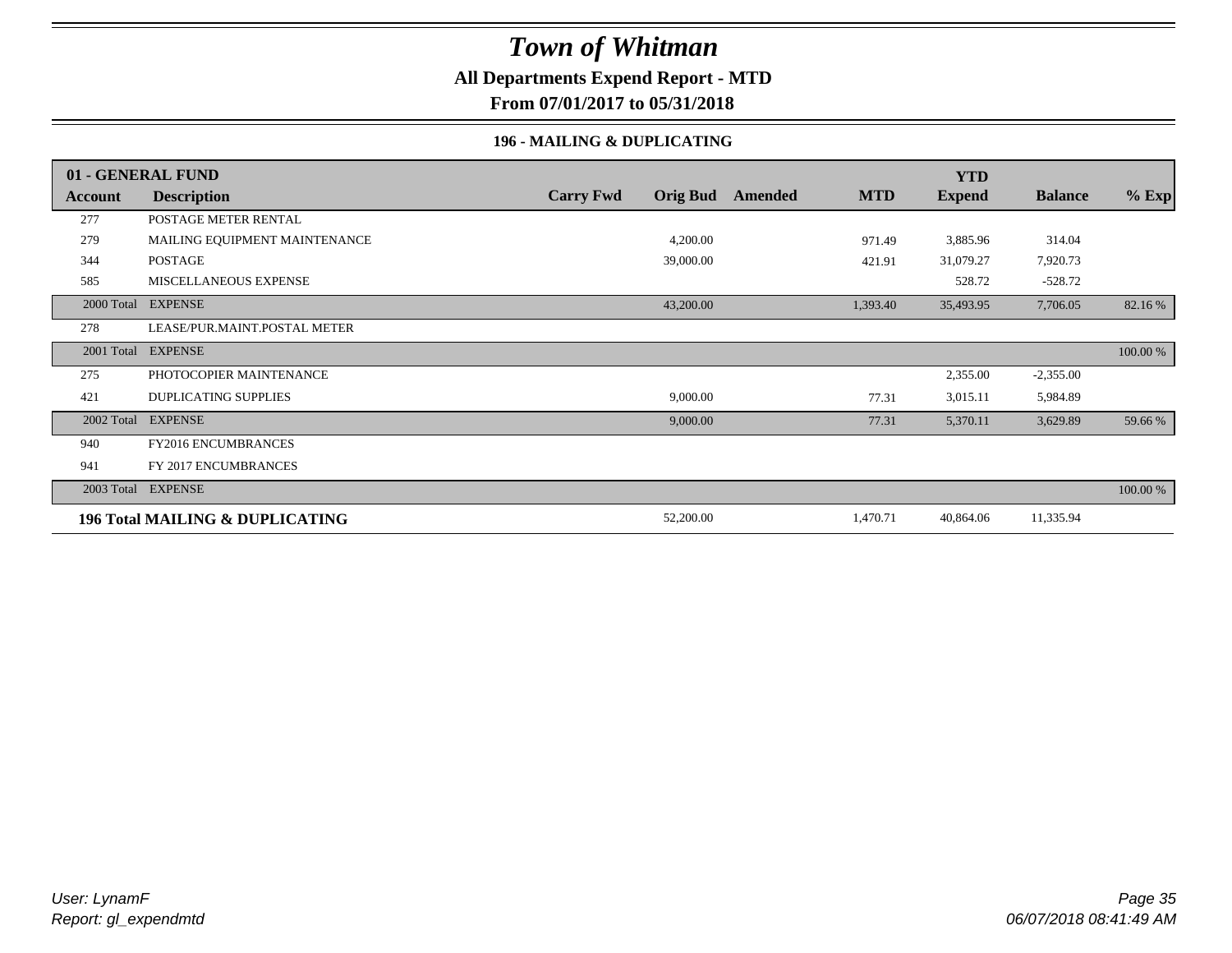# Town of Whitman

**All Departments Expend Report - MTD**

**From 07/01/2017 to 05/31/2018**

**196 - MAILING & DUPLICATING**

| 01 - GENERAL FUND | | | | | | YTD | | |
|---|---|---|---|---|---|---|---|---|
| **Account** | **Description** | **Carry Fwd** | **Orig Bud** | **Amended** | **MTD** | **Expend** | **Balance** | **% Exp** |
| 277 | POSTAGE METER RENTAL | | | | | | | |
| 279 | MAILING EQUIPMENT MAINTENANCE | | 4,200.00 | | 971.49 | 3,885.96 | 314.04 | |
| 344 | POSTAGE | | 39,000.00 | | 421.91 | 31,079.27 | 7,920.73 | |
| 585 | MISCELLANEOUS EXPENSE | | | | | 528.72 | -528.72 | |
| 2000 Total | EXPENSE | | 43,200.00 | | 1,393.40 | 35,493.95 | 7,706.05 | 82.16 % |
| 278 | LEASE/PUR.MAINT.POSTAL METER | | | | | | | |
| 2001 Total | EXPENSE | | | | | | | 100.00 % |
| 275 | PHOTOCOPIER MAINTENANCE | | | | | 2,355.00 | -2,355.00 | |
| 421 | DUPLICATING SUPPLIES | | 9,000.00 | | 77.31 | 3,015.11 | 5,984.89 | |
| 2002 Total | EXPENSE | | 9,000.00 | | 77.31 | 5,370.11 | 3,629.89 | 59.66 % |
| 940 | FY2016 ENCUMBRANCES | | | | | | | |
| 941 | FY 2017 ENCUMBRANCES | | | | | | | |
| 2003 Total | EXPENSE | | | | | | | 100.00 % |
| **196 Total MAILING & DUPLICATING** | | | 52,200.00 | | 1,470.71 | 40,864.06 | 11,335.94 | |

*User: LynamF*
*Report: gl_expendmtd*

*06/07/2018 08:41:49 AM*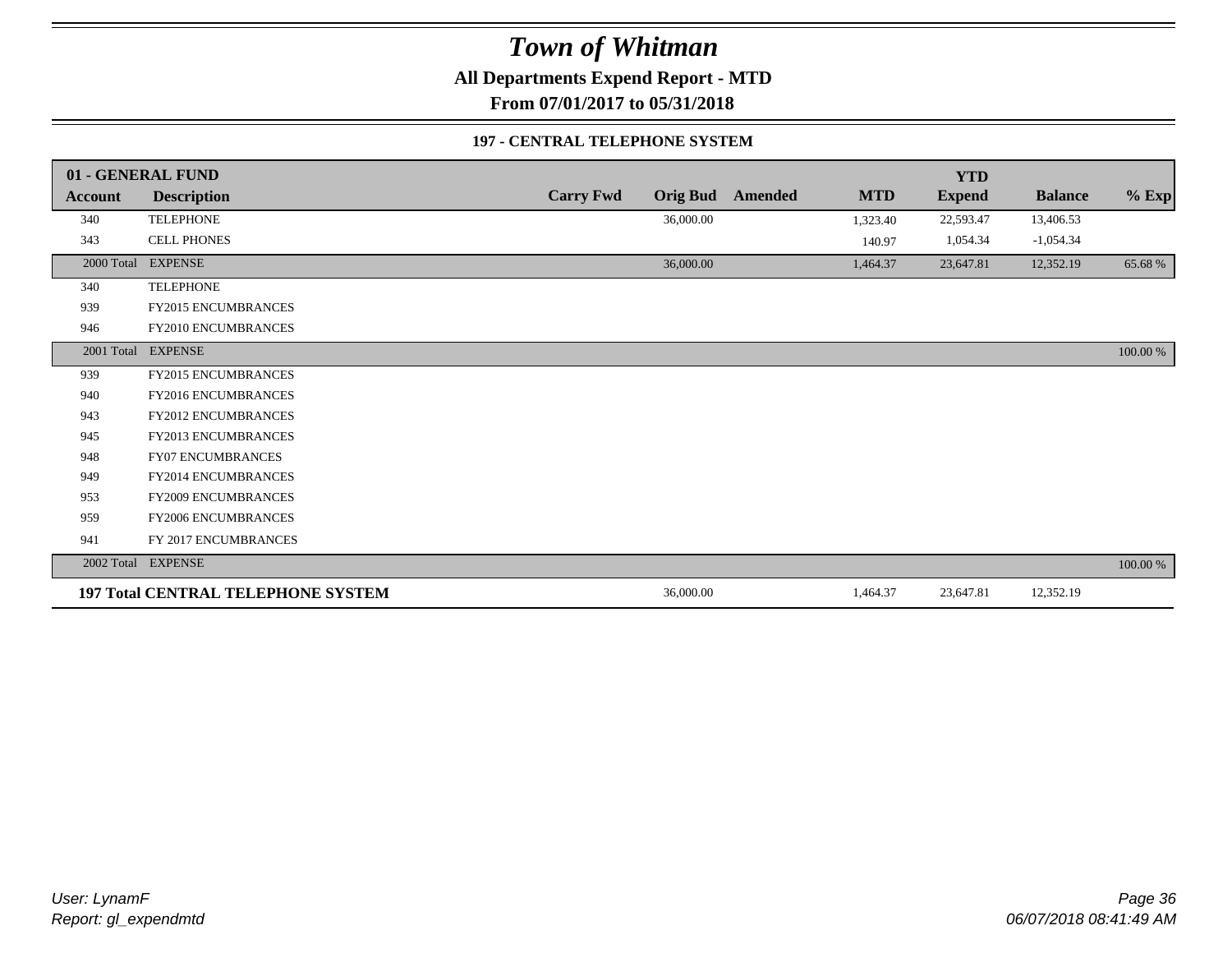# Town of Whitman

**All Departments Expend Report - MTD**

**From 07/01/2017 to 05/31/2018**

**197 - CENTRAL TELEPHONE SYSTEM**

| 01 - GENERAL FUND | | | | | | YTD | | |
|---|---|---|---|---|---|---|---|---|
| **Account** | **Description** | **Carry Fwd** | **Orig Bud** | **Amended** | **MTD** | **Expend** | **Balance** | **% Exp** |
| 340 | TELEPHONE | | 36,000.00 | | 1,323.40 | 22,593.47 | 13,406.53 | |
| 343 | CELL PHONES | | | | 140.97 | 1,054.34 | -1,054.34 | |
| 2000 Total | EXPENSE | | 36,000.00 | | 1,464.37 | 23,647.81 | 12,352.19 | 65.68 % |
| 340 | TELEPHONE | | | | | | | |
| 939 | FY2015 ENCUMBRANCES | | | | | | | |
| 946 | FY2010 ENCUMBRANCES | | | | | | | |
| 2001 Total | EXPENSE | | | | | | | 100.00 % |
| 939 | FY2015 ENCUMBRANCES | | | | | | | |
| 940 | FY2016 ENCUMBRANCES | | | | | | | |
| 943 | FY2012 ENCUMBRANCES | | | | | | | |
| 945 | FY2013 ENCUMBRANCES | | | | | | | |
| 948 | FY07 ENCUMBRANCES | | | | | | | |
| 949 | FY2014 ENCUMBRANCES | | | | | | | |
| 953 | FY2009 ENCUMBRANCES | | | | | | | |
| 959 | FY2006 ENCUMBRANCES | | | | | | | |
| 941 | FY 2017 ENCUMBRANCES | | | | | | | |
| 2002 Total | EXPENSE | | | | | | | 100.00 % |
| **197 Total CENTRAL TELEPHONE SYSTEM** | | | 36,000.00 | | 1,464.37 | 23,647.81 | 12,352.19 | |

*User: LynamF*

*Report: gl_expendmtd*

*06/07/2018 08:41:49 AM*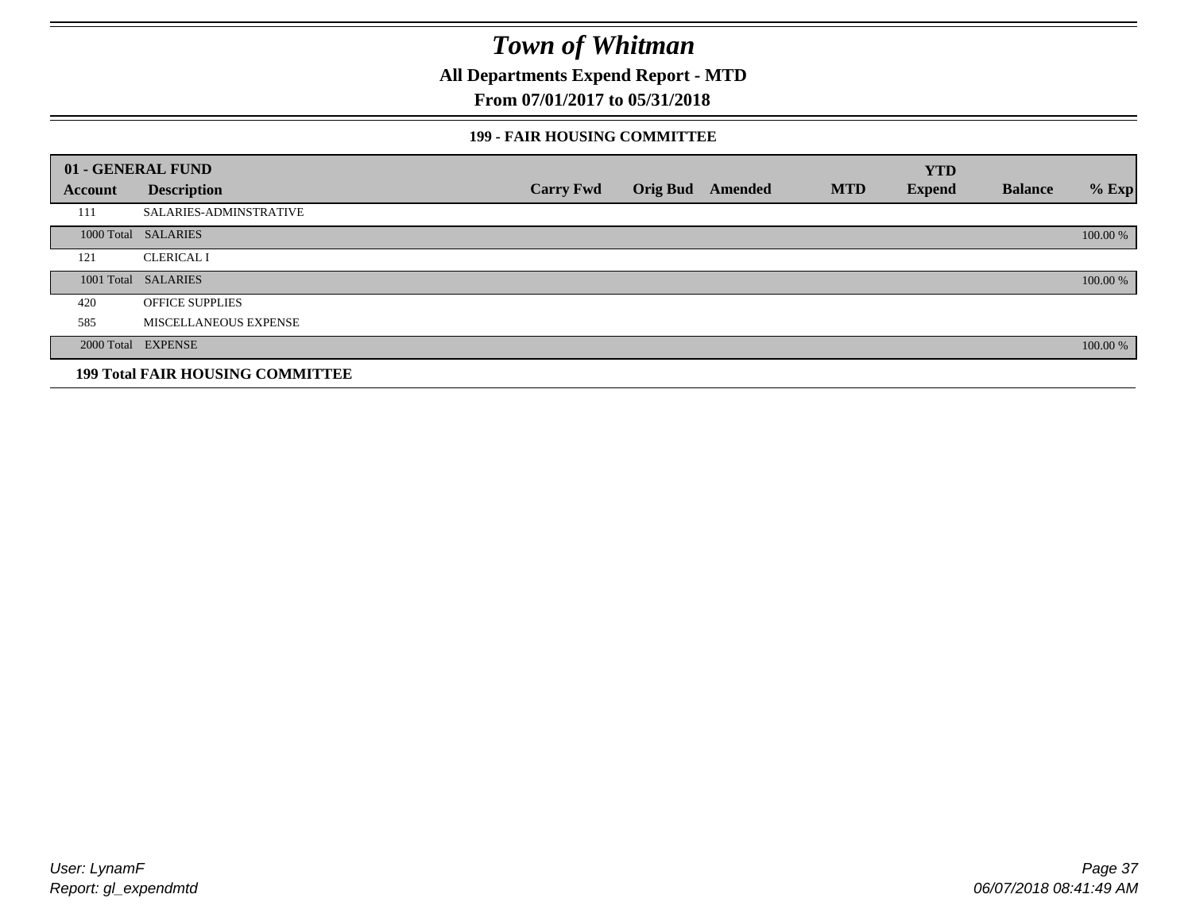# Town of Whitman

**All Departments Expend Report - MTD**

**From 07/01/2017 to 05/31/2018**

### 199 - FAIR HOUSING COMMITTEE

| 01 - GENERAL FUND | | | | | | YTD | | |
|---|---|---|---|---|---|---|---|---|
| **Account** | **Description** | **Carry Fwd** | **Orig Bud** | **Amended** | **MTD** | **Expend** | **Balance** | **% Exp** |
| 111 | SALARIES-ADMINSTRATIVE | | | | | | | |
| 1000 Total | SALARIES | | | | | | | 100.00 % |
| 121 | CLERICAL I | | | | | | | |
| 1001 Total | SALARIES | | | | | | | 100.00 % |
| 420 | OFFICE SUPPLIES | | | | | | | |
| 585 | MISCELLANEOUS EXPENSE | | | | | | | |
| 2000 Total | EXPENSE | | | | | | | 100.00 % |
| **199 Total FAIR HOUSING COMMITTEE** | | | | | | | | |

*User: LynamF*

*Report: gl_expendmtd*

*06/07/2018 08:41:49 AM*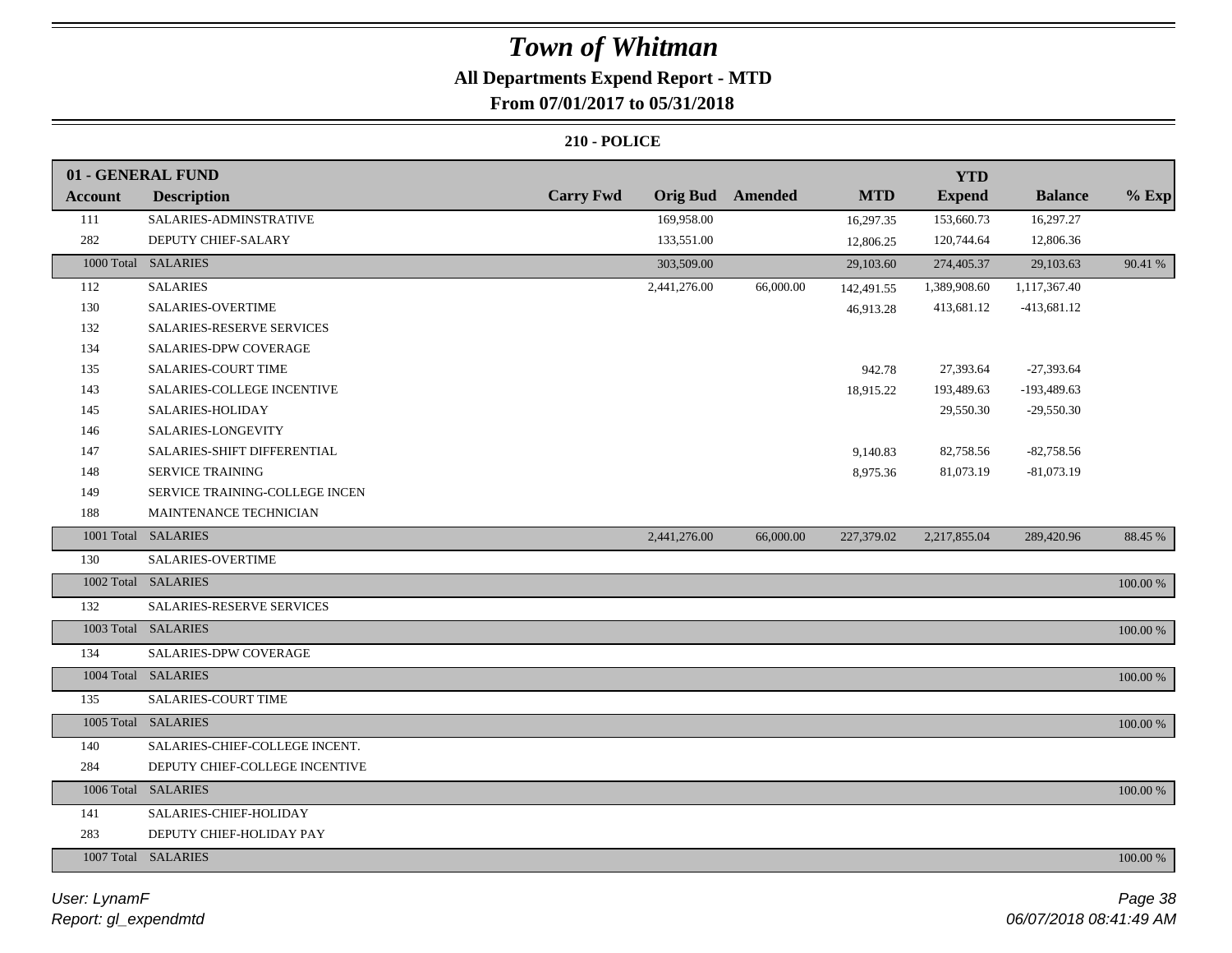# Town of Whitman

**All Departments Expend Report - MTD**

**From 07/01/2017 to 05/31/2018**

**210 - POLICE**

| 01 - GENERAL FUND | | | | | | | | |
|---|---|---|---|---|---|---|---|---|
| **Account** | **Description** | **Carry Fwd** | **Orig Bud** | **Amended** | **MTD** | **YTD Expend** | **Balance** | **% Exp** |
| 111 | SALARIES-ADMINSTRATIVE | | 169,958.00 | | 16,297.35 | 153,660.73 | 16,297.27 | |
| 282 | DEPUTY CHIEF-SALARY | | 133,551.00 | | 12,806.25 | 120,744.64 | 12,806.36 | |
| 1000 Total | SALARIES | | 303,509.00 | | 29,103.60 | 274,405.37 | 29,103.63 | 90.41 % |
| 112 | SALARIES | | 2,441,276.00 | 66,000.00 | 142,491.55 | 1,389,908.60 | 1,117,367.40 | |
| 130 | SALARIES-OVERTIME | | | | 46,913.28 | 413,681.12 | -413,681.12 | |
| 132 | SALARIES-RESERVE SERVICES | | | | | | | |
| 134 | SALARIES-DPW COVERAGE | | | | | | | |
| 135 | SALARIES-COURT TIME | | | | 942.78 | 27,393.64 | -27,393.64 | |
| 143 | SALARIES-COLLEGE INCENTIVE | | | | 18,915.22 | 193,489.63 | -193,489.63 | |
| 145 | SALARIES-HOLIDAY | | | | | 29,550.30 | -29,550.30 | |
| 146 | SALARIES-LONGEVITY | | | | | | | |
| 147 | SALARIES-SHIFT DIFFERENTIAL | | | | 9,140.83 | 82,758.56 | -82,758.56 | |
| 148 | SERVICE TRAINING | | | | 8,975.36 | 81,073.19 | -81,073.19 | |
| 149 | SERVICE TRAINING-COLLEGE INCEN | | | | | | | |
| 188 | MAINTENANCE TECHNICIAN | | | | | | | |
| 1001 Total | SALARIES | | 2,441,276.00 | 66,000.00 | 227,379.02 | 2,217,855.04 | 289,420.96 | 88.45 % |
| 130 | SALARIES-OVERTIME | | | | | | | |
| 1002 Total | SALARIES | | | | | | | 100.00 % |
| 132 | SALARIES-RESERVE SERVICES | | | | | | | |
| 1003 Total | SALARIES | | | | | | | 100.00 % |
| 134 | SALARIES-DPW COVERAGE | | | | | | | |
| 1004 Total | SALARIES | | | | | | | 100.00 % |
| 135 | SALARIES-COURT TIME | | | | | | | |
| 1005 Total | SALARIES | | | | | | | 100.00 % |
| 140 | SALARIES-CHIEF-COLLEGE INCENT. | | | | | | | |
| 284 | DEPUTY CHIEF-COLLEGE INCENTIVE | | | | | | | |
| 1006 Total | SALARIES | | | | | | | 100.00 % |
| 141 | SALARIES-CHIEF-HOLIDAY | | | | | | | |
| 283 | DEPUTY CHIEF-HOLIDAY PAY | | | | | | | |
| 1007 Total | SALARIES | | | | | | | 100.00 % |

*User: LynamF*
*Report: gl_expendmtd*

*06/07/2018 08:41:49 AM*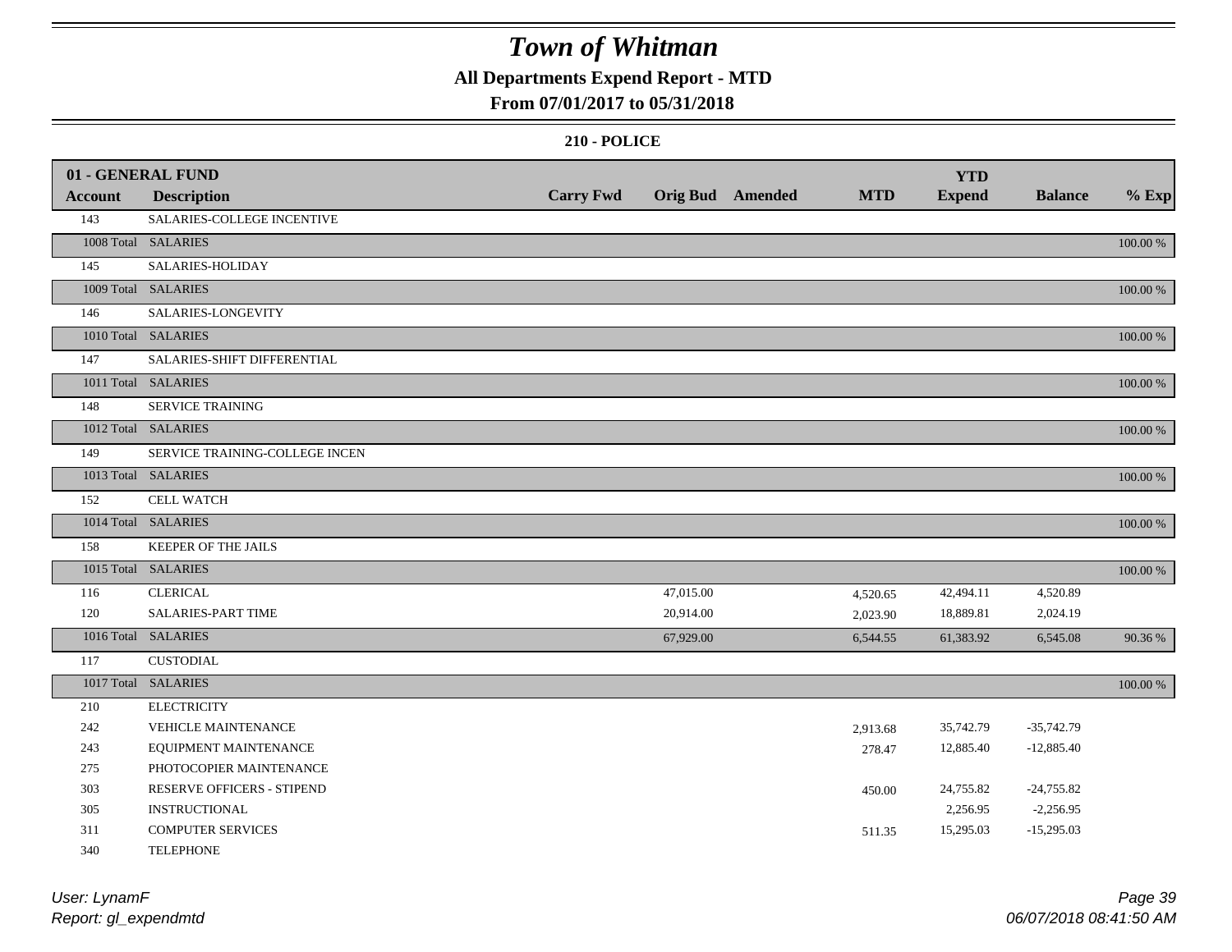# Town of Whitman

## All Departments Expend Report - MTD

### From 07/01/2017 to 05/31/2018

#### 210 - POLICE

| 01 - GENERAL FUND | | | | | | YTD | | |
|---|---|---|---|---|---|---|---|---|
| **Account** | **Description** | **Carry Fwd** | **Orig Bud** | **Amended** | **MTD** | **Expend** | **Balance** | **% Exp** |
| 143 | SALARIES-COLLEGE INCENTIVE | | | | | | | |
| 1008 Total | SALARIES | | | | | | | 100.00 % |
| 145 | SALARIES-HOLIDAY | | | | | | | |
| 1009 Total | SALARIES | | | | | | | 100.00 % |
| 146 | SALARIES-LONGEVITY | | | | | | | |
| 1010 Total | SALARIES | | | | | | | 100.00 % |
| 147 | SALARIES-SHIFT DIFFERENTIAL | | | | | | | |
| 1011 Total | SALARIES | | | | | | | 100.00 % |
| 148 | SERVICE TRAINING | | | | | | | |
| 1012 Total | SALARIES | | | | | | | 100.00 % |
| 149 | SERVICE TRAINING-COLLEGE INCEN | | | | | | | |
| 1013 Total | SALARIES | | | | | | | 100.00 % |
| 152 | CELL WATCH | | | | | | | |
| 1014 Total | SALARIES | | | | | | | 100.00 % |
| 158 | KEEPER OF THE JAILS | | | | | | | |
| 1015 Total | SALARIES | | | | | | | 100.00 % |
| 116 | CLERICAL | | 47,015.00 | | 4,520.65 | 42,494.11 | 4,520.89 | |
| 120 | SALARIES-PART TIME | | 20,914.00 | | 2,023.90 | 18,889.81 | 2,024.19 | |
| 1016 Total | SALARIES | | 67,929.00 | | 6,544.55 | 61,383.92 | 6,545.08 | 90.36 % |
| 117 | CUSTODIAL | | | | | | | |
| 1017 Total | SALARIES | | | | | | | 100.00 % |
| 210 | ELECTRICITY | | | | | | | |
| 242 | VEHICLE MAINTENANCE | | | | 2,913.68 | 35,742.79 | -35,742.79 | |
| 243 | EQUIPMENT MAINTENANCE | | | | 278.47 | 12,885.40 | -12,885.40 | |
| 275 | PHOTOCOPIER MAINTENANCE | | | | | | | |
| 303 | RESERVE OFFICERS - STIPEND | | | | 450.00 | 24,755.82 | -24,755.82 | |
| 305 | INSTRUCTIONAL | | | | | 2,256.95 | -2,256.95 | |
| 311 | COMPUTER SERVICES | | | | 511.35 | 15,295.03 | -15,295.03 | |
| 340 | TELEPHONE | | | | | | | |

User: LynamF
Report: gl_expendmtd

06/07/2018 08:41:50 AM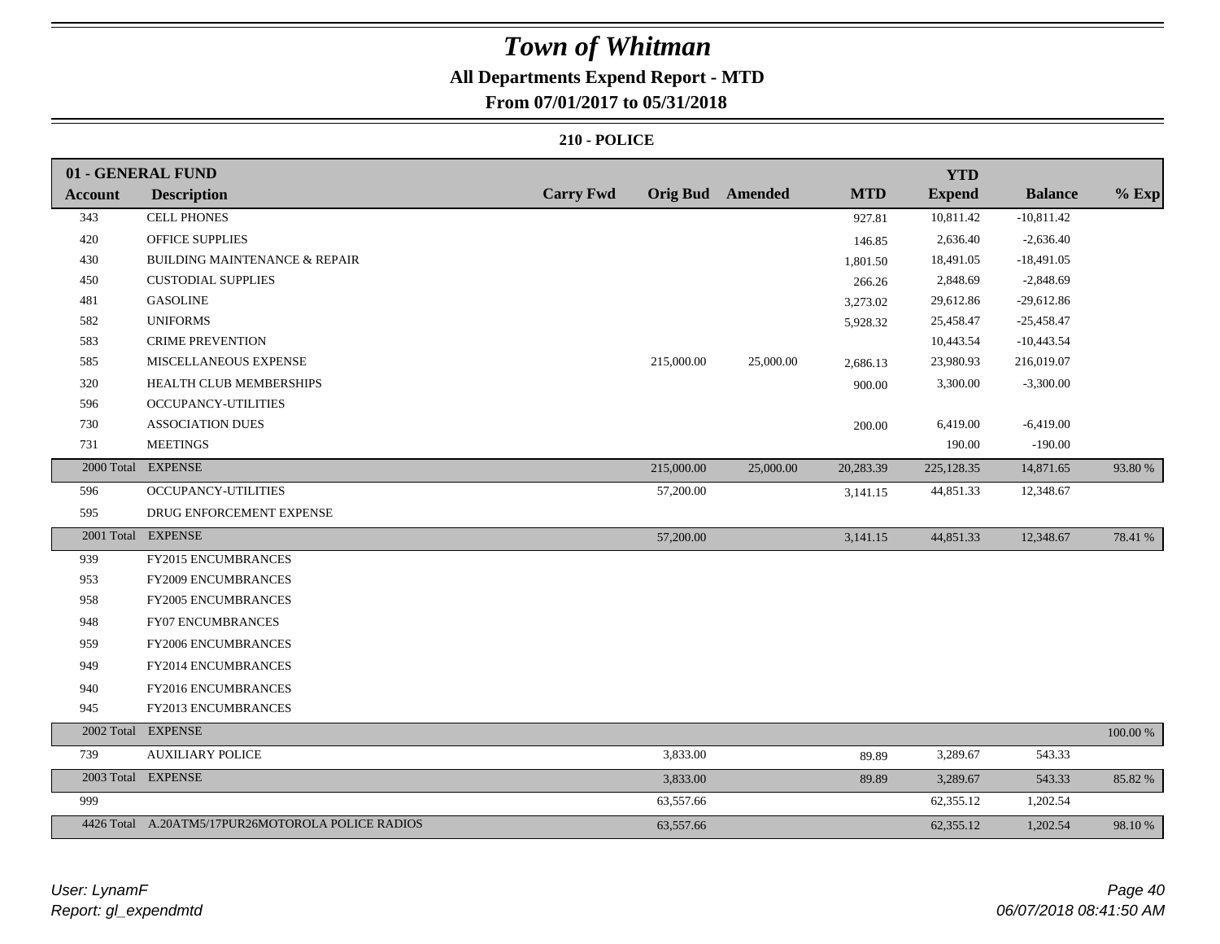# Town of Whitman

**All Departments Expend Report - MTD**

**From 07/01/2017 to 05/31/2018**

**210 - POLICE**

| 01 - GENERAL FUND | | | | | | | | |
|---|---|---|---|---|---|---|---|---|
| **Account** | **Description** | **Carry Fwd** | **Orig Bud** | **Amended** | **MTD** | **YTD Expend** | **Balance** | **% Exp** |
| 343 | CELL PHONES | | | | 927.81 | 10,811.42 | -10,811.42 | |
| 420 | OFFICE SUPPLIES | | | | 146.85 | 2,636.40 | -2,636.40 | |
| 430 | BUILDING MAINTENANCE & REPAIR | | | | 1,801.50 | 18,491.05 | -18,491.05 | |
| 450 | CUSTODIAL SUPPLIES | | | | 266.26 | 2,848.69 | -2,848.69 | |
| 481 | GASOLINE | | | | 3,273.02 | 29,612.86 | -29,612.86 | |
| 582 | UNIFORMS | | | | 5,928.32 | 25,458.47 | -25,458.47 | |
| 583 | CRIME PREVENTION | | | | | 10,443.54 | -10,443.54 | |
| 585 | MISCELLANEOUS EXPENSE | | 215,000.00 | 25,000.00 | 2,686.13 | 23,980.93 | 216,019.07 | |
| 320 | HEALTH CLUB MEMBERSHIPS | | | | 900.00 | 3,300.00 | -3,300.00 | |
| 596 | OCCUPANCY-UTILITIES | | | | | | | |
| 730 | ASSOCIATION DUES | | | | 200.00 | 6,419.00 | -6,419.00 | |
| 731 | MEETINGS | | | | | 190.00 | -190.00 | |
| 2000 Total | EXPENSE | | 215,000.00 | 25,000.00 | 20,283.39 | 225,128.35 | 14,871.65 | 93.80 % |
| 596 | OCCUPANCY-UTILITIES | | 57,200.00 | | 3,141.15 | 44,851.33 | 12,348.67 | |
| 595 | DRUG ENFORCEMENT EXPENSE | | | | | | | |
| 2001 Total | EXPENSE | | 57,200.00 | | 3,141.15 | 44,851.33 | 12,348.67 | 78.41 % |
| 939 | FY2015 ENCUMBRANCES | | | | | | | |
| 953 | FY2009 ENCUMBRANCES | | | | | | | |
| 958 | FY2005 ENCUMBRANCES | | | | | | | |
| 948 | FY07 ENCUMBRANCES | | | | | | | |
| 959 | FY2006 ENCUMBRANCES | | | | | | | |
| 949 | FY2014 ENCUMBRANCES | | | | | | | |
| 940 | FY2016 ENCUMBRANCES | | | | | | | |
| 945 | FY2013 ENCUMBRANCES | | | | | | | |
| 2002 Total | EXPENSE | | | | | | | 100.00 % |
| 739 | AUXILIARY POLICE | | 3,833.00 | | 89.89 | 3,289.67 | 543.33 | |
| 2003 Total | EXPENSE | | 3,833.00 | | 89.89 | 3,289.67 | 543.33 | 85.82 % |
| 999 | | | 63,557.66 | | | 62,355.12 | 1,202.54 | |
| 4426 Total | A.20ATM5/17PUR26MOTOROLA POLICE RADIOS | | 63,557.66 | | | 62,355.12 | 1,202.54 | 98.10 % |

*User: LynamF*
*Report: gl_expendmtd*

*06/07/2018 08:41:50 AM*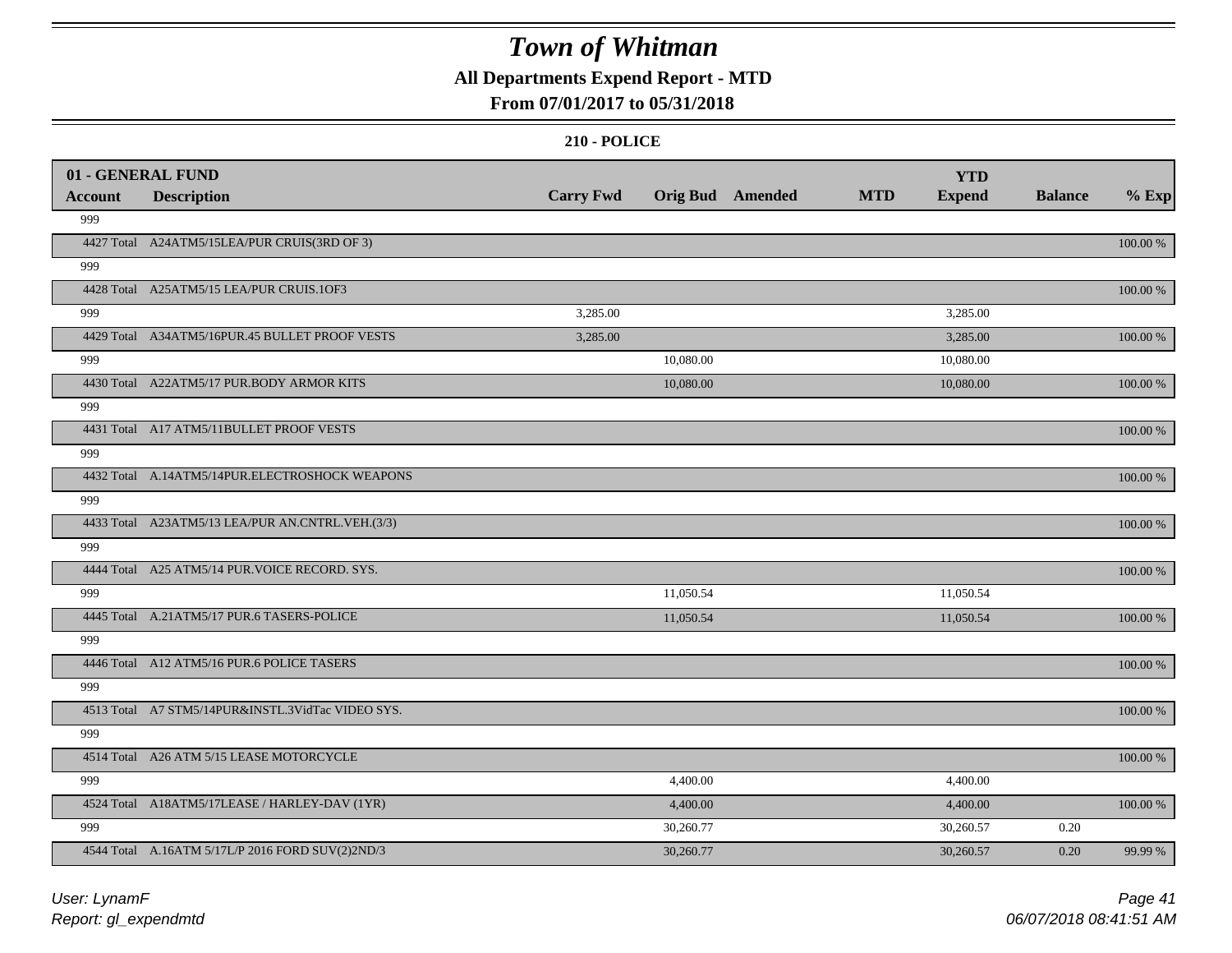# Town of Whitman

**All Departments Expend Report - MTD**

**From 07/01/2017 to 05/31/2018**

**210 - POLICE**

| 01 - GENERAL FUND<br>Account | Description | Carry Fwd | Orig Bud | Amended | MTD | YTD<br>Expend | Balance | % Exp |
|---|---|---|---|---|---|---|---|---|
| 999 | | | | | | | | |
| 4427 Total | A24ATM5/15LEA/PUR CRUIS(3RD OF 3) | | | | | | | 100.00 % |
| 999 | | | | | | | | |
| 4428 Total | A25ATM5/15 LEA/PUR CRUIS.1OF3 | | | | | | | 100.00 % |
| 999 | | 3,285.00 | | | | 3,285.00 | | |
| 4429 Total | A34ATM5/16PUR.45 BULLET PROOF VESTS | 3,285.00 | | | | 3,285.00 | | 100.00 % |
| 999 | | | 10,080.00 | | | 10,080.00 | | |
| 4430 Total | A22ATM5/17 PUR.BODY ARMOR KITS | | 10,080.00 | | | 10,080.00 | | 100.00 % |
| 999 | | | | | | | | |
| 4431 Total | A17 ATM5/11BULLET PROOF VESTS | | | | | | | 100.00 % |
| 999 | | | | | | | | |
| 4432 Total | A.14ATM5/14PUR.ELECTROSHOCK WEAPONS | | | | | | | 100.00 % |
| 999 | | | | | | | | |
| 4433 Total | A23ATM5/13 LEA/PUR AN.CNTRL.VEH.(3/3) | | | | | | | 100.00 % |
| 999 | | | | | | | | |
| 4444 Total | A25 ATM5/14 PUR.VOICE RECORD. SYS. | | | | | | | 100.00 % |
| 999 | | | 11,050.54 | | | 11,050.54 | | |
| 4445 Total | A.21ATM5/17 PUR.6 TASERS-POLICE | | 11,050.54 | | | 11,050.54 | | 100.00 % |
| 999 | | | | | | | | |
| 4446 Total | A12 ATM5/16 PUR.6 POLICE TASERS | | | | | | | 100.00 % |
| 999 | | | | | | | | |
| 4513 Total | A7 STM5/14PUR&INSTL.3VidTac VIDEO SYS. | | | | | | | 100.00 % |
| 999 | | | | | | | | |
| 4514 Total | A26 ATM 5/15 LEASE MOTORCYCLE | | | | | | | 100.00 % |
| 999 | | | 4,400.00 | | | 4,400.00 | | |
| 4524 Total | A18ATM5/17LEASE / HARLEY-DAV (1YR) | | 4,400.00 | | | 4,400.00 | | 100.00 % |
| 999 | | | 30,260.77 | | | 30,260.57 | 0.20 | |
| 4544 Total | A.16ATM 5/17L/P 2016 FORD SUV(2)2ND/3 | | 30,260.77 | | | 30,260.57 | 0.20 | 99.99 % |

*User: LynamF*
*Report: gl_expendmtd*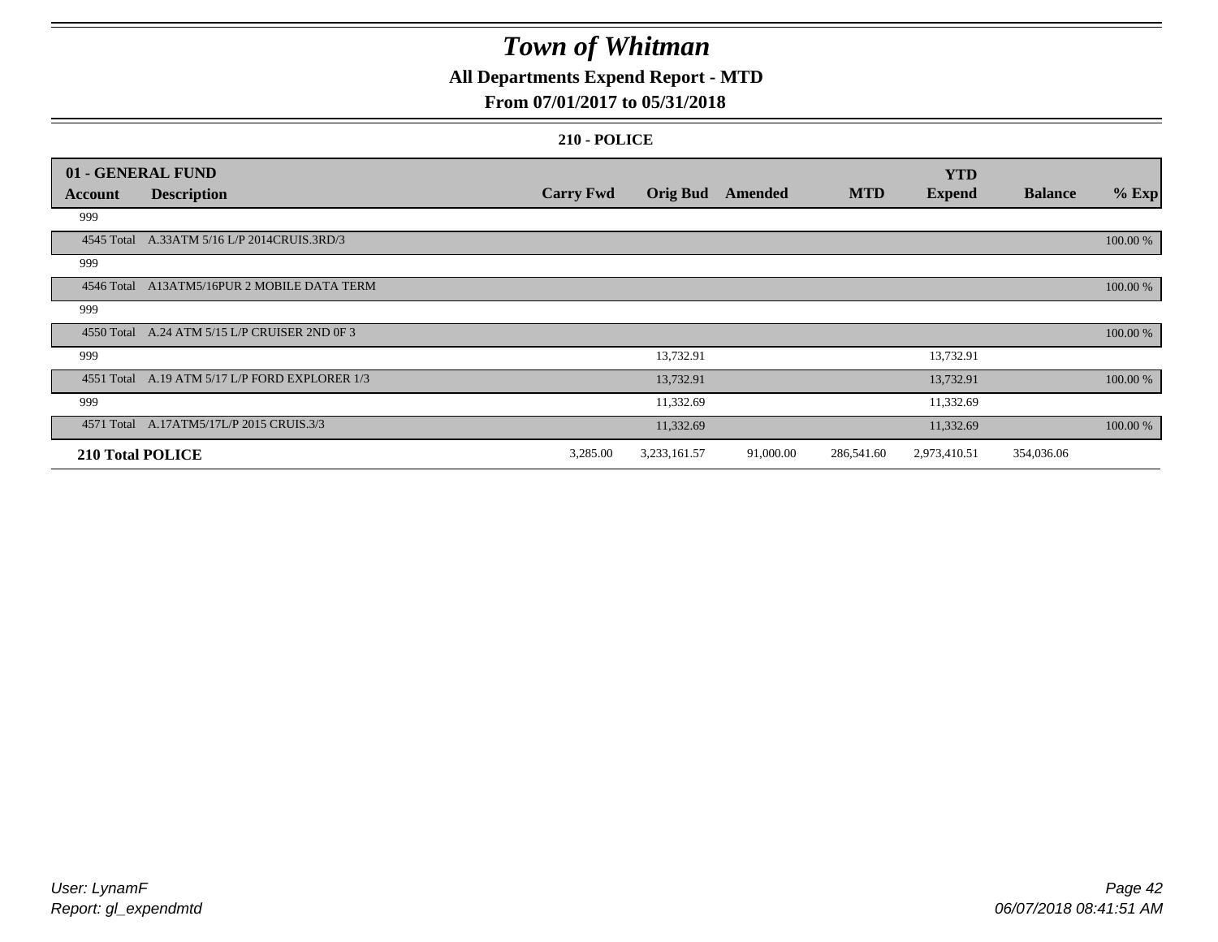# Town of Whitman

## All Departments Expend Report - MTD

### From 07/01/2017 to 05/31/2018

#### 210 - POLICE

| 01 - GENERAL FUND | | | | | | YTD | | |
|---|---|---|---|---|---|---|---|---|
| **Account** | **Description** | **Carry Fwd** | **Orig Bud** | **Amended** | **MTD** | **Expend** | **Balance** | **% Exp** |
| 999 | | | | | | | | |
| 4545 Total | A.33ATM 5/16 L/P 2014CRUIS.3RD/3 | | | | | | | 100.00 % |
| 999 | | | | | | | | |
| 4546 Total | A13ATM5/16PUR 2 MOBILE DATA TERM | | | | | | | 100.00 % |
| 999 | | | | | | | | |
| 4550 Total | A.24 ATM 5/15 L/P CRUISER 2ND 0F 3 | | | | | | | 100.00 % |
| 999 | | | 13,732.91 | | | 13,732.91 | | |
| 4551 Total | A.19 ATM 5/17 L/P FORD EXPLORER 1/3 | | 13,732.91 | | | 13,732.91 | | 100.00 % |
| 999 | | | 11,332.69 | | | 11,332.69 | | |
| 4571 Total | A.17ATM5/17L/P 2015 CRUIS.3/3 | | 11,332.69 | | | 11,332.69 | | 100.00 % |
| **210 Total POLICE** | | 3,285.00 | 3,233,161.57 | 91,000.00 | 286,541.60 | 2,973,410.51 | 354,036.06 | |

User: LynamF
Report: gl_expendmtd

06/07/2018 08:41:51 AM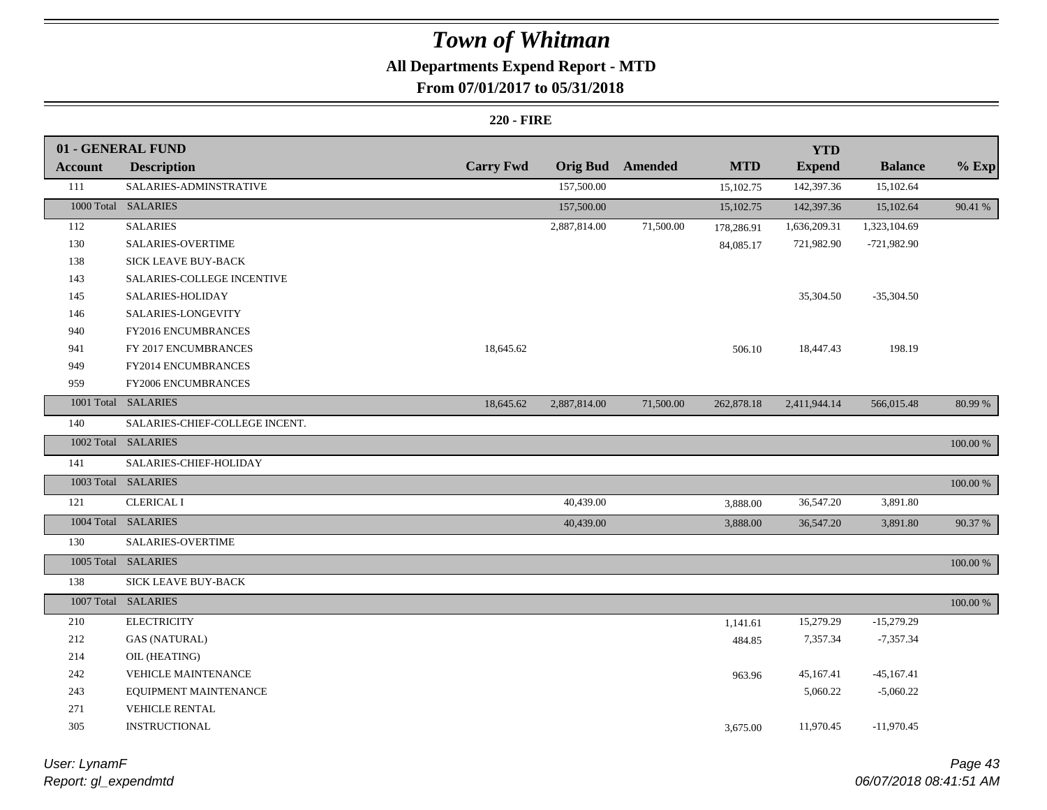# Town of Whitman

## All Departments Expend Report - MTD

### From 07/01/2017 to 05/31/2018

**220 - FIRE**

| 01 - GENERAL FUND | | | | | | | | |
|---|---|---|---|---|---|---|---|---|
| **Account** | **Description** | **Carry Fwd** | **Orig Bud** | **Amended** | **MTD** | **YTD Expend** | **Balance** | **% Exp** |
| 111 | SALARIES-ADMINSTRATIVE | | 157,500.00 | | 15,102.75 | 142,397.36 | 15,102.64 | |
| 1000 Total | SALARIES | | 157,500.00 | | 15,102.75 | 142,397.36 | 15,102.64 | 90.41 % |
| 112 | SALARIES | | 2,887,814.00 | 71,500.00 | 178,286.91 | 1,636,209.31 | 1,323,104.69 | |
| 130 | SALARIES-OVERTIME | | | | 84,085.17 | 721,982.90 | -721,982.90 | |
| 138 | SICK LEAVE BUY-BACK | | | | | | | |
| 143 | SALARIES-COLLEGE INCENTIVE | | | | | | | |
| 145 | SALARIES-HOLIDAY | | | | | 35,304.50 | -35,304.50 | |
| 146 | SALARIES-LONGEVITY | | | | | | | |
| 940 | FY2016 ENCUMBRANCES | | | | | | | |
| 941 | FY 2017 ENCUMBRANCES | 18,645.62 | | | 506.10 | 18,447.43 | 198.19 | |
| 949 | FY2014 ENCUMBRANCES | | | | | | | |
| 959 | FY2006 ENCUMBRANCES | | | | | | | |
| 1001 Total | SALARIES | 18,645.62 | 2,887,814.00 | 71,500.00 | 262,878.18 | 2,411,944.14 | 566,015.48 | 80.99 % |
| 140 | SALARIES-CHIEF-COLLEGE INCENT. | | | | | | | |
| 1002 Total | SALARIES | | | | | | | 100.00 % |
| 141 | SALARIES-CHIEF-HOLIDAY | | | | | | | |
| 1003 Total | SALARIES | | | | | | | 100.00 % |
| 121 | CLERICAL I | | 40,439.00 | | 3,888.00 | 36,547.20 | 3,891.80 | |
| 1004 Total | SALARIES | | 40,439.00 | | 3,888.00 | 36,547.20 | 3,891.80 | 90.37 % |
| 130 | SALARIES-OVERTIME | | | | | | | |
| 1005 Total | SALARIES | | | | | | | 100.00 % |
| 138 | SICK LEAVE BUY-BACK | | | | | | | |
| 1007 Total | SALARIES | | | | | | | 100.00 % |
| 210 | ELECTRICITY | | | | 1,141.61 | 15,279.29 | -15,279.29 | |
| 212 | GAS (NATURAL) | | | | 484.85 | 7,357.34 | -7,357.34 | |
| 214 | OIL (HEATING) | | | | | | | |
| 242 | VEHICLE MAINTENANCE | | | | 963.96 | 45,167.41 | -45,167.41 | |
| 243 | EQUIPMENT MAINTENANCE | | | | | 5,060.22 | -5,060.22 | |
| 271 | VEHICLE RENTAL | | | | | | | |
| 305 | INSTRUCTIONAL | | | | 3,675.00 | 11,970.45 | -11,970.45 | |

*User: LynamF*
*Report: gl_expendmtd*

*06/07/2018 08:41:51 AM*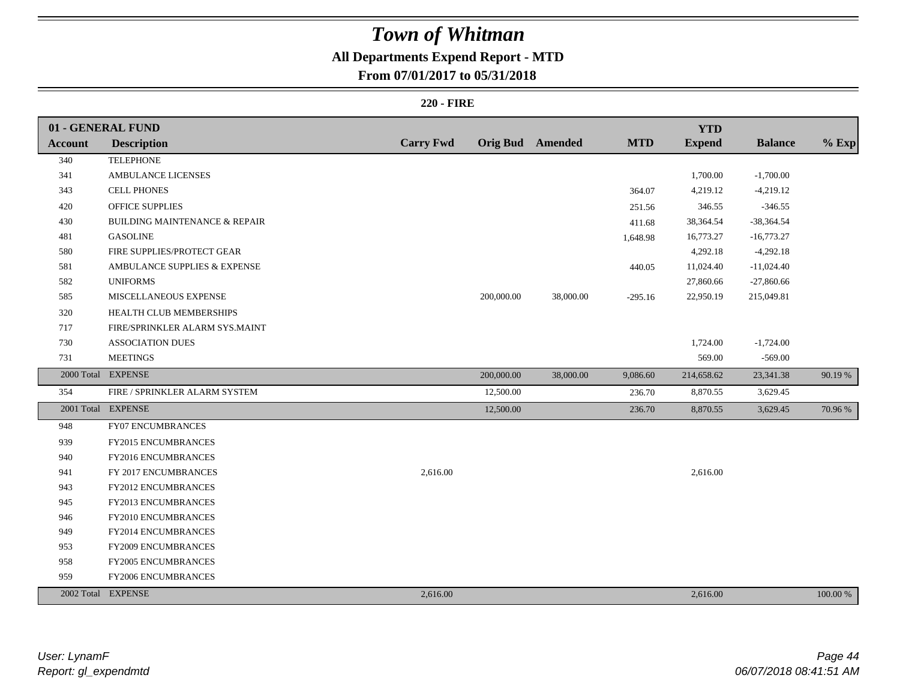# Town of Whitman

## All Departments Expend Report - MTD

## From 07/01/2017 to 05/31/2018

### 220 - FIRE

| 01 - GENERAL FUND | | | | | | YTD | | |
|---|---|---|---|---|---|---|---|---|
| Account | Description | Carry Fwd | Orig Bud | Amended | MTD | Expend | Balance | % Exp |
| 340 | TELEPHONE | | | | | | | |
| 341 | AMBULANCE LICENSES | | | | | 1,700.00 | -1,700.00 | |
| 343 | CELL PHONES | | | | 364.07 | 4,219.12 | -4,219.12 | |
| 420 | OFFICE SUPPLIES | | | | 251.56 | 346.55 | -346.55 | |
| 430 | BUILDING MAINTENANCE & REPAIR | | | | 411.68 | 38,364.54 | -38,364.54 | |
| 481 | GASOLINE | | | | 1,648.98 | 16,773.27 | -16,773.27 | |
| 580 | FIRE SUPPLIES/PROTECT GEAR | | | | | 4,292.18 | -4,292.18 | |
| 581 | AMBULANCE SUPPLIES & EXPENSE | | | | 440.05 | 11,024.40 | -11,024.40 | |
| 582 | UNIFORMS | | | | | 27,860.66 | -27,860.66 | |
| 585 | MISCELLANEOUS EXPENSE | | 200,000.00 | 38,000.00 | -295.16 | 22,950.19 | 215,049.81 | |
| 320 | HEALTH CLUB MEMBERSHIPS | | | | | | | |
| 717 | FIRE/SPRINKLER ALARM SYS.MAINT | | | | | | | |
| 730 | ASSOCIATION DUES | | | | | 1,724.00 | -1,724.00 | |
| 731 | MEETINGS | | | | | 569.00 | -569.00 | |
| 2000 Total | EXPENSE | | 200,000.00 | 38,000.00 | 9,086.60 | 214,658.62 | 23,341.38 | 90.19 % |
| 354 | FIRE / SPRINKLER ALARM SYSTEM | | 12,500.00 | | 236.70 | 8,870.55 | 3,629.45 | |
| 2001 Total | EXPENSE | | 12,500.00 | | 236.70 | 8,870.55 | 3,629.45 | 70.96 % |
| 948 | FY07 ENCUMBRANCES | | | | | | | |
| 939 | FY2015 ENCUMBRANCES | | | | | | | |
| 940 | FY2016 ENCUMBRANCES | | | | | | | |
| 941 | FY 2017 ENCUMBRANCES | 2,616.00 | | | | 2,616.00 | | |
| 943 | FY2012 ENCUMBRANCES | | | | | | | |
| 945 | FY2013 ENCUMBRANCES | | | | | | | |
| 946 | FY2010 ENCUMBRANCES | | | | | | | |
| 949 | FY2014 ENCUMBRANCES | | | | | | | |
| 953 | FY2009 ENCUMBRANCES | | | | | | | |
| 958 | FY2005 ENCUMBRANCES | | | | | | | |
| 959 | FY2006 ENCUMBRANCES | | | | | | | |
| 2002 Total | EXPENSE | 2,616.00 | | | | 2,616.00 | | 100.00 % |

*User: LynamF*
*Report: gl_expendmtd*

*06/07/2018 08:41:51 AM*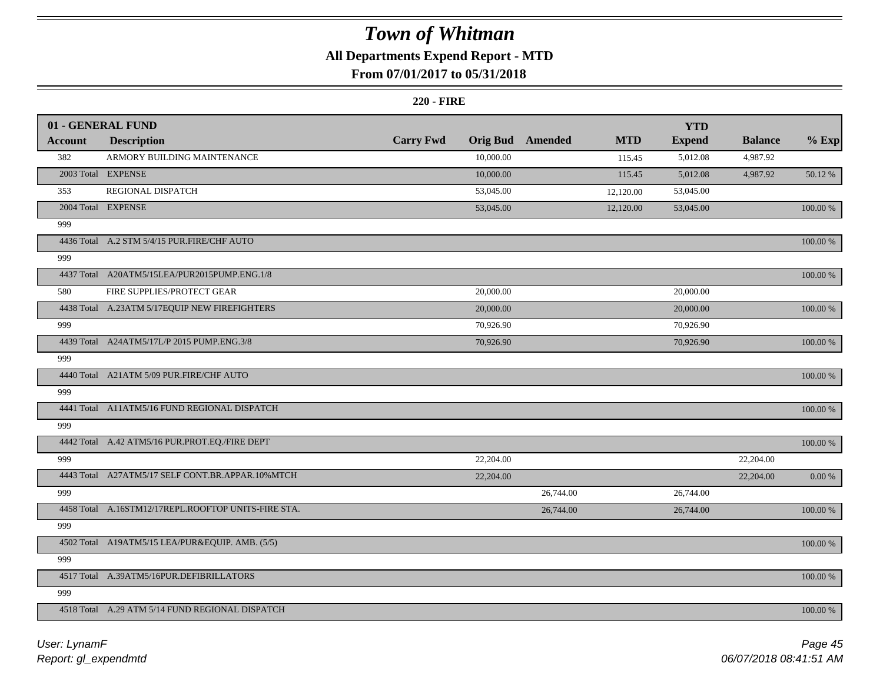# Town of Whitman

## All Departments Expend Report - MTD

## From 07/01/2017 to 05/31/2018

### 220 - FIRE

| 01 - GENERAL FUND | | | | | | YTD | | |
|---|---|---|---|---|---|---|---|---|
| **Account** | **Description** | **Carry Fwd** | **Orig Bud** | **Amended** | **MTD** | **Expend** | **Balance** | **% Exp** |
| 382 | ARMORY BUILDING MAINTENANCE | | 10,000.00 | | 115.45 | 5,012.08 | 4,987.92 | |
| 2003 Total | EXPENSE | | 10,000.00 | | 115.45 | 5,012.08 | 4,987.92 | 50.12 % |
| 353 | REGIONAL DISPATCH | | 53,045.00 | | 12,120.00 | 53,045.00 | | |
| 2004 Total | EXPENSE | | 53,045.00 | | 12,120.00 | 53,045.00 | | 100.00 % |
| 999 | | | | | | | | |
| 4436 Total | A.2 STM 5/4/15 PUR.FIRE/CHF AUTO | | | | | | | 100.00 % |
| 999 | | | | | | | | |
| 4437 Total | A20ATM5/15LEA/PUR2015PUMP.ENG.1/8 | | | | | | | 100.00 % |
| 580 | FIRE SUPPLIES/PROTECT GEAR | | 20,000.00 | | | 20,000.00 | | |
| 4438 Total | A.23ATM 5/17EQUIP NEW FIREFIGHTERS | | 20,000.00 | | | 20,000.00 | | 100.00 % |
| 999 | | | 70,926.90 | | | 70,926.90 | | |
| 4439 Total | A24ATM5/17L/P 2015 PUMP.ENG.3/8 | | 70,926.90 | | | 70,926.90 | | 100.00 % |
| 999 | | | | | | | | |
| 4440 Total | A21ATM 5/09 PUR.FIRE/CHF AUTO | | | | | | | 100.00 % |
| 999 | | | | | | | | |
| 4441 Total | A11ATM5/16 FUND REGIONAL DISPATCH | | | | | | | 100.00 % |
| 999 | | | | | | | | |
| 4442 Total | A.42 ATM5/16 PUR.PROT.EQ./FIRE DEPT | | | | | | | 100.00 % |
| 999 | | | 22,204.00 | | | | 22,204.00 | |
| 4443 Total | A27ATM5/17 SELF CONT.BR.APPAR.10%MTCH | | 22,204.00 | | | | 22,204.00 | 0.00 % |
| 999 | | | | 26,744.00 | | 26,744.00 | | |
| 4458 Total | A.16STM12/17REPL.ROOFTOP UNITS-FIRE STA. | | | 26,744.00 | | 26,744.00 | | 100.00 % |
| 999 | | | | | | | | |
| 4502 Total | A19ATM5/15 LEA/PUR&EQUIP. AMB. (5/5) | | | | | | | 100.00 % |
| 999 | | | | | | | | |
| 4517 Total | A.39ATM5/16PUR.DEFIBRILLATORS | | | | | | | 100.00 % |
| 999 | | | | | | | | |
| 4518 Total | A.29 ATM 5/14 FUND REGIONAL DISPATCH | | | | | | | 100.00 % |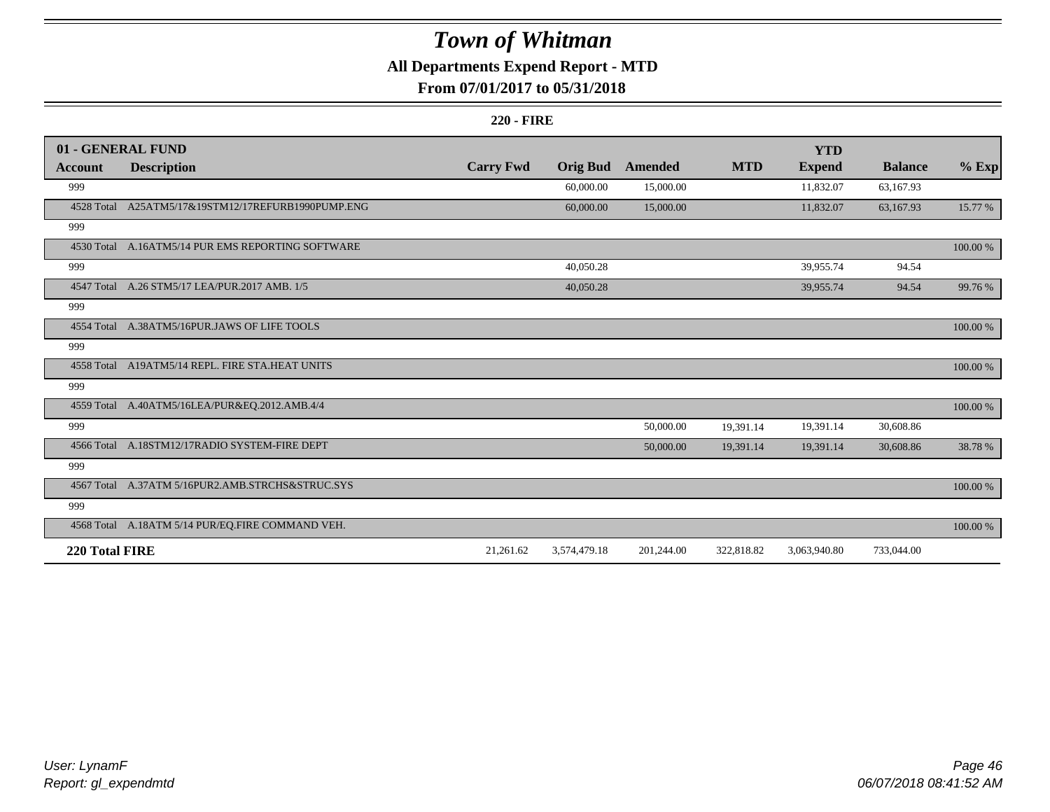# Town of Whitman

## All Departments Expend Report - MTD

### From 07/01/2017 to 05/31/2018

#### 220 - FIRE

| 01 - GENERAL FUND | | | | | | YTD | | |
|---|---|---|---|---|---|---|---|---|
| **Account** | **Description** | **Carry Fwd** | **Orig Bud** | **Amended** | **MTD** | **Expend** | **Balance** | **% Exp** |
| 999 | | | 60,000.00 | 15,000.00 | | 11,832.07 | 63,167.93 | |
| 4528 Total | A25ATM5/17&19STM12/17REFURB1990PUMP.ENG | | 60,000.00 | 15,000.00 | | 11,832.07 | 63,167.93 | 15.77 % |
| 999 | | | | | | | | |
| 4530 Total | A.16ATM5/14 PUR EMS REPORTING SOFTWARE | | | | | | | 100.00 % |
| 999 | | | 40,050.28 | | | 39,955.74 | 94.54 | |
| 4547 Total | A.26 STM5/17 LEA/PUR.2017 AMB. 1/5 | | 40,050.28 | | | 39,955.74 | 94.54 | 99.76 % |
| 999 | | | | | | | | |
| 4554 Total | A.38ATM5/16PUR.JAWS OF LIFE TOOLS | | | | | | | 100.00 % |
| 999 | | | | | | | | |
| 4558 Total | A19ATM5/14 REPL. FIRE STA.HEAT UNITS | | | | | | | 100.00 % |
| 999 | | | | | | | | |
| 4559 Total | A.40ATM5/16LEA/PUR&EQ.2012.AMB.4/4 | | | | | | | 100.00 % |
| 999 | | | | 50,000.00 | 19,391.14 | 19,391.14 | 30,608.86 | |
| 4566 Total | A.18STM12/17RADIO SYSTEM-FIRE DEPT | | | 50,000.00 | 19,391.14 | 19,391.14 | 30,608.86 | 38.78 % |
| 999 | | | | | | | | |
| 4567 Total | A.37ATM 5/16PUR2.AMB.STRCHS&STRUC.SYS | | | | | | | 100.00 % |
| 999 | | | | | | | | |
| 4568 Total | A.18ATM 5/14 PUR/EQ.FIRE COMMAND VEH. | | | | | | | 100.00 % |
| **220 Total FIRE** | | 21,261.62 | 3,574,479.18 | 201,244.00 | 322,818.82 | 3,063,940.80 | 733,044.00 | |

*User: LynamF*
*Report: gl_expendmtd*

*06/07/2018 08:41:52 AM*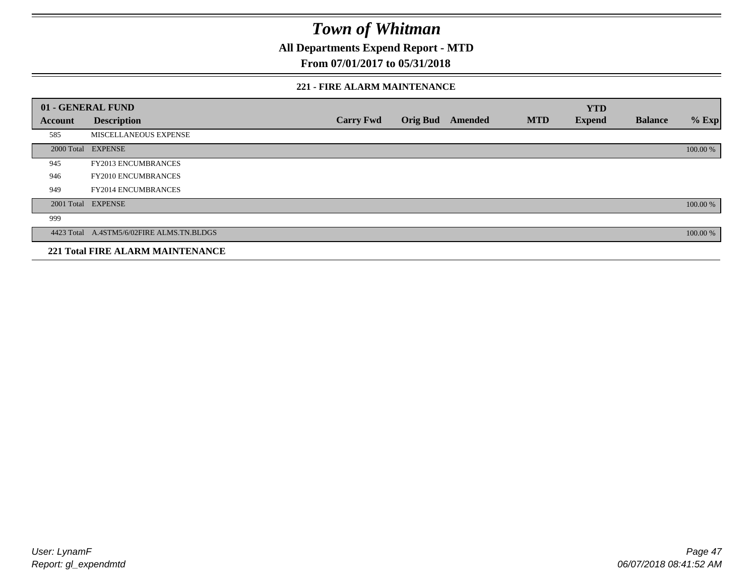# Town of Whitman

**All Departments Expend Report - MTD**

**From 07/01/2017 to 05/31/2018**

**221 - FIRE ALARM MAINTENANCE**

| 01 - GENERAL FUND | | | | | | YTD | | |
|---|---|---|---|---|---|---|---|---|
| **Account** | **Description** | **Carry Fwd** | **Orig Bud** | **Amended** | **MTD** | **Expend** | **Balance** | **% Exp** |
| 585 | MISCELLANEOUS EXPENSE | | | | | | | |
| 2000 Total | EXPENSE | | | | | | | 100.00 % |
| 945 | FY2013 ENCUMBRANCES | | | | | | | |
| 946 | FY2010 ENCUMBRANCES | | | | | | | |
| 949 | FY2014 ENCUMBRANCES | | | | | | | |
| 2001 Total | EXPENSE | | | | | | | 100.00 % |
| 999 | | | | | | | | |
| 4423 Total | A.4STM5/6/02FIRE ALMS.TN.BLDGS | | | | | | | 100.00 % |
| **221 Total FIRE ALARM MAINTENANCE** | | | | | | | | |

*User: LynamF*
*Report: gl_expendmtd*

*06/07/2018 08:41:52 AM*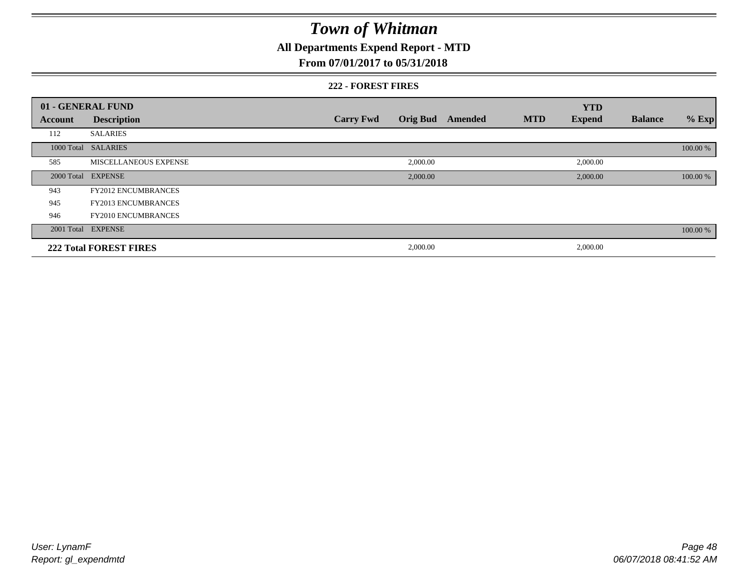# Town of Whitman

**All Departments Expend Report - MTD**

**From 07/01/2017 to 05/31/2018**

**222 - FOREST FIRES**

| 01 - GENERAL FUND | | | | | | | | |
|---|---|---|---|---|---|---|---|---|
| **Account** | **Description** | **Carry Fwd** | **Orig Bud** | **Amended** | **MTD** | **YTD Expend** | **Balance** | **% Exp** |
| 112 | SALARIES | | | | | | | |
| 1000 Total | SALARIES | | | | | | | 100.00 % |
| 585 | MISCELLANEOUS EXPENSE | | 2,000.00 | | | 2,000.00 | | |
| 2000 Total | EXPENSE | | 2,000.00 | | | 2,000.00 | | 100.00 % |
| 943 | FY2012 ENCUMBRANCES | | | | | | | |
| 945 | FY2013 ENCUMBRANCES | | | | | | | |
| 946 | FY2010 ENCUMBRANCES | | | | | | | |
| 2001 Total | EXPENSE | | | | | | | 100.00 % |
| **222 Total FOREST FIRES** | | | 2,000.00 | | | 2,000.00 | | |

User: LynamF
Report: gl_expendmtd

06/07/2018 08:41:52 AM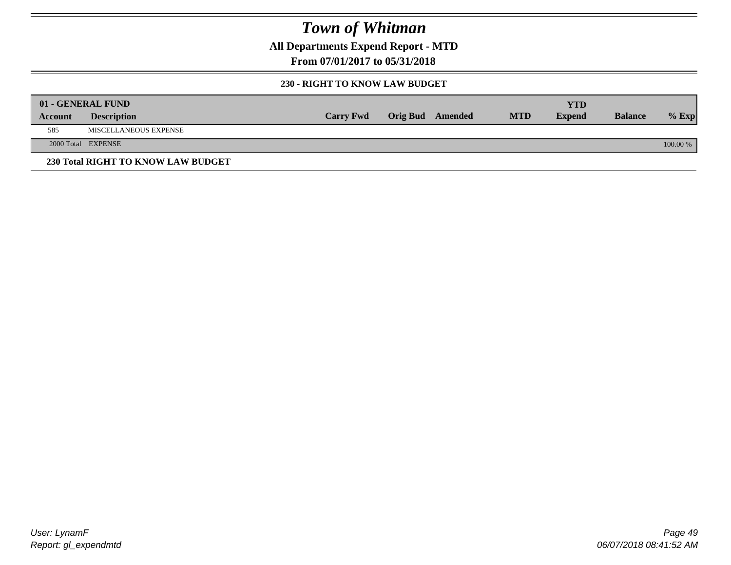# Town of Whitman

**All Departments Expend Report - MTD**

**From 07/01/2017 to 05/31/2018**

**230 - RIGHT TO KNOW LAW BUDGET**

| 01 - GENERAL FUND | | | | | | | | |
|---|---|---|---|---|---|---|---|---|
| **Account** | **Description** | **Carry Fwd** | **Orig Bud** | **Amended** | **MTD** | **YTD Expend** | **Balance** | **% Exp** |
| 585 | MISCELLANEOUS EXPENSE | | | | | | | |
| 2000 Total | EXPENSE | | | | | | | 100.00 % |

**230 Total RIGHT TO KNOW LAW BUDGET**

*User: LynamF*
*Report: gl_expendmtd*

*06/07/2018 08:41:52 AM*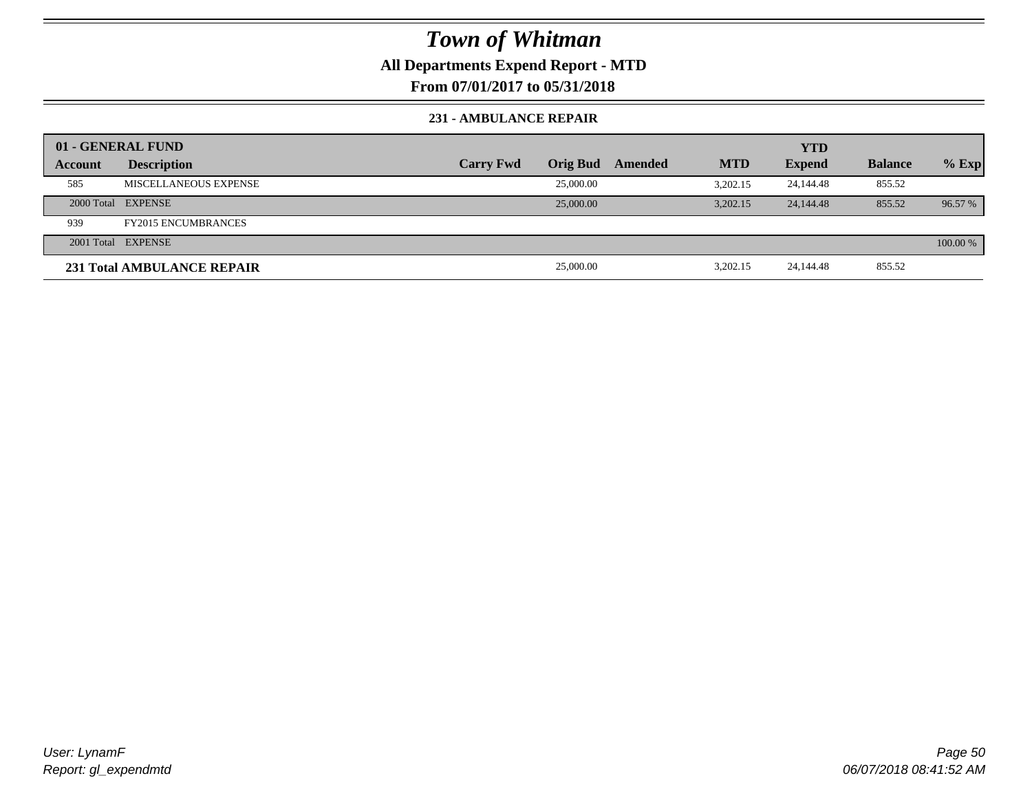# Town of Whitman

**All Departments Expend Report - MTD**

**From 07/01/2017 to 05/31/2018**

### 231 - AMBULANCE REPAIR

| 01 - GENERAL FUND | | | | | | YTD | | |
|---|---|---|---|---|---|---|---|---|
| **Account** | **Description** | **Carry Fwd** | **Orig Bud** | **Amended** | **MTD** | **Expend** | **Balance** | **% Exp** |
| 585 | MISCELLANEOUS EXPENSE | | 25,000.00 | | 3,202.15 | 24,144.48 | 855.52 | |
| 2000 Total | EXPENSE | | 25,000.00 | | 3,202.15 | 24,144.48 | 855.52 | 96.57 % |
| 939 | FY2015 ENCUMBRANCES | | | | | | | |
| 2001 Total | EXPENSE | | | | | | | 100.00 % |
| **231 Total AMBULANCE REPAIR** | | | 25,000.00 | | 3,202.15 | 24,144.48 | 855.52 | |

User: LynamF

Report: gl_expendmtd

06/07/2018 08:41:52 AM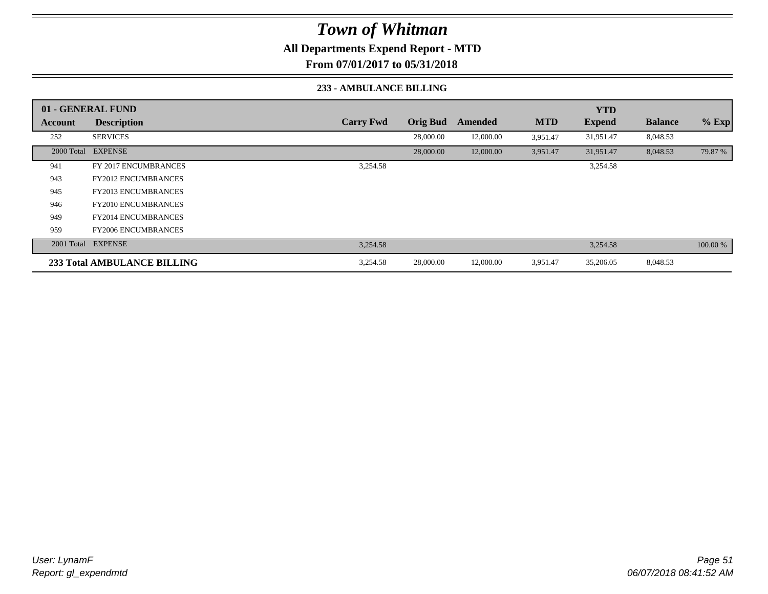# Town of Whitman

## All Departments Expend Report - MTD

## From 07/01/2017 to 05/31/2018

### 233 - AMBULANCE BILLING

| 01 - GENERAL FUND | | | | | | YTD | | |
|---|---|---|---|---|---|---|---|---|
| **Account** | **Description** | **Carry Fwd** | **Orig Bud** | **Amended** | **MTD** | **Expend** | **Balance** | **% Exp** |
| 252 | SERVICES | | 28,000.00 | 12,000.00 | 3,951.47 | 31,951.47 | 8,048.53 | |
| 2000 Total | EXPENSE | | 28,000.00 | 12,000.00 | 3,951.47 | 31,951.47 | 8,048.53 | 79.87 % |
| 941 | FY 2017 ENCUMBRANCES | 3,254.58 | | | | 3,254.58 | | |
| 943 | FY2012 ENCUMBRANCES | | | | | | | |
| 945 | FY2013 ENCUMBRANCES | | | | | | | |
| 946 | FY2010 ENCUMBRANCES | | | | | | | |
| 949 | FY2014 ENCUMBRANCES | | | | | | | |
| 959 | FY2006 ENCUMBRANCES | | | | | | | |
| 2001 Total | EXPENSE | 3,254.58 | | | | 3,254.58 | | 100.00 % |
| **233 Total AMBULANCE BILLING** | | 3,254.58 | 28,000.00 | 12,000.00 | 3,951.47 | 35,206.05 | 8,048.53 | |

*User: LynamF*
*Report: gl_expendmtd*

*06/07/2018 08:41:52 AM*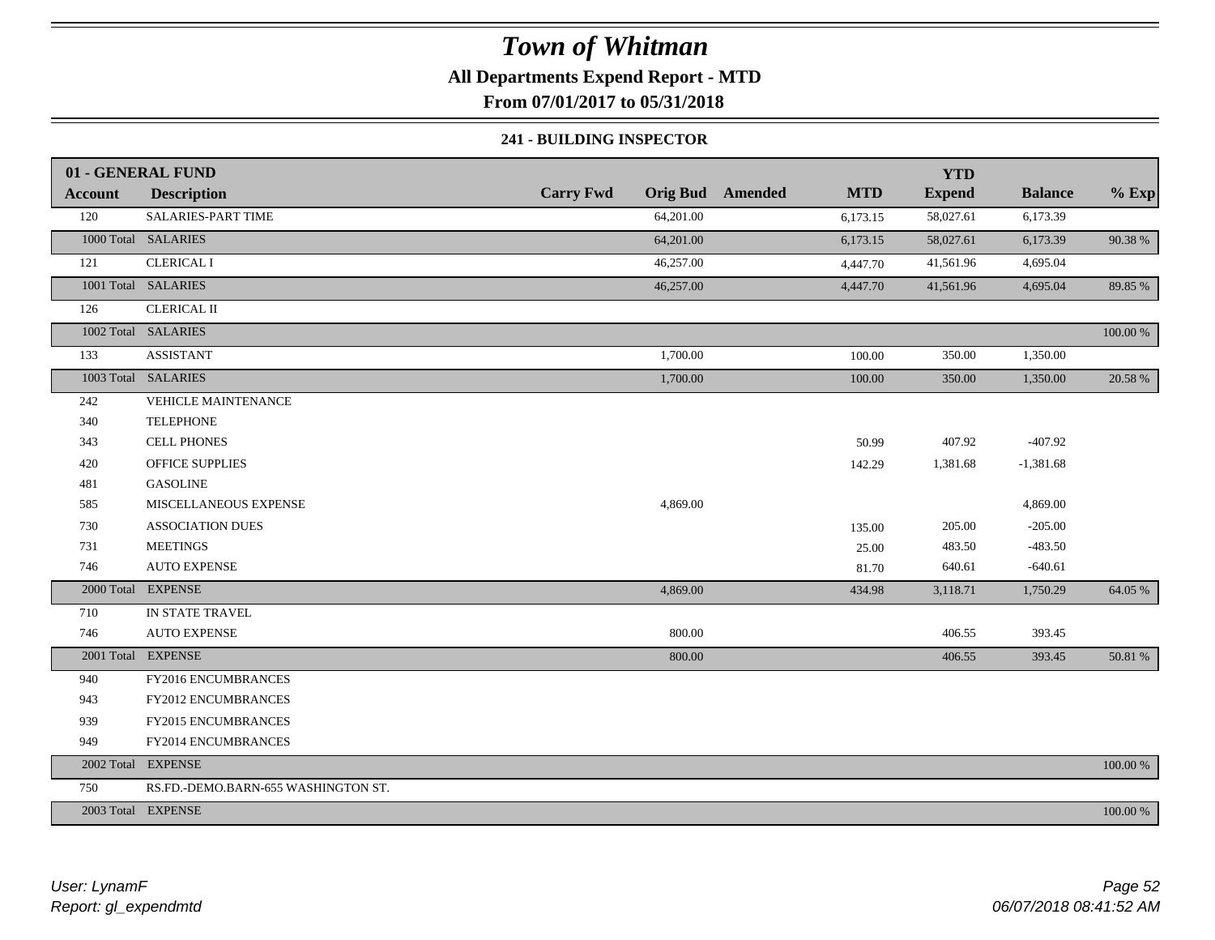# Town of Whitman

**All Departments Expend Report - MTD**

**From 07/01/2017 to 05/31/2018**

**241 - BUILDING INSPECTOR**

| 01 - GENERAL FUND | | | | | | | | |
|---|---|---|---|---|---|---|---|---|
| **Account** | **Description** | **Carry Fwd** | **Orig Bud** | **Amended** | **MTD** | **YTD Expend** | **Balance** | **% Exp** |
| 120 | SALARIES-PART TIME | | 64,201.00 | | 6,173.15 | 58,027.61 | 6,173.39 | |
| 1000 Total | SALARIES | | 64,201.00 | | 6,173.15 | 58,027.61 | 6,173.39 | 90.38 % |
| 121 | CLERICAL I | | 46,257.00 | | 4,447.70 | 41,561.96 | 4,695.04 | |
| 1001 Total | SALARIES | | 46,257.00 | | 4,447.70 | 41,561.96 | 4,695.04 | 89.85 % |
| 126 | CLERICAL II | | | | | | | |
| 1002 Total | SALARIES | | | | | | | 100.00 % |
| 133 | ASSISTANT | | 1,700.00 | | 100.00 | 350.00 | 1,350.00 | |
| 1003 Total | SALARIES | | 1,700.00 | | 100.00 | 350.00 | 1,350.00 | 20.58 % |
| 242 | VEHICLE MAINTENANCE | | | | | | | |
| 340 | TELEPHONE | | | | | | | |
| 343 | CELL PHONES | | | | 50.99 | 407.92 | -407.92 | |
| 420 | OFFICE SUPPLIES | | | | 142.29 | 1,381.68 | -1,381.68 | |
| 481 | GASOLINE | | | | | | | |
| 585 | MISCELLANEOUS EXPENSE | | 4,869.00 | | | | 4,869.00 | |
| 730 | ASSOCIATION DUES | | | | 135.00 | 205.00 | -205.00 | |
| 731 | MEETINGS | | | | 25.00 | 483.50 | -483.50 | |
| 746 | AUTO EXPENSE | | | | 81.70 | 640.61 | -640.61 | |
| 2000 Total | EXPENSE | | 4,869.00 | | 434.98 | 3,118.71 | 1,750.29 | 64.05 % |
| 710 | IN STATE TRAVEL | | | | | | | |
| 746 | AUTO EXPENSE | | 800.00 | | | 406.55 | 393.45 | |
| 2001 Total | EXPENSE | | 800.00 | | | 406.55 | 393.45 | 50.81 % |
| 940 | FY2016 ENCUMBRANCES | | | | | | | |
| 943 | FY2012 ENCUMBRANCES | | | | | | | |
| 939 | FY2015 ENCUMBRANCES | | | | | | | |
| 949 | FY2014 ENCUMBRANCES | | | | | | | |
| 2002 Total | EXPENSE | | | | | | | 100.00 % |
| 750 | RS.FD.-DEMO.BARN-655 WASHINGTON ST. | | | | | | | |
| 2003 Total | EXPENSE | | | | | | | 100.00 % |

*User: LynamF*
*Report: gl_expendmtd*

*06/07/2018 08:41:52 AM*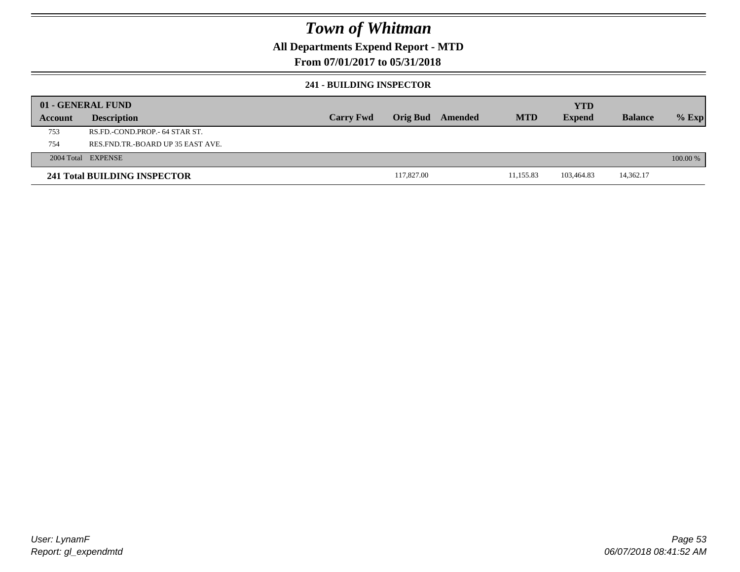# Town of Whitman

## All Departments Expend Report - MTD

## From 07/01/2017 to 05/31/2018

### 241 - BUILDING INSPECTOR

| 01 - GENERAL FUND | | | | | | YTD | | |
|---|---|---|---|---|---|---|---|---|
| Account | Description | Carry Fwd | Orig Bud | Amended | MTD | Expend | Balance | % Exp |
| 753 | RS.FD.-COND.PROP.- 64 STAR ST. | | | | | | | |
| 754 | RES.FND.TR.-BOARD UP 35 EAST AVE. | | | | | | | |
| 2004 Total | EXPENSE | | | | | | | 100.00 % |
| **241 Total BUILDING INSPECTOR** | | | 117,827.00 | | 11,155.83 | 103,464.83 | 14,362.17 | |

*User: LynamF*
*Report: gl_expendmtd*

06/07/2018 08:41:52 AM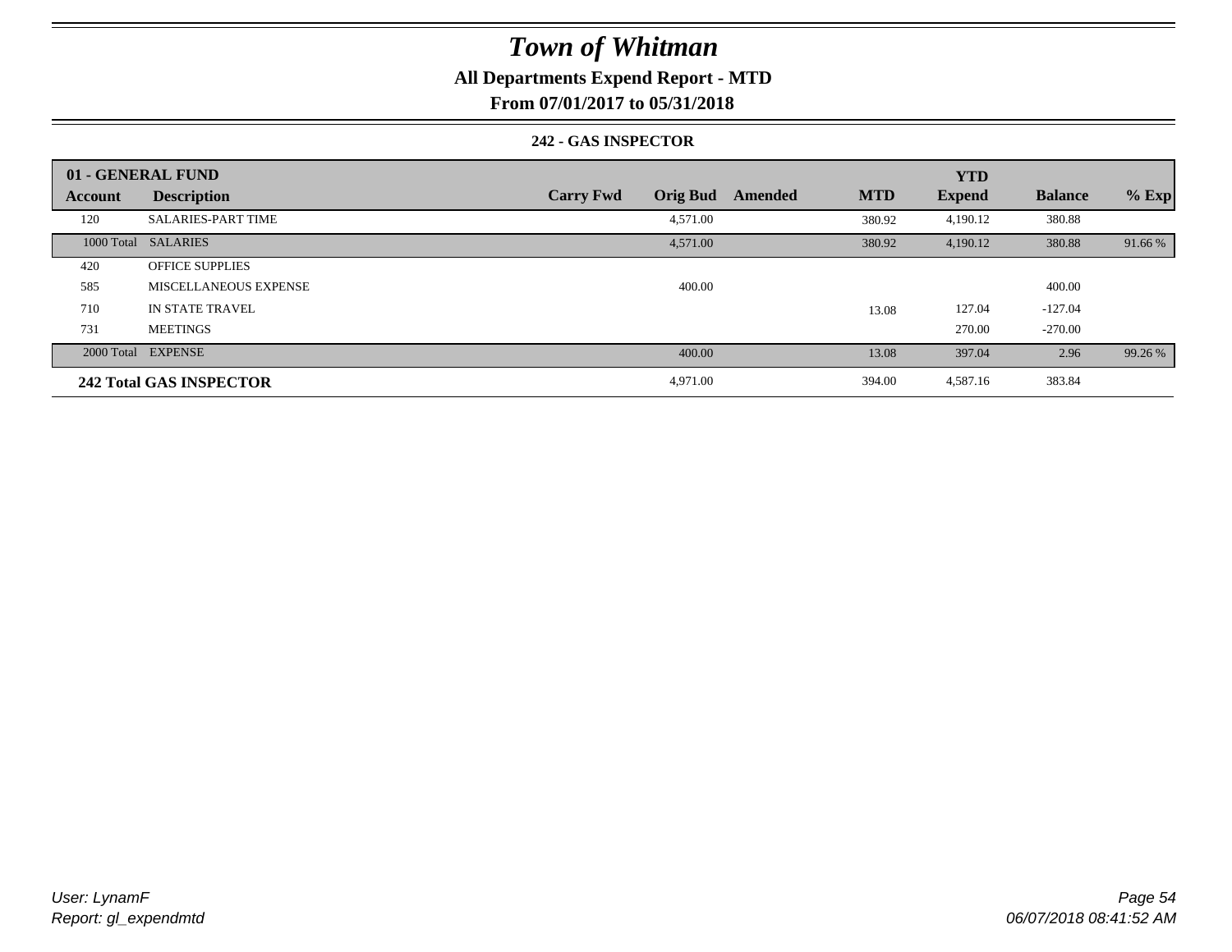# Town of Whitman

## All Departments Expend Report - MTD

### From 07/01/2017 to 05/31/2018

#### 242 - GAS INSPECTOR

| 01 - GENERAL FUND | | | | | | YTD | | |
|---|---|---|---|---|---|---|---|---|
| **Account** | **Description** | **Carry Fwd** | **Orig Bud** | **Amended** | **MTD** | **Expend** | **Balance** | **% Exp** |
| 120 | SALARIES-PART TIME | | 4,571.00 | | 380.92 | 4,190.12 | 380.88 | |
| 1000 Total | SALARIES | | 4,571.00 | | 380.92 | 4,190.12 | 380.88 | 91.66 % |
| 420 | OFFICE SUPPLIES | | | | | | | |
| 585 | MISCELLANEOUS EXPENSE | | 400.00 | | | | 400.00 | |
| 710 | IN STATE TRAVEL | | | | 13.08 | 127.04 | -127.04 | |
| 731 | MEETINGS | | | | | 270.00 | -270.00 | |
| 2000 Total | EXPENSE | | 400.00 | | 13.08 | 397.04 | 2.96 | 99.26 % |
| **242 Total GAS INSPECTOR** | | | 4,971.00 | | 394.00 | 4,587.16 | 383.84 | |

*User: LynamF*
*Report: gl_expendmtd*

*06/07/2018 08:41:52 AM*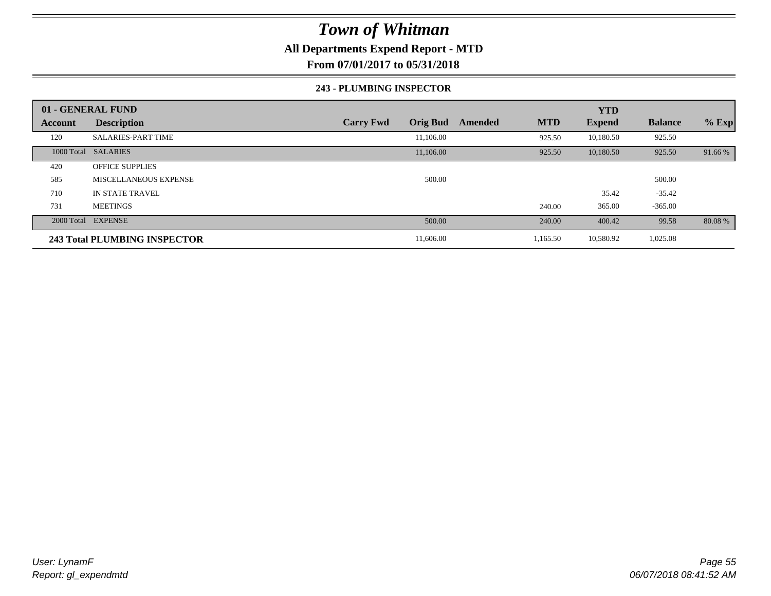# Town of Whitman

**All Departments Expend Report - MTD**

**From 07/01/2017 to 05/31/2018**

**243 - PLUMBING INSPECTOR**

| 01 - GENERAL FUND | | | | | | YTD | | |
|---|---|---|---|---|---|---|---|---|
| **Account** | **Description** | **Carry Fwd** | **Orig Bud** | **Amended** | **MTD** | **Expend** | **Balance** | **% Exp** |
| 120 | SALARIES-PART TIME | | 11,106.00 | | 925.50 | 10,180.50 | 925.50 | |
| 1000 Total | SALARIES | | 11,106.00 | | 925.50 | 10,180.50 | 925.50 | 91.66 % |
| 420 | OFFICE SUPPLIES | | | | | | | |
| 585 | MISCELLANEOUS EXPENSE | | 500.00 | | | | 500.00 | |
| 710 | IN STATE TRAVEL | | | | | 35.42 | -35.42 | |
| 731 | MEETINGS | | | | 240.00 | 365.00 | -365.00 | |
| 2000 Total | EXPENSE | | 500.00 | | 240.00 | 400.42 | 99.58 | 80.08 % |
| **243 Total PLUMBING INSPECTOR** | | | 11,606.00 | | 1,165.50 | 10,580.92 | 1,025.08 | |

*User: LynamF*
*Report: gl_expendmtd*

*06/07/2018 08:41:52 AM*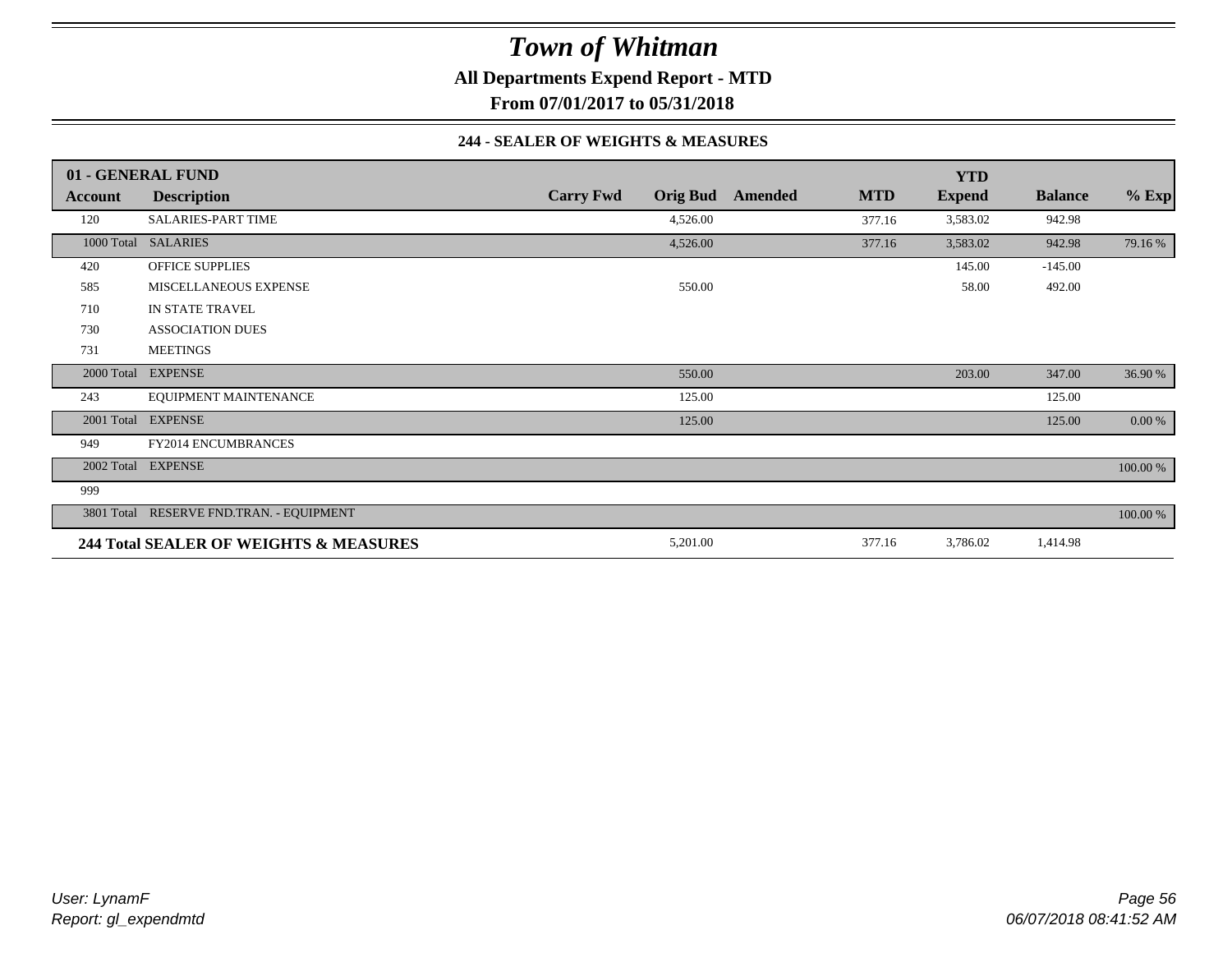# Town of Whitman

**All Departments Expend Report - MTD**

**From 07/01/2017 to 05/31/2018**

**244 - SEALER OF WEIGHTS & MEASURES**

| 01 - GENERAL FUND | | | | | | YTD | | |
|---|---|---|---|---|---|---|---|---|
| **Account** | **Description** | **Carry Fwd** | **Orig Bud** | **Amended** | **MTD** | **Expend** | **Balance** | **% Exp** |
| 120 | SALARIES-PART TIME | | 4,526.00 | | 377.16 | 3,583.02 | 942.98 | |
| 1000 Total | SALARIES | | 4,526.00 | | 377.16 | 3,583.02 | 942.98 | 79.16 % |
| 420 | OFFICE SUPPLIES | | | | | 145.00 | -145.00 | |
| 585 | MISCELLANEOUS EXPENSE | | 550.00 | | | 58.00 | 492.00 | |
| 710 | IN STATE TRAVEL | | | | | | | |
| 730 | ASSOCIATION DUES | | | | | | | |
| 731 | MEETINGS | | | | | | | |
| 2000 Total | EXPENSE | | 550.00 | | | 203.00 | 347.00 | 36.90 % |
| 243 | EQUIPMENT MAINTENANCE | | 125.00 | | | | 125.00 | |
| 2001 Total | EXPENSE | | 125.00 | | | | 125.00 | 0.00 % |
| 949 | FY2014 ENCUMBRANCES | | | | | | | |
| 2002 Total | EXPENSE | | | | | | | 100.00 % |
| 999 | | | | | | | | |
| 3801 Total | RESERVE FND.TRAN. - EQUIPMENT | | | | | | | 100.00 % |
| **244 Total SEALER OF WEIGHTS & MEASURES** | | | 5,201.00 | | 377.16 | 3,786.02 | 1,414.98 | |

*User: LynamF*
*Report: gl_expendmtd*

*06/07/2018 08:41:52 AM*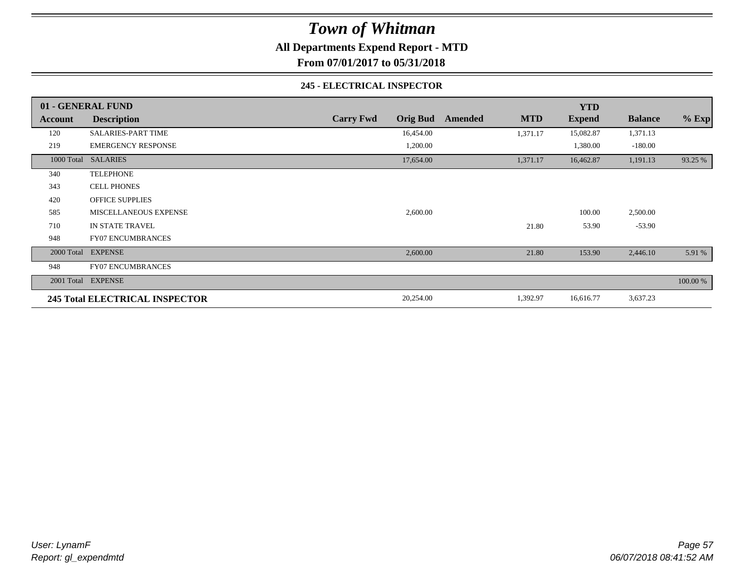# Town of Whitman

**All Departments Expend Report - MTD**

**From 07/01/2017 to 05/31/2018**

**245 - ELECTRICAL INSPECTOR**

| 01 - GENERAL FUND | | | | | | YTD | | |
|---|---|---|---|---|---|---|---|---|
| **Account** | **Description** | **Carry Fwd** | **Orig Bud** | **Amended** | **MTD** | **Expend** | **Balance** | **% Exp** |
| 120 | SALARIES-PART TIME | | 16,454.00 | | 1,371.17 | 15,082.87 | 1,371.13 | |
| 219 | EMERGENCY RESPONSE | | 1,200.00 | | | 1,380.00 | -180.00 | |
| 1000 Total | SALARIES | | 17,654.00 | | 1,371.17 | 16,462.87 | 1,191.13 | 93.25 % |
| 340 | TELEPHONE | | | | | | | |
| 343 | CELL PHONES | | | | | | | |
| 420 | OFFICE SUPPLIES | | | | | | | |
| 585 | MISCELLANEOUS EXPENSE | | 2,600.00 | | | 100.00 | 2,500.00 | |
| 710 | IN STATE TRAVEL | | | | 21.80 | 53.90 | -53.90 | |
| 948 | FY07 ENCUMBRANCES | | | | | | | |
| 2000 Total | EXPENSE | | 2,600.00 | | 21.80 | 153.90 | 2,446.10 | 5.91 % |
| 948 | FY07 ENCUMBRANCES | | | | | | | |
| 2001 Total | EXPENSE | | | | | | | 100.00 % |
| **245 Total ELECTRICAL INSPECTOR** | | | 20,254.00 | | 1,392.97 | 16,616.77 | 3,637.23 | |

*User: LynamF*
*Report: gl_expendmtd*

*06/07/2018 08:41:52 AM*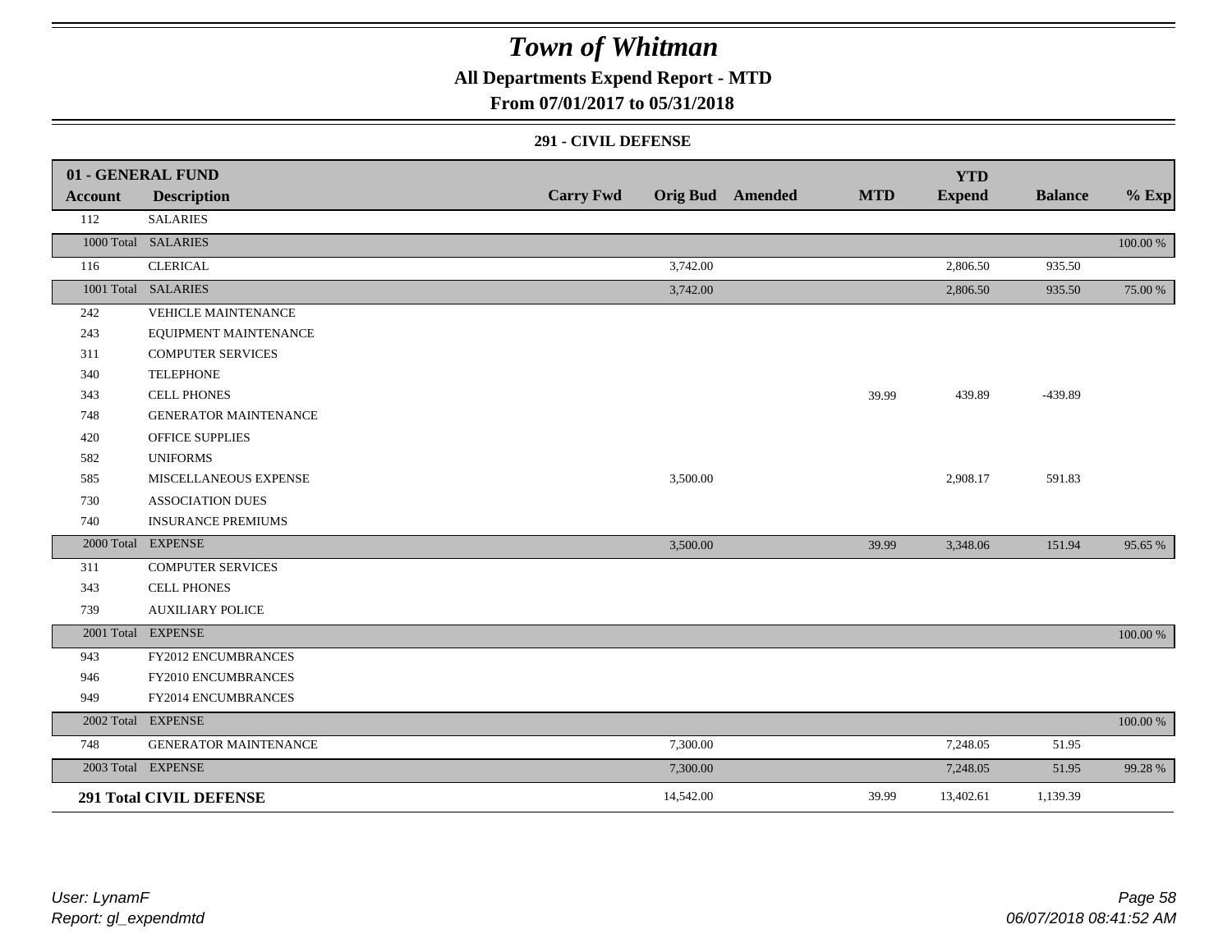# Town of Whitman

## All Departments Expend Report - MTD

### From 07/01/2017 to 05/31/2018

#### 291 - CIVIL DEFENSE

| Account | Description | Carry Fwd | Orig Bud | Amended | MTD | YTD Expend | Balance | % Exp |
|---|---|---|---|---|---|---|---|---|
| **01 - GENERAL FUND** | | | | | | | | |
| 112 | SALARIES | | | | | | | |
| 1000 Total | SALARIES | | | | | | | 100.00 % |
| 116 | CLERICAL | | 3,742.00 | | | 2,806.50 | 935.50 | |
| 1001 Total | SALARIES | | 3,742.00 | | | 2,806.50 | 935.50 | 75.00 % |
| 242 | VEHICLE MAINTENANCE | | | | | | | |
| 243 | EQUIPMENT MAINTENANCE | | | | | | | |
| 311 | COMPUTER SERVICES | | | | | | | |
| 340 | TELEPHONE | | | | | | | |
| 343 | CELL PHONES | | | | 39.99 | 439.89 | -439.89 | |
| 748 | GENERATOR MAINTENANCE | | | | | | | |
| 420 | OFFICE SUPPLIES | | | | | | | |
| 582 | UNIFORMS | | | | | | | |
| 585 | MISCELLANEOUS EXPENSE | | 3,500.00 | | | 2,908.17 | 591.83 | |
| 730 | ASSOCIATION DUES | | | | | | | |
| 740 | INSURANCE PREMIUMS | | | | | | | |
| 2000 Total | EXPENSE | | 3,500.00 | | 39.99 | 3,348.06 | 151.94 | 95.65 % |
| 311 | COMPUTER SERVICES | | | | | | | |
| 343 | CELL PHONES | | | | | | | |
| 739 | AUXILIARY POLICE | | | | | | | |
| 2001 Total | EXPENSE | | | | | | | 100.00 % |
| 943 | FY2012 ENCUMBRANCES | | | | | | | |
| 946 | FY2010 ENCUMBRANCES | | | | | | | |
| 949 | FY2014 ENCUMBRANCES | | | | | | | |
| 2002 Total | EXPENSE | | | | | | | 100.00 % |
| 748 | GENERATOR MAINTENANCE | | 7,300.00 | | | 7,248.05 | 51.95 | |
| 2003 Total | EXPENSE | | 7,300.00 | | | 7,248.05 | 51.95 | 99.28 % |
| **291 Total CIVIL DEFENSE** | | | 14,542.00 | | 39.99 | 13,402.61 | 1,139.39 | |

*User: LynamF*
*Report: gl_expendmtd*

*06/07/2018 08:41:52 AM*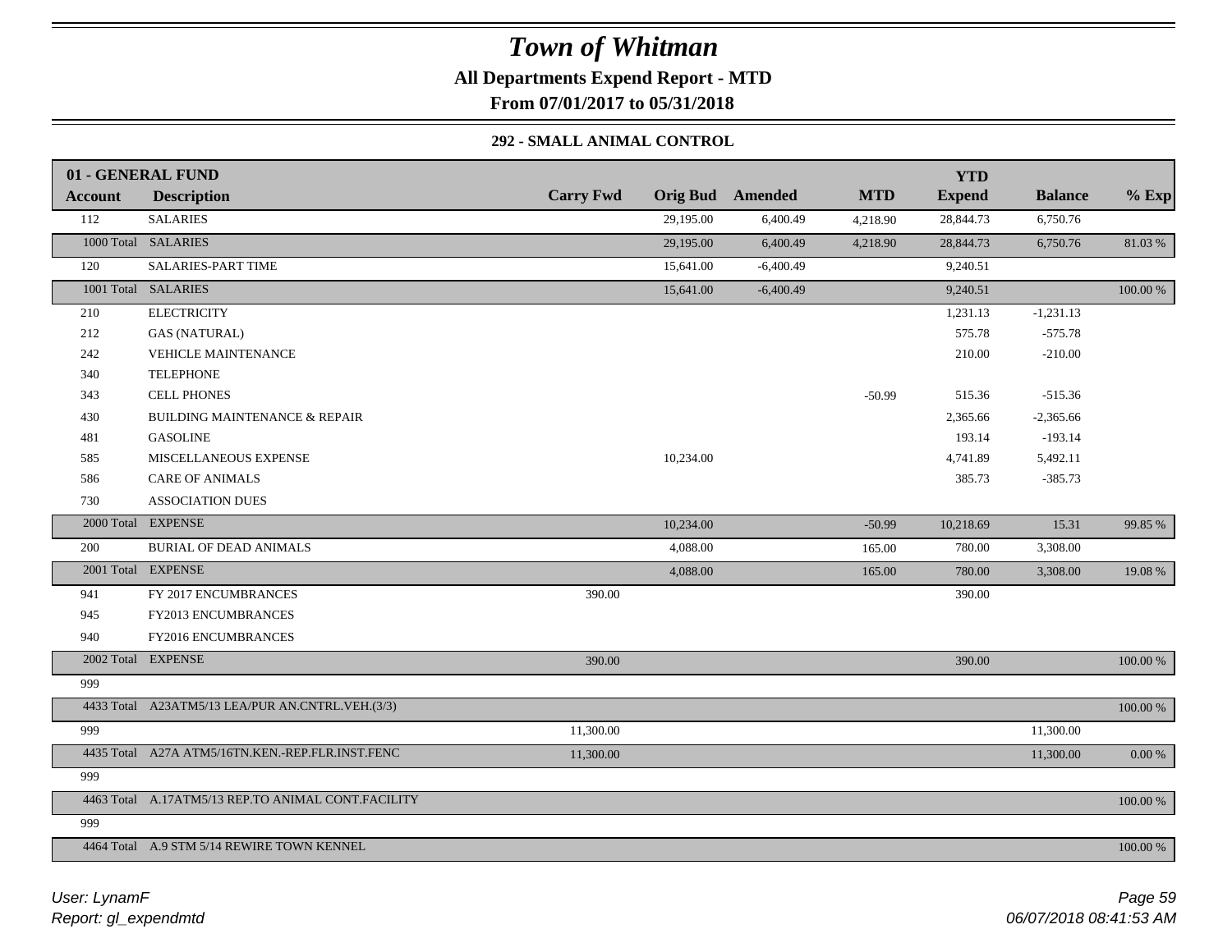# Town of Whitman

**All Departments Expend Report - MTD**

**From 07/01/2017 to 05/31/2018**

### 292 - SMALL ANIMAL CONTROL

| 01 - GENERAL FUND | | | | | | YTD | | |
|---|---|---|---|---|---|---|---|---|
| **Account** | **Description** | **Carry Fwd** | **Orig Bud** | **Amended** | **MTD** | **Expend** | **Balance** | **% Exp** |
| 112 | SALARIES | | 29,195.00 | 6,400.49 | 4,218.90 | 28,844.73 | 6,750.76 | |
| 1000 Total | SALARIES | | 29,195.00 | 6,400.49 | 4,218.90 | 28,844.73 | 6,750.76 | 81.03 % |
| 120 | SALARIES-PART TIME | | 15,641.00 | -6,400.49 | | 9,240.51 | | |
| 1001 Total | SALARIES | | 15,641.00 | -6,400.49 | | 9,240.51 | | 100.00 % |
| 210 | ELECTRICITY | | | | | 1,231.13 | -1,231.13 | |
| 212 | GAS (NATURAL) | | | | | 575.78 | -575.78 | |
| 242 | VEHICLE MAINTENANCE | | | | | 210.00 | -210.00 | |
| 340 | TELEPHONE | | | | | | | |
| 343 | CELL PHONES | | | | -50.99 | 515.36 | -515.36 | |
| 430 | BUILDING MAINTENANCE & REPAIR | | | | | 2,365.66 | -2,365.66 | |
| 481 | GASOLINE | | | | | 193.14 | -193.14 | |
| 585 | MISCELLANEOUS EXPENSE | | 10,234.00 | | | 4,741.89 | 5,492.11 | |
| 586 | CARE OF ANIMALS | | | | | 385.73 | -385.73 | |
| 730 | ASSOCIATION DUES | | | | | | | |
| 2000 Total | EXPENSE | | 10,234.00 | | -50.99 | 10,218.69 | 15.31 | 99.85 % |
| 200 | BURIAL OF DEAD ANIMALS | | 4,088.00 | | 165.00 | 780.00 | 3,308.00 | |
| 2001 Total | EXPENSE | | 4,088.00 | | 165.00 | 780.00 | 3,308.00 | 19.08 % |
| 941 | FY 2017 ENCUMBRANCES | 390.00 | | | | 390.00 | | |
| 945 | FY2013 ENCUMBRANCES | | | | | | | |
| 940 | FY2016 ENCUMBRANCES | | | | | | | |
| 2002 Total | EXPENSE | 390.00 | | | | 390.00 | | 100.00 % |
| 999 | | | | | | | | |
| 4433 Total | A23ATM5/13 LEA/PUR AN.CNTRL.VEH.(3/3) | | | | | | | 100.00 % |
| 999 | | 11,300.00 | | | | | 11,300.00 | |
| 4435 Total | A27A ATM5/16TN.KEN.-REP.FLR.INST.FENC | 11,300.00 | | | | | 11,300.00 | 0.00 % |
| 999 | | | | | | | | |
| 4463 Total | A.17ATM5/13 REP.TO ANIMAL CONT.FACILITY | | | | | | | 100.00 % |
| 999 | | | | | | | | |
| 4464 Total | A.9 STM 5/14 REWIRE TOWN KENNEL | | | | | | | 100.00 % |

*User: LynamF*

*Report: gl_expendmtd*

*06/07/2018 08:41:53 AM*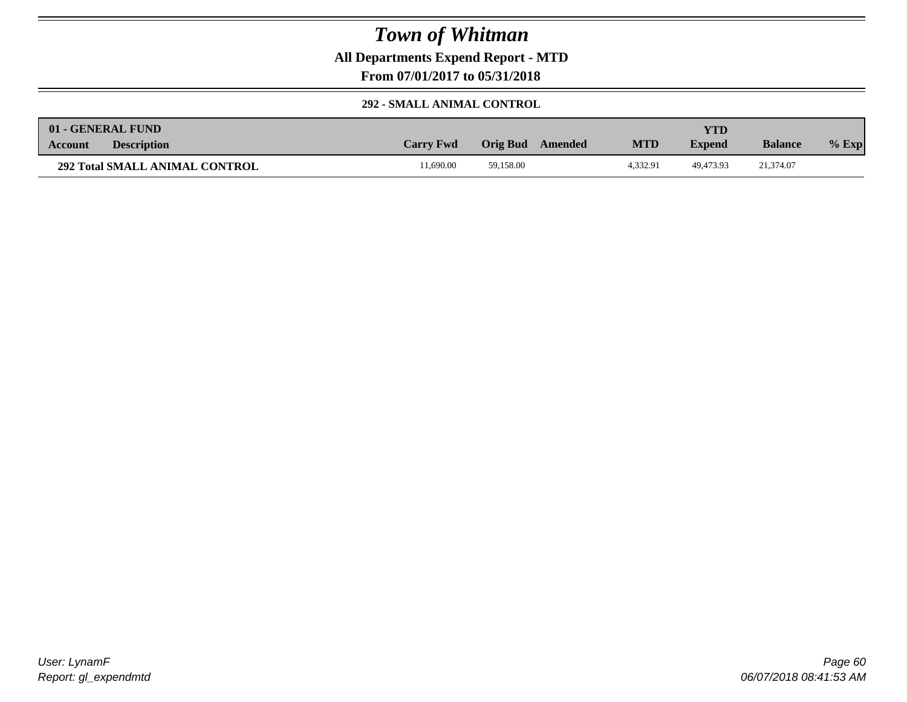# Town of Whitman

**All Departments Expend Report - MTD**

**From 07/01/2017 to 05/31/2018**

**292 - SMALL ANIMAL CONTROL**

| 01 - GENERAL FUND | | | | | | | | |
|---|---|---|---|---|---|---|---|---|
| **Account** | **Description** | **Carry Fwd** | **Orig Bud** | **Amended** | **MTD** | **YTD Expend** | **Balance** | **% Exp** |
| **292 Total SMALL ANIMAL CONTROL** | | 11,690.00 | 59,158.00 | | 4,332.91 | 49,473.93 | 21,374.07 | |

*User: LynamF*
*Report: gl_expendmtd*

*06/07/2018 08:41:53 AM*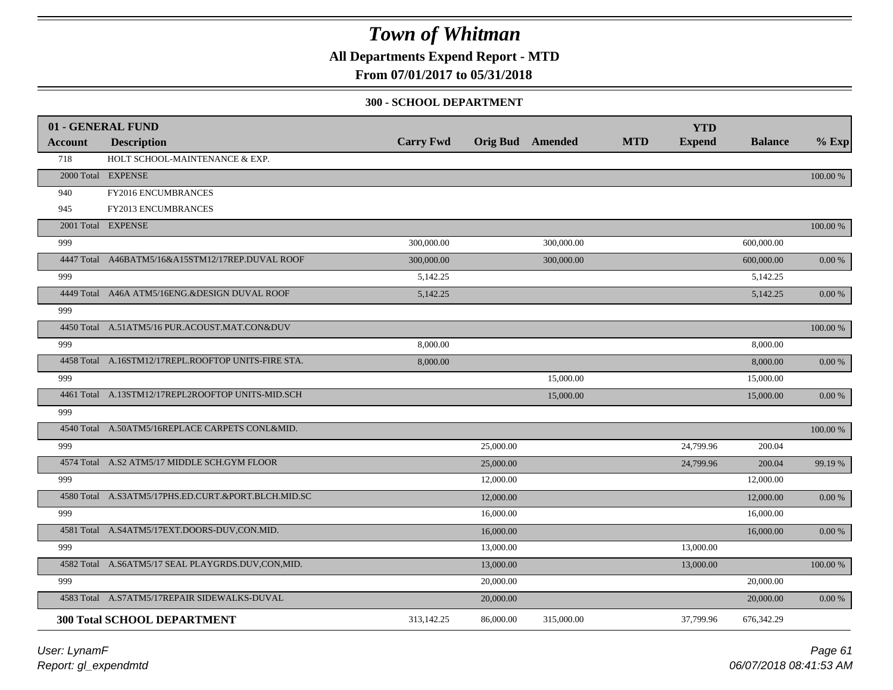# Town of Whitman

**All Departments Expend Report - MTD**

**From 07/01/2017 to 05/31/2018**

**300 - SCHOOL DEPARTMENT**

| 01 - GENERAL FUND | | | | | | YTD | | |
|---|---|---|---|---|---|---|---|---|
| **Account** | **Description** | **Carry Fwd** | **Orig Bud** | **Amended** | **MTD** | **Expend** | **Balance** | **% Exp** |
| 718 | HOLT SCHOOL-MAINTENANCE & EXP. | | | | | | | |
| 2000 Total | EXPENSE | | | | | | | 100.00 % |
| 940 | FY2016 ENCUMBRANCES | | | | | | | |
| 945 | FY2013 ENCUMBRANCES | | | | | | | |
| 2001 Total | EXPENSE | | | | | | | 100.00 % |
| 999 | | 300,000.00 | | 300,000.00 | | | 600,000.00 | |
| 4447 Total | A46BATM5/16&A15STM12/17REP.DUVAL ROOF | 300,000.00 | | 300,000.00 | | | 600,000.00 | 0.00 % |
| 999 | | 5,142.25 | | | | | 5,142.25 | |
| 4449 Total | A46A ATM5/16ENG.&DESIGN DUVAL ROOF | 5,142.25 | | | | | 5,142.25 | 0.00 % |
| 999 | | | | | | | | |
| 4450 Total | A.51ATM5/16 PUR.ACOUST.MAT.CON&DUV | | | | | | | 100.00 % |
| 999 | | 8,000.00 | | | | | 8,000.00 | |
| 4458 Total | A.16STM12/17REPL.ROOFTOP UNITS-FIRE STA. | 8,000.00 | | | | | 8,000.00 | 0.00 % |
| 999 | | | | 15,000.00 | | | 15,000.00 | |
| 4461 Total | A.13STM12/17REPL2ROOFTOP UNITS-MID.SCH | | | 15,000.00 | | | 15,000.00 | 0.00 % |
| 999 | | | | | | | | |
| 4540 Total | A.50ATM5/16REPLACE CARPETS CONL&MID. | | | | | | | 100.00 % |
| 999 | | | 25,000.00 | | | 24,799.96 | 200.04 | |
| 4574 Total | A.S2 ATM5/17 MIDDLE SCH.GYM FLOOR | | 25,000.00 | | | 24,799.96 | 200.04 | 99.19 % |
| 999 | | | 12,000.00 | | | | 12,000.00 | |
| 4580 Total | A.S3ATM5/17PHS.ED.CURT.&PORT.BLCH.MID.SC | | 12,000.00 | | | | 12,000.00 | 0.00 % |
| 999 | | | 16,000.00 | | | | 16,000.00 | |
| 4581 Total | A.S4ATM5/17EXT.DOORS-DUV,CON.MID. | | 16,000.00 | | | | 16,000.00 | 0.00 % |
| 999 | | | 13,000.00 | | | 13,000.00 | | |
| 4582 Total | A.S6ATM5/17 SEAL PLAYGRDS.DUV,CON,MID. | | 13,000.00 | | | 13,000.00 | | 100.00 % |
| 999 | | | 20,000.00 | | | | 20,000.00 | |
| 4583 Total | A.S7ATM5/17REPAIR SIDEWALKS-DUVAL | | 20,000.00 | | | | 20,000.00 | 0.00 % |
| **300 Total SCHOOL DEPARTMENT** | | 313,142.25 | 86,000.00 | 315,000.00 | | 37,799.96 | 676,342.29 | |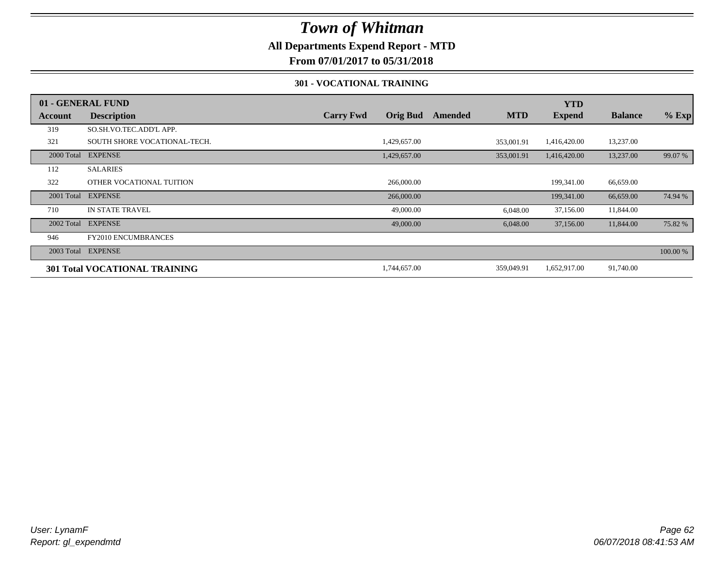# Town of Whitman

**All Departments Expend Report - MTD**

**From 07/01/2017 to 05/31/2018**

**301 - VOCATIONAL TRAINING**

| 01 - GENERAL FUND | | | | | | YTD | | |
|---|---|---|---|---|---|---|---|---|
| **Account** | **Description** | **Carry Fwd** | **Orig Bud** | **Amended** | **MTD** | **Expend** | **Balance** | **% Exp** |
| 319 | SO.SH.VO.TEC.ADD'L APP. | | | | | | | |
| 321 | SOUTH SHORE VOCATIONAL-TECH. | | 1,429,657.00 | | 353,001.91 | 1,416,420.00 | 13,237.00 | |
| 2000 Total | EXPENSE | | 1,429,657.00 | | 353,001.91 | 1,416,420.00 | 13,237.00 | 99.07 % |
| 112 | SALARIES | | | | | | | |
| 322 | OTHER VOCATIONAL TUITION | | 266,000.00 | | | 199,341.00 | 66,659.00 | |
| 2001 Total | EXPENSE | | 266,000.00 | | | 199,341.00 | 66,659.00 | 74.94 % |
| 710 | IN STATE TRAVEL | | 49,000.00 | | 6,048.00 | 37,156.00 | 11,844.00 | |
| 2002 Total | EXPENSE | | 49,000.00 | | 6,048.00 | 37,156.00 | 11,844.00 | 75.82 % |
| 946 | FY2010 ENCUMBRANCES | | | | | | | |
| 2003 Total | EXPENSE | | | | | | | 100.00 % |
| **301 Total VOCATIONAL TRAINING** | | | 1,744,657.00 | | 359,049.91 | 1,652,917.00 | 91,740.00 | |

User: LynamF
Report: gl_expendmtd

06/07/2018 08:41:53 AM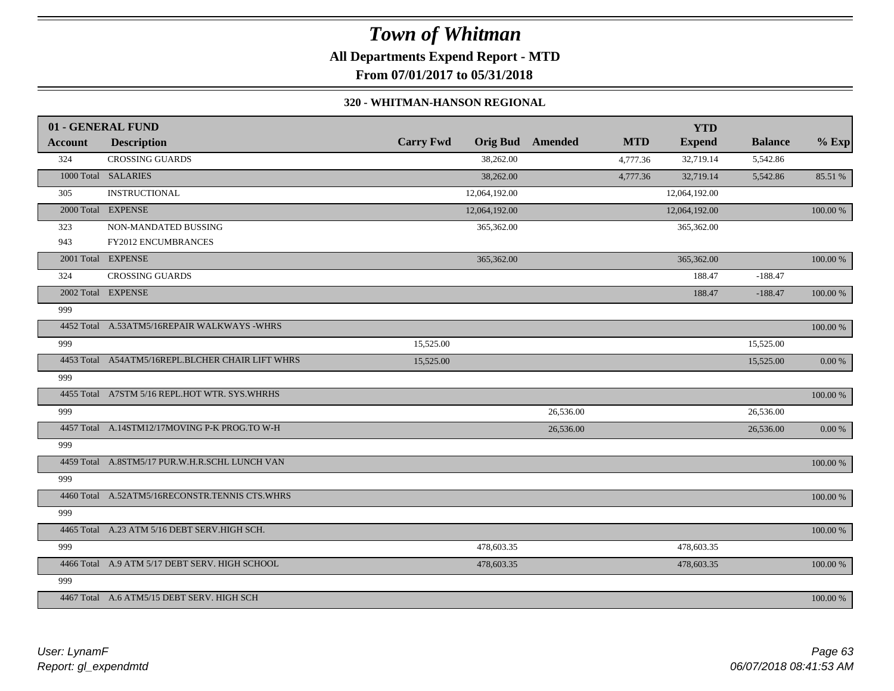# Town of Whitman

**All Departments Expend Report - MTD**

**From 07/01/2017 to 05/31/2018**

**320 - WHITMAN-HANSON REGIONAL**

| 01 - GENERAL FUND Account | Description | Carry Fwd | Orig Bud | Amended | MTD | YTD Expend | Balance | % Exp |
|---|---|---|---|---|---|---|---|---|
| 324 | CROSSING GUARDS | | 38,262.00 | | 4,777.36 | 32,719.14 | 5,542.86 | |
| 1000 Total | SALARIES | | 38,262.00 | | 4,777.36 | 32,719.14 | 5,542.86 | 85.51 % |
| 305 | INSTRUCTIONAL | | 12,064,192.00 | | | 12,064,192.00 | | |
| 2000 Total | EXPENSE | | 12,064,192.00 | | | 12,064,192.00 | | 100.00 % |
| 323 | NON-MANDATED BUSSING | | 365,362.00 | | | 365,362.00 | | |
| 943 | FY2012 ENCUMBRANCES | | | | | | | |
| 2001 Total | EXPENSE | | 365,362.00 | | | 365,362.00 | | 100.00 % |
| 324 | CROSSING GUARDS | | | | | 188.47 | -188.47 | |
| 2002 Total | EXPENSE | | | | | 188.47 | -188.47 | 100.00 % |
| 999 | | | | | | | | |
| 4452 Total | A.53ATM5/16REPAIR WALKWAYS -WHRS | | | | | | | 100.00 % |
| 999 | | 15,525.00 | | | | | 15,525.00 | |
| 4453 Total | A54ATM5/16REPL.BLCHER CHAIR LIFT WHRS | 15,525.00 | | | | | 15,525.00 | 0.00 % |
| 999 | | | | | | | | |
| 4455 Total | A7STM 5/16 REPL.HOT WTR. SYS.WHRHS | | | | | | | 100.00 % |
| 999 | | | | 26,536.00 | | | 26,536.00 | |
| 4457 Total | A.14STM12/17MOVING P-K PROG.TO W-H | | | 26,536.00 | | | 26,536.00 | 0.00 % |
| 999 | | | | | | | | |
| 4459 Total | A.8STM5/17 PUR.W.H.R.SCHL LUNCH VAN | | | | | | | 100.00 % |
| 999 | | | | | | | | |
| 4460 Total | A.52ATM5/16RECONSTR.TENNIS CTS.WHRS | | | | | | | 100.00 % |
| 999 | | | | | | | | |
| 4465 Total | A.23 ATM 5/16 DEBT SERV.HIGH SCH. | | | | | | | 100.00 % |
| 999 | | | 478,603.35 | | | 478,603.35 | | |
| 4466 Total | A.9 ATM 5/17 DEBT SERV. HIGH SCHOOL | | 478,603.35 | | | 478,603.35 | | 100.00 % |
| 999 | | | | | | | | |
| 4467 Total | A.6 ATM5/15 DEBT SERV. HIGH SCH | | | | | | | 100.00 % |

*User: LynamF*
*Report: gl_expendmtd*

*06/07/2018 08:41:53 AM*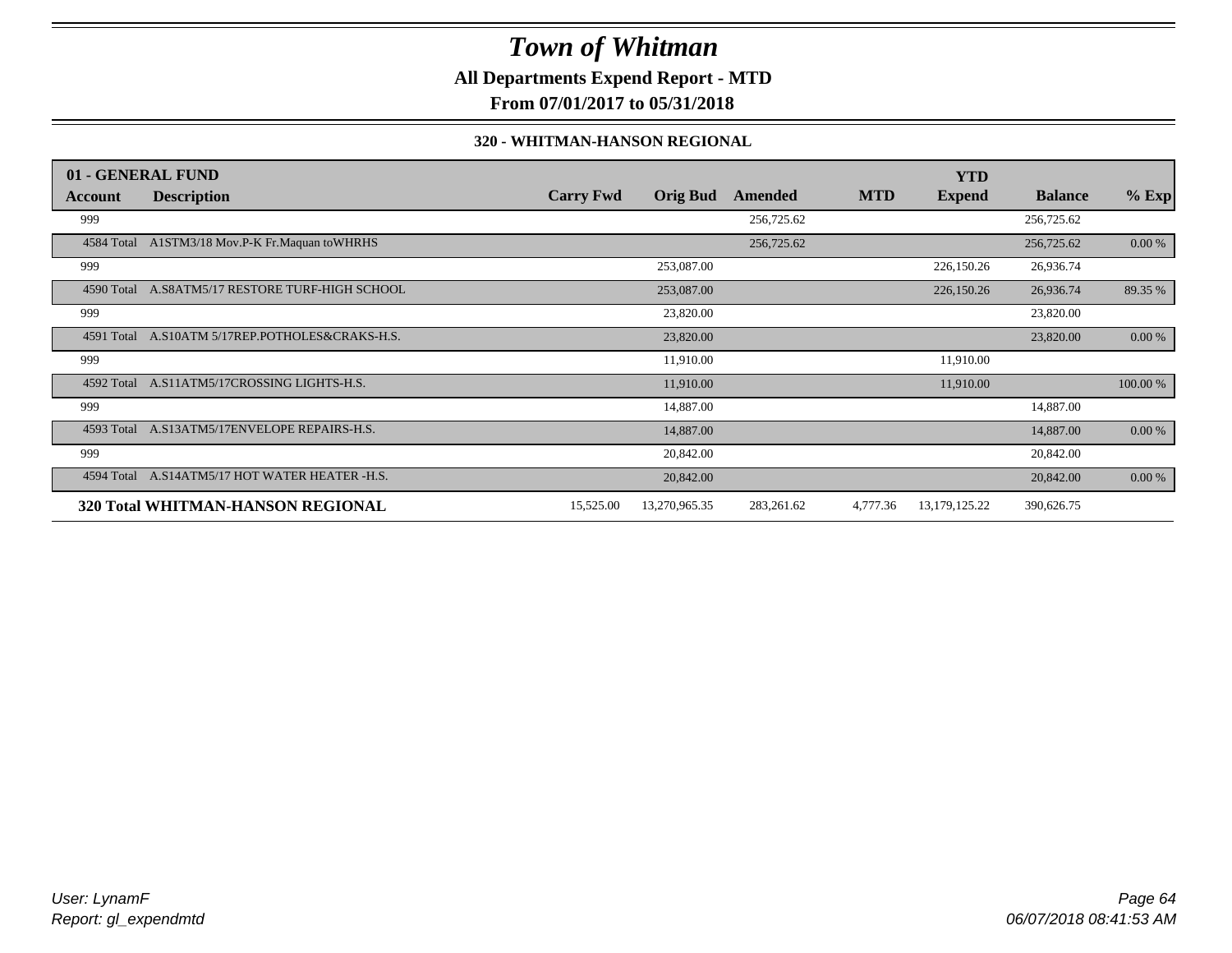# Town of Whitman

**All Departments Expend Report - MTD**

**From 07/01/2017 to 05/31/2018**

### 320 - WHITMAN-HANSON REGIONAL

| Account | Description | Carry Fwd | Orig Bud | Amended | MTD | YTD Expend | Balance | % Exp |
|---|---|---|---|---|---|---|---|---|
| **01 - GENERAL FUND** | | | | | | | | |
| 999 | | | | 256,725.62 | | | 256,725.62 | |
| 4584 Total | A1STM3/18 Mov.P-K Fr.Maquan toWHRHS | | | 256,725.62 | | | 256,725.62 | 0.00 % |
| 999 | | | 253,087.00 | | | 226,150.26 | 26,936.74 | |
| 4590 Total | A.S8ATM5/17 RESTORE TURF-HIGH SCHOOL | | 253,087.00 | | | 226,150.26 | 26,936.74 | 89.35 % |
| 999 | | | 23,820.00 | | | | 23,820.00 | |
| 4591 Total | A.S10ATM 5/17REP.POTHOLES&CRAKS-H.S. | | 23,820.00 | | | | 23,820.00 | 0.00 % |
| 999 | | | 11,910.00 | | | 11,910.00 | | |
| 4592 Total | A.S11ATM5/17CROSSING LIGHTS-H.S. | | 11,910.00 | | | 11,910.00 | | 100.00 % |
| 999 | | | 14,887.00 | | | | 14,887.00 | |
| 4593 Total | A.S13ATM5/17ENVELOPE REPAIRS-H.S. | | 14,887.00 | | | | 14,887.00 | 0.00 % |
| 999 | | | 20,842.00 | | | | 20,842.00 | |
| 4594 Total | A.S14ATM5/17 HOT WATER HEATER -H.S. | | 20,842.00 | | | | 20,842.00 | 0.00 % |
| **320 Total WHITMAN-HANSON REGIONAL** | | 15,525.00 | 13,270,965.35 | 283,261.62 | 4,777.36 | 13,179,125.22 | 390,626.75 | |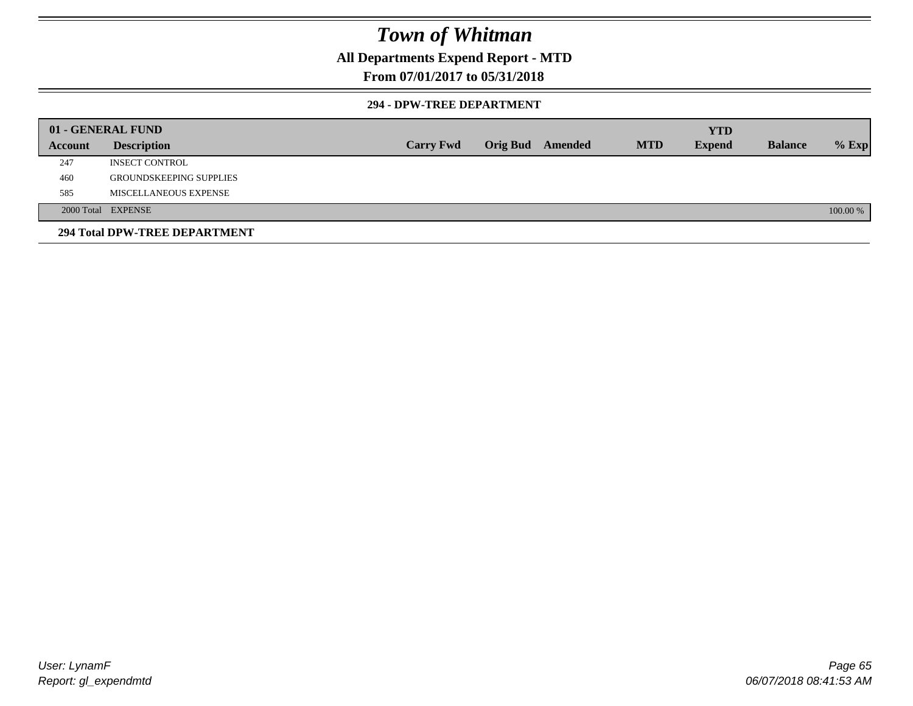# Town of Whitman

**All Departments Expend Report - MTD**

**From 07/01/2017 to 05/31/2018**

**294 - DPW-TREE DEPARTMENT**

| 01 - GENERAL FUND | | | | | | | | | |
|---|---|---|---|---|---|---|---|---|---|
| **Account** | **Description** | **Carry Fwd** | **Orig Bud** | **Amended** | **MTD** | **YTD Expend** | **Balance** | **% Exp** |
| 247 | INSECT CONTROL | | | | | | | |
| 460 | GROUNDSKEEPING SUPPLIES | | | | | | | |
| 585 | MISCELLANEOUS EXPENSE | | | | | | | |
| 2000 Total | EXPENSE | | | | | | | 100.00 % |

**294 Total DPW-TREE DEPARTMENT**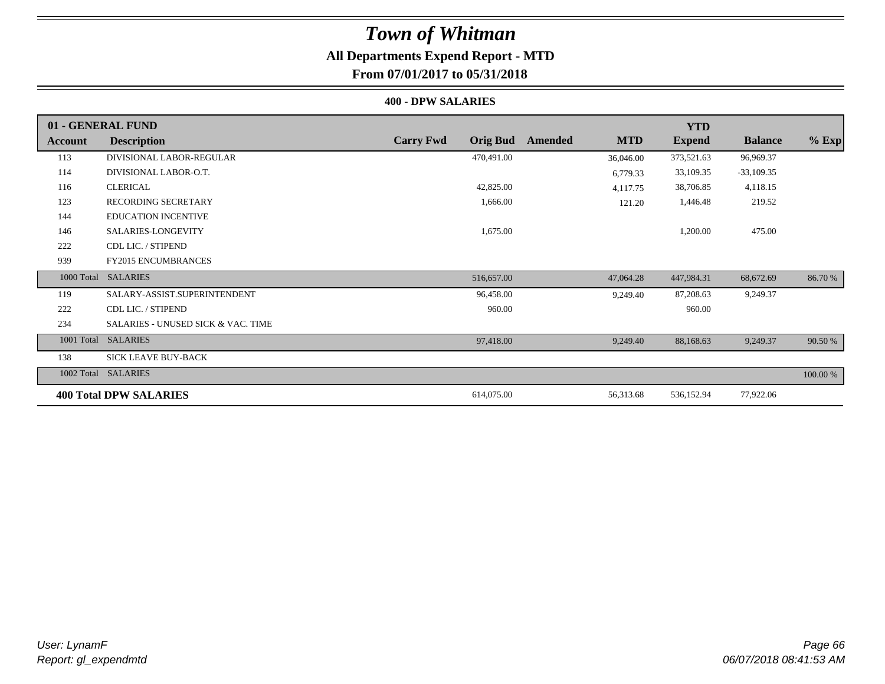# Town of Whitman

## All Departments Expend Report - MTD

### From 07/01/2017 to 05/31/2018

#### 400 - DPW SALARIES

| 01 - GENERAL FUND | | | | | | YTD | | |
|---|---|---|---|---|---|---|---|---|
| **Account** | **Description** | **Carry Fwd** | **Orig Bud** | **Amended** | **MTD** | **Expend** | **Balance** | **% Exp** |
| 113 | DIVISIONAL LABOR-REGULAR | | 470,491.00 | | 36,046.00 | 373,521.63 | 96,969.37 | |
| 114 | DIVISIONAL LABOR-O.T. | | | | 6,779.33 | 33,109.35 | -33,109.35 | |
| 116 | CLERICAL | | 42,825.00 | | 4,117.75 | 38,706.85 | 4,118.15 | |
| 123 | RECORDING SECRETARY | | 1,666.00 | | 121.20 | 1,446.48 | 219.52 | |
| 144 | EDUCATION INCENTIVE | | | | | | | |
| 146 | SALARIES-LONGEVITY | | 1,675.00 | | | 1,200.00 | 475.00 | |
| 222 | CDL LIC. / STIPEND | | | | | | | |
| 939 | FY2015 ENCUMBRANCES | | | | | | | |
| 1000 Total | SALARIES | | 516,657.00 | | 47,064.28 | 447,984.31 | 68,672.69 | 86.70 % |
| 119 | SALARY-ASSIST.SUPERINTENDENT | | 96,458.00 | | 9,249.40 | 87,208.63 | 9,249.37 | |
| 222 | CDL LIC. / STIPEND | | 960.00 | | | 960.00 | | |
| 234 | SALARIES - UNUSED SICK & VAC. TIME | | | | | | | |
| 1001 Total | SALARIES | | 97,418.00 | | 9,249.40 | 88,168.63 | 9,249.37 | 90.50 % |
| 138 | SICK LEAVE BUY-BACK | | | | | | | |
| 1002 Total | SALARIES | | | | | | | 100.00 % |
| **400 Total DPW SALARIES** | | | 614,075.00 | | 56,313.68 | 536,152.94 | 77,922.06 | |

User: LynamF
Report: gl_expendmtd

06/07/2018 08:41:53 AM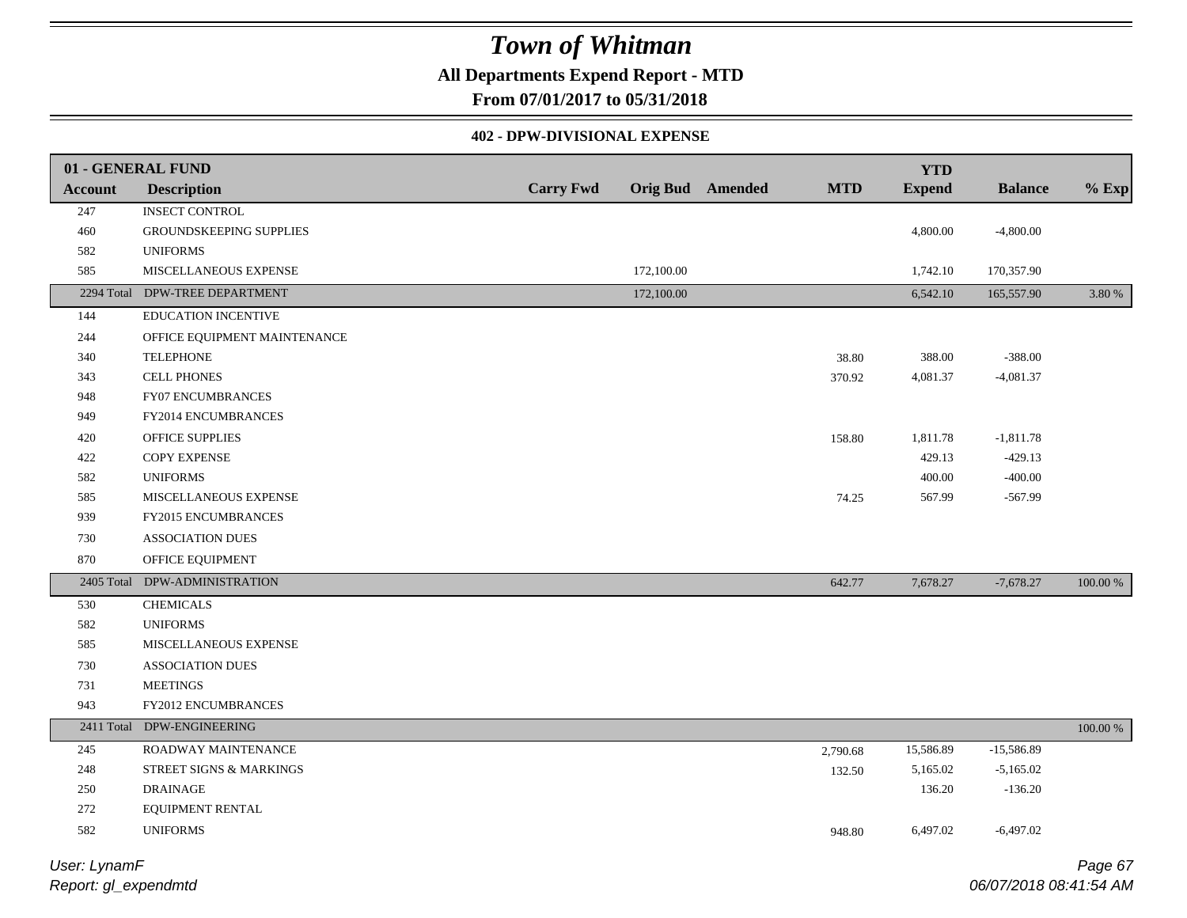# Town of Whitman

**All Departments Expend Report - MTD**

**From 07/01/2017 to 05/31/2018**

**402 - DPW-DIVISIONAL EXPENSE**

| 01 - GENERAL FUND | | | | | | YTD | | |
|---|---|---|---|---|---|---|---|---|
| **Account** | **Description** | **Carry Fwd** | **Orig Bud** | **Amended** | **MTD** | **Expend** | **Balance** | **% Exp** |
| 247 | INSECT CONTROL | | | | | | | |
| 460 | GROUNDSKEEPING SUPPLIES | | | | | 4,800.00 | -4,800.00 | |
| 582 | UNIFORMS | | | | | | | |
| 585 | MISCELLANEOUS EXPENSE | | 172,100.00 | | | 1,742.10 | 170,357.90 | |
| 2294 Total | DPW-TREE DEPARTMENT | | 172,100.00 | | | 6,542.10 | 165,557.90 | 3.80 % |
| 144 | EDUCATION INCENTIVE | | | | | | | |
| 244 | OFFICE EQUIPMENT MAINTENANCE | | | | | | | |
| 340 | TELEPHONE | | | | 38.80 | 388.00 | -388.00 | |
| 343 | CELL PHONES | | | | 370.92 | 4,081.37 | -4,081.37 | |
| 948 | FY07 ENCUMBRANCES | | | | | | | |
| 949 | FY2014 ENCUMBRANCES | | | | | | | |
| 420 | OFFICE SUPPLIES | | | | 158.80 | 1,811.78 | -1,811.78 | |
| 422 | COPY EXPENSE | | | | | 429.13 | -429.13 | |
| 582 | UNIFORMS | | | | | 400.00 | -400.00 | |
| 585 | MISCELLANEOUS EXPENSE | | | | 74.25 | 567.99 | -567.99 | |
| 939 | FY2015 ENCUMBRANCES | | | | | | | |
| 730 | ASSOCIATION DUES | | | | | | | |
| 870 | OFFICE EQUIPMENT | | | | | | | |
| 2405 Total | DPW-ADMINISTRATION | | | | 642.77 | 7,678.27 | -7,678.27 | 100.00 % |
| 530 | CHEMICALS | | | | | | | |
| 582 | UNIFORMS | | | | | | | |
| 585 | MISCELLANEOUS EXPENSE | | | | | | | |
| 730 | ASSOCIATION DUES | | | | | | | |
| 731 | MEETINGS | | | | | | | |
| 943 | FY2012 ENCUMBRANCES | | | | | | | |
| 2411 Total | DPW-ENGINEERING | | | | | | | 100.00 % |
| 245 | ROADWAY MAINTENANCE | | | | 2,790.68 | 15,586.89 | -15,586.89 | |
| 248 | STREET SIGNS & MARKINGS | | | | 132.50 | 5,165.02 | -5,165.02 | |
| 250 | DRAINAGE | | | | | 136.20 | -136.20 | |
| 272 | EQUIPMENT RENTAL | | | | | | | |
| 582 | UNIFORMS | | | | 948.80 | 6,497.02 | -6,497.02 | |

*User: LynamF*

*Report: gl_expendmtd*

*06/07/2018 08:41:54 AM*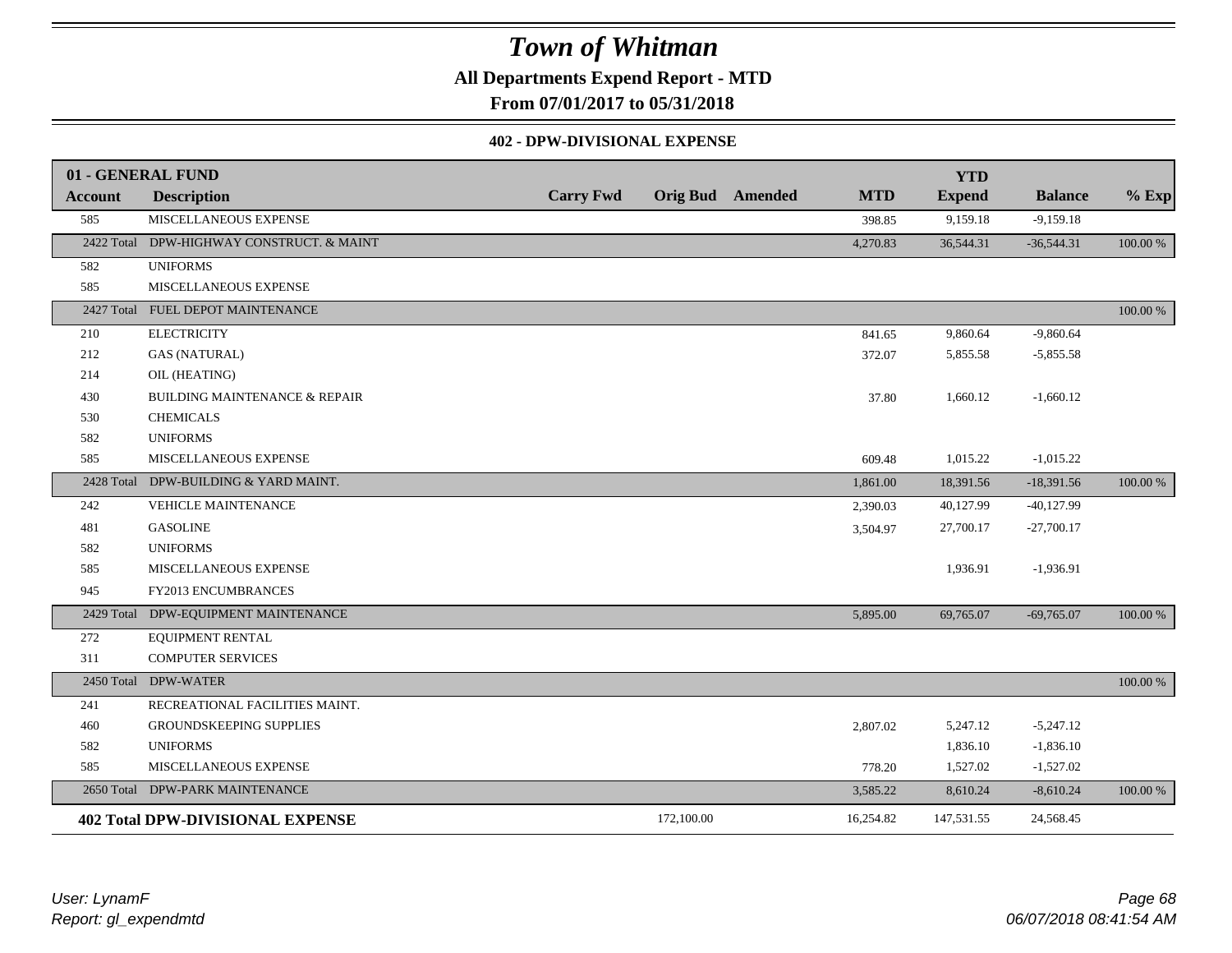# Town of Whitman

**All Departments Expend Report - MTD**

**From 07/01/2017 to 05/31/2018**

**402 - DPW-DIVISIONAL EXPENSE**

| 01 - GENERAL FUND | | | | | | YTD | | |
|---|---|---|---|---|---|---|---|---|
| **Account** | **Description** | **Carry Fwd** | **Orig Bud** | **Amended** | **MTD** | **Expend** | **Balance** | **% Exp** |
| 585 | MISCELLANEOUS EXPENSE | | | | 398.85 | 9,159.18 | -9,159.18 | |
| 2422 Total | DPW-HIGHWAY CONSTRUCT. & MAINT | | | | 4,270.83 | 36,544.31 | -36,544.31 | 100.00 % |
| 582 | UNIFORMS | | | | | | | |
| 585 | MISCELLANEOUS EXPENSE | | | | | | | |
| 2427 Total | FUEL DEPOT MAINTENANCE | | | | | | | 100.00 % |
| 210 | ELECTRICITY | | | | 841.65 | 9,860.64 | -9,860.64 | |
| 212 | GAS (NATURAL) | | | | 372.07 | 5,855.58 | -5,855.58 | |
| 214 | OIL (HEATING) | | | | | | | |
| 430 | BUILDING MAINTENANCE & REPAIR | | | | 37.80 | 1,660.12 | -1,660.12 | |
| 530 | CHEMICALS | | | | | | | |
| 582 | UNIFORMS | | | | | | | |
| 585 | MISCELLANEOUS EXPENSE | | | | 609.48 | 1,015.22 | -1,015.22 | |
| 2428 Total | DPW-BUILDING & YARD MAINT. | | | | 1,861.00 | 18,391.56 | -18,391.56 | 100.00 % |
| 242 | VEHICLE MAINTENANCE | | | | 2,390.03 | 40,127.99 | -40,127.99 | |
| 481 | GASOLINE | | | | 3,504.97 | 27,700.17 | -27,700.17 | |
| 582 | UNIFORMS | | | | | | | |
| 585 | MISCELLANEOUS EXPENSE | | | | | 1,936.91 | -1,936.91 | |
| 945 | FY2013 ENCUMBRANCES | | | | | | | |
| 2429 Total | DPW-EQUIPMENT MAINTENANCE | | | | 5,895.00 | 69,765.07 | -69,765.07 | 100.00 % |
| 272 | EQUIPMENT RENTAL | | | | | | | |
| 311 | COMPUTER SERVICES | | | | | | | |
| 2450 Total | DPW-WATER | | | | | | | 100.00 % |
| 241 | RECREATIONAL FACILITIES MAINT. | | | | | | | |
| 460 | GROUNDSKEEPING SUPPLIES | | | | 2,807.02 | 5,247.12 | -5,247.12 | |
| 582 | UNIFORMS | | | | | 1,836.10 | -1,836.10 | |
| 585 | MISCELLANEOUS EXPENSE | | | | 778.20 | 1,527.02 | -1,527.02 | |
| 2650 Total | DPW-PARK MAINTENANCE | | | | 3,585.22 | 8,610.24 | -8,610.24 | 100.00 % |
| **402 Total DPW-DIVISIONAL EXPENSE** | | | 172,100.00 | | 16,254.82 | 147,531.55 | 24,568.45 | |

*User: LynamF*

*Report: gl_expendmtd*

*06/07/2018 08:41:54 AM*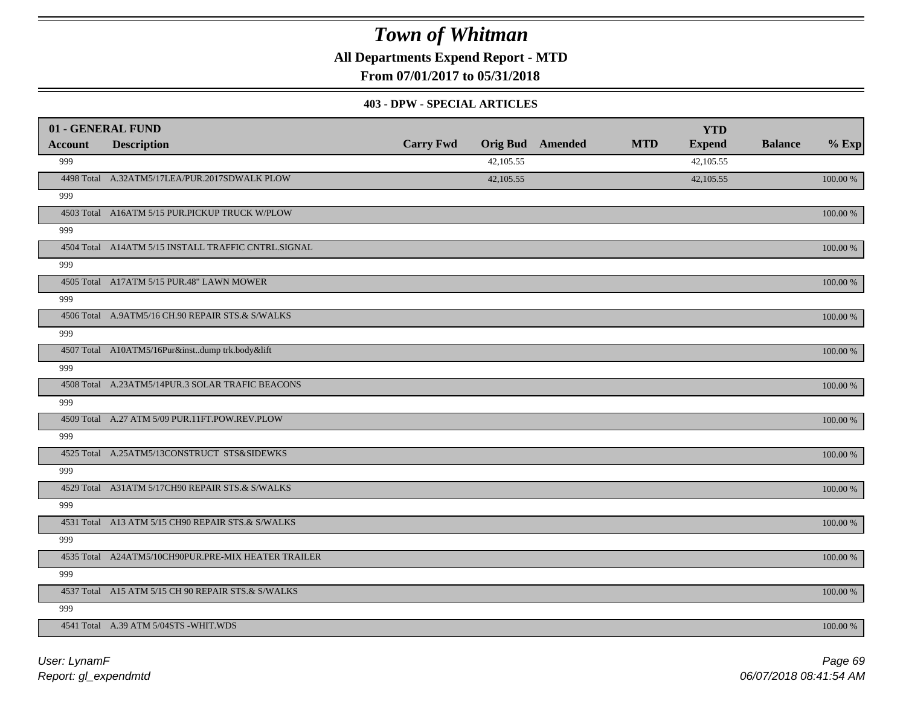# Town of Whitman

**All Departments Expend Report - MTD**

**From 07/01/2017 to 05/31/2018**

**403 - DPW - SPECIAL ARTICLES**

| 01 - GENERAL FUND | | | | | | YTD | | |
|---|---|---|---|---|---|---|---|---|
| **Account** | **Description** | **Carry Fwd** | **Orig Bud** | **Amended** | **MTD** | **Expend** | **Balance** | **% Exp** |
| 999 | | | 42,105.55 | | | 42,105.55 | | |
| 4498 Total | A.32ATM5/17LEA/PUR.2017SDWALK PLOW | | 42,105.55 | | | 42,105.55 | | 100.00 % |
| 999 | | | | | | | | |
| 4503 Total | A16ATM 5/15 PUR.PICKUP TRUCK W/PLOW | | | | | | | 100.00 % |
| 999 | | | | | | | | |
| 4504 Total | A14ATM 5/15 INSTALL TRAFFIC CNTRL.SIGNAL | | | | | | | 100.00 % |
| 999 | | | | | | | | |
| 4505 Total | A17ATM 5/15 PUR.48" LAWN MOWER | | | | | | | 100.00 % |
| 999 | | | | | | | | |
| 4506 Total | A.9ATM5/16 CH.90 REPAIR STS.& S/WALKS | | | | | | | 100.00 % |
| 999 | | | | | | | | |
| 4507 Total | A10ATM5/16Pur&inst..dump trk.body&lift | | | | | | | 100.00 % |
| 999 | | | | | | | | |
| 4508 Total | A.23ATM5/14PUR.3 SOLAR TRAFIC BEACONS | | | | | | | 100.00 % |
| 999 | | | | | | | | |
| 4509 Total | A.27 ATM 5/09 PUR.11FT.POW.REV.PLOW | | | | | | | 100.00 % |
| 999 | | | | | | | | |
| 4525 Total | A.25ATM5/13CONSTRUCT STS&SIDEWKS | | | | | | | 100.00 % |
| 999 | | | | | | | | |
| 4529 Total | A31ATM 5/17CH90 REPAIR STS.& S/WALKS | | | | | | | 100.00 % |
| 999 | | | | | | | | |
| 4531 Total | A13 ATM 5/15 CH90 REPAIR STS.& S/WALKS | | | | | | | 100.00 % |
| 999 | | | | | | | | |
| 4535 Total | A24ATM5/10CH90PUR.PRE-MIX HEATER TRAILER | | | | | | | 100.00 % |
| 999 | | | | | | | | |
| 4537 Total | A15 ATM 5/15 CH 90 REPAIR STS.& S/WALKS | | | | | | | 100.00 % |
| 999 | | | | | | | | |
| 4541 Total | A.39 ATM 5/04STS -WHIT.WDS | | | | | | | 100.00 % |

*User: LynamF*

*Report: gl_expendmtd*

*06/07/2018 08:41:54 AM*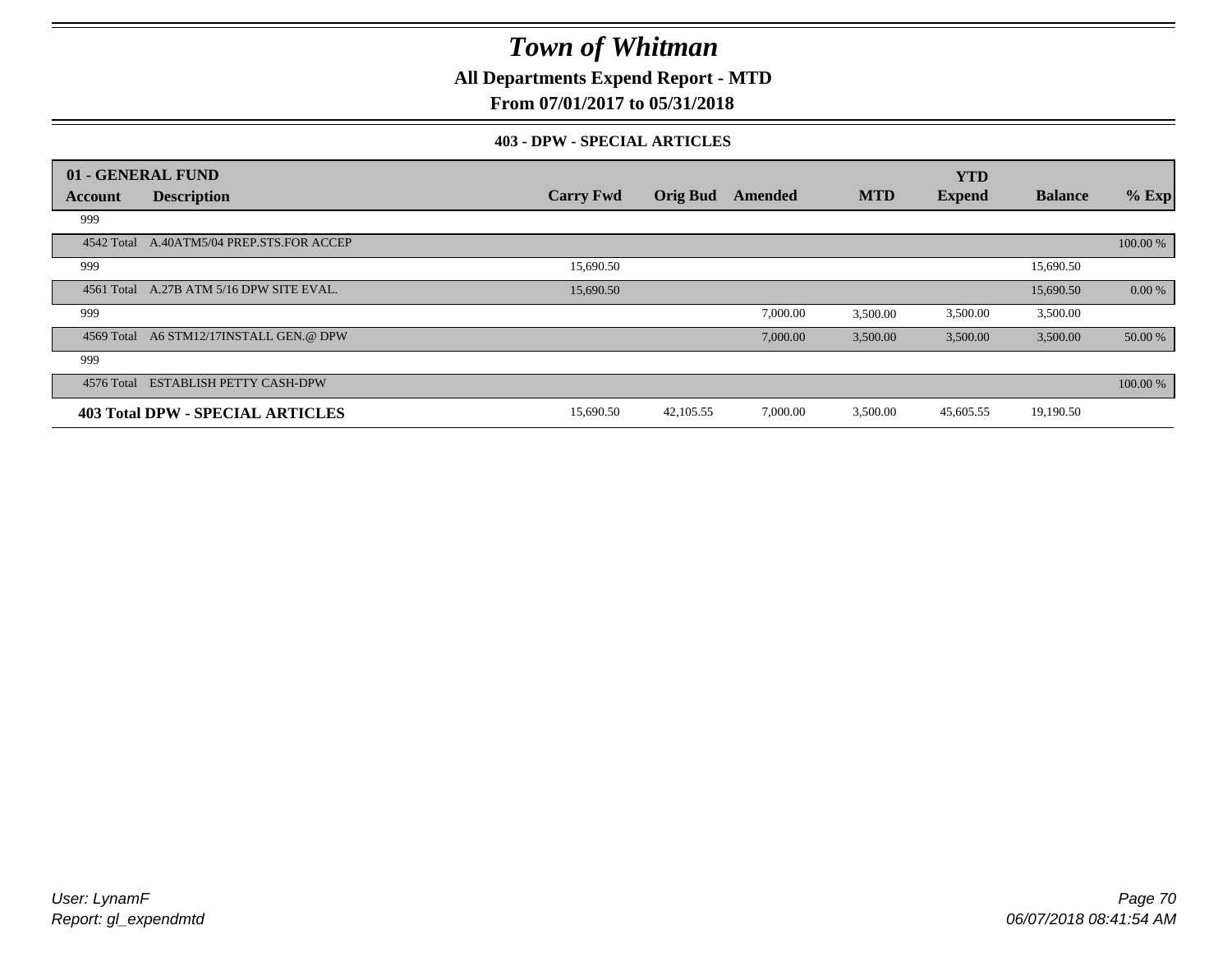# Town of Whitman

**All Departments Expend Report - MTD**

**From 07/01/2017 to 05/31/2018**

**403 - DPW - SPECIAL ARTICLES**

| 01 - GENERAL FUND | | | | | | YTD | | |
|---|---|---|---|---|---|---|---|---|
| **Account** | **Description** | **Carry Fwd** | **Orig Bud** | **Amended** | **MTD** | **Expend** | **Balance** | **% Exp** |
| 999 | | | | | | | | |
| 4542 Total | A.40ATM5/04 PREP.STS.FOR ACCEP | | | | | | | 100.00 % |
| 999 | | 15,690.50 | | | | | 15,690.50 | |
| 4561 Total | A.27B ATM 5/16 DPW SITE EVAL. | 15,690.50 | | | | | 15,690.50 | 0.00 % |
| 999 | | | | 7,000.00 | 3,500.00 | 3,500.00 | 3,500.00 | |
| 4569 Total | A6 STM12/17INSTALL GEN.@ DPW | | | 7,000.00 | 3,500.00 | 3,500.00 | 3,500.00 | 50.00 % |
| 999 | | | | | | | | |
| 4576 Total | ESTABLISH PETTY CASH-DPW | | | | | | | 100.00 % |
| **403 Total DPW - SPECIAL ARTICLES** | | 15,690.50 | 42,105.55 | 7,000.00 | 3,500.00 | 45,605.55 | 19,190.50 | |

*User: LynamF*
*Report: gl_expendmtd*

*06/07/2018 08:41:54 AM*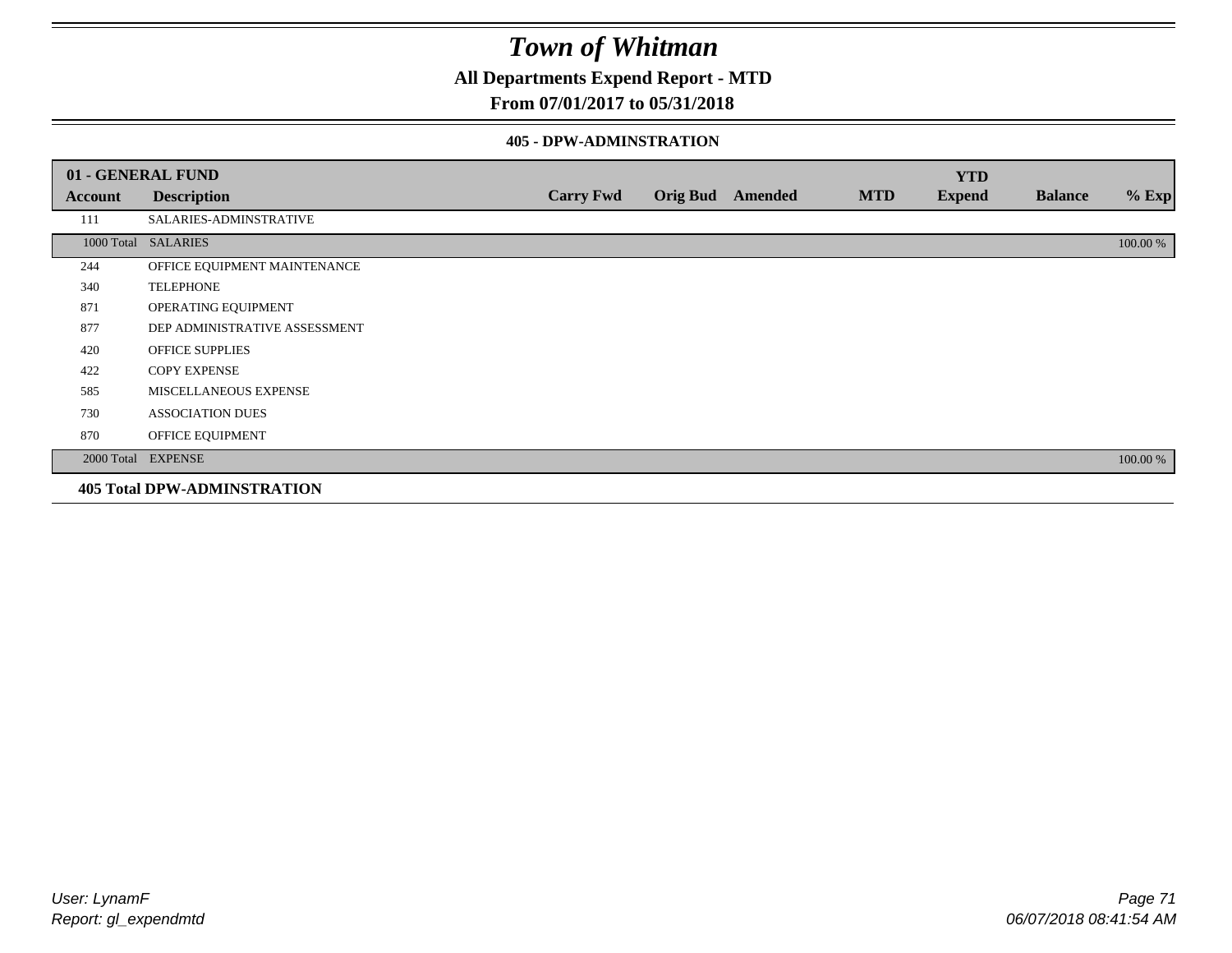# Town of Whitman

## All Departments Expend Report - MTD

### From 07/01/2017 to 05/31/2018

#### 405 - DPW-ADMINSTRATION

| 01 - GENERAL FUND | | | | | | | | |
|---|---|---|---|---|---|---|---|---|
| **Account** | **Description** | **Carry Fwd** | **Orig Bud** | **Amended** | **MTD** | **YTD Expend** | **Balance** | **% Exp** |
| 111 | SALARIES-ADMINSTRATIVE | | | | | | | |
| 1000 Total | SALARIES | | | | | | | 100.00 % |
| 244 | OFFICE EQUIPMENT MAINTENANCE | | | | | | | |
| 340 | TELEPHONE | | | | | | | |
| 871 | OPERATING EQUIPMENT | | | | | | | |
| 877 | DEP ADMINISTRATIVE ASSESSMENT | | | | | | | |
| 420 | OFFICE SUPPLIES | | | | | | | |
| 422 | COPY EXPENSE | | | | | | | |
| 585 | MISCELLANEOUS EXPENSE | | | | | | | |
| 730 | ASSOCIATION DUES | | | | | | | |
| 870 | OFFICE EQUIPMENT | | | | | | | |
| 2000 Total | EXPENSE | | | | | | | 100.00 % |
| **405 Total DPW-ADMINSTRATION** | | | | | | | | |

User: LynamF
Report: gl_expendmtd

06/07/2018 08:41:54 AM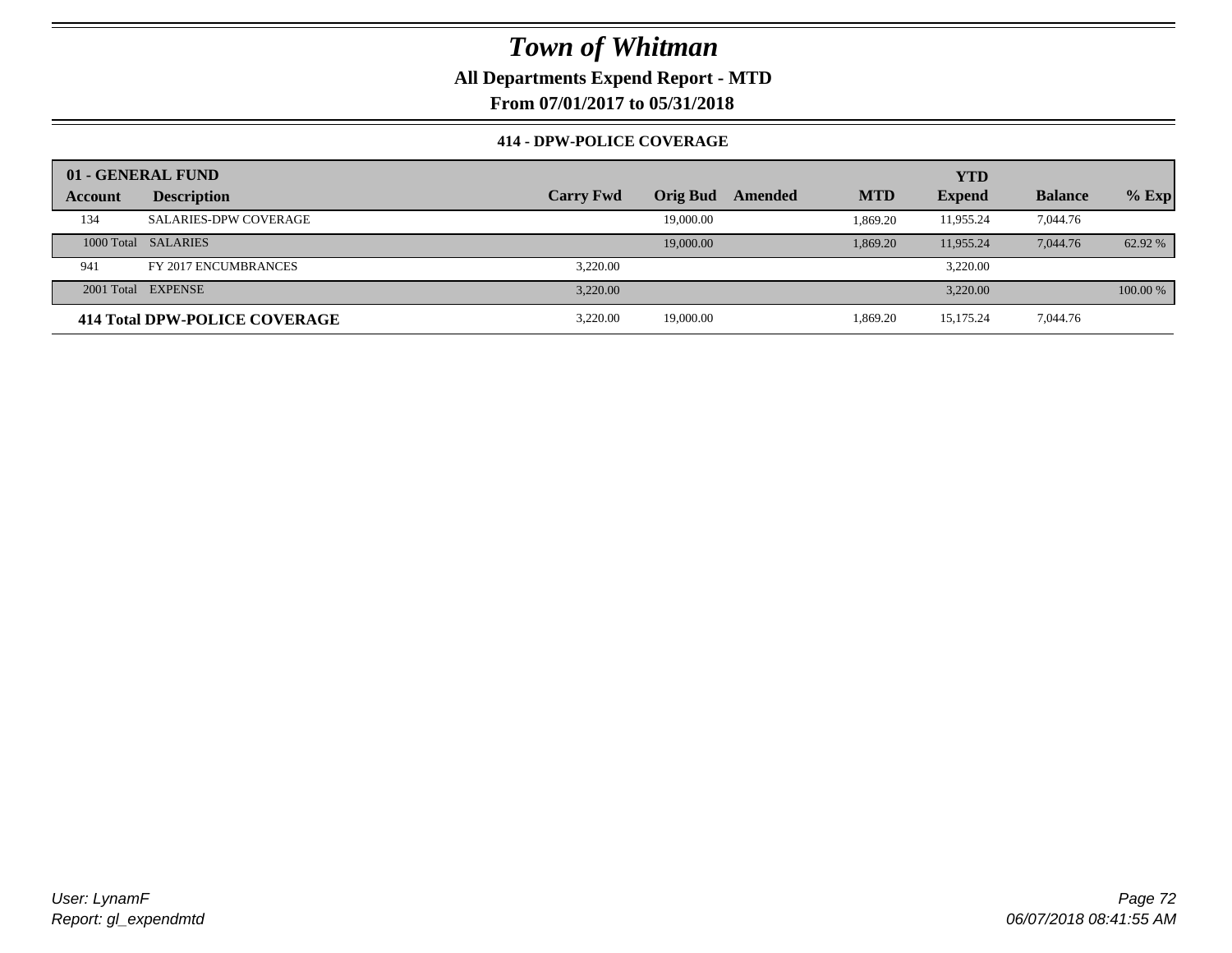# Town of Whitman

## All Departments Expend Report - MTD

## From 07/01/2017 to 05/31/2018

### 414 - DPW-POLICE COVERAGE

| 01 - GENERAL FUND | | | | | | YTD | | |
|---|---|---|---|---|---|---|---|---|
| **Account** | **Description** | **Carry Fwd** | **Orig Bud** | **Amended** | **MTD** | **Expend** | **Balance** | **% Exp** |
| 134 | SALARIES-DPW COVERAGE | | 19,000.00 | | 1,869.20 | 11,955.24 | 7,044.76 | |
| 1000 Total | SALARIES | | 19,000.00 | | 1,869.20 | 11,955.24 | 7,044.76 | 62.92 % |
| 941 | FY 2017 ENCUMBRANCES | 3,220.00 | | | | 3,220.00 | | |
| 2001 Total | EXPENSE | 3,220.00 | | | | 3,220.00 | | 100.00 % |
| **414 Total DPW-POLICE COVERAGE** | | 3,220.00 | 19,000.00 | | 1,869.20 | 15,175.24 | 7,044.76 | |

User: LynamF
Report: gl_expendmtd

06/07/2018 08:41:55 AM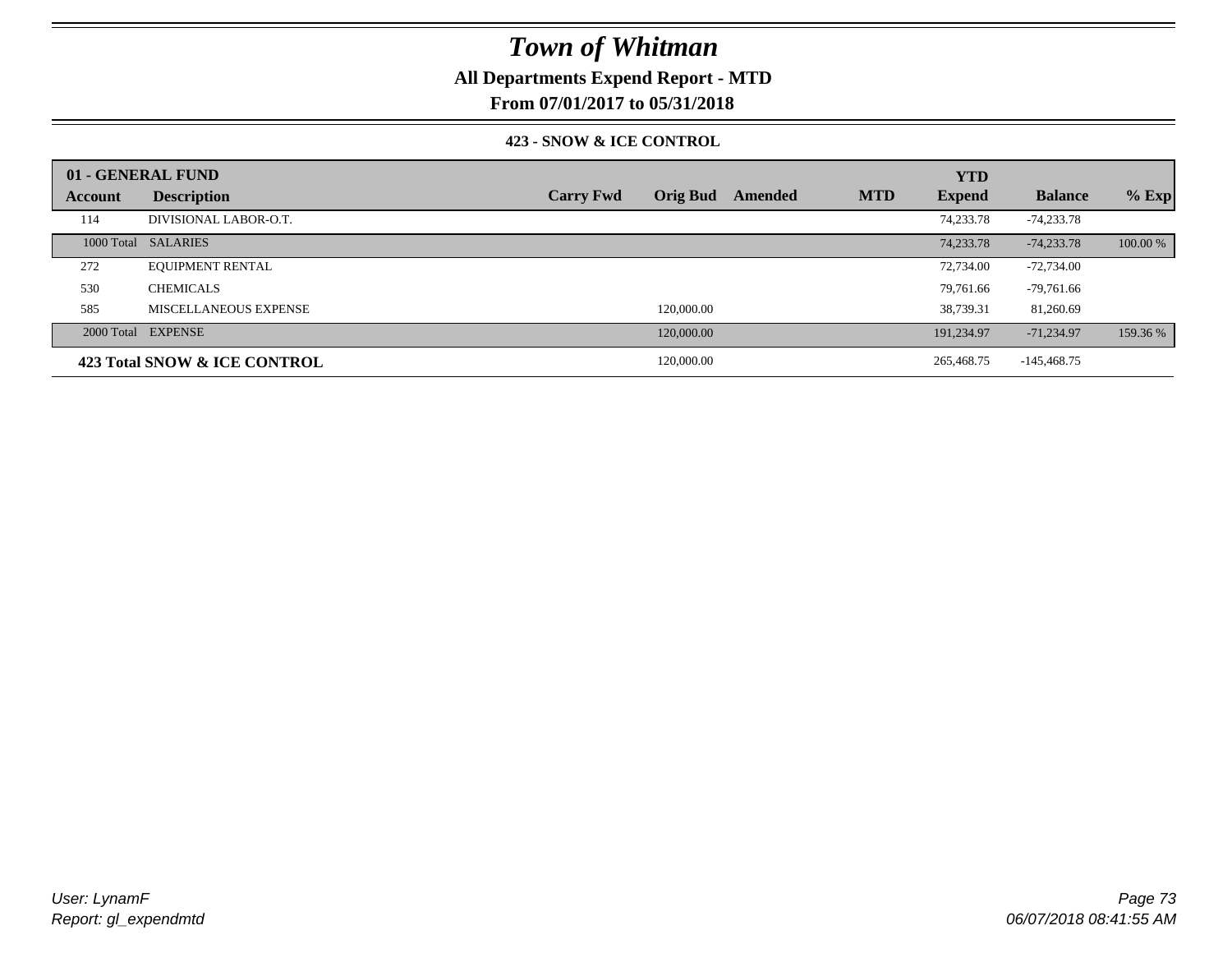# Town of Whitman

## All Departments Expend Report - MTD

## From 07/01/2017 to 05/31/2018

### 423 - SNOW & ICE CONTROL

| 01 - GENERAL FUND | | | | | | YTD | | |
|---|---|---|---|---|---|---|---|---|
| Account | Description | Carry Fwd | Orig Bud | Amended | MTD | Expend | Balance | % Exp |
| 114 | DIVISIONAL LABOR-O.T. | | | | | 74,233.78 | -74,233.78 | |
| 1000 Total | SALARIES | | | | | 74,233.78 | -74,233.78 | 100.00 % |
| 272 | EQUIPMENT RENTAL | | | | | 72,734.00 | -72,734.00 | |
| 530 | CHEMICALS | | | | | 79,761.66 | -79,761.66 | |
| 585 | MISCELLANEOUS EXPENSE | | 120,000.00 | | | 38,739.31 | 81,260.69 | |
| 2000 Total | EXPENSE | | 120,000.00 | | | 191,234.97 | -71,234.97 | 159.36 % |
| **423 Total SNOW & ICE CONTROL** | | | 120,000.00 | | | 265,468.75 | -145,468.75 | |

User: LynamF
Report: gl_expendmtd

06/07/2018 08:41:55 AM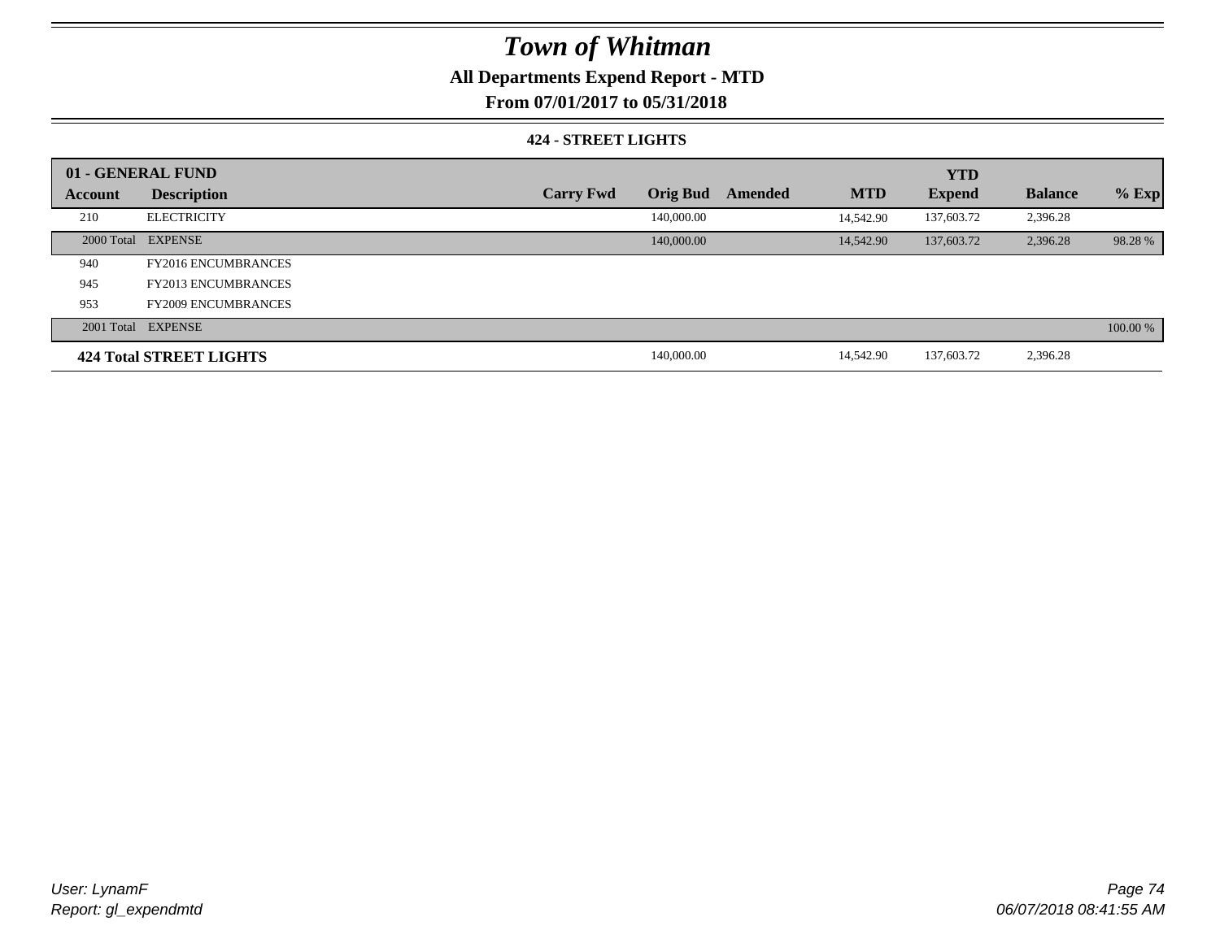# Town of Whitman

## All Departments Expend Report - MTD

### From 07/01/2017 to 05/31/2018

#### 424 - STREET LIGHTS

| 01 - GENERAL FUND | | | | | | YTD | | |
|---|---|---|---|---|---|---|---|---|
| **Account** | **Description** | **Carry Fwd** | **Orig Bud** | **Amended** | **MTD** | **Expend** | **Balance** | **% Exp** |
| 210 | ELECTRICITY | | 140,000.00 | | 14,542.90 | 137,603.72 | 2,396.28 | |
| 2000 Total | EXPENSE | | 140,000.00 | | 14,542.90 | 137,603.72 | 2,396.28 | 98.28 % |
| 940 | FY2016 ENCUMBRANCES | | | | | | | |
| 945 | FY2013 ENCUMBRANCES | | | | | | | |
| 953 | FY2009 ENCUMBRANCES | | | | | | | |
| 2001 Total | EXPENSE | | | | | | | 100.00 % |
| **424 Total STREET LIGHTS** | | | 140,000.00 | | 14,542.90 | 137,603.72 | 2,396.28 | |

User: LynamF
Report: gl_expendmtd

06/07/2018 08:41:55 AM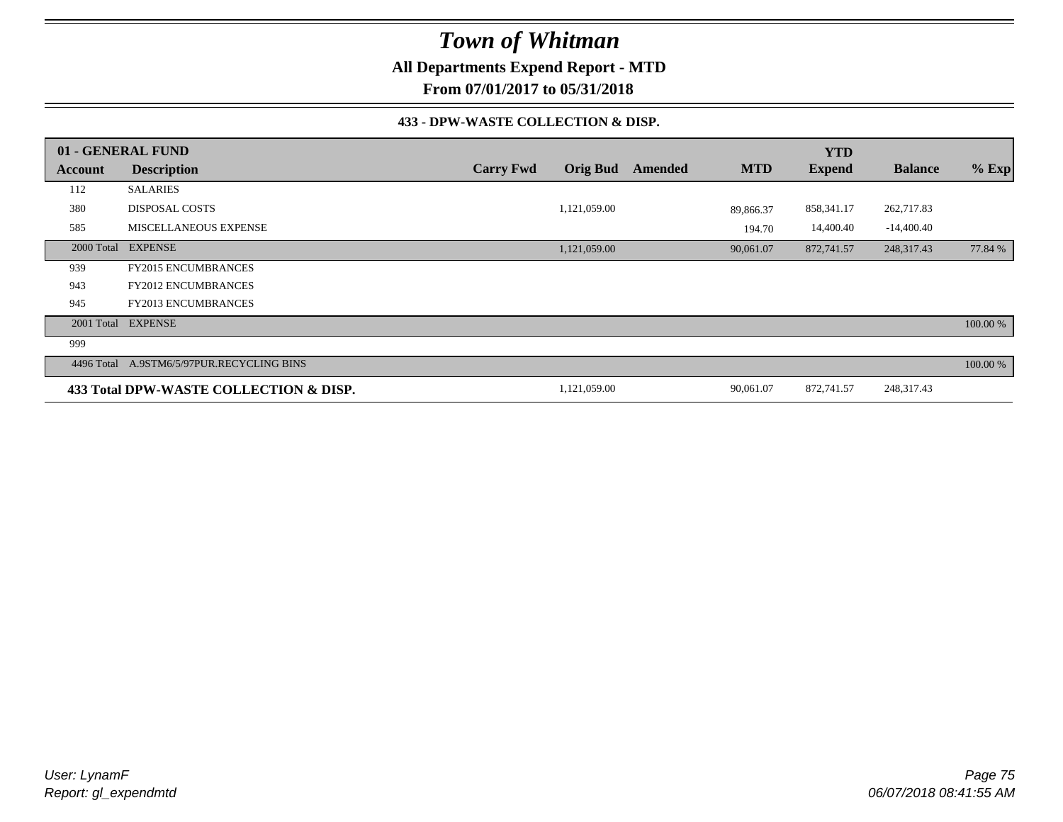# Town of Whitman

**All Departments Expend Report - MTD**

**From 07/01/2017 to 05/31/2018**

**433 - DPW-WASTE COLLECTION & DISP.**

| 01 - GENERAL FUND | | | | | | YTD | | |
|---|---|---|---|---|---|---|---|---|
| **Account** | **Description** | **Carry Fwd** | **Orig Bud** | **Amended** | **MTD** | **Expend** | **Balance** | **% Exp** |
| 112 | SALARIES | | | | | | | |
| 380 | DISPOSAL COSTS | | 1,121,059.00 | | 89,866.37 | 858,341.17 | 262,717.83 | |
| 585 | MISCELLANEOUS EXPENSE | | | | 194.70 | 14,400.40 | -14,400.40 | |
| 2000 Total | EXPENSE | | 1,121,059.00 | | 90,061.07 | 872,741.57 | 248,317.43 | 77.84 % |
| 939 | FY2015 ENCUMBRANCES | | | | | | | |
| 943 | FY2012 ENCUMBRANCES | | | | | | | |
| 945 | FY2013 ENCUMBRANCES | | | | | | | |
| 2001 Total | EXPENSE | | | | | | | 100.00 % |
| 999 | | | | | | | | |
| 4496 Total | A.9STM6/5/97PUR.RECYCLING BINS | | | | | | | 100.00 % |
| **433 Total DPW-WASTE COLLECTION & DISP.** | | | 1,121,059.00 | | 90,061.07 | 872,741.57 | 248,317.43 | |

*User: LynamF*
*Report: gl_expendmtd*

*06/07/2018 08:41:55 AM*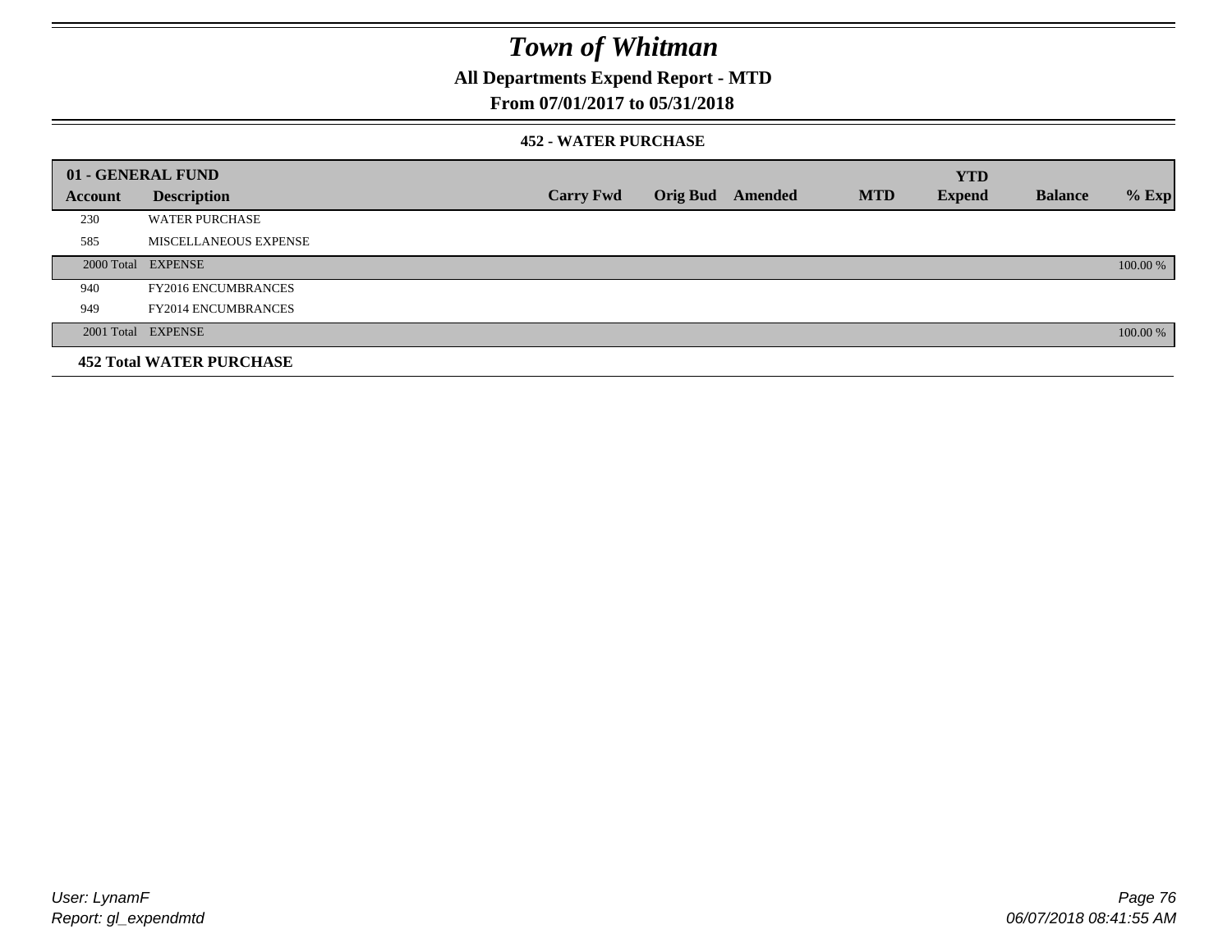# Town of Whitman

**All Departments Expend Report - MTD**

**From 07/01/2017 to 05/31/2018**

**452 - WATER PURCHASE**

| 01 - GENERAL FUND | | | | | | YTD | | |
|---|---|---|---|---|---|---|---|---|
| **Account** | **Description** | **Carry Fwd** | **Orig Bud** | **Amended** | **MTD** | **Expend** | **Balance** | **% Exp** |
| 230 | WATER PURCHASE | | | | | | | |
| 585 | MISCELLANEOUS EXPENSE | | | | | | | |
| 2000 Total | EXPENSE | | | | | | | 100.00 % |
| 940 | FY2016 ENCUMBRANCES | | | | | | | |
| 949 | FY2014 ENCUMBRANCES | | | | | | | |
| 2001 Total | EXPENSE | | | | | | | 100.00 % |
| **452 Total WATER PURCHASE** | | | | | | | | |

*User: LynamF*

*Report: gl_expendmtd*

*06/07/2018 08:41:55 AM*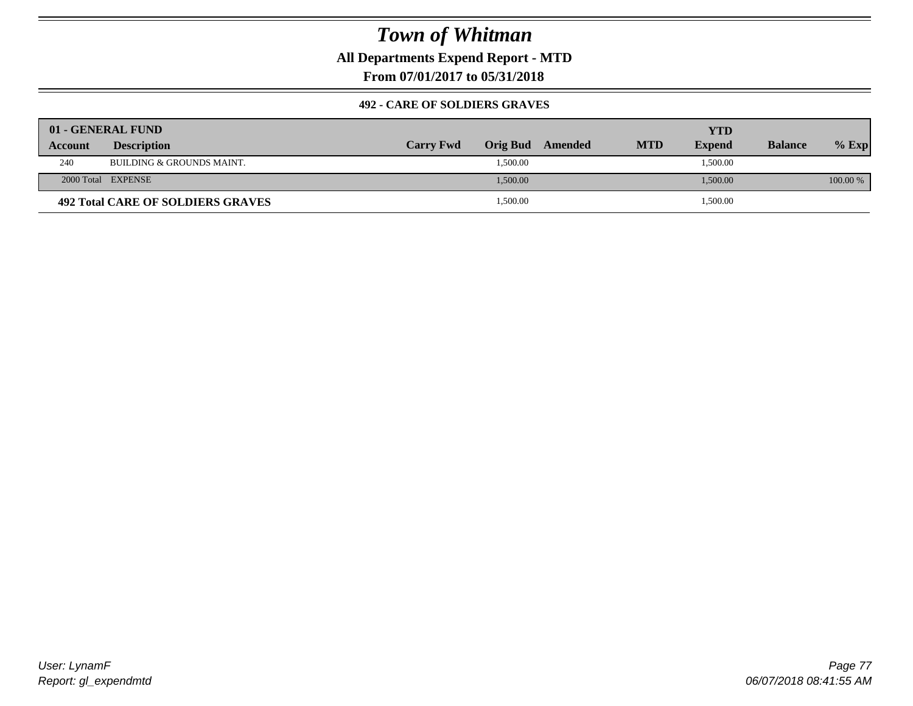# Town of Whitman

**All Departments Expend Report - MTD**

**From 07/01/2017 to 05/31/2018**

**492 - CARE OF SOLDIERS GRAVES**

| 01 - GENERAL FUND | | | | | | YTD | | |
|---|---|---|---|---|---|---|---|---|
| **Account** | **Description** | **Carry Fwd** | **Orig Bud** | **Amended** | **MTD** | **Expend** | **Balance** | **% Exp** |
| 240 | BUILDING & GROUNDS MAINT. | | 1,500.00 | | | 1,500.00 | | |
| 2000 Total | EXPENSE | | 1,500.00 | | | 1,500.00 | | 100.00 % |
| **492 Total CARE OF SOLDIERS GRAVES** | | | 1,500.00 | | | 1,500.00 | | |

User: LynamF
Report: gl_expendmtd

06/07/2018 08:41:55 AM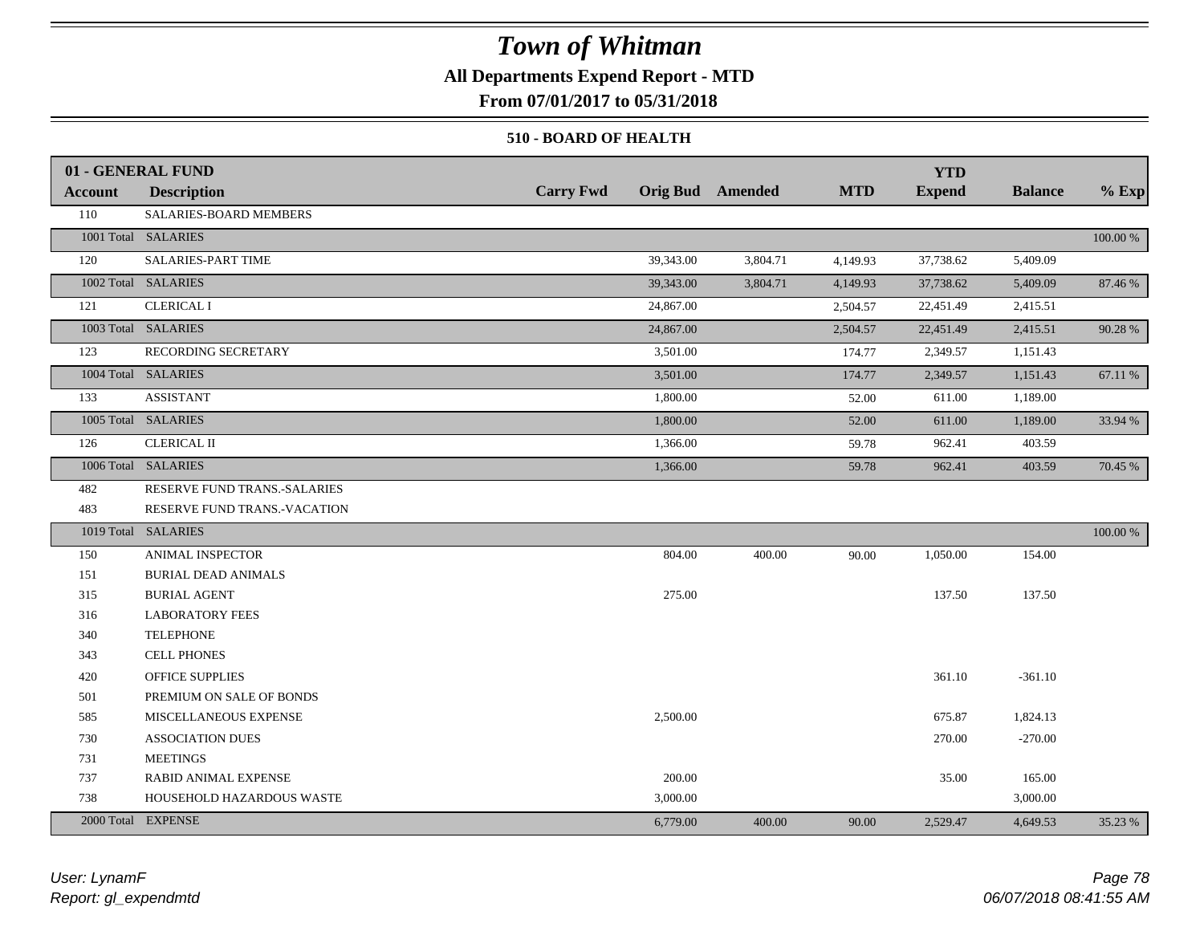# Town of Whitman

**All Departments Expend Report - MTD**

**From 07/01/2017 to 05/31/2018**

### 510 - BOARD OF HEALTH

| 01 - GENERAL FUND | | | | | | YTD | | |
|---|---|---|---|---|---|---|---|---|
| **Account** | **Description** | **Carry Fwd** | **Orig Bud** | **Amended** | **MTD** | **Expend** | **Balance** | **% Exp** |
| 110 | SALARIES-BOARD MEMBERS | | | | | | | |
| 1001 Total | SALARIES | | | | | | | 100.00 % |
| 120 | SALARIES-PART TIME | | 39,343.00 | 3,804.71 | 4,149.93 | 37,738.62 | 5,409.09 | |
| 1002 Total | SALARIES | | 39,343.00 | 3,804.71 | 4,149.93 | 37,738.62 | 5,409.09 | 87.46 % |
| 121 | CLERICAL I | | 24,867.00 | | 2,504.57 | 22,451.49 | 2,415.51 | |
| 1003 Total | SALARIES | | 24,867.00 | | 2,504.57 | 22,451.49 | 2,415.51 | 90.28 % |
| 123 | RECORDING SECRETARY | | 3,501.00 | | 174.77 | 2,349.57 | 1,151.43 | |
| 1004 Total | SALARIES | | 3,501.00 | | 174.77 | 2,349.57 | 1,151.43 | 67.11 % |
| 133 | ASSISTANT | | 1,800.00 | | 52.00 | 611.00 | 1,189.00 | |
| 1005 Total | SALARIES | | 1,800.00 | | 52.00 | 611.00 | 1,189.00 | 33.94 % |
| 126 | CLERICAL II | | 1,366.00 | | 59.78 | 962.41 | 403.59 | |
| 1006 Total | SALARIES | | 1,366.00 | | 59.78 | 962.41 | 403.59 | 70.45 % |
| 482 | RESERVE FUND TRANS.-SALARIES | | | | | | | |
| 483 | RESERVE FUND TRANS.-VACATION | | | | | | | |
| 1019 Total | SALARIES | | | | | | | 100.00 % |
| 150 | ANIMAL INSPECTOR | | 804.00 | 400.00 | 90.00 | 1,050.00 | 154.00 | |
| 151 | BURIAL DEAD ANIMALS | | | | | | | |
| 315 | BURIAL AGENT | | 275.00 | | | 137.50 | 137.50 | |
| 316 | LABORATORY FEES | | | | | | | |
| 340 | TELEPHONE | | | | | | | |
| 343 | CELL PHONES | | | | | | | |
| 420 | OFFICE SUPPLIES | | | | | 361.10 | -361.10 | |
| 501 | PREMIUM ON SALE OF BONDS | | | | | | | |
| 585 | MISCELLANEOUS EXPENSE | | 2,500.00 | | | 675.87 | 1,824.13 | |
| 730 | ASSOCIATION DUES | | | | | 270.00 | -270.00 | |
| 731 | MEETINGS | | | | | | | |
| 737 | RABID ANIMAL EXPENSE | | 200.00 | | | 35.00 | 165.00 | |
| 738 | HOUSEHOLD HAZARDOUS WASTE | | 3,000.00 | | | | 3,000.00 | |
| 2000 Total | EXPENSE | | 6,779.00 | 400.00 | 90.00 | 2,529.47 | 4,649.53 | 35.23 % |

*User: LynamF*
*Report: gl_expendmtd*

*06/07/2018 08:41:55 AM*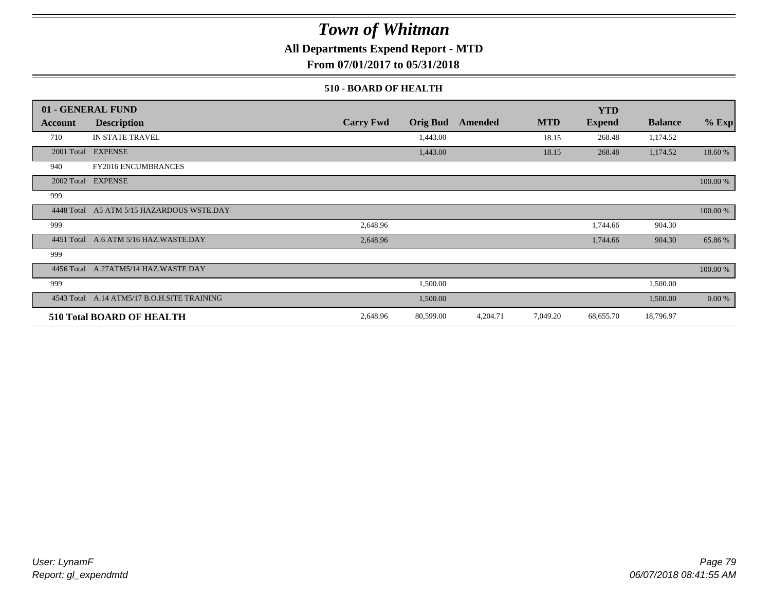# Town of Whitman

**All Departments Expend Report - MTD**

**From 07/01/2017 to 05/31/2018**

### 510 - BOARD OF HEALTH

| 01 - GENERAL FUND | | | | | | YTD | | |
|---|---|---|---|---|---|---|---|---|
| **Account** | **Description** | **Carry Fwd** | **Orig Bud** | **Amended** | **MTD** | **Expend** | **Balance** | **% Exp** |
| 710 | IN STATE TRAVEL | | 1,443.00 | | 18.15 | 268.48 | 1,174.52 | |
| 2001 Total | EXPENSE | | 1,443.00 | | 18.15 | 268.48 | 1,174.52 | 18.60 % |
| 940 | FY2016 ENCUMBRANCES | | | | | | | |
| 2002 Total | EXPENSE | | | | | | | 100.00 % |
| 999 | | | | | | | | |
| 4448 Total | A5 ATM 5/15 HAZARDOUS WSTE.DAY | | | | | | | 100.00 % |
| 999 | | 2,648.96 | | | | 1,744.66 | 904.30 | |
| 4451 Total | A.6 ATM 5/16 HAZ.WASTE.DAY | 2,648.96 | | | | 1,744.66 | 904.30 | 65.86 % |
| 999 | | | | | | | | |
| 4456 Total | A.27ATM5/14 HAZ.WASTE DAY | | | | | | | 100.00 % |
| 999 | | | 1,500.00 | | | | 1,500.00 | |
| 4543 Total | A.14 ATM5/17 B.O.H.SITE TRAINING | | 1,500.00 | | | | 1,500.00 | 0.00 % |
| **510 Total BOARD OF HEALTH** | | 2,648.96 | 80,599.00 | 4,204.71 | 7,049.20 | 68,655.70 | 18,796.97 | |

*User: LynamF*
*Report: gl_expendmtd*

*06/07/2018 08:41:55 AM*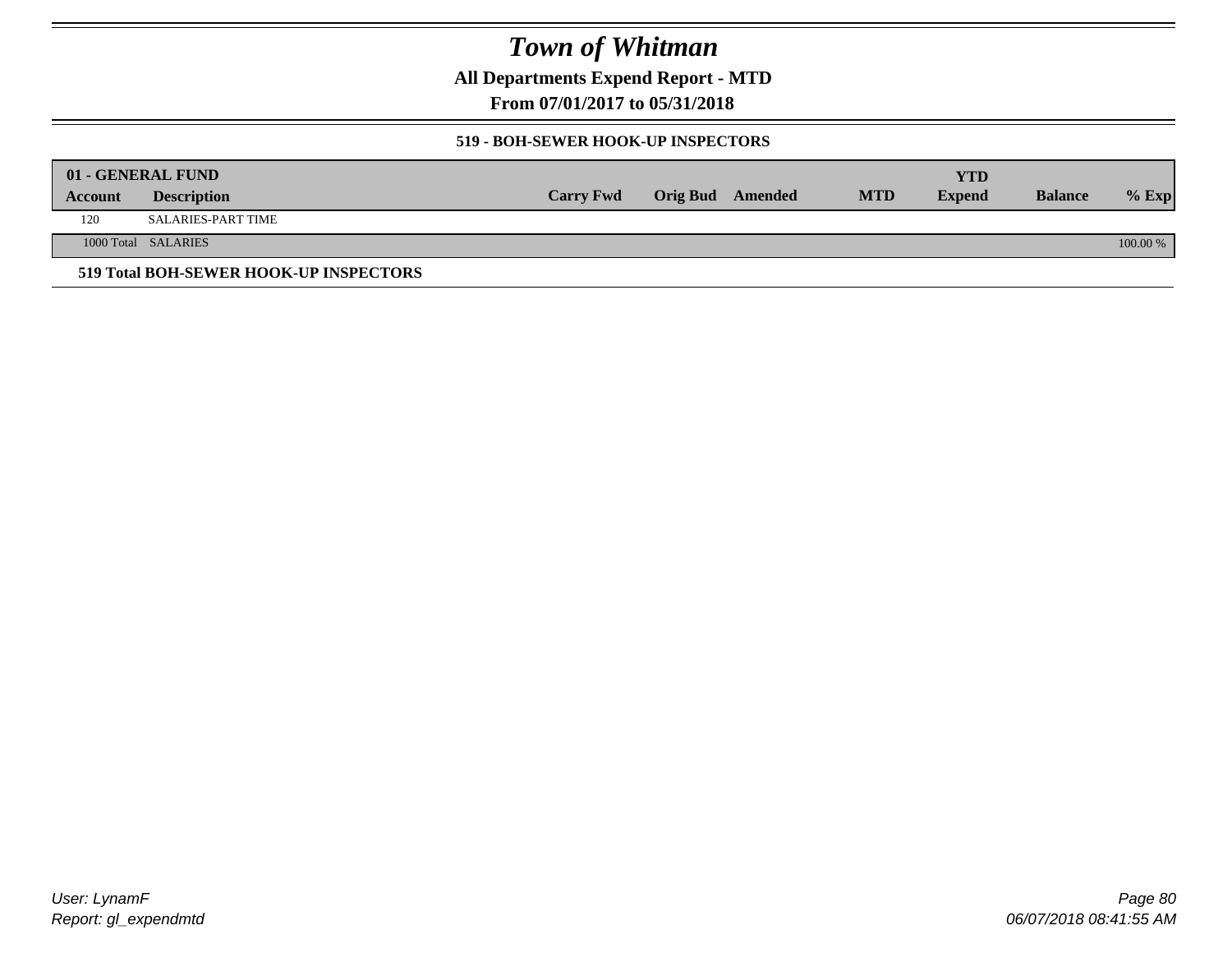# Town of Whitman

**All Departments Expend Report - MTD**

**From 07/01/2017 to 05/31/2018**

### 519 - BOH-SEWER HOOK-UP INSPECTORS

| 01 - GENERAL FUND | | | | | | YTD | | |
|---|---|---|---|---|---|---|---|---|
| **Account** | **Description** | **Carry Fwd** | **Orig Bud** | **Amended** | **MTD** | **Expend** | **Balance** | **% Exp** |
| 120 | SALARIES-PART TIME | | | | | | | |
| 1000 Total | SALARIES | | | | | | | 100.00 % |

**519 Total BOH-SEWER HOOK-UP INSPECTORS**

User: LynamF
Report: gl_expendmtd

06/07/2018 08:41:55 AM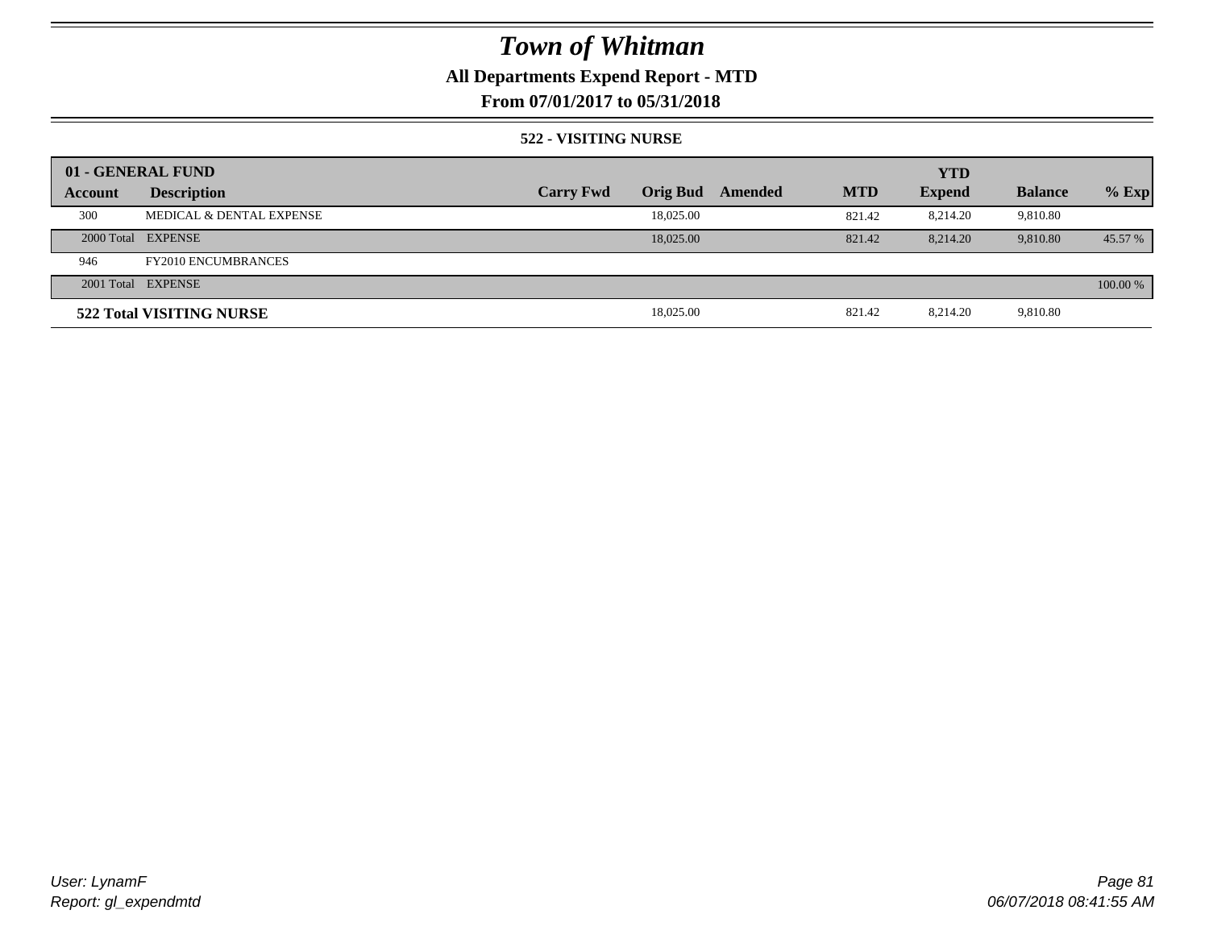# *Town of Whitman*

**All Departments Expend Report - MTD**

**From 07/01/2017 to 05/31/2018**

**522 - VISITING NURSE**

| 01 - GENERAL FUND | | | | | | YTD | | |
|---|---|---|---|---|---|---|---|---|
| **Account** | **Description** | **Carry Fwd** | **Orig Bud** | **Amended** | **MTD** | **Expend** | **Balance** | **% Exp** |
| 300 | MEDICAL & DENTAL EXPENSE | | 18,025.00 | | 821.42 | 8,214.20 | 9,810.80 | |
| 2000 Total | EXPENSE | | 18,025.00 | | 821.42 | 8,214.20 | 9,810.80 | 45.57 % |
| 946 | FY2010 ENCUMBRANCES | | | | | | | |
| 2001 Total | EXPENSE | | | | | | | 100.00 % |
| **522 Total VISITING NURSE** | | | 18,025.00 | | 821.42 | 8,214.20 | 9,810.80 | |

*User: LynamF*
*Report: gl_expendmtd*

*06/07/2018 08:41:55 AM*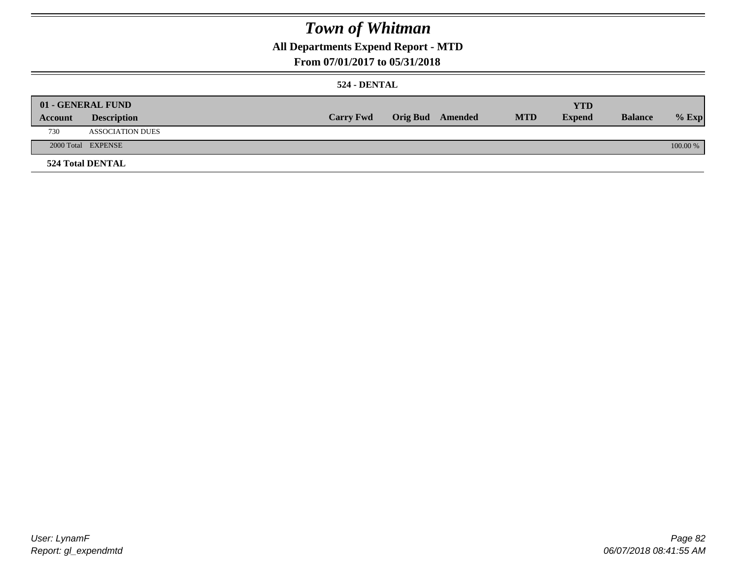# Town of Whitman

## All Departments Expend Report - MTD

## From 07/01/2017 to 05/31/2018

### 524 - DENTAL

| 01 - GENERAL FUND | | | | | | YTD | | |
|---|---|---|---|---|---|---|---|---|
| Account | Description | Carry Fwd | Orig Bud | Amended | MTD | Expend | Balance | % Exp |
| 730 | ASSOCIATION DUES | | | | | | | |
| 2000 Total | EXPENSE | | | | | | | 100.00 % |

**524 Total DENTAL**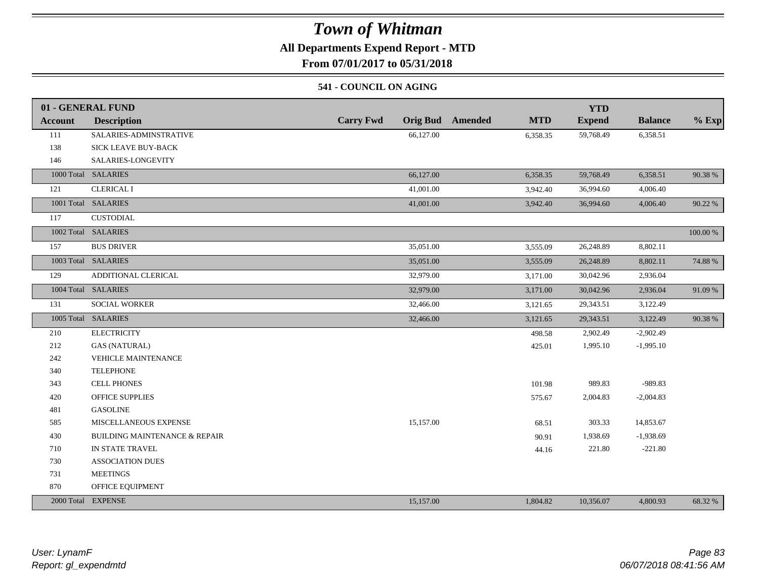# Town of Whitman

**All Departments Expend Report - MTD**

**From 07/01/2017 to 05/31/2018**

**541 - COUNCIL ON AGING**

| 01 - GENERAL FUND | | | | | | YTD | | |
|---|---|---|---|---|---|---|---|---|
| **Account** | **Description** | **Carry Fwd** | **Orig Bud** | **Amended** | **MTD** | **Expend** | **Balance** | **% Exp** |
| 111 | SALARIES-ADMINSTRATIVE | | 66,127.00 | | 6,358.35 | 59,768.49 | 6,358.51 | |
| 138 | SICK LEAVE BUY-BACK | | | | | | | |
| 146 | SALARIES-LONGEVITY | | | | | | | |
| 1000 Total | SALARIES | | 66,127.00 | | 6,358.35 | 59,768.49 | 6,358.51 | 90.38 % |
| 121 | CLERICAL I | | 41,001.00 | | 3,942.40 | 36,994.60 | 4,006.40 | |
| 1001 Total | SALARIES | | 41,001.00 | | 3,942.40 | 36,994.60 | 4,006.40 | 90.22 % |
| 117 | CUSTODIAL | | | | | | | |
| 1002 Total | SALARIES | | | | | | | 100.00 % |
| 157 | BUS DRIVER | | 35,051.00 | | 3,555.09 | 26,248.89 | 8,802.11 | |
| 1003 Total | SALARIES | | 35,051.00 | | 3,555.09 | 26,248.89 | 8,802.11 | 74.88 % |
| 129 | ADDITIONAL CLERICAL | | 32,979.00 | | 3,171.00 | 30,042.96 | 2,936.04 | |
| 1004 Total | SALARIES | | 32,979.00 | | 3,171.00 | 30,042.96 | 2,936.04 | 91.09 % |
| 131 | SOCIAL WORKER | | 32,466.00 | | 3,121.65 | 29,343.51 | 3,122.49 | |
| 1005 Total | SALARIES | | 32,466.00 | | 3,121.65 | 29,343.51 | 3,122.49 | 90.38 % |
| 210 | ELECTRICITY | | | | 498.58 | 2,902.49 | -2,902.49 | |
| 212 | GAS (NATURAL) | | | | 425.01 | 1,995.10 | -1,995.10 | |
| 242 | VEHICLE MAINTENANCE | | | | | | | |
| 340 | TELEPHONE | | | | | | | |
| 343 | CELL PHONES | | | | 101.98 | 989.83 | -989.83 | |
| 420 | OFFICE SUPPLIES | | | | 575.67 | 2,004.83 | -2,004.83 | |
| 481 | GASOLINE | | | | | | | |
| 585 | MISCELLANEOUS EXPENSE | | 15,157.00 | | 68.51 | 303.33 | 14,853.67 | |
| 430 | BUILDING MAINTENANCE & REPAIR | | | | 90.91 | 1,938.69 | -1,938.69 | |
| 710 | IN STATE TRAVEL | | | | 44.16 | 221.80 | -221.80 | |
| 730 | ASSOCIATION DUES | | | | | | | |
| 731 | MEETINGS | | | | | | | |
| 870 | OFFICE EQUIPMENT | | | | | | | |
| 2000 Total | EXPENSE | | 15,157.00 | | 1,804.82 | 10,356.07 | 4,800.93 | 68.32 % |

*User: LynamF*
*Report: gl_expendmtd*

*06/07/2018 08:41:56 AM*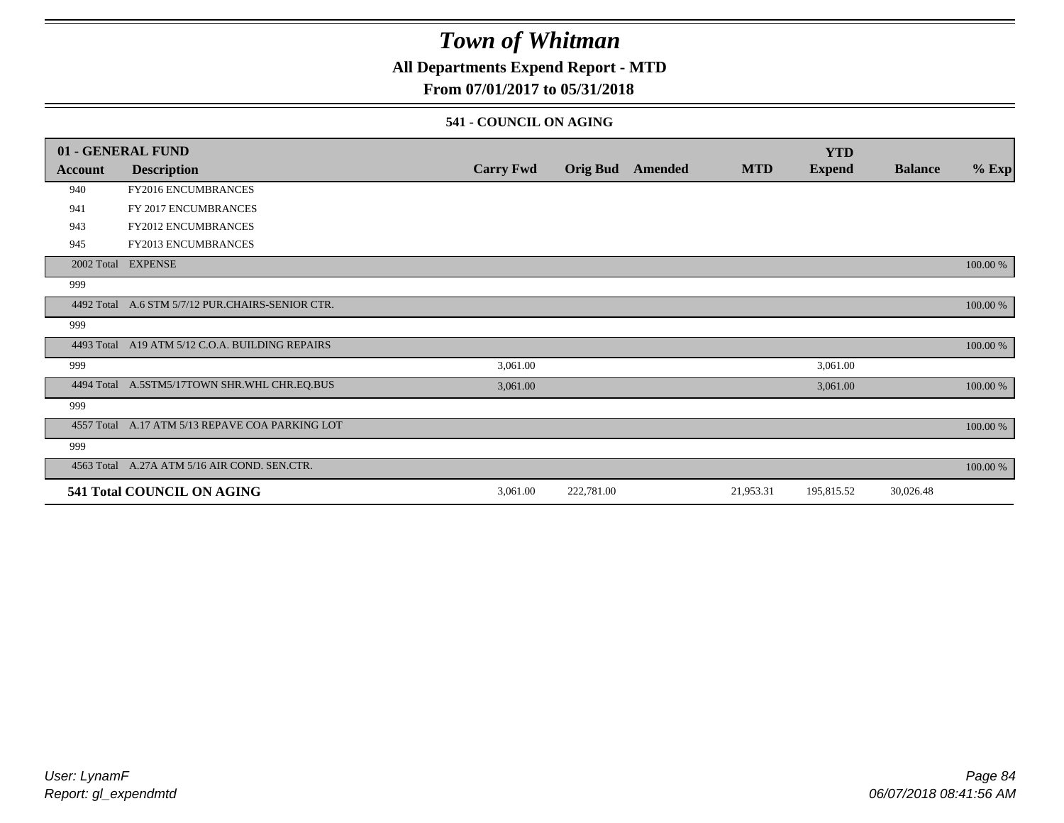# Town of Whitman

## All Departments Expend Report - MTD

### From 07/01/2017 to 05/31/2018

#### 541 - COUNCIL ON AGING

| 01 - GENERAL FUND | | | | | | YTD | | |
|---|---|---|---|---|---|---|---|---|
| Account | Description | Carry Fwd | Orig Bud | Amended | MTD | Expend | Balance | % Exp |
| 940 | FY2016 ENCUMBRANCES | | | | | | | |
| 941 | FY 2017 ENCUMBRANCES | | | | | | | |
| 943 | FY2012 ENCUMBRANCES | | | | | | | |
| 945 | FY2013 ENCUMBRANCES | | | | | | | |
| 2002 Total | EXPENSE | | | | | | | 100.00 % |
| 999 | | | | | | | | |
| 4492 Total | A.6 STM 5/7/12 PUR.CHAIRS-SENIOR CTR. | | | | | | | 100.00 % |
| 999 | | | | | | | | |
| 4493 Total | A19 ATM 5/12 C.O.A. BUILDING REPAIRS | | | | | | | 100.00 % |
| 999 | | 3,061.00 | | | | 3,061.00 | | |
| 4494 Total | A.5STM5/17TOWN SHR.WHL CHR.EQ.BUS | 3,061.00 | | | | 3,061.00 | | 100.00 % |
| 999 | | | | | | | | |
| 4557 Total | A.17 ATM 5/13 REPAVE COA PARKING LOT | | | | | | | 100.00 % |
| 999 | | | | | | | | |
| 4563 Total | A.27A ATM 5/16 AIR COND. SEN.CTR. | | | | | | | 100.00 % |
| **541 Total COUNCIL ON AGING** | | 3,061.00 | 222,781.00 | | 21,953.31 | 195,815.52 | 30,026.48 | |

*User: LynamF*
*Report: gl_expendmtd*

*06/07/2018 08:41:56 AM*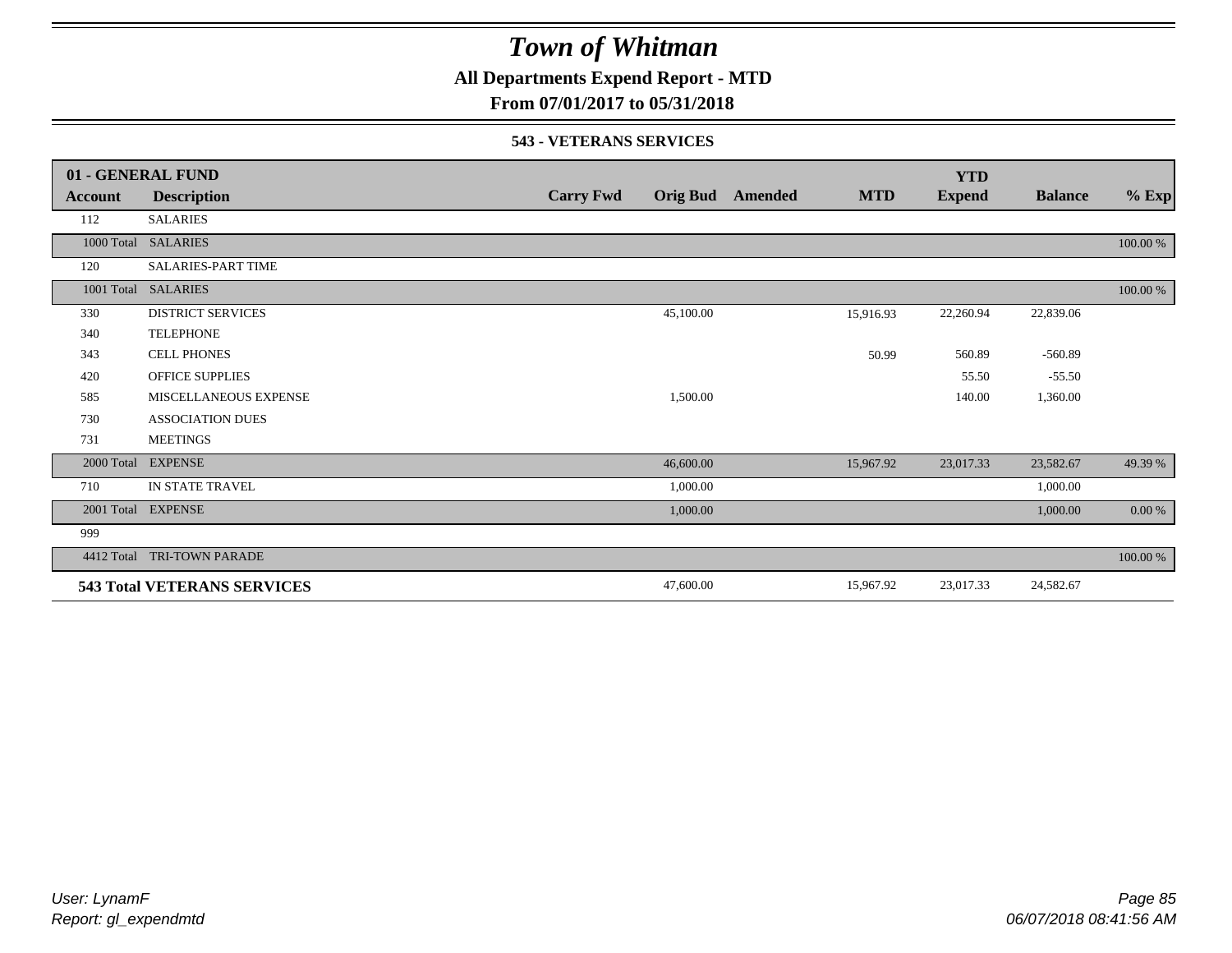# Town of Whitman

**All Departments Expend Report - MTD**

**From 07/01/2017 to 05/31/2018**

### 543 - VETERANS SERVICES

| 01 - GENERAL FUND | | | | | | | | |
|---|---|---|---|---|---|---|---|---|
| **Account** | **Description** | **Carry Fwd** | **Orig Bud** | **Amended** | **MTD** | **YTD Expend** | **Balance** | **% Exp** |
| 112 | SALARIES | | | | | | | |
| 1000 Total | SALARIES | | | | | | | 100.00 % |
| 120 | SALARIES-PART TIME | | | | | | | |
| 1001 Total | SALARIES | | | | | | | 100.00 % |
| 330 | DISTRICT SERVICES | | 45,100.00 | | 15,916.93 | 22,260.94 | 22,839.06 | |
| 340 | TELEPHONE | | | | | | | |
| 343 | CELL PHONES | | | | 50.99 | 560.89 | -560.89 | |
| 420 | OFFICE SUPPLIES | | | | | 55.50 | -55.50 | |
| 585 | MISCELLANEOUS EXPENSE | | 1,500.00 | | | 140.00 | 1,360.00 | |
| 730 | ASSOCIATION DUES | | | | | | | |
| 731 | MEETINGS | | | | | | | |
| 2000 Total | EXPENSE | | 46,600.00 | | 15,967.92 | 23,017.33 | 23,582.67 | 49.39 % |
| 710 | IN STATE TRAVEL | | 1,000.00 | | | | 1,000.00 | |
| 2001 Total | EXPENSE | | 1,000.00 | | | | 1,000.00 | 0.00 % |
| 999 | | | | | | | | |
| 4412 Total | TRI-TOWN PARADE | | | | | | | 100.00 % |
| **543 Total VETERANS SERVICES** | | | 47,600.00 | | 15,967.92 | 23,017.33 | 24,582.67 | |

*User: LynamF*
*Report: gl_expendmtd*

06/07/2018 08:41:56 AM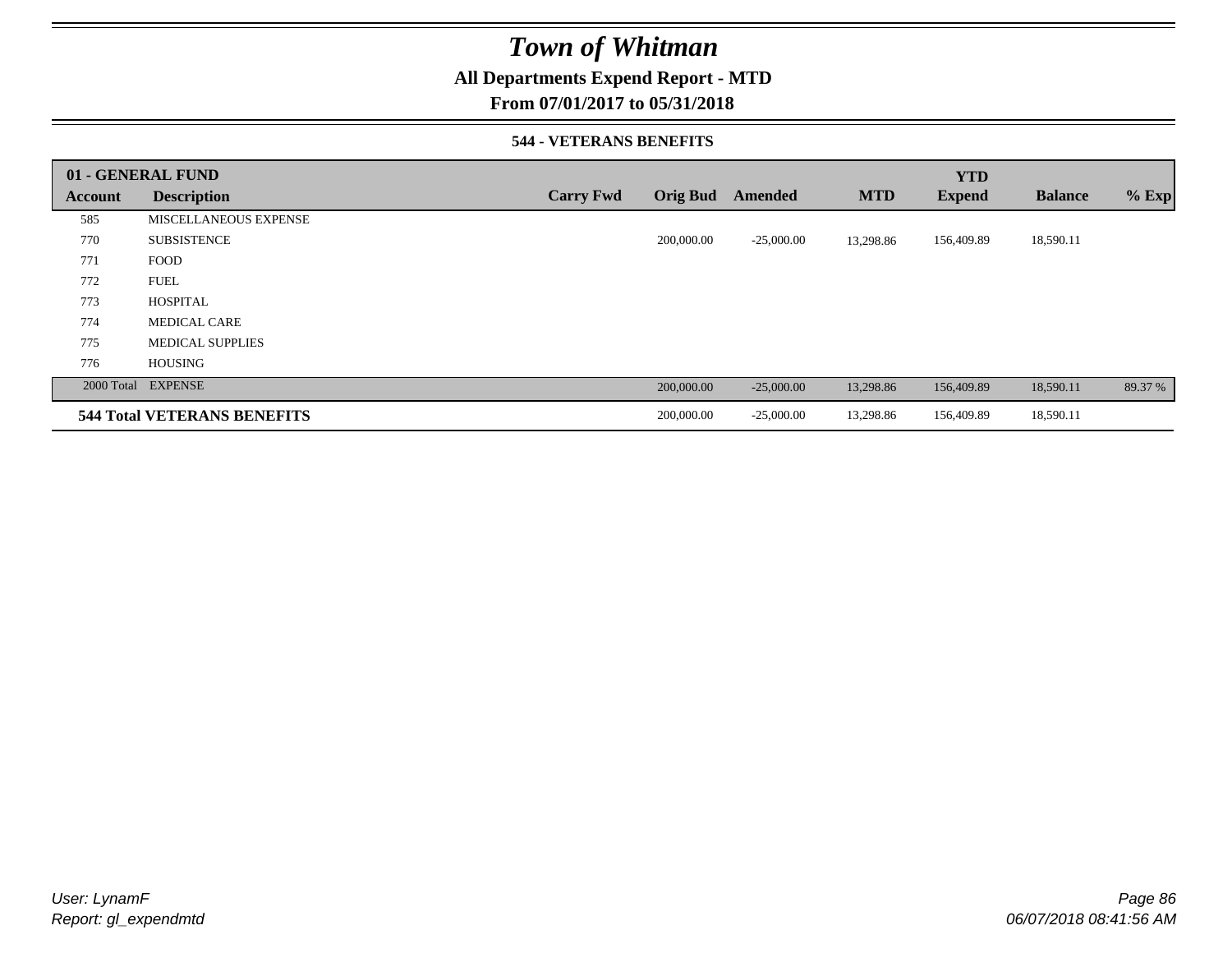# Town of Whitman

## All Departments Expend Report - MTD

## From 07/01/2017 to 05/31/2018

### 544 - VETERANS BENEFITS

| 01 - GENERAL FUND | | | | | | YTD | | |
|---|---|---|---|---|---|---|---|---|
| **Account** | **Description** | **Carry Fwd** | **Orig Bud** | **Amended** | **MTD** | **Expend** | **Balance** | **% Exp** |
| 585 | MISCELLANEOUS EXPENSE | | | | | | | |
| 770 | SUBSISTENCE | | 200,000.00 | -25,000.00 | 13,298.86 | 156,409.89 | 18,590.11 | |
| 771 | FOOD | | | | | | | |
| 772 | FUEL | | | | | | | |
| 773 | HOSPITAL | | | | | | | |
| 774 | MEDICAL CARE | | | | | | | |
| 775 | MEDICAL SUPPLIES | | | | | | | |
| 776 | HOUSING | | | | | | | |
| 2000 Total | EXPENSE | | 200,000.00 | -25,000.00 | 13,298.86 | 156,409.89 | 18,590.11 | 89.37 % |
| **544 Total VETERANS BENEFITS** | | | 200,000.00 | -25,000.00 | 13,298.86 | 156,409.89 | 18,590.11 | |

*User: LynamF*
*Report: gl_expendmtd*

*06/07/2018 08:41:56 AM*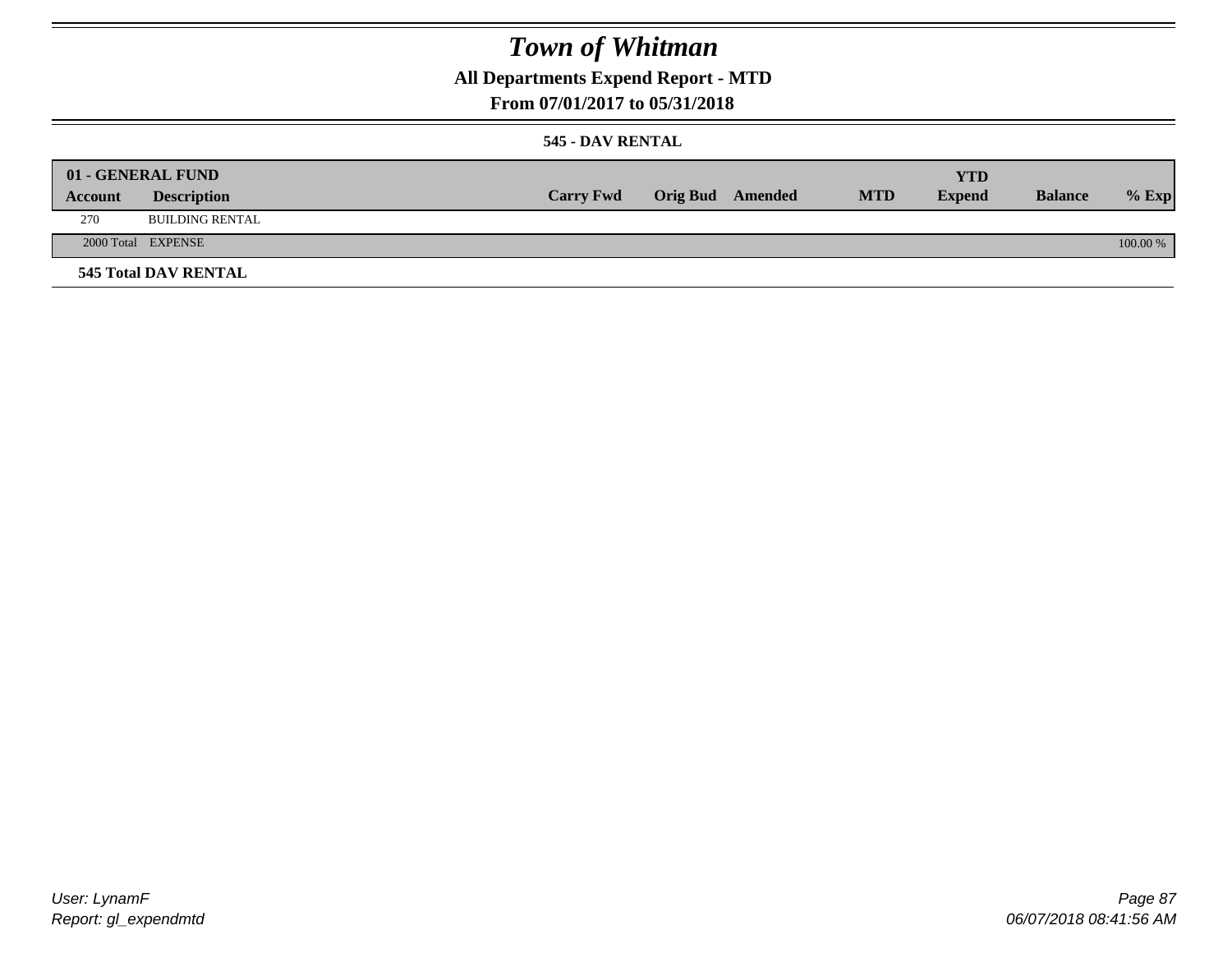# Town of Whitman

## All Departments Expend Report - MTD

### From 07/01/2017 to 05/31/2018

#### 545 - DAV RENTAL

| 01 - GENERAL FUND | | | | | | | | |
|---|---|---|---|---|---|---|---|---|
| Account | Description | Carry Fwd | Orig Bud | Amended | MTD | YTD Expend | Balance | % Exp |
| 270 | BUILDING RENTAL | | | | | | | |
| 2000 Total | EXPENSE | | | | | | | 100.00 % |

**545 Total DAV RENTAL**

User: LynamF
Report: gl_expendmtd

06/07/2018 08:41:56 AM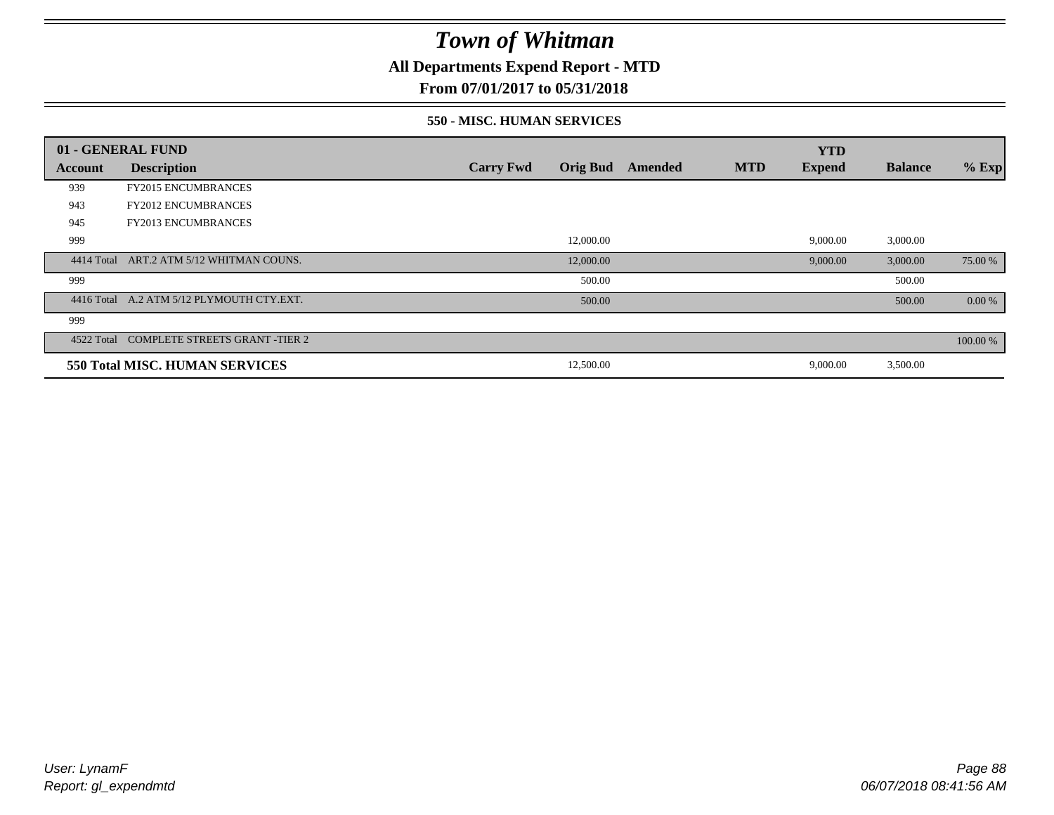# Town of Whitman

## All Departments Expend Report - MTD

### From 07/01/2017 to 05/31/2018

#### 550 - MISC. HUMAN SERVICES

| 01 - GENERAL FUND | | | | | | YTD | | |
|---|---|---|---|---|---|---|---|---|
| Account | Description | Carry Fwd | Orig Bud | Amended | MTD | Expend | Balance | % Exp |
| 939 | FY2015 ENCUMBRANCES | | | | | | | |
| 943 | FY2012 ENCUMBRANCES | | | | | | | |
| 945 | FY2013 ENCUMBRANCES | | | | | | | |
| 999 | | | 12,000.00 | | | 9,000.00 | 3,000.00 | |
| 4414 Total | ART.2 ATM 5/12 WHITMAN COUNS. | | 12,000.00 | | | 9,000.00 | 3,000.00 | 75.00 % |
| 999 | | | 500.00 | | | | 500.00 | |
| 4416 Total | A.2 ATM 5/12 PLYMOUTH CTY.EXT. | | 500.00 | | | | 500.00 | 0.00 % |
| 999 | | | | | | | | |
| 4522 Total | COMPLETE STREETS GRANT -TIER 2 | | | | | | | 100.00 % |
| **550 Total MISC. HUMAN SERVICES** | | | 12,500.00 | | | 9,000.00 | 3,500.00 | |

User: LynamF
Report: gl_expendmtd

06/07/2018 08:41:56 AM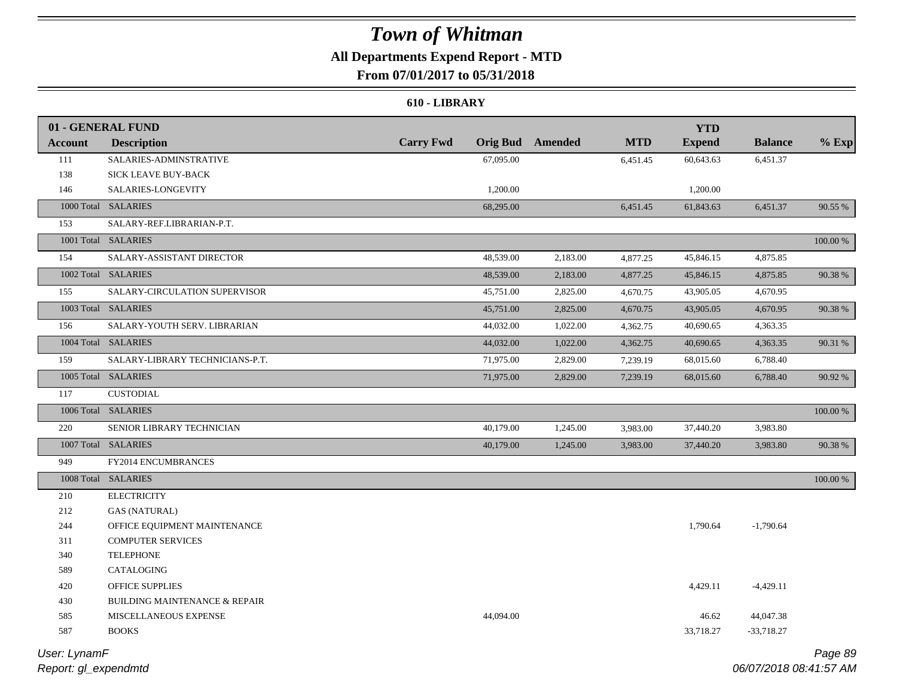# Town of Whitman

## All Departments Expend Report - MTD

### From 07/01/2017 to 05/31/2018

#### 610 - LIBRARY

| 01 - GENERAL FUND | | | | | | YTD | | |
|---|---|---|---|---|---|---|---|---|
| Account | Description | Carry Fwd | Orig Bud | Amended | MTD | Expend | Balance | % Exp |
| 111 | SALARIES-ADMINSTRATIVE | | 67,095.00 | | 6,451.45 | 60,643.63 | 6,451.37 | |
| 138 | SICK LEAVE BUY-BACK | | | | | | | |
| 146 | SALARIES-LONGEVITY | | 1,200.00 | | | 1,200.00 | | |
| 1000 Total | SALARIES | | 68,295.00 | | 6,451.45 | 61,843.63 | 6,451.37 | 90.55 % |
| 153 | SALARY-REF.LIBRARIAN-P.T. | | | | | | | |
| 1001 Total | SALARIES | | | | | | | 100.00 % |
| 154 | SALARY-ASSISTANT DIRECTOR | | 48,539.00 | 2,183.00 | 4,877.25 | 45,846.15 | 4,875.85 | |
| 1002 Total | SALARIES | | 48,539.00 | 2,183.00 | 4,877.25 | 45,846.15 | 4,875.85 | 90.38 % |
| 155 | SALARY-CIRCULATION SUPERVISOR | | 45,751.00 | 2,825.00 | 4,670.75 | 43,905.05 | 4,670.95 | |
| 1003 Total | SALARIES | | 45,751.00 | 2,825.00 | 4,670.75 | 43,905.05 | 4,670.95 | 90.38 % |
| 156 | SALARY-YOUTH SERV. LIBRARIAN | | 44,032.00 | 1,022.00 | 4,362.75 | 40,690.65 | 4,363.35 | |
| 1004 Total | SALARIES | | 44,032.00 | 1,022.00 | 4,362.75 | 40,690.65 | 4,363.35 | 90.31 % |
| 159 | SALARY-LIBRARY TECHNICIANS-P.T. | | 71,975.00 | 2,829.00 | 7,239.19 | 68,015.60 | 6,788.40 | |
| 1005 Total | SALARIES | | 71,975.00 | 2,829.00 | 7,239.19 | 68,015.60 | 6,788.40 | 90.92 % |
| 117 | CUSTODIAL | | | | | | | |
| 1006 Total | SALARIES | | | | | | | 100.00 % |
| 220 | SENIOR LIBRARY TECHNICIAN | | 40,179.00 | 1,245.00 | 3,983.00 | 37,440.20 | 3,983.80 | |
| 1007 Total | SALARIES | | 40,179.00 | 1,245.00 | 3,983.00 | 37,440.20 | 3,983.80 | 90.38 % |
| 949 | FY2014 ENCUMBRANCES | | | | | | | |
| 1008 Total | SALARIES | | | | | | | 100.00 % |
| 210 | ELECTRICITY | | | | | | | |
| 212 | GAS (NATURAL) | | | | | | | |
| 244 | OFFICE EQUIPMENT MAINTENANCE | | | | | 1,790.64 | -1,790.64 | |
| 311 | COMPUTER SERVICES | | | | | | | |
| 340 | TELEPHONE | | | | | | | |
| 589 | CATALOGING | | | | | | | |
| 420 | OFFICE SUPPLIES | | | | | 4,429.11 | -4,429.11 | |
| 430 | BUILDING MAINTENANCE & REPAIR | | | | | | | |
| 585 | MISCELLANEOUS EXPENSE | | 44,094.00 | | | 46.62 | 44,047.38 | |
| 587 | BOOKS | | | | | 33,718.27 | -33,718.27 | |

User: LynamF
Report: gl_expendmtd

06/07/2018 08:41:57 AM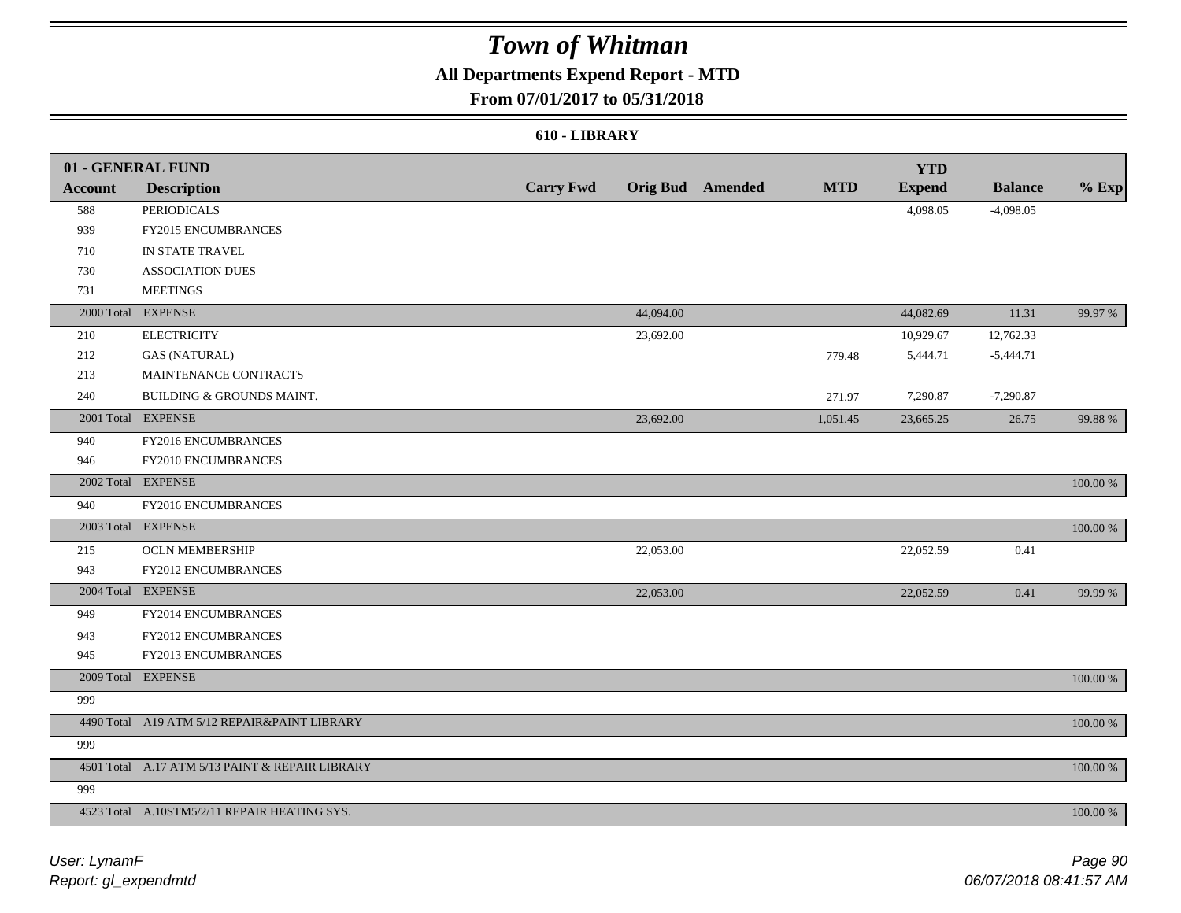# Town of Whitman

## All Departments Expend Report - MTD

### From 07/01/2017 to 05/31/2018

#### 610 - LIBRARY

| 01 - GENERAL FUND | | | | | | YTD | | |
|---|---|---|---|---|---|---|---|---|
| Account | Description | Carry Fwd | Orig Bud | Amended | MTD | Expend | Balance | % Exp |
| 588 | PERIODICALS | | | | | 4,098.05 | -4,098.05 | |
| 939 | FY2015 ENCUMBRANCES | | | | | | | |
| 710 | IN STATE TRAVEL | | | | | | | |
| 730 | ASSOCIATION DUES | | | | | | | |
| 731 | MEETINGS | | | | | | | |
| 2000 Total | EXPENSE | | 44,094.00 | | | 44,082.69 | 11.31 | 99.97 % |
| 210 | ELECTRICITY | | 23,692.00 | | | 10,929.67 | 12,762.33 | |
| 212 | GAS (NATURAL) | | | | 779.48 | 5,444.71 | -5,444.71 | |
| 213 | MAINTENANCE CONTRACTS | | | | | | | |
| 240 | BUILDING & GROUNDS MAINT. | | | | 271.97 | 7,290.87 | -7,290.87 | |
| 2001 Total | EXPENSE | | 23,692.00 | | 1,051.45 | 23,665.25 | 26.75 | 99.88 % |
| 940 | FY2016 ENCUMBRANCES | | | | | | | |
| 946 | FY2010 ENCUMBRANCES | | | | | | | |
| 2002 Total | EXPENSE | | | | | | | 100.00 % |
| 940 | FY2016 ENCUMBRANCES | | | | | | | |
| 2003 Total | EXPENSE | | | | | | | 100.00 % |
| 215 | OCLN MEMBERSHIP | | 22,053.00 | | | 22,052.59 | 0.41 | |
| 943 | FY2012 ENCUMBRANCES | | | | | | | |
| 2004 Total | EXPENSE | | 22,053.00 | | | 22,052.59 | 0.41 | 99.99 % |
| 949 | FY2014 ENCUMBRANCES | | | | | | | |
| 943 | FY2012 ENCUMBRANCES | | | | | | | |
| 945 | FY2013 ENCUMBRANCES | | | | | | | |
| 2009 Total | EXPENSE | | | | | | | 100.00 % |
| 999 | | | | | | | | |
| 4490 Total | A19 ATM 5/12 REPAIR&PAINT LIBRARY | | | | | | | 100.00 % |
| 999 | | | | | | | | |
| 4501 Total | A.17 ATM 5/13 PAINT & REPAIR LIBRARY | | | | | | | 100.00 % |
| 999 | | | | | | | | |
| 4523 Total | A.10STM5/2/11 REPAIR HEATING SYS. | | | | | | | 100.00 % |

User: LynamF
Report: gl_expendmtd

06/07/2018 08:41:57 AM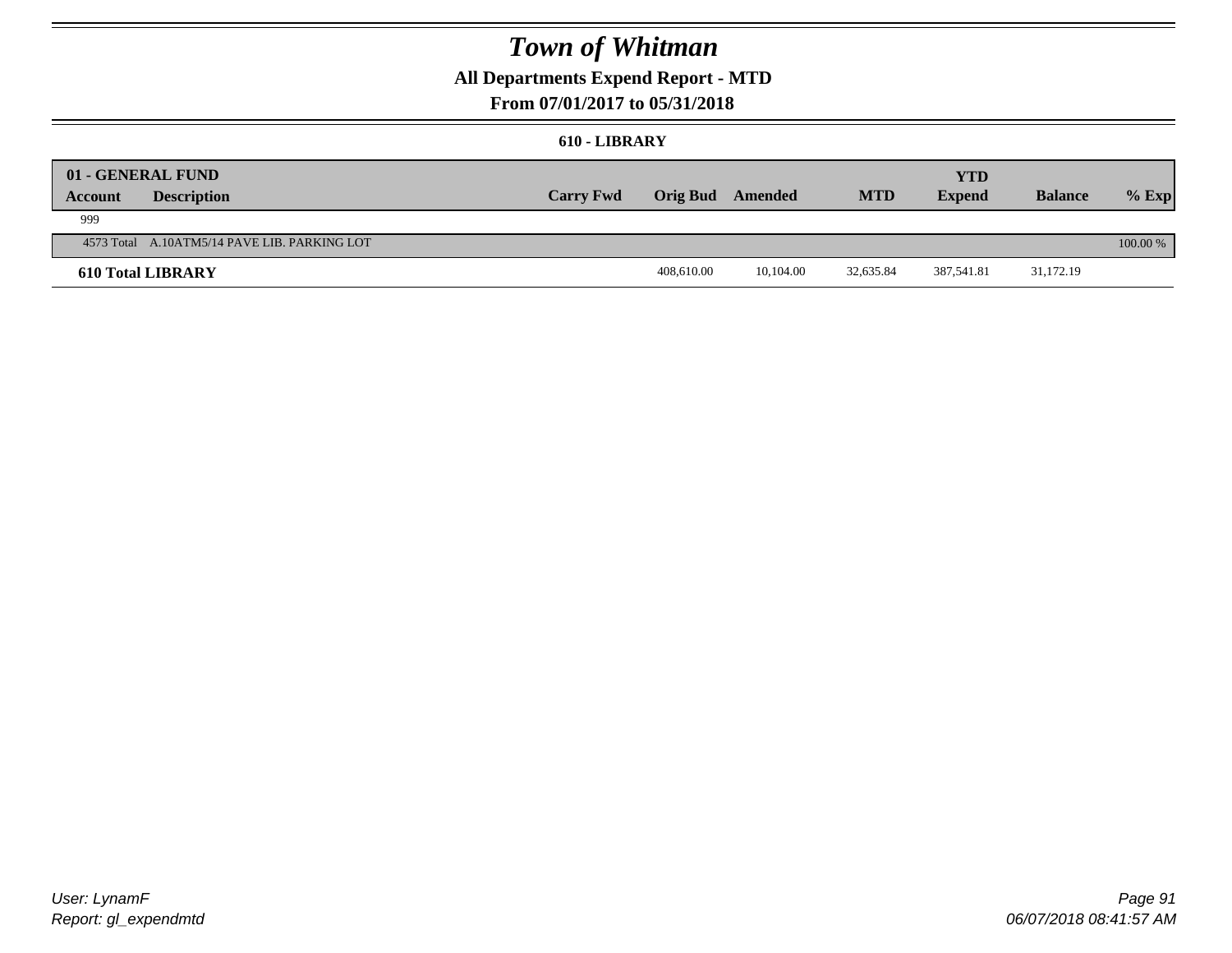# Town of Whitman

## All Departments Expend Report - MTD

### From 07/01/2017 to 05/31/2018

#### 610 - LIBRARY

| 01 - GENERAL FUND | | | | | | YTD | | |
|---|---|---|---|---|---|---|---|---|
| **Account** | **Description** | **Carry Fwd** | **Orig Bud** | **Amended** | **MTD** | **Expend** | **Balance** | **% Exp** |
| 999 | | | | | | | | |
| 4573 Total | A.10ATM5/14 PAVE LIB. PARKING LOT | | | | | | | 100.00 % |
| **610 Total LIBRARY** | | | 408,610.00 | 10,104.00 | 32,635.84 | 387,541.81 | 31,172.19 | |

User: LynamF
Report: gl_expendmtd

06/07/2018 08:41:57 AM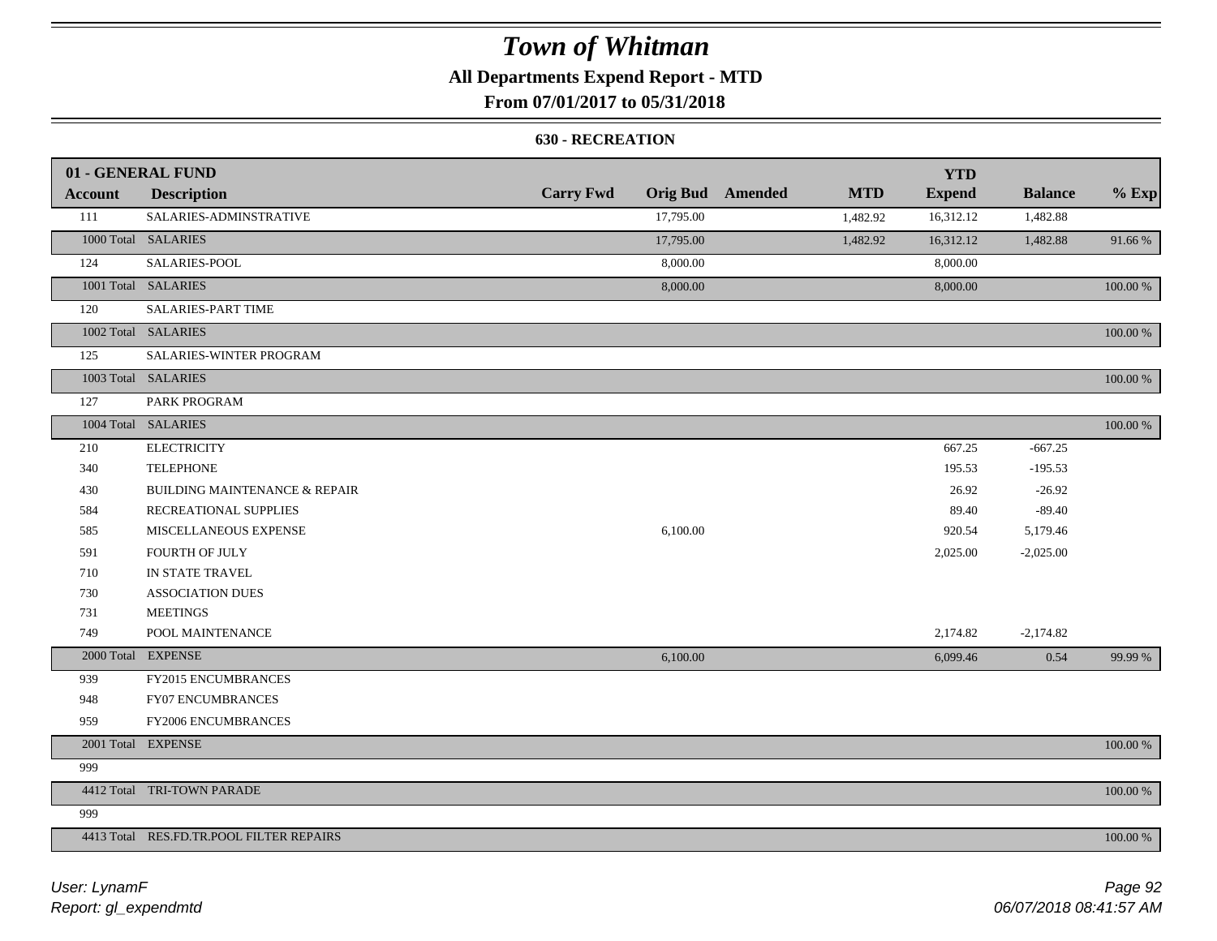# Town of Whitman

## All Departments Expend Report - MTD

### From 07/01/2017 to 05/31/2018

#### 630 - RECREATION

| Account | Description | Carry Fwd | Orig Bud | Amended | MTD | YTD Expend | Balance | % Exp |
|---|---|---|---|---|---|---|---|---|
| **01 - GENERAL FUND** | | | | | | | | |
| 111 | SALARIES-ADMINSTRATIVE | | 17,795.00 | | 1,482.92 | 16,312.12 | 1,482.88 | |
| 1000 Total | SALARIES | | 17,795.00 | | 1,482.92 | 16,312.12 | 1,482.88 | 91.66 % |
| 124 | SALARIES-POOL | | 8,000.00 | | | 8,000.00 | | |
| 1001 Total | SALARIES | | 8,000.00 | | | 8,000.00 | | 100.00 % |
| 120 | SALARIES-PART TIME | | | | | | | |
| 1002 Total | SALARIES | | | | | | | 100.00 % |
| 125 | SALARIES-WINTER PROGRAM | | | | | | | |
| 1003 Total | SALARIES | | | | | | | 100.00 % |
| 127 | PARK PROGRAM | | | | | | | |
| 1004 Total | SALARIES | | | | | | | 100.00 % |
| 210 | ELECTRICITY | | | | | 667.25 | -667.25 | |
| 340 | TELEPHONE | | | | | 195.53 | -195.53 | |
| 430 | BUILDING MAINTENANCE & REPAIR | | | | | 26.92 | -26.92 | |
| 584 | RECREATIONAL SUPPLIES | | | | | 89.40 | -89.40 | |
| 585 | MISCELLANEOUS EXPENSE | | 6,100.00 | | | 920.54 | 5,179.46 | |
| 591 | FOURTH OF JULY | | | | | 2,025.00 | -2,025.00 | |
| 710 | IN STATE TRAVEL | | | | | | | |
| 730 | ASSOCIATION DUES | | | | | | | |
| 731 | MEETINGS | | | | | | | |
| 749 | POOL MAINTENANCE | | | | | 2,174.82 | -2,174.82 | |
| 2000 Total | EXPENSE | | 6,100.00 | | | 6,099.46 | 0.54 | 99.99 % |
| 939 | FY2015 ENCUMBRANCES | | | | | | | |
| 948 | FY07 ENCUMBRANCES | | | | | | | |
| 959 | FY2006 ENCUMBRANCES | | | | | | | |
| 2001 Total | EXPENSE | | | | | | | 100.00 % |
| 999 | | | | | | | | |
| 4412 Total | TRI-TOWN PARADE | | | | | | | 100.00 % |
| 999 | | | | | | | | |
| 4413 Total | RES.FD.TR.POOL FILTER REPAIRS | | | | | | | 100.00 % |

*User: LynamF*
*Report: gl_expendmtd*

*06/07/2018 08:41:57 AM*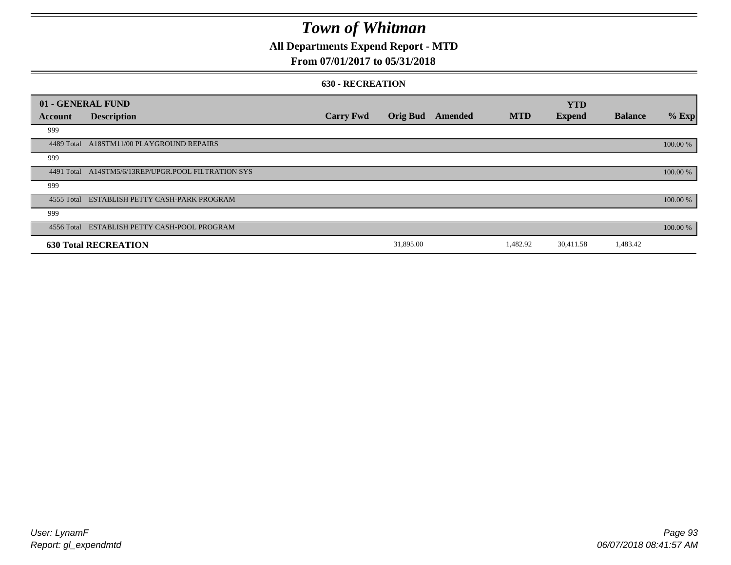# Town of Whitman

## All Departments Expend Report - MTD

### From 07/01/2017 to 05/31/2018

#### 630 - RECREATION

| 01 - GENERAL FUND | | | | | | YTD | | |
|---|---|---|---|---|---|---|---|---|
| Account | Description | Carry Fwd | Orig Bud | Amended | MTD | Expend | Balance | % Exp |
| 999 | | | | | | | | |
| 4489 Total | A18STM11/00 PLAYGROUND REPAIRS | | | | | | | 100.00 % |
| 999 | | | | | | | | |
| 4491 Total | A14STM5/6/13REP/UPGR.POOL FILTRATION SYS | | | | | | | 100.00 % |
| 999 | | | | | | | | |
| 4555 Total | ESTABLISH PETTY CASH-PARK PROGRAM | | | | | | | 100.00 % |
| 999 | | | | | | | | |
| 4556 Total | ESTABLISH PETTY CASH-POOL PROGRAM | | | | | | | 100.00 % |
| **630 Total RECREATION** | | | 31,895.00 | | 1,482.92 | 30,411.58 | 1,483.42 | |

User: LynamF
Report: gl_expendmtd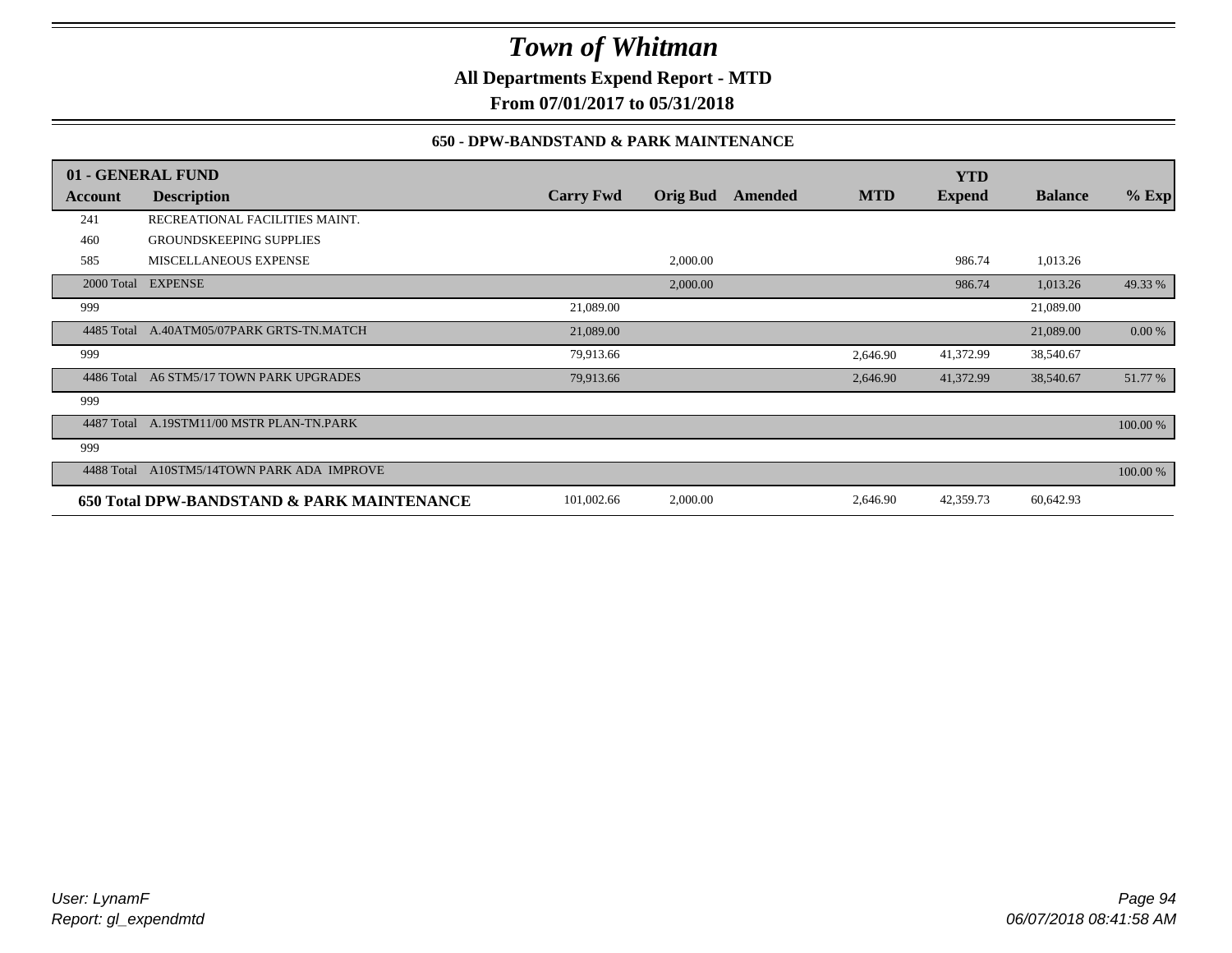# Town of Whitman

**All Departments Expend Report - MTD**

**From 07/01/2017 to 05/31/2018**

**650 - DPW-BANDSTAND & PARK MAINTENANCE**

| 01 - GENERAL FUND | | | | | | YTD | | |
|---|---|---|---|---|---|---|---|---|
| **Account** | **Description** | **Carry Fwd** | **Orig Bud** | **Amended** | **MTD** | **Expend** | **Balance** | **% Exp** |
| 241 | RECREATIONAL FACILITIES MAINT. | | | | | | | |
| 460 | GROUNDSKEEPING SUPPLIES | | | | | | | |
| 585 | MISCELLANEOUS EXPENSE | | 2,000.00 | | | 986.74 | 1,013.26 | |
| 2000 Total | EXPENSE | | 2,000.00 | | | 986.74 | 1,013.26 | 49.33 % |
| 999 | | 21,089.00 | | | | | 21,089.00 | |
| 4485 Total | A.40ATM05/07PARK GRTS-TN.MATCH | 21,089.00 | | | | | 21,089.00 | 0.00 % |
| 999 | | 79,913.66 | | | 2,646.90 | 41,372.99 | 38,540.67 | |
| 4486 Total | A6 STM5/17 TOWN PARK UPGRADES | 79,913.66 | | | 2,646.90 | 41,372.99 | 38,540.67 | 51.77 % |
| 999 | | | | | | | | |
| 4487 Total | A.19STM11/00 MSTR PLAN-TN.PARK | | | | | | | 100.00 % |
| 999 | | | | | | | | |
| 4488 Total | A10STM5/14TOWN PARK ADA IMPROVE | | | | | | | 100.00 % |
| **650 Total DPW-BANDSTAND & PARK MAINTENANCE** | | 101,002.66 | 2,000.00 | | 2,646.90 | 42,359.73 | 60,642.93 | |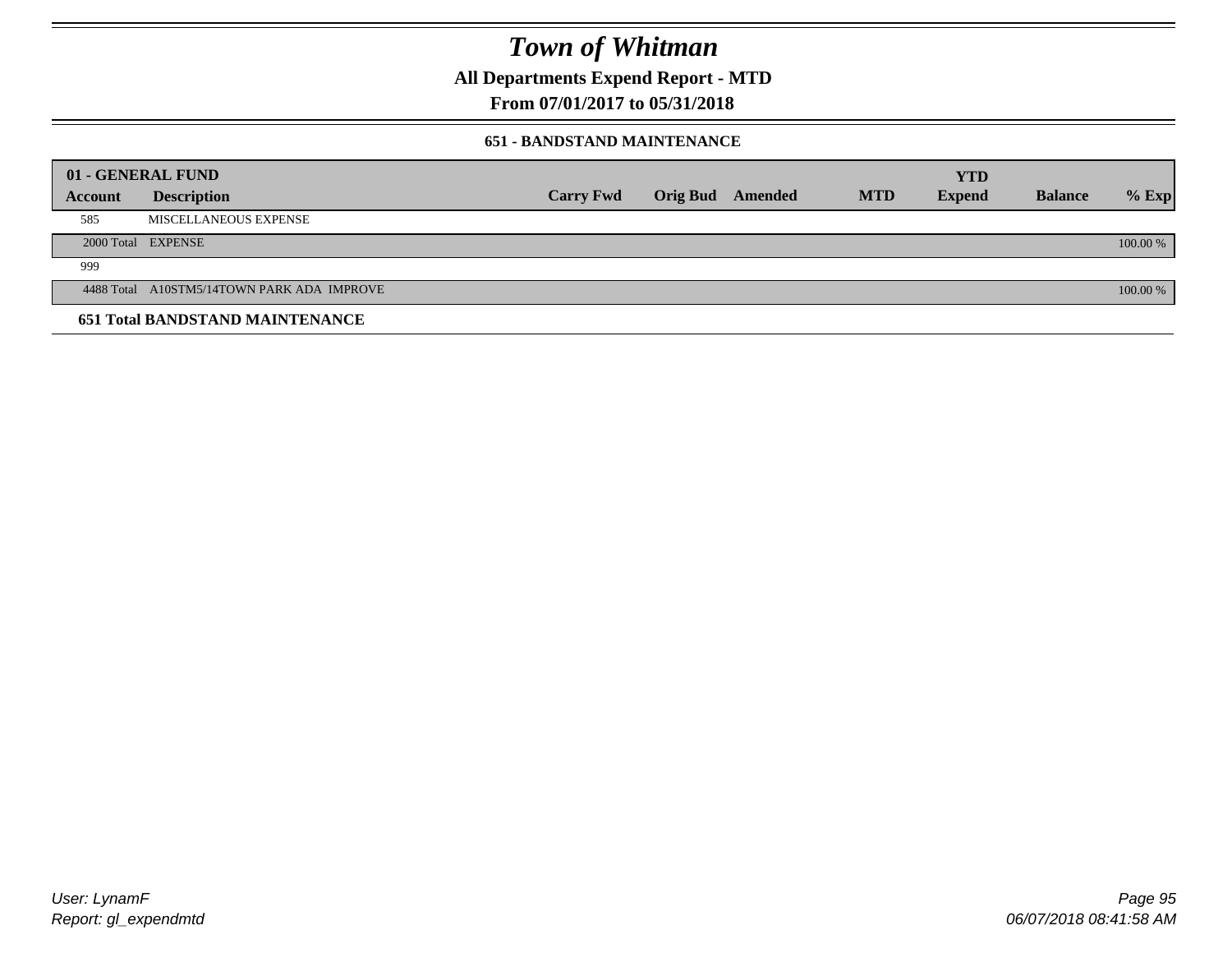# Town of Whitman

**All Departments Expend Report - MTD**

**From 07/01/2017 to 05/31/2018**

### 651 - BANDSTAND MAINTENANCE

| 01 - GENERAL FUND | | | | | | | | |
|---|---|---|---|---|---|---|---|---|
| **Account** | **Description** | **Carry Fwd** | **Orig Bud** | **Amended** | **MTD** | **YTD Expend** | **Balance** | **% Exp** |
| 585 | MISCELLANEOUS EXPENSE | | | | | | | |
| 2000 Total | EXPENSE | | | | | | | 100.00 % |
| 999 | | | | | | | | |
| 4488 Total | A10STM5/14TOWN PARK ADA IMPROVE | | | | | | | 100.00 % |
| **651 Total BANDSTAND MAINTENANCE** | | | | | | | | |

User: LynamF

Report: gl_expendmtd

06/07/2018 08:41:58 AM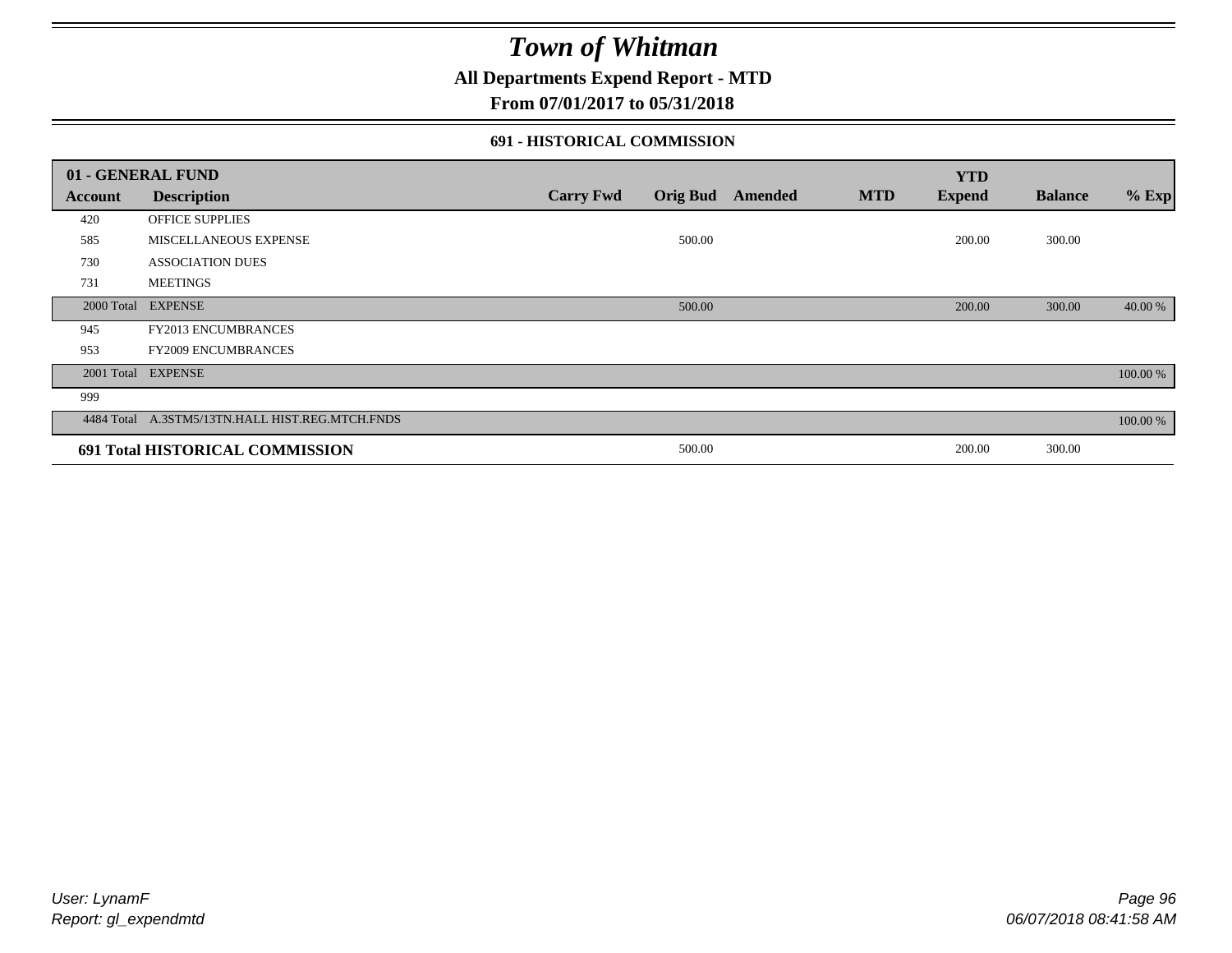# Town of Whitman

**All Departments Expend Report - MTD**

**From 07/01/2017 to 05/31/2018**

### 691 - HISTORICAL COMMISSION

| 01 - GENERAL FUND | | | | | | | | |
|---|---|---|---|---|---|---|---|---|
| **Account** | **Description** | **Carry Fwd** | **Orig Bud** | **Amended** | **MTD** | **YTD Expend** | **Balance** | **% Exp** |
| 420 | OFFICE SUPPLIES | | | | | | | |
| 585 | MISCELLANEOUS EXPENSE | | 500.00 | | | 200.00 | 300.00 | |
| 730 | ASSOCIATION DUES | | | | | | | |
| 731 | MEETINGS | | | | | | | |
| 2000 Total | EXPENSE | | 500.00 | | | 200.00 | 300.00 | 40.00 % |
| 945 | FY2013 ENCUMBRANCES | | | | | | | |
| 953 | FY2009 ENCUMBRANCES | | | | | | | |
| 2001 Total | EXPENSE | | | | | | | 100.00 % |
| 999 | | | | | | | | |
| 4484 Total | A.3STM5/13TN.HALL HIST.REG.MTCH.FNDS | | | | | | | 100.00 % |
| **691 Total HISTORICAL COMMISSION** | | | 500.00 | | | 200.00 | 300.00 | |

*User: LynamF*
*Report: gl_expendmtd*

*06/07/2018 08:41:58 AM*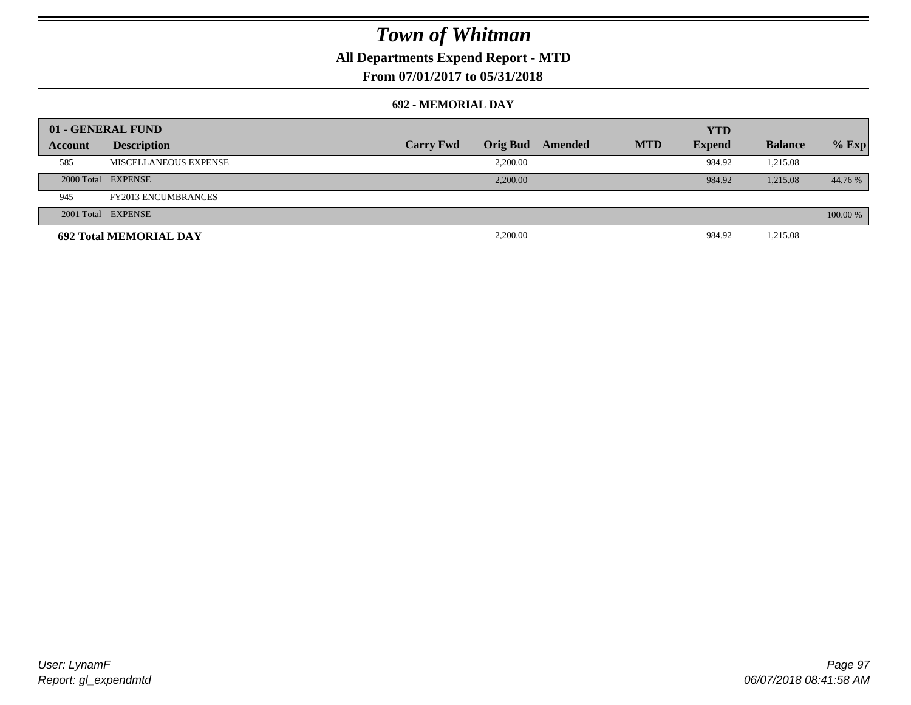# Town of Whitman

**All Departments Expend Report - MTD**

**From 07/01/2017 to 05/31/2018**

### 692 - MEMORIAL DAY

| 01 - GENERAL FUND | | | | | | | | |
|---|---|---|---|---|---|---|---|---|
| **Account** | **Description** | **Carry Fwd** | **Orig Bud** | **Amended** | **MTD** | **YTD Expend** | **Balance** | **% Exp** |
| 585 | MISCELLANEOUS EXPENSE | | 2,200.00 | | | 984.92 | 1,215.08 | |
| 2000 Total | EXPENSE | | 2,200.00 | | | 984.92 | 1,215.08 | 44.76 % |
| 945 | FY2013 ENCUMBRANCES | | | | | | | |
| 2001 Total | EXPENSE | | | | | | | 100.00 % |
| **692 Total MEMORIAL DAY** | | | 2,200.00 | | | 984.92 | 1,215.08 | |

User: LynamF
Report: gl_expendmtd

06/07/2018 08:41:58 AM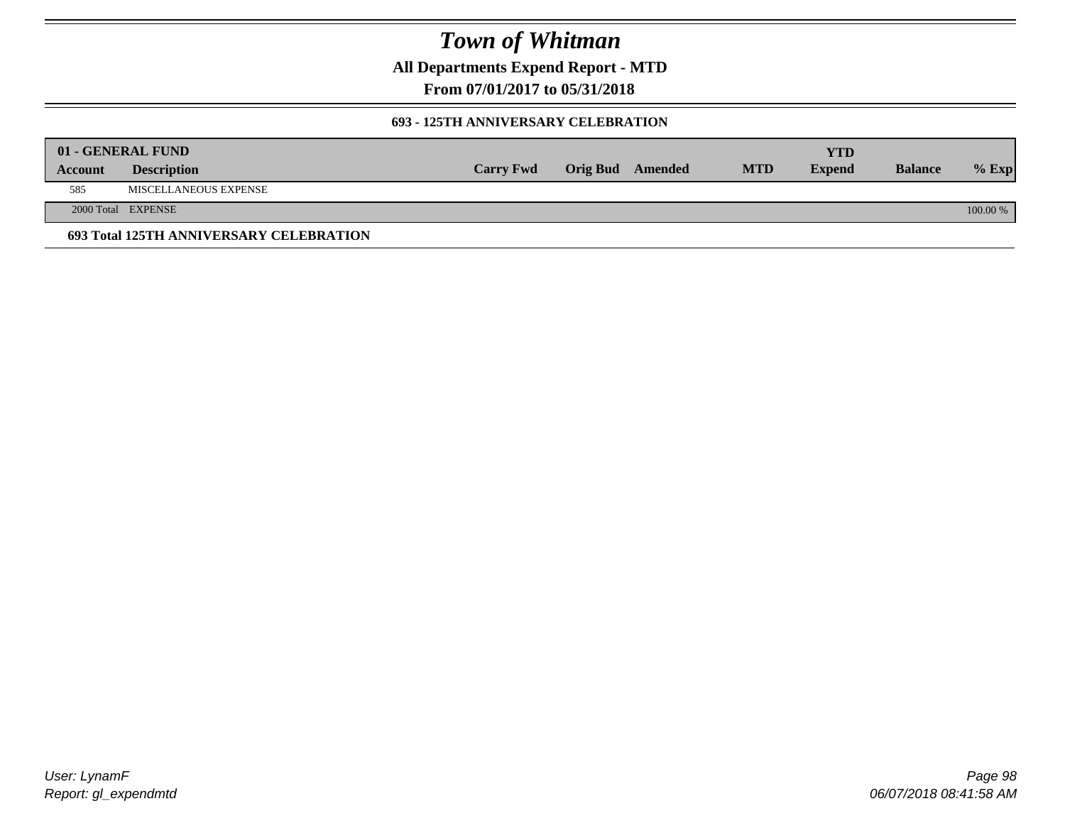# Town of Whitman

**All Departments Expend Report - MTD**

**From 07/01/2017 to 05/31/2018**

### 693 - 125TH ANNIVERSARY CELEBRATION

| 01 - GENERAL FUND | | | | | | YTD | | |
|---|---|---|---|---|---|---|---|---|
| **Account** | **Description** | **Carry Fwd** | **Orig Bud** | **Amended** | **MTD** | **Expend** | **Balance** | **% Exp** |
| 585 | MISCELLANEOUS EXPENSE | | | | | | | |
| 2000 Total | EXPENSE | | | | | | | 100.00 % |

**693 Total 125TH ANNIVERSARY CELEBRATION**

User: LynamF
Report: gl_expendmtd

06/07/2018 08:41:58 AM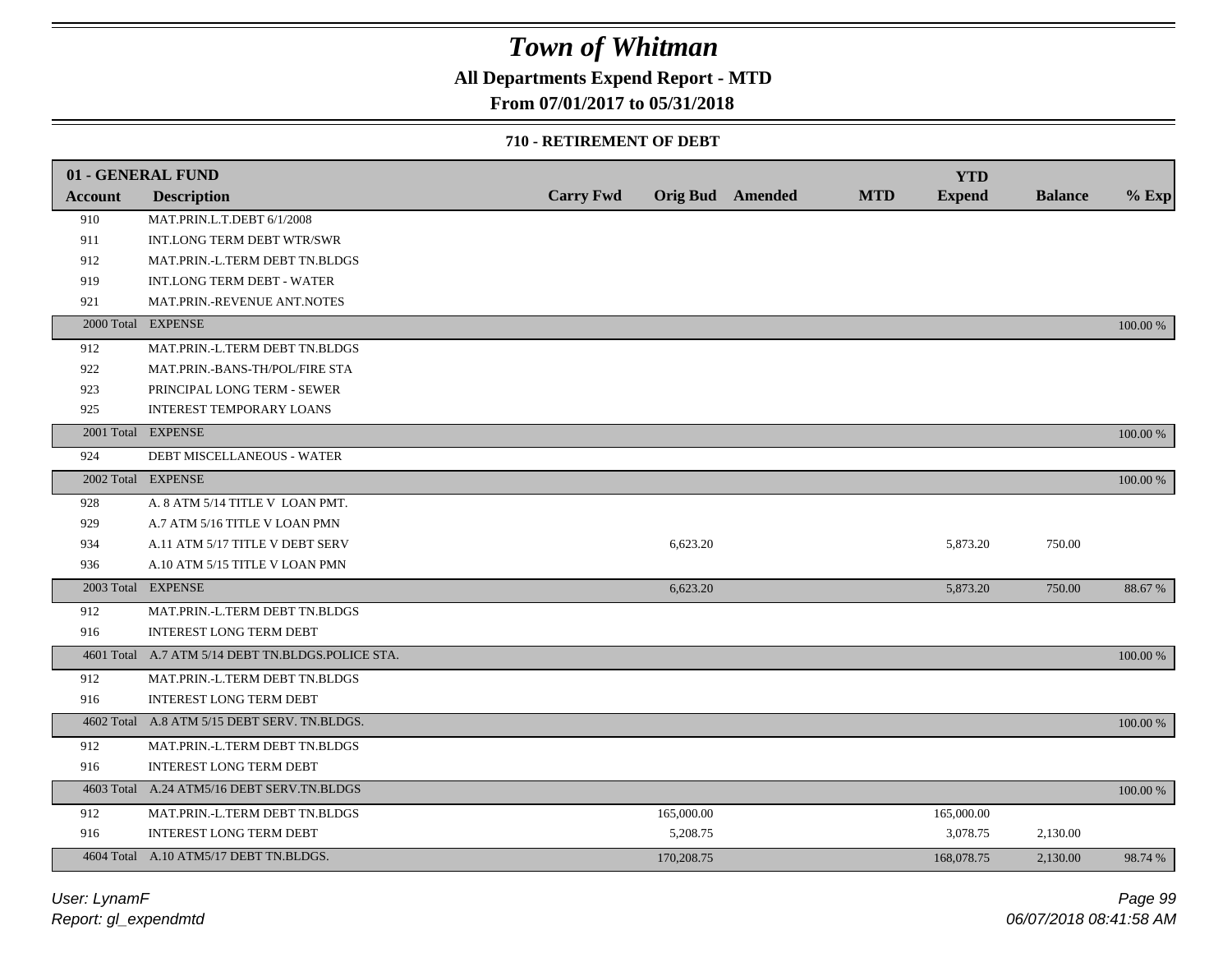# *Town of Whitman*

**All Departments Expend Report - MTD**

**From 07/01/2017 to 05/31/2018**

**710 - RETIREMENT OF DEBT**

| 01 - GENERAL FUND | | | | | | YTD | | |
|---|---|---|---|---|---|---|---|---|
| **Account** | **Description** | **Carry Fwd** | **Orig Bud** | **Amended** | **MTD** | **Expend** | **Balance** | **% Exp** |
| 910 | MAT.PRIN.L.T.DEBT 6/1/2008 | | | | | | | |
| 911 | INT.LONG TERM DEBT WTR/SWR | | | | | | | |
| 912 | MAT.PRIN.-L.TERM DEBT TN.BLDGS | | | | | | | |
| 919 | INT.LONG TERM DEBT - WATER | | | | | | | |
| 921 | MAT.PRIN.-REVENUE ANT.NOTES | | | | | | | |
| 2000 Total | EXPENSE | | | | | | | 100.00 % |
| 912 | MAT.PRIN.-L.TERM DEBT TN.BLDGS | | | | | | | |
| 922 | MAT.PRIN.-BANS-TH/POL/FIRE STA | | | | | | | |
| 923 | PRINCIPAL LONG TERM - SEWER | | | | | | | |
| 925 | INTEREST TEMPORARY LOANS | | | | | | | |
| 2001 Total | EXPENSE | | | | | | | 100.00 % |
| 924 | DEBT MISCELLANEOUS - WATER | | | | | | | |
| 2002 Total | EXPENSE | | | | | | | 100.00 % |
| 928 | A. 8 ATM 5/14 TITLE V LOAN PMT. | | | | | | | |
| 929 | A.7 ATM 5/16 TITLE V LOAN PMN | | | | | | | |
| 934 | A.11 ATM 5/17 TITLE V DEBT SERV | | 6,623.20 | | | 5,873.20 | 750.00 | |
| 936 | A.10 ATM 5/15 TITLE V LOAN PMN | | | | | | | |
| 2003 Total | EXPENSE | | 6,623.20 | | | 5,873.20 | 750.00 | 88.67 % |
| 912 | MAT.PRIN.-L.TERM DEBT TN.BLDGS | | | | | | | |
| 916 | INTEREST LONG TERM DEBT | | | | | | | |
| 4601 Total | A.7 ATM 5/14 DEBT TN.BLDGS.POLICE STA. | | | | | | | 100.00 % |
| 912 | MAT.PRIN.-L.TERM DEBT TN.BLDGS | | | | | | | |
| 916 | INTEREST LONG TERM DEBT | | | | | | | |
| 4602 Total | A.8 ATM 5/15 DEBT SERV. TN.BLDGS. | | | | | | | 100.00 % |
| 912 | MAT.PRIN.-L.TERM DEBT TN.BLDGS | | | | | | | |
| 916 | INTEREST LONG TERM DEBT | | | | | | | |
| 4603 Total | A.24 ATM5/16 DEBT SERV.TN.BLDGS | | | | | | | 100.00 % |
| 912 | MAT.PRIN.-L.TERM DEBT TN.BLDGS | | 165,000.00 | | | 165,000.00 | | |
| 916 | INTEREST LONG TERM DEBT | | 5,208.75 | | | 3,078.75 | 2,130.00 | |
| 4604 Total | A.10 ATM5/17 DEBT TN.BLDGS. | | 170,208.75 | | | 168,078.75 | 2,130.00 | 98.74 % |

*User: LynamF*
*Report: gl_expendmtd*

06/07/2018 08:41:58 AM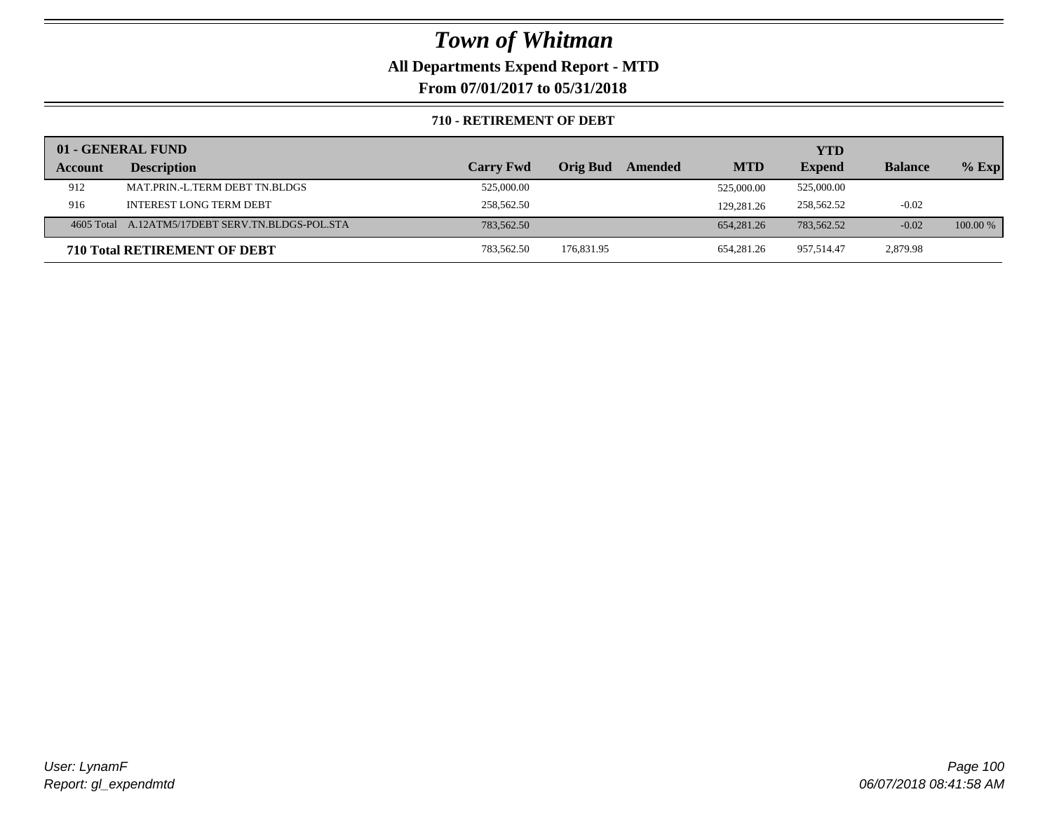# Town of Whitman

**All Departments Expend Report - MTD**

**From 07/01/2017 to 05/31/2018**

**710 - RETIREMENT OF DEBT**

| 01 - GENERAL FUND | | | | | | | | |
|---|---|---|---|---|---|---|---|---|
| **Account** | **Description** | **Carry Fwd** | **Orig Bud** | **Amended** | **MTD** | **YTD Expend** | **Balance** | **% Exp** |
| 912 | MAT.PRIN.-L.TERM DEBT TN.BLDGS | 525,000.00 | | | 525,000.00 | 525,000.00 | | |
| 916 | INTEREST LONG TERM DEBT | 258,562.50 | | | 129,281.26 | 258,562.52 | -0.02 | |
| 4605 Total | A.12ATM5/17DEBT SERV.TN.BLDGS-POL.STA | 783,562.50 | | | 654,281.26 | 783,562.52 | -0.02 | 100.00 % |
| **710 Total RETIREMENT OF DEBT** | | 783,562.50 | 176,831.95 | | 654,281.26 | 957,514.47 | 2,879.98 | |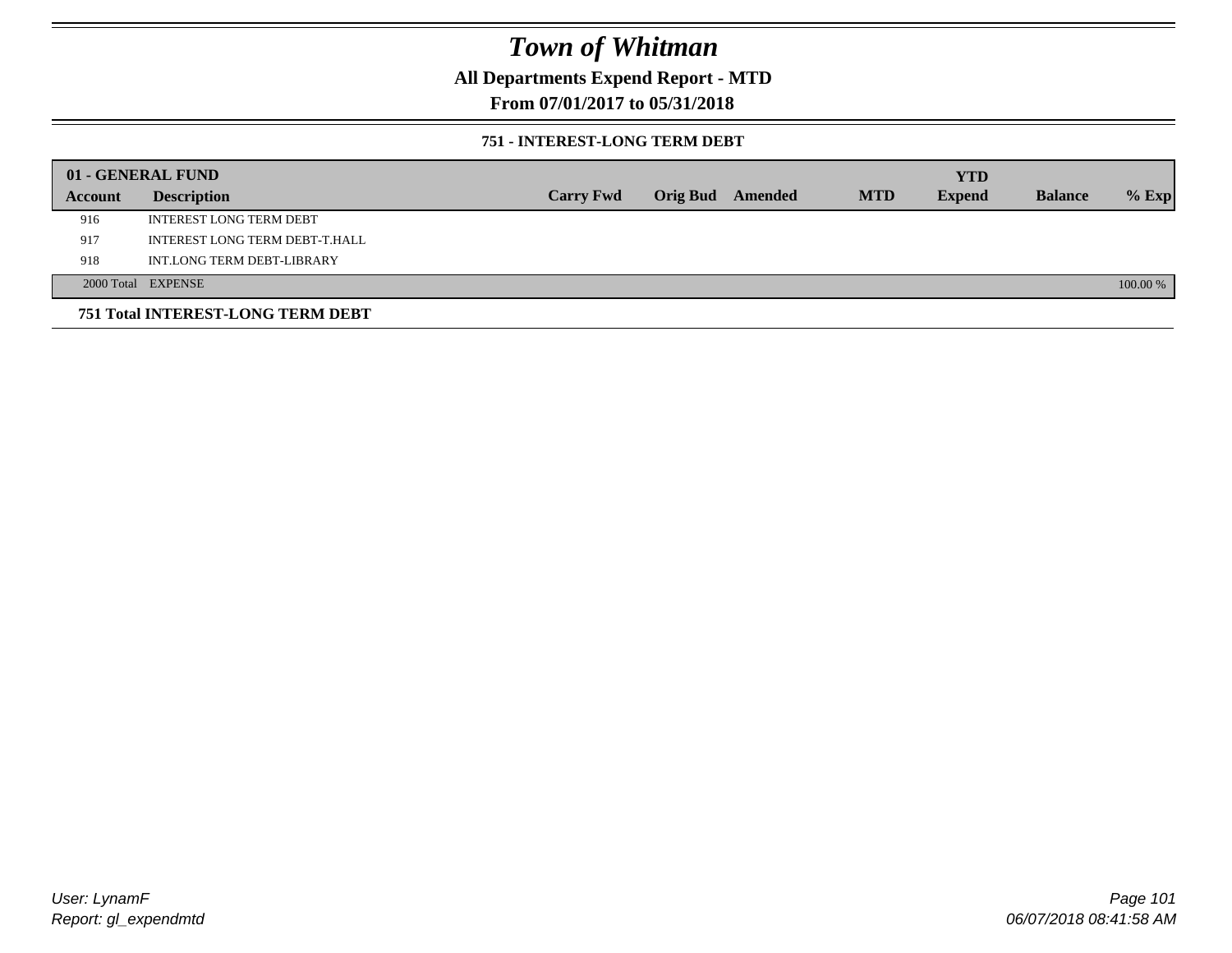# Town of Whitman

## All Departments Expend Report - MTD

### From 07/01/2017 to 05/31/2018

#### 751 - INTEREST-LONG TERM DEBT

| 01 - GENERAL FUND | | | | | | | | | |
|---|---|---|---|---|---|---|---|---|---|
| Account | Description | Carry Fwd | Orig Bud | Amended | MTD | YTD Expend | Balance | % Exp |
| 916 | INTEREST LONG TERM DEBT | | | | | | | |
| 917 | INTEREST LONG TERM DEBT-T.HALL | | | | | | | |
| 918 | INT.LONG TERM DEBT-LIBRARY | | | | | | | |
| 2000 Total | EXPENSE | | | | | | | 100.00 % |

**751 Total INTEREST-LONG TERM DEBT**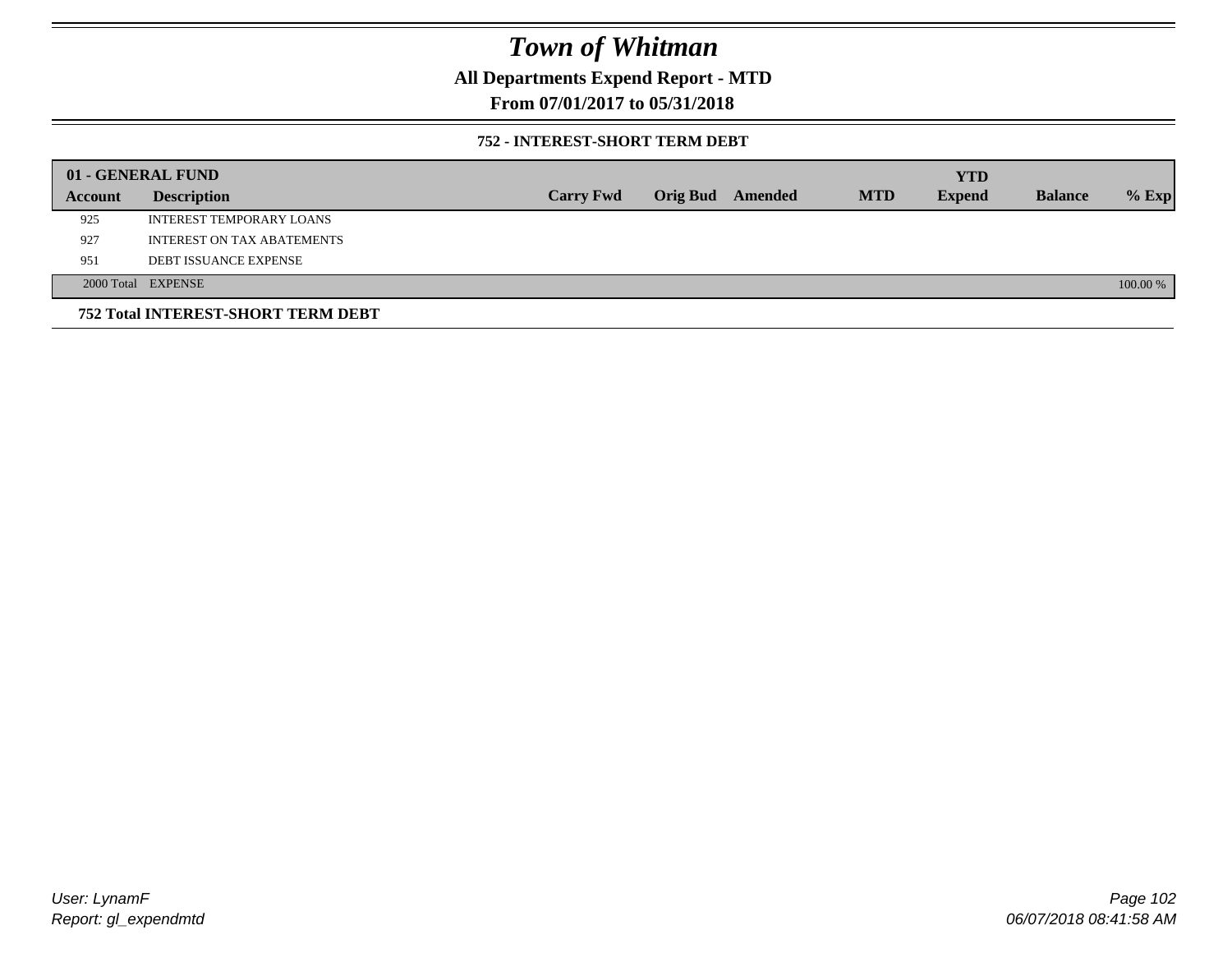# Town of Whitman

**All Departments Expend Report - MTD**

**From 07/01/2017 to 05/31/2018**

**752 - INTEREST-SHORT TERM DEBT**

| 01 - GENERAL FUND | | | | | | YTD | | |
|---|---|---|---|---|---|---|---|---|
| **Account** | **Description** | **Carry Fwd** | **Orig Bud** | **Amended** | **MTD** | **Expend** | **Balance** | **% Exp** |
| 925 | INTEREST TEMPORARY LOANS | | | | | | | |
| 927 | INTEREST ON TAX ABATEMENTS | | | | | | | |
| 951 | DEBT ISSUANCE EXPENSE | | | | | | | |
| 2000 Total | EXPENSE | | | | | | | 100.00 % |

**752 Total INTEREST-SHORT TERM DEBT**

*User: LynamF*

*Report: gl_expendmtd*

*06/07/2018 08:41:58 AM*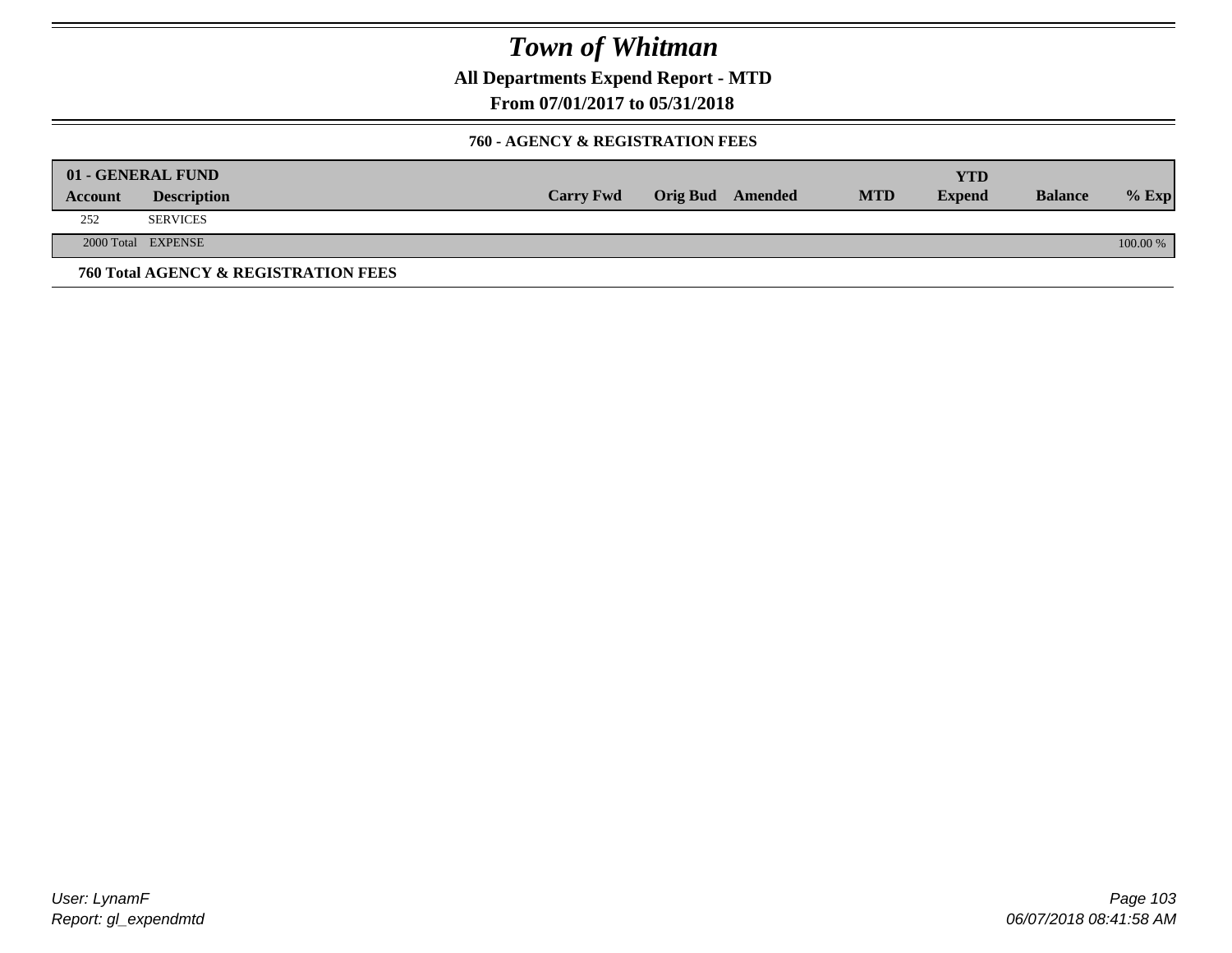# Town of Whitman

## All Departments Expend Report - MTD

### From 07/01/2017 to 05/31/2018

#### 760 - AGENCY & REGISTRATION FEES

| 01 - GENERAL FUND | | | | | | YTD | | |
|---|---|---|---|---|---|---|---|---|
| **Account** | **Description** | **Carry Fwd** | **Orig Bud** | **Amended** | **MTD** | **Expend** | **Balance** | **% Exp** |
| 252 | SERVICES | | | | | | | |
| 2000 Total | EXPENSE | | | | | | | 100.00 % |

**760 Total AGENCY & REGISTRATION FEES**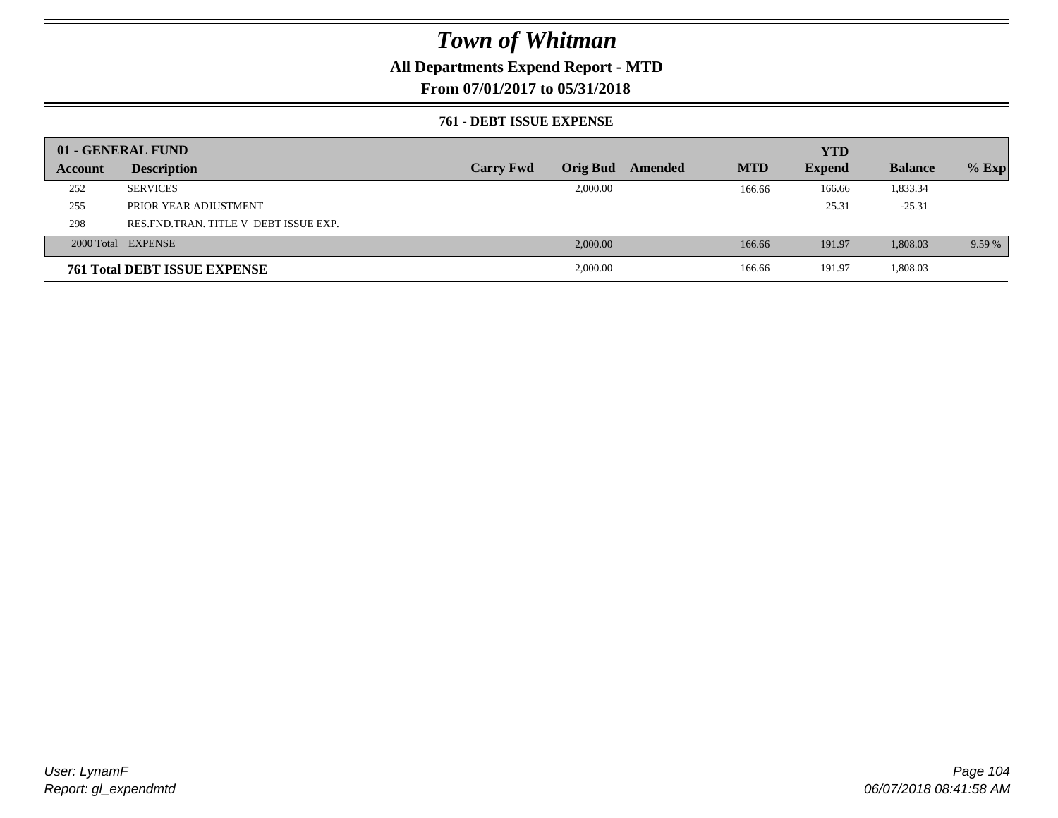# Town of Whitman

## All Departments Expend Report - MTD

## From 07/01/2017 to 05/31/2018

### 761 - DEBT ISSUE EXPENSE

| 01 - GENERAL FUND | | | | | | YTD | | |
|---|---|---|---|---|---|---|---|---|
| Account | Description | Carry Fwd | Orig Bud | Amended | MTD | Expend | Balance | % Exp |
| 252 | SERVICES | | 2,000.00 | | 166.66 | 166.66 | 1,833.34 | |
| 255 | PRIOR YEAR ADJUSTMENT | | | | | 25.31 | -25.31 | |
| 298 | RES.FND.TRAN. TITLE V DEBT ISSUE EXP. | | | | | | | |
| 2000 Total | EXPENSE | | 2,000.00 | | 166.66 | 191.97 | 1,808.03 | 9.59 % |
| **761 Total DEBT ISSUE EXPENSE** | | | 2,000.00 | | 166.66 | 191.97 | 1,808.03 | |

User: LynamF
Report: gl_expendmtd

06/07/2018 08:41:58 AM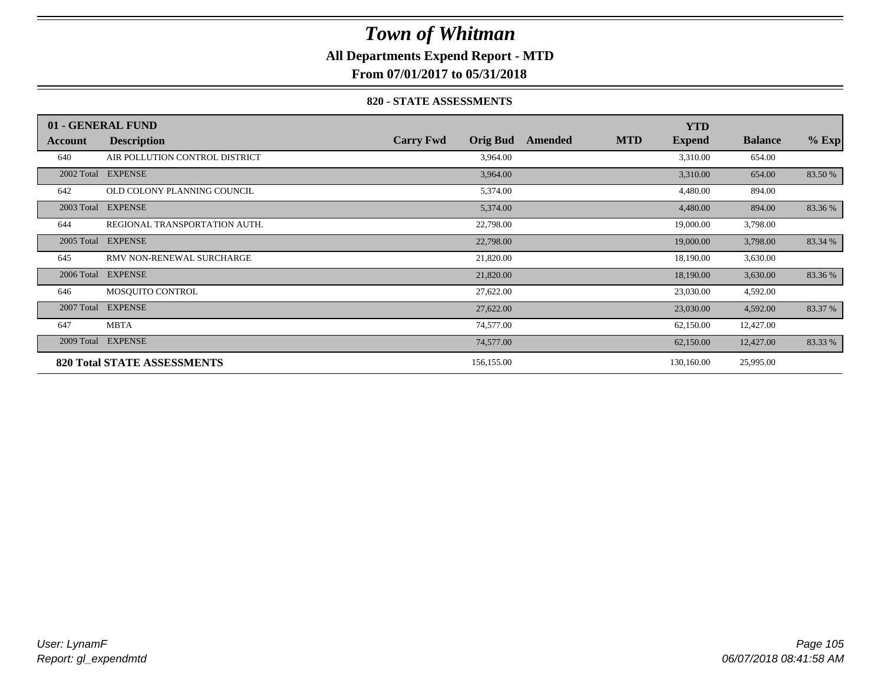# Town of Whitman

**All Departments Expend Report - MTD**

**From 07/01/2017 to 05/31/2018**

### 820 - STATE ASSESSMENTS

| 01 - GENERAL FUND | | | | | | YTD | | |
|---|---|---|---|---|---|---|---|---|
| **Account** | **Description** | **Carry Fwd** | **Orig Bud** | **Amended** | **MTD** | **Expend** | **Balance** | **% Exp** |
| 640 | AIR POLLUTION CONTROL DISTRICT | | 3,964.00 | | | 3,310.00 | 654.00 | |
| 2002 Total | EXPENSE | | 3,964.00 | | | 3,310.00 | 654.00 | 83.50 % |
| 642 | OLD COLONY PLANNING COUNCIL | | 5,374.00 | | | 4,480.00 | 894.00 | |
| 2003 Total | EXPENSE | | 5,374.00 | | | 4,480.00 | 894.00 | 83.36 % |
| 644 | REGIONAL TRANSPORTATION AUTH. | | 22,798.00 | | | 19,000.00 | 3,798.00 | |
| 2005 Total | EXPENSE | | 22,798.00 | | | 19,000.00 | 3,798.00 | 83.34 % |
| 645 | RMV NON-RENEWAL SURCHARGE | | 21,820.00 | | | 18,190.00 | 3,630.00 | |
| 2006 Total | EXPENSE | | 21,820.00 | | | 18,190.00 | 3,630.00 | 83.36 % |
| 646 | MOSQUITO CONTROL | | 27,622.00 | | | 23,030.00 | 4,592.00 | |
| 2007 Total | EXPENSE | | 27,622.00 | | | 23,030.00 | 4,592.00 | 83.37 % |
| 647 | MBTA | | 74,577.00 | | | 62,150.00 | 12,427.00 | |
| 2009 Total | EXPENSE | | 74,577.00 | | | 62,150.00 | 12,427.00 | 83.33 % |
| **820 Total STATE ASSESSMENTS** | | | 156,155.00 | | | 130,160.00 | 25,995.00 | |

*User: LynamF*
*Report: gl_expendmtd*

*06/07/2018 08:41:58 AM*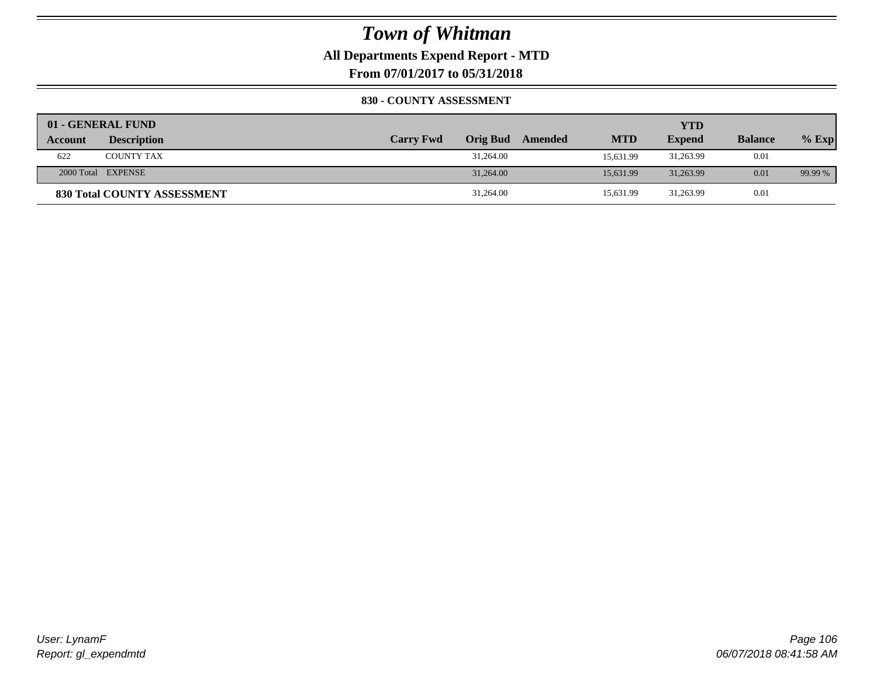# Town of Whitman

**All Departments Expend Report - MTD**

**From 07/01/2017 to 05/31/2018**

**830 - COUNTY ASSESSMENT**

| 01 - GENERAL FUND | | | | | | YTD | | |
|---|---|---|---|---|---|---|---|---|
| **Account** | **Description** | **Carry Fwd** | **Orig Bud** | **Amended** | **MTD** | **Expend** | **Balance** | **% Exp** |
| 622 | COUNTY TAX | | 31,264.00 | | 15,631.99 | 31,263.99 | 0.01 | |
| 2000 Total | EXPENSE | | 31,264.00 | | 15,631.99 | 31,263.99 | 0.01 | 99.99 % |
| **830 Total COUNTY ASSESSMENT** | | | 31,264.00 | | 15,631.99 | 31,263.99 | 0.01 | |

User: LynamF
Report: gl_expendmtd

06/07/2018 08:41:58 AM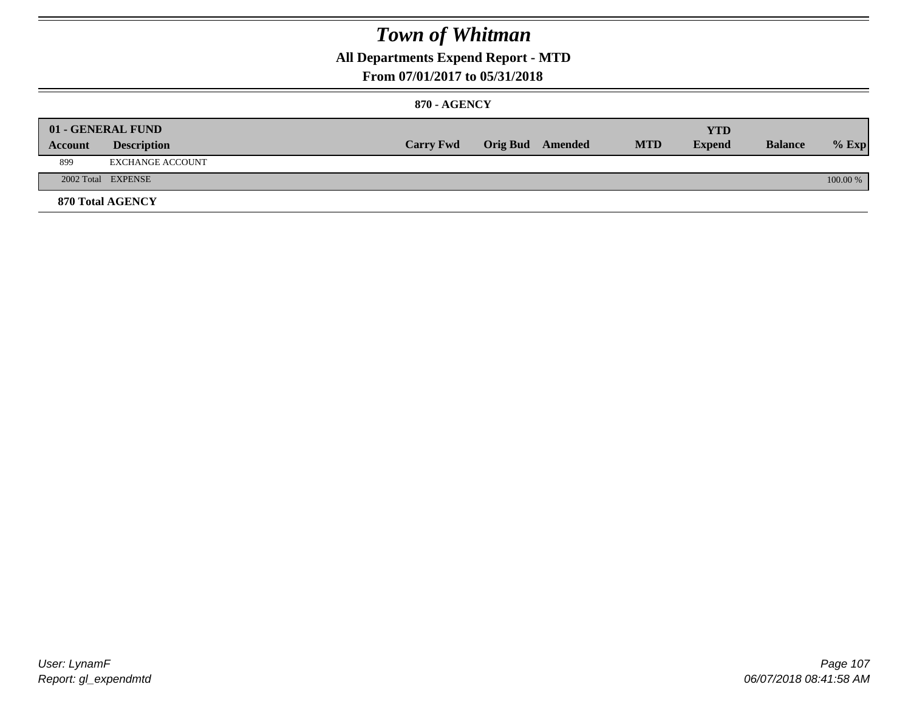# Town of Whitman

## All Departments Expend Report - MTD

## From 07/01/2017 to 05/31/2018

### 870 - AGENCY

| 01 - GENERAL FUND | | | | | | YTD | | |
|---|---|---|---|---|---|---|---|---|
| **Account** | **Description** | **Carry Fwd** | **Orig Bud** | **Amended** | **MTD** | **Expend** | **Balance** | **% Exp** |
| 899 | EXCHANGE ACCOUNT | | | | | | | |
| 2002 Total | EXPENSE | | | | | | | 100.00 % |

**870 Total AGENCY**

User: LynamF
Report: gl_expendmtd

06/07/2018 08:41:58 AM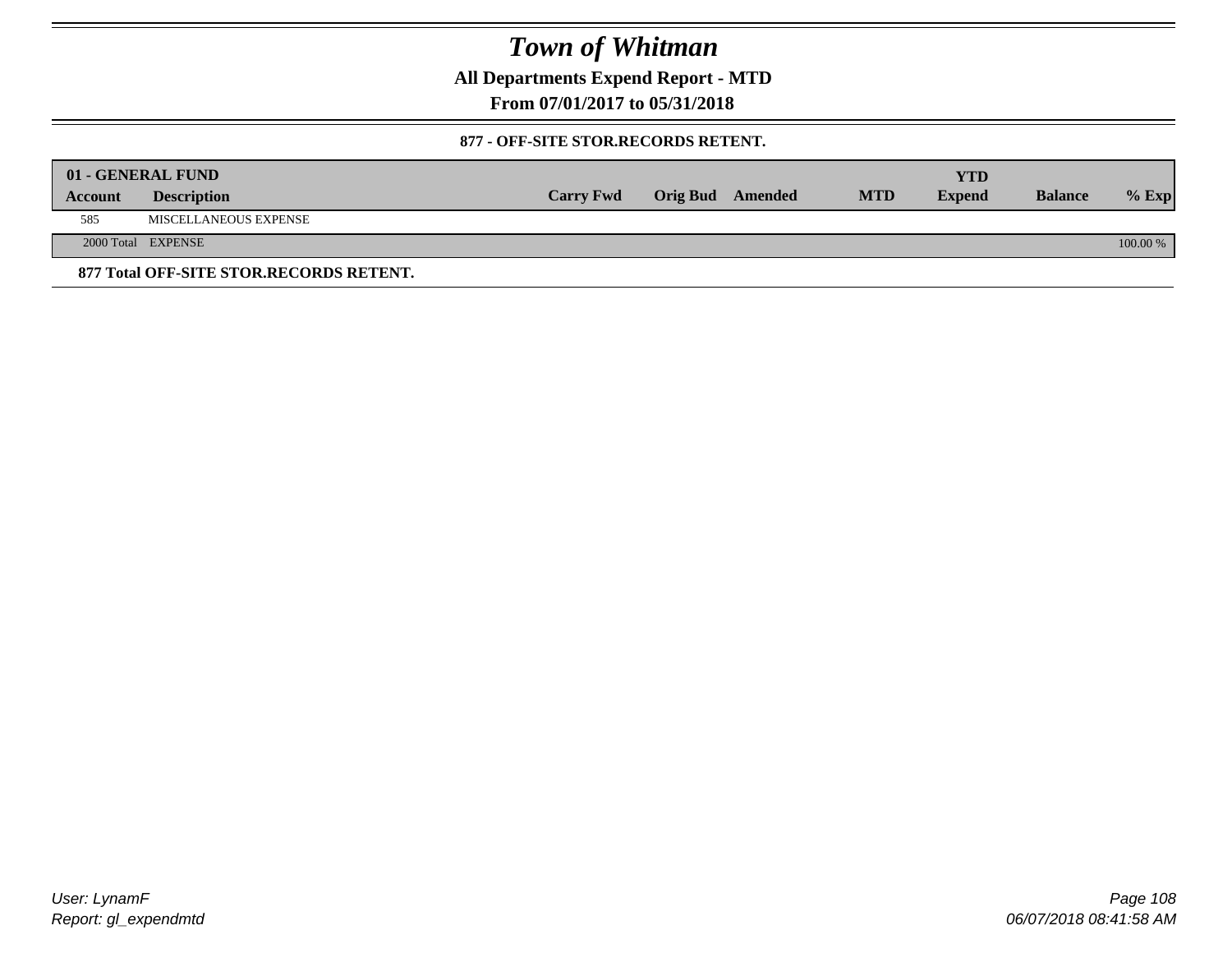# Town of Whitman

**All Departments Expend Report - MTD**

**From 07/01/2017 to 05/31/2018**

**877 - OFF-SITE STOR.RECORDS RETENT.**

| 01 - GENERAL FUND | | | | | | YTD | | |
|---|---|---|---|---|---|---|---|---|
| **Account** | **Description** | **Carry Fwd** | **Orig Bud** | **Amended** | **MTD** | **Expend** | **Balance** | **% Exp** |
| 585 | MISCELLANEOUS EXPENSE | | | | | | | |
| 2000 Total | EXPENSE | | | | | | | 100.00 % |

**877 Total OFF-SITE STOR.RECORDS RETENT.**

User: LynamF
Report: gl_expendmtd

06/07/2018 08:41:58 AM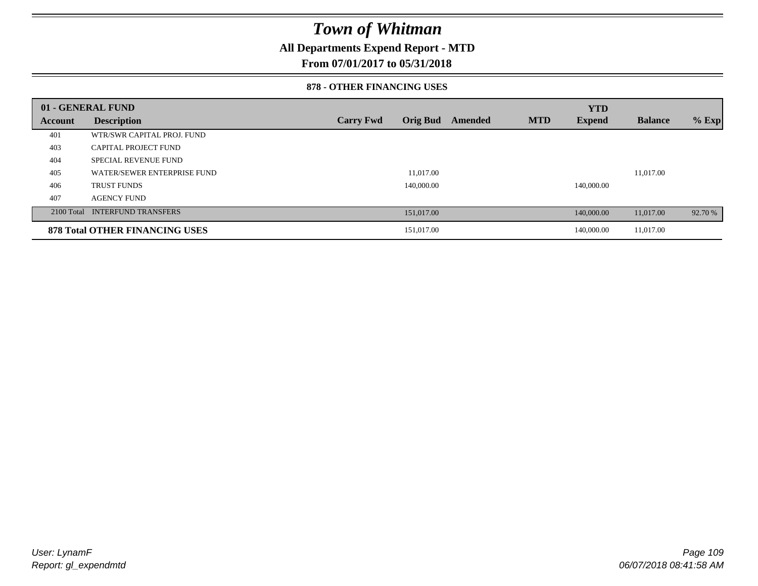# Town of Whitman

## All Departments Expend Report - MTD

## From 07/01/2017 to 05/31/2018

### 878 - OTHER FINANCING USES

| 01 - GENERAL FUND | | | | | | YTD | | |
|---|---|---|---|---|---|---|---|---|
| Account | Description | Carry Fwd | Orig Bud | Amended | MTD | Expend | Balance | % Exp |
| 401 | WTR/SWR CAPITAL PROJ. FUND | | | | | | | |
| 403 | CAPITAL PROJECT FUND | | | | | | | |
| 404 | SPECIAL REVENUE FUND | | | | | | | |
| 405 | WATER/SEWER ENTERPRISE FUND | | 11,017.00 | | | | 11,017.00 | |
| 406 | TRUST FUNDS | | 140,000.00 | | | 140,000.00 | | |
| 407 | AGENCY FUND | | | | | | | |
| 2100 Total | INTERFUND TRANSFERS | | 151,017.00 | | | 140,000.00 | 11,017.00 | 92.70 % |
| **878 Total OTHER FINANCING USES** | | | 151,017.00 | | | 140,000.00 | 11,017.00 | |

User: LynamF
Report: gl_expendmtd

06/07/2018 08:41:58 AM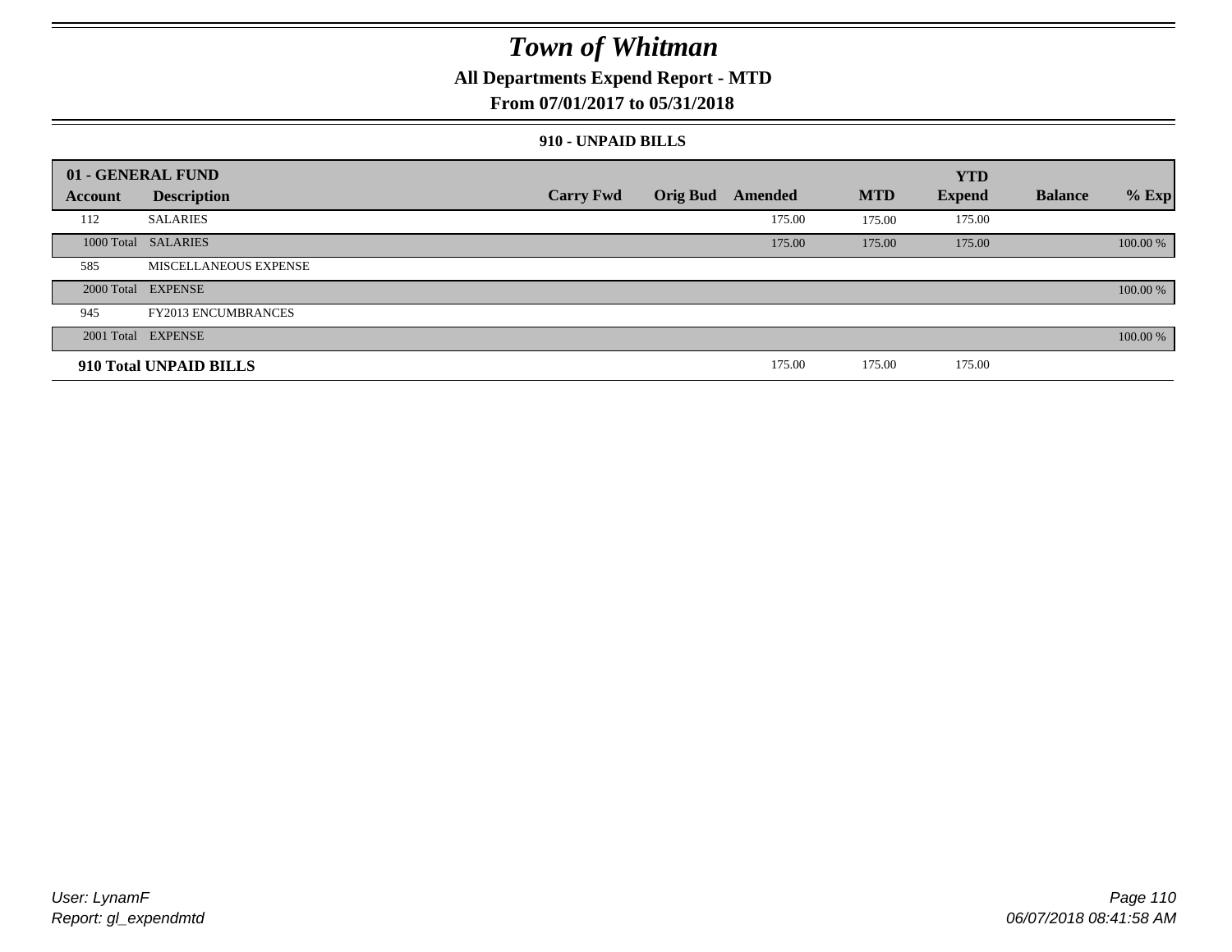# Town of Whitman

## All Departments Expend Report - MTD

### From 07/01/2017 to 05/31/2018

#### 910 - UNPAID BILLS

| 01 - GENERAL FUND | | | | | | YTD | | |
|---|---|---|---|---|---|---|---|---|
| Account | Description | Carry Fwd | Orig Bud | Amended | MTD | Expend | Balance | % Exp |
| 112 | SALARIES | | | 175.00 | 175.00 | 175.00 | | |
| 1000 Total | SALARIES | | | 175.00 | 175.00 | 175.00 | | 100.00 % |
| 585 | MISCELLANEOUS EXPENSE | | | | | | | |
| 2000 Total | EXPENSE | | | | | | | 100.00 % |
| 945 | FY2013 ENCUMBRANCES | | | | | | | |
| 2001 Total | EXPENSE | | | | | | | 100.00 % |
| **910 Total UNPAID BILLS** | | | | 175.00 | 175.00 | 175.00 | | |

*User: LynamF*
*Report: gl_expendmtd*

*06/07/2018 08:41:58 AM*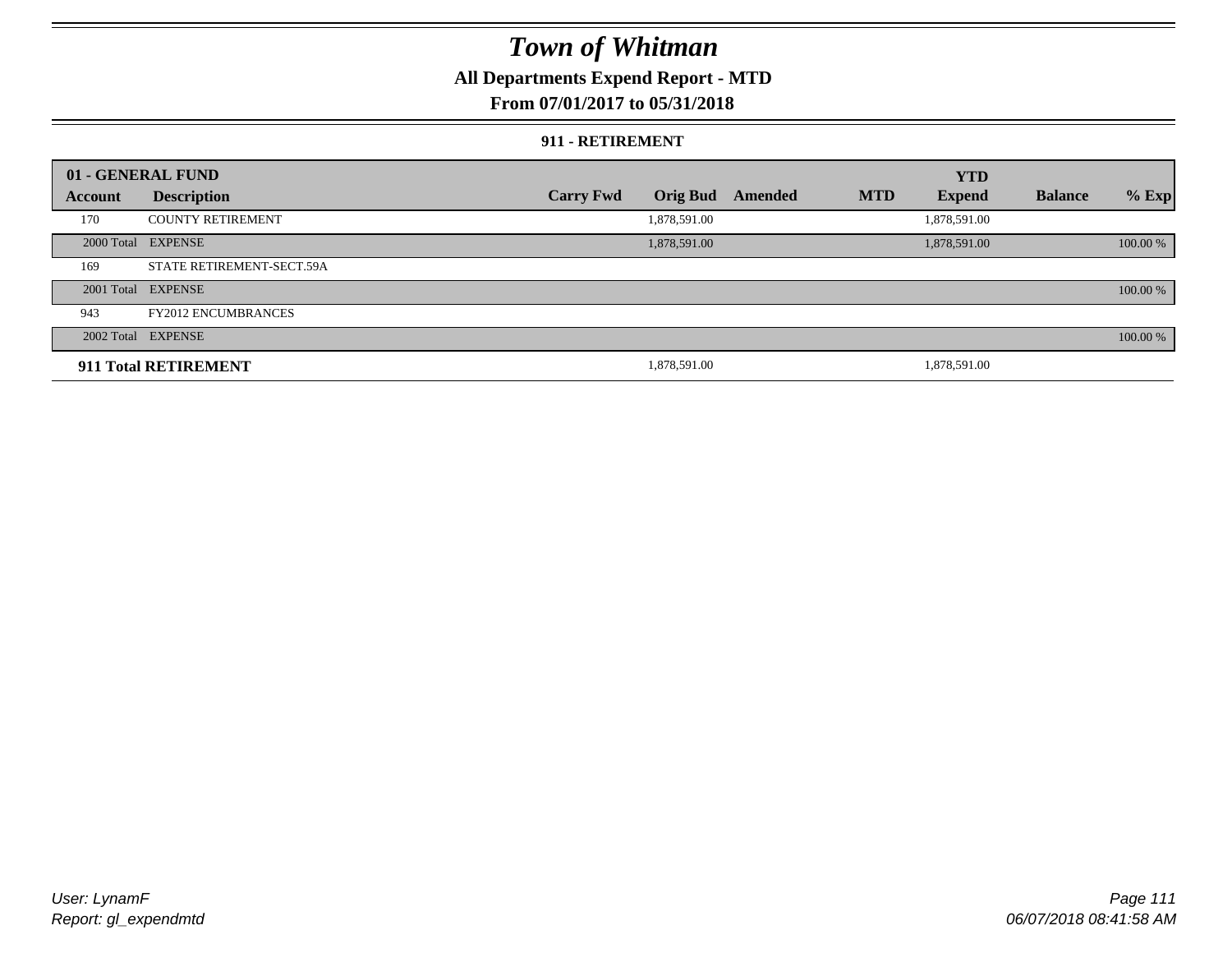# *Town of Whitman*

**All Departments Expend Report - MTD**

**From 07/01/2017 to 05/31/2018**

**911 - RETIREMENT**

| 01 - GENERAL FUND | | | | | | | | | |
|---|---|---|---|---|---|---|---|---|---|
| **Account** | **Description** | **Carry Fwd** | **Orig Bud** | **Amended** | **MTD** | **YTD Expend** | **Balance** | **% Exp** |
| 170 | COUNTY RETIREMENT | | 1,878,591.00 | | | 1,878,591.00 | | |
| 2000 Total | EXPENSE | | 1,878,591.00 | | | 1,878,591.00 | | 100.00 % |
| 169 | STATE RETIREMENT-SECT.59A | | | | | | | |
| 2001 Total | EXPENSE | | | | | | | 100.00 % |
| 943 | FY2012 ENCUMBRANCES | | | | | | | |
| 2002 Total | EXPENSE | | | | | | | 100.00 % |
| **911 Total RETIREMENT** | | | 1,878,591.00 | | | 1,878,591.00 | | |

*User: LynamF*

*Report: gl_expendmtd*

*06/07/2018 08:41:58 AM*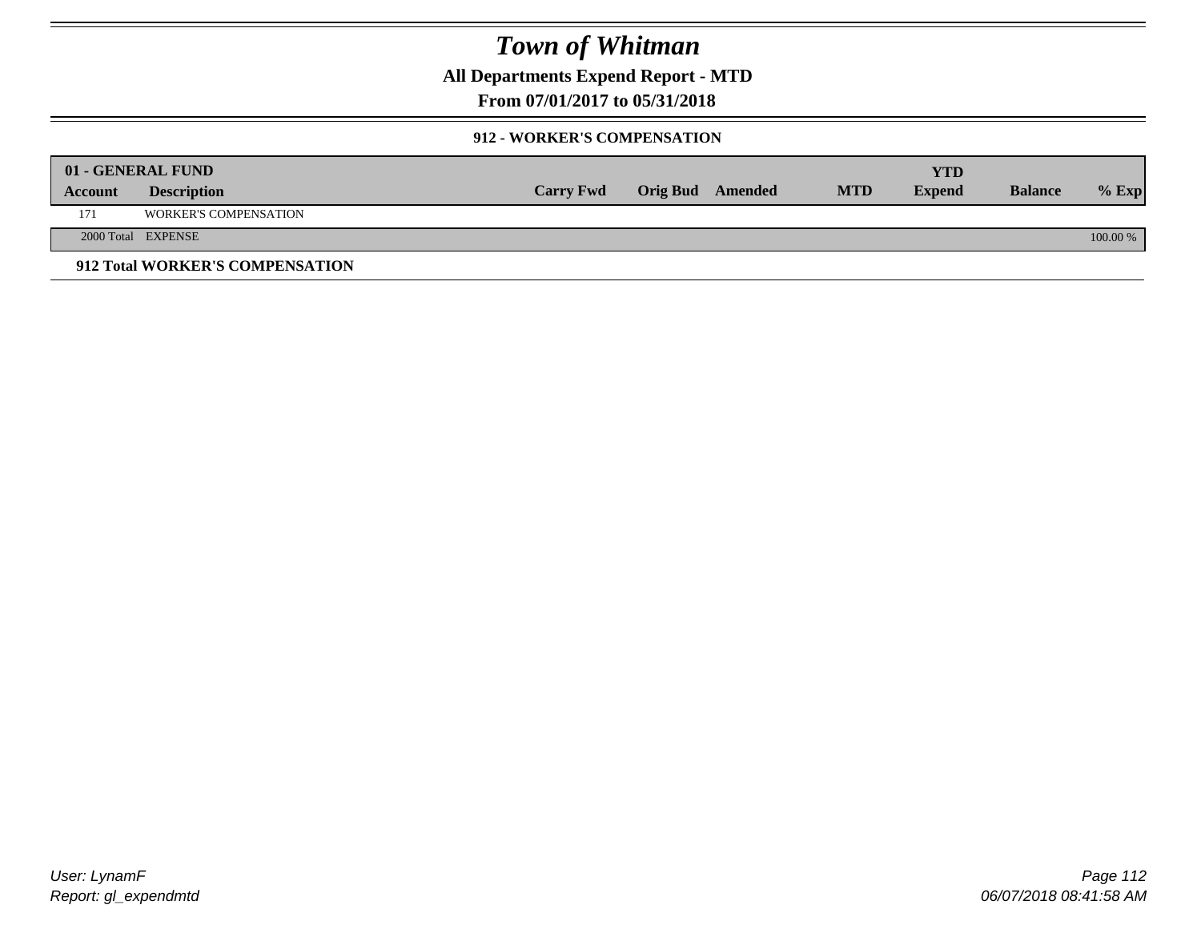# Town of Whitman

## All Departments Expend Report - MTD

### From 07/01/2017 to 05/31/2018

#### 912 - WORKER'S COMPENSATION

| 01 - GENERAL FUND | | | | | | | | |
|---|---|---|---|---|---|---|---|---|
| **Account** | **Description** | **Carry Fwd** | **Orig Bud** | **Amended** | **MTD** | **YTD Expend** | **Balance** | **% Exp** |
| 171 | WORKER'S COMPENSATION | | | | | | | |
| 2000 Total | EXPENSE | | | | | | | 100.00 % |

**912 Total WORKER'S COMPENSATION**

User: LynamF
Report: gl_expendmtd

06/07/2018 08:41:58 AM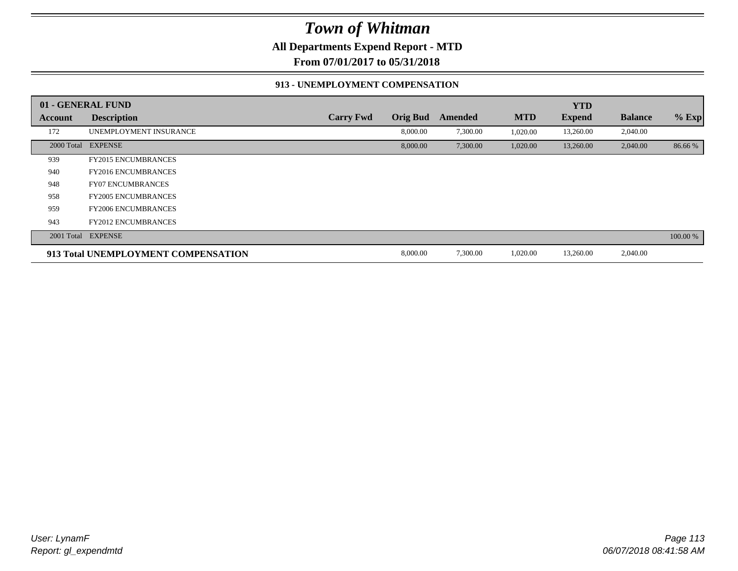# Town of Whitman

**All Departments Expend Report - MTD**

**From 07/01/2017 to 05/31/2018**

### 913 - UNEMPLOYMENT COMPENSATION

| 01 - GENERAL FUND | | | | | | YTD | | |
|---|---|---|---|---|---|---|---|---|
| **Account** | **Description** | **Carry Fwd** | **Orig Bud** | **Amended** | **MTD** | **Expend** | **Balance** | **% Exp** |
| 172 | UNEMPLOYMENT INSURANCE | | 8,000.00 | 7,300.00 | 1,020.00 | 13,260.00 | 2,040.00 | |
| 2000 Total | EXPENSE | | 8,000.00 | 7,300.00 | 1,020.00 | 13,260.00 | 2,040.00 | 86.66 % |
| 939 | FY2015 ENCUMBRANCES | | | | | | | |
| 940 | FY2016 ENCUMBRANCES | | | | | | | |
| 948 | FY07 ENCUMBRANCES | | | | | | | |
| 958 | FY2005 ENCUMBRANCES | | | | | | | |
| 959 | FY2006 ENCUMBRANCES | | | | | | | |
| 943 | FY2012 ENCUMBRANCES | | | | | | | |
| 2001 Total | EXPENSE | | | | | | | 100.00 % |
| **913 Total UNEMPLOYMENT COMPENSATION** | | | 8,000.00 | 7,300.00 | 1,020.00 | 13,260.00 | 2,040.00 | |

User: LynamF
Report: gl_expendmtd

06/07/2018 08:41:58 AM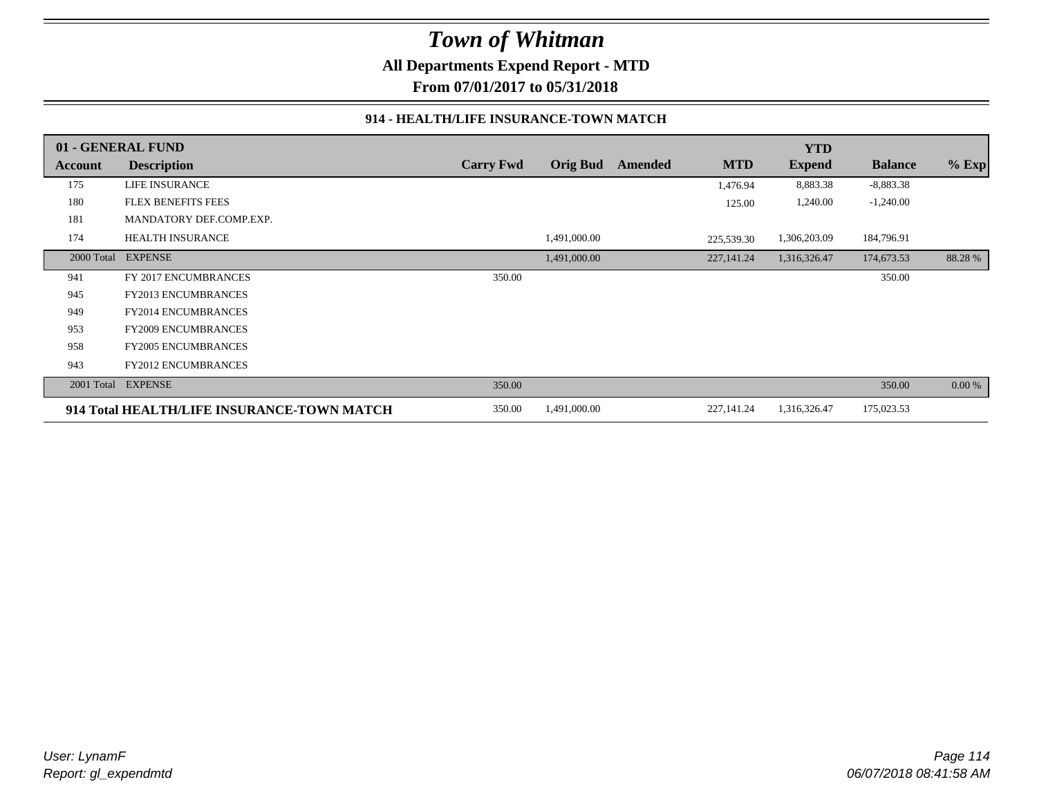# Town of Whitman

**All Departments Expend Report - MTD**

**From 07/01/2017 to 05/31/2018**

### 914 - HEALTH/LIFE INSURANCE-TOWN MATCH

| 01 - GENERAL FUND | | | | | | YTD | | |
|---|---|---|---|---|---|---|---|---|
| **Account** | **Description** | **Carry Fwd** | **Orig Bud** | **Amended** | **MTD** | **Expend** | **Balance** | **% Exp** |
| 175 | LIFE INSURANCE | | | | 1,476.94 | 8,883.38 | -8,883.38 | |
| 180 | FLEX BENEFITS FEES | | | | 125.00 | 1,240.00 | -1,240.00 | |
| 181 | MANDATORY DEF.COMP.EXP. | | | | | | | |
| 174 | HEALTH INSURANCE | | 1,491,000.00 | | 225,539.30 | 1,306,203.09 | 184,796.91 | |
| 2000 Total | EXPENSE | | 1,491,000.00 | | 227,141.24 | 1,316,326.47 | 174,673.53 | 88.28 % |
| 941 | FY 2017 ENCUMBRANCES | 350.00 | | | | | 350.00 | |
| 945 | FY2013 ENCUMBRANCES | | | | | | | |
| 949 | FY2014 ENCUMBRANCES | | | | | | | |
| 953 | FY2009 ENCUMBRANCES | | | | | | | |
| 958 | FY2005 ENCUMBRANCES | | | | | | | |
| 943 | FY2012 ENCUMBRANCES | | | | | | | |
| 2001 Total | EXPENSE | 350.00 | | | | | 350.00 | 0.00 % |
| **914 Total HEALTH/LIFE INSURANCE-TOWN MATCH** | | 350.00 | 1,491,000.00 | | 227,141.24 | 1,316,326.47 | 175,023.53 | |

*User: LynamF*
*Report: gl_expendmtd*

*06/07/2018 08:41:58 AM*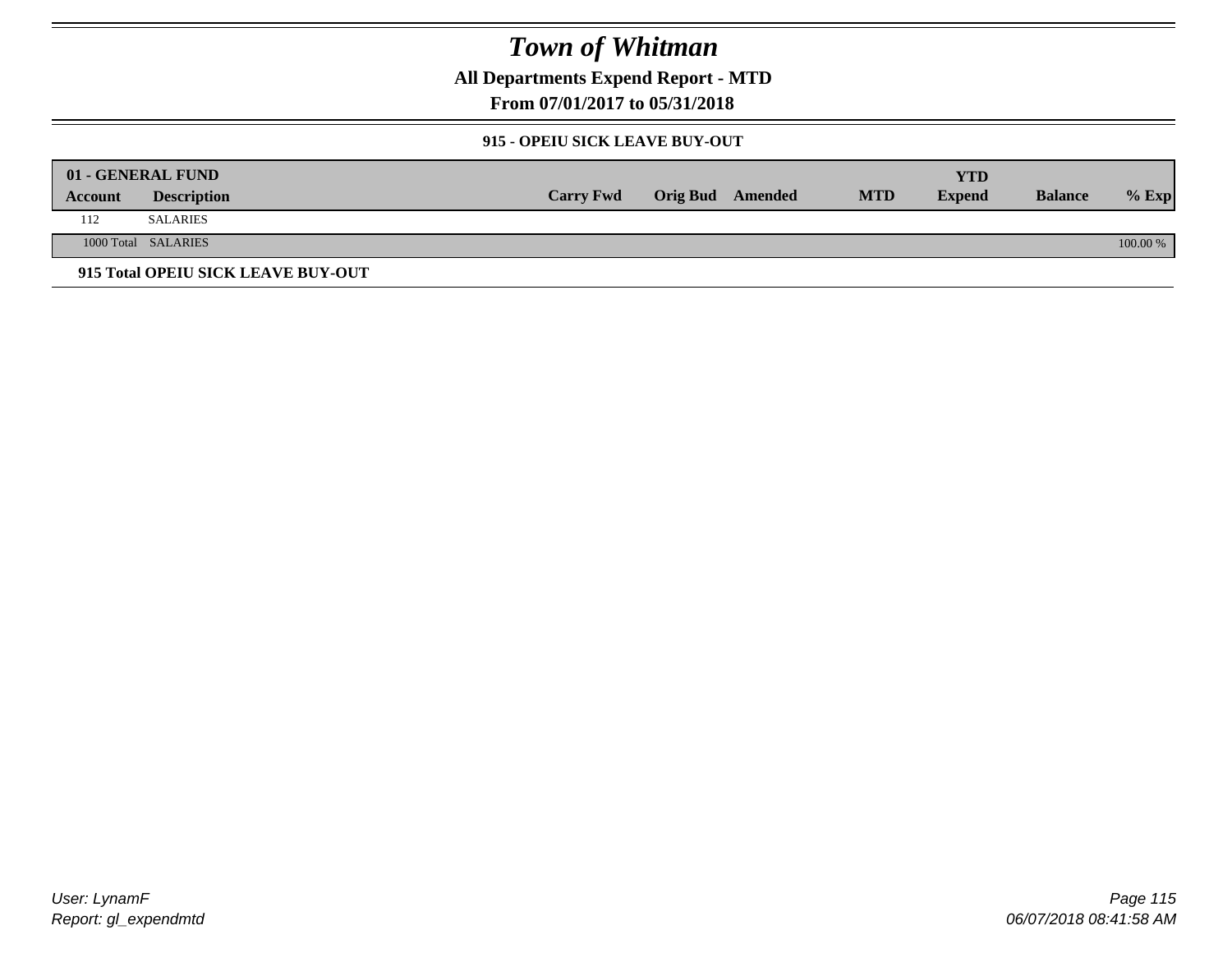# Town of Whitman

**All Departments Expend Report - MTD**

**From 07/01/2017 to 05/31/2018**

### 915 - OPEIU SICK LEAVE BUY-OUT

| 01 - GENERAL FUND | | | | | | YTD | | |
|---|---|---|---|---|---|---|---|---|
| Account | Description | Carry Fwd | Orig Bud | Amended | MTD | Expend | Balance | % Exp |
| 112 | SALARIES | | | | | | | |
| 1000 Total | SALARIES | | | | | | | 100.00 % |

**915 Total OPEIU SICK LEAVE BUY-OUT**

*User: LynamF*
*Report: gl_expendmtd*

*06/07/2018 08:41:58 AM*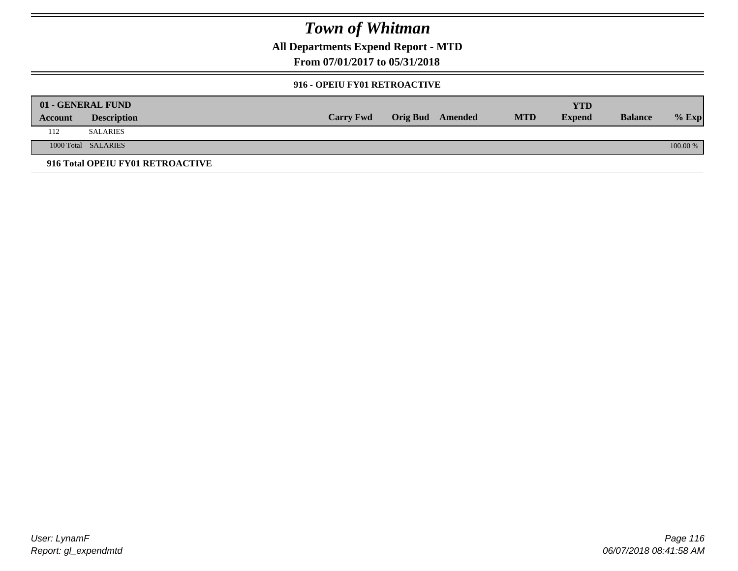# Town of Whitman

**All Departments Expend Report - MTD**

**From 07/01/2017 to 05/31/2018**

**916 - OPEIU FY01 RETROACTIVE**

| 01 - GENERAL FUND | | | | | | | | |
|---|---|---|---|---|---|---|---|---|
| **Account** | **Description** | **Carry Fwd** | **Orig Bud** | **Amended** | **MTD** | **YTD Expend** | **Balance** | **% Exp** |
| 112 | SALARIES | | | | | | | |
| 1000 Total | SALARIES | | | | | | | 100.00 % |

**916 Total OPEIU FY01 RETROACTIVE**

*User: LynamF*
*Report: gl_expendmtd*

*06/07/2018 08:41:58 AM*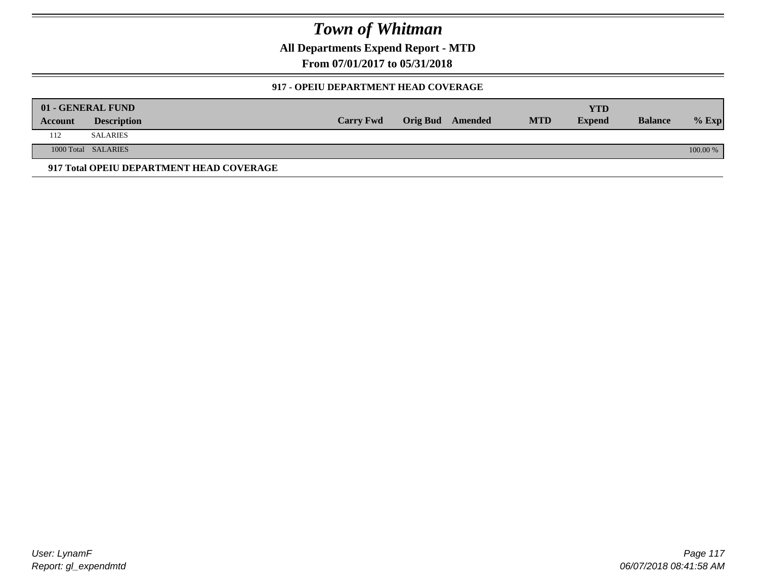# Town of Whitman

**All Departments Expend Report - MTD**

**From 07/01/2017 to 05/31/2018**

### 917 - OPEIU DEPARTMENT HEAD COVERAGE

| 01 - GENERAL FUND | | | | | | YTD | | |
|---|---|---|---|---|---|---|---|---|
| **Account** | **Description** | **Carry Fwd** | **Orig Bud** | **Amended** | **MTD** | **Expend** | **Balance** | **% Exp** |
| 112 | SALARIES | | | | | | | |
| 1000 Total | SALARIES | | | | | | | 100.00 % |

**917 Total OPEIU DEPARTMENT HEAD COVERAGE**

User: LynamF
Report: gl_expendmtd

06/07/2018 08:41:58 AM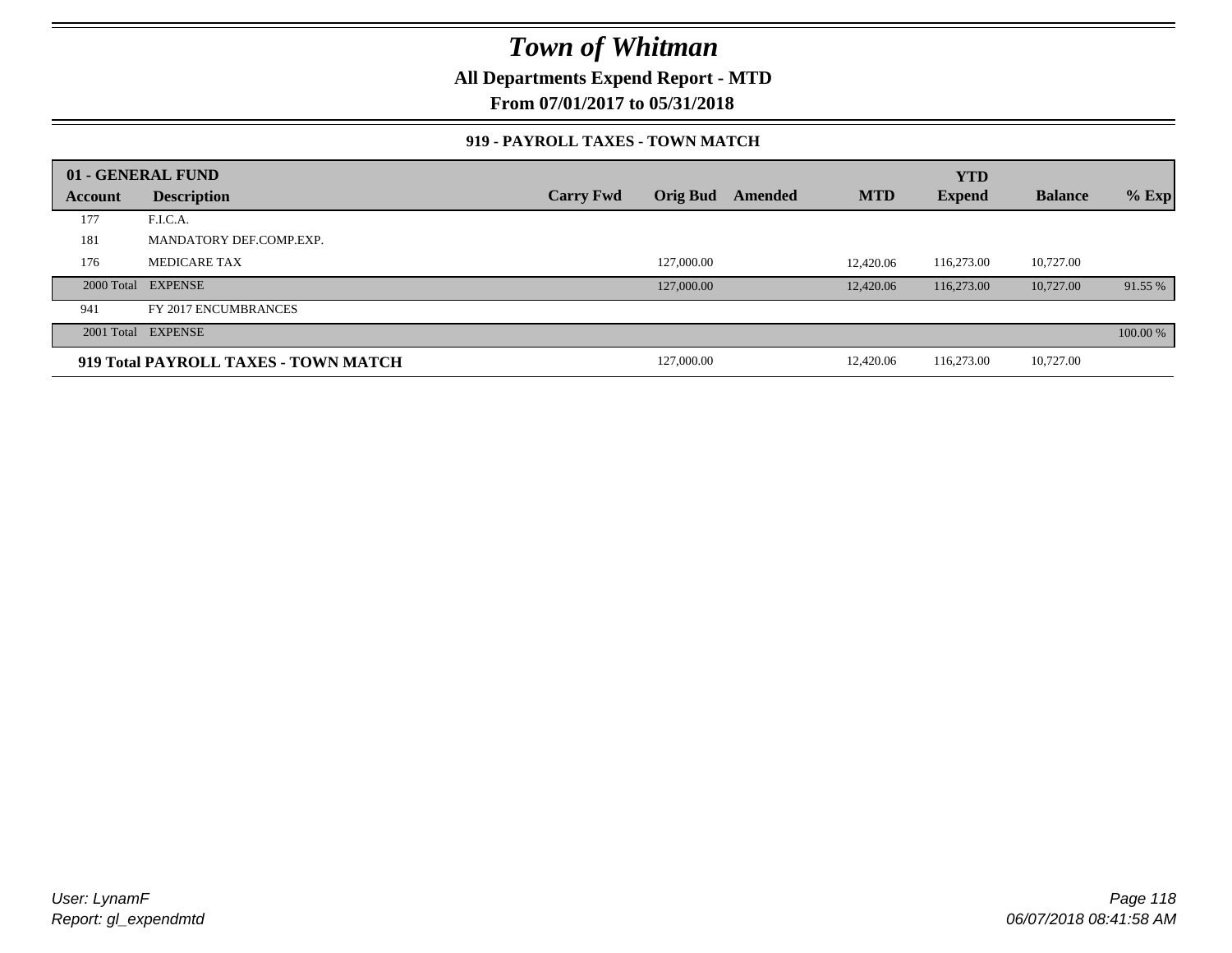# Town of Whitman

**All Departments Expend Report - MTD**

**From 07/01/2017 to 05/31/2018**

### 919 - PAYROLL TAXES - TOWN MATCH

| 01 - GENERAL FUND | | | | | | YTD | | |
|---|---|---|---|---|---|---|---|---|
| **Account** | **Description** | **Carry Fwd** | **Orig Bud** | **Amended** | **MTD** | **Expend** | **Balance** | **% Exp** |
| 177 | F.I.C.A. | | | | | | | |
| 181 | MANDATORY DEF.COMP.EXP. | | | | | | | |
| 176 | MEDICARE TAX | | 127,000.00 | | 12,420.06 | 116,273.00 | 10,727.00 | |
| 2000 Total | EXPENSE | | 127,000.00 | | 12,420.06 | 116,273.00 | 10,727.00 | 91.55 % |
| 941 | FY 2017 ENCUMBRANCES | | | | | | | |
| 2001 Total | EXPENSE | | | | | | | 100.00 % |
| **919 Total PAYROLL TAXES - TOWN MATCH** | | | 127,000.00 | | 12,420.06 | 116,273.00 | 10,727.00 | |

User: LynamF
Report: gl_expendmtd

06/07/2018 08:41:58 AM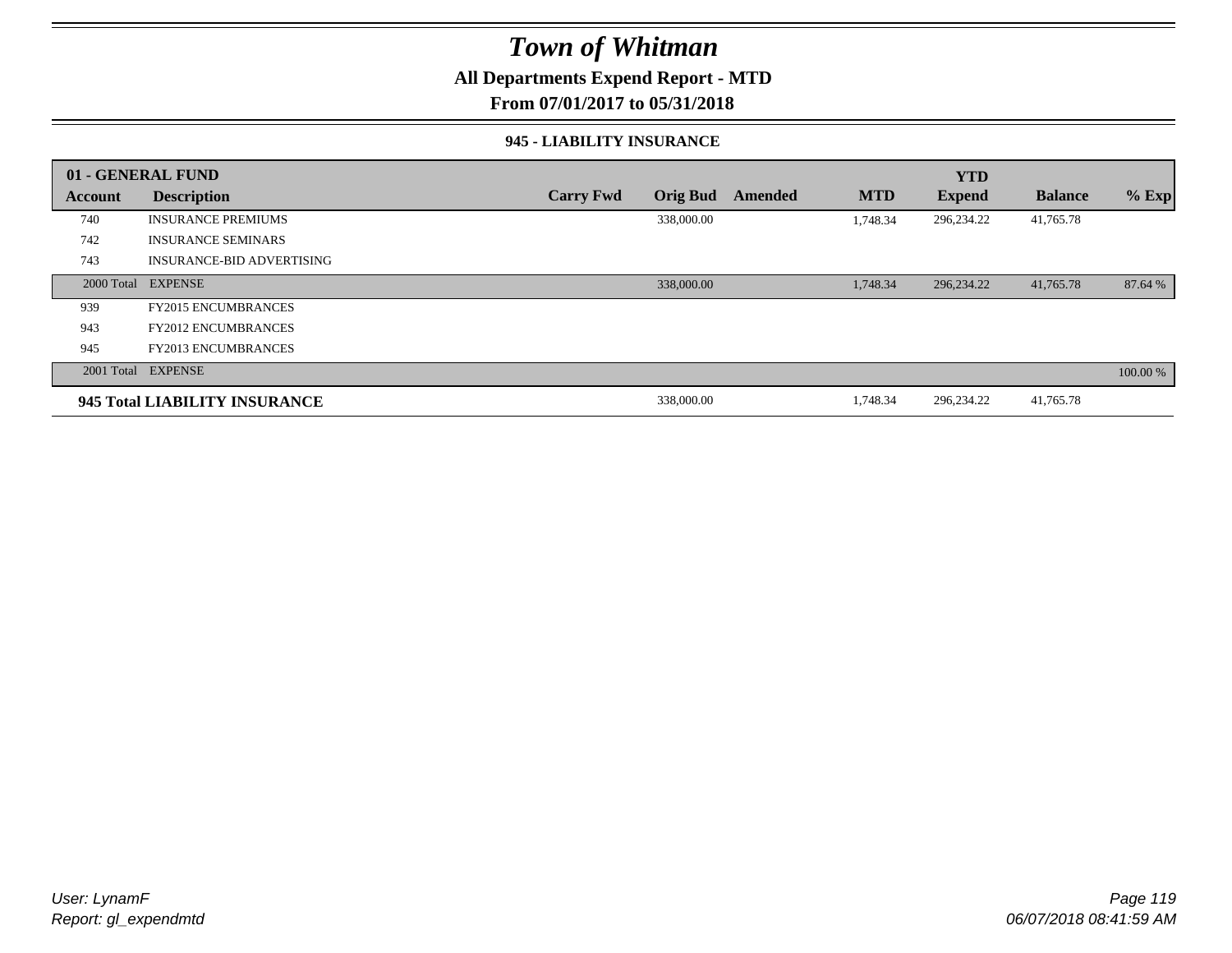# Town of Whitman

**All Departments Expend Report - MTD**

**From 07/01/2017 to 05/31/2018**

### 945 - LIABILITY INSURANCE

| 01 - GENERAL FUND | | | | | | YTD | | |
|---|---|---|---|---|---|---|---|---|
| **Account** | **Description** | **Carry Fwd** | **Orig Bud** | **Amended** | **MTD** | **Expend** | **Balance** | **% Exp** |
| 740 | INSURANCE PREMIUMS | | 338,000.00 | | 1,748.34 | 296,234.22 | 41,765.78 | |
| 742 | INSURANCE SEMINARS | | | | | | | |
| 743 | INSURANCE-BID ADVERTISING | | | | | | | |
| 2000 Total | EXPENSE | | 338,000.00 | | 1,748.34 | 296,234.22 | 41,765.78 | 87.64 % |
| 939 | FY2015 ENCUMBRANCES | | | | | | | |
| 943 | FY2012 ENCUMBRANCES | | | | | | | |
| 945 | FY2013 ENCUMBRANCES | | | | | | | |
| 2001 Total | EXPENSE | | | | | | | 100.00 % |
| **945 Total LIABILITY INSURANCE** | | | 338,000.00 | | 1,748.34 | 296,234.22 | 41,765.78 | |

*User: LynamF*
*Report: gl_expendmtd*

*06/07/2018 08:41:59 AM*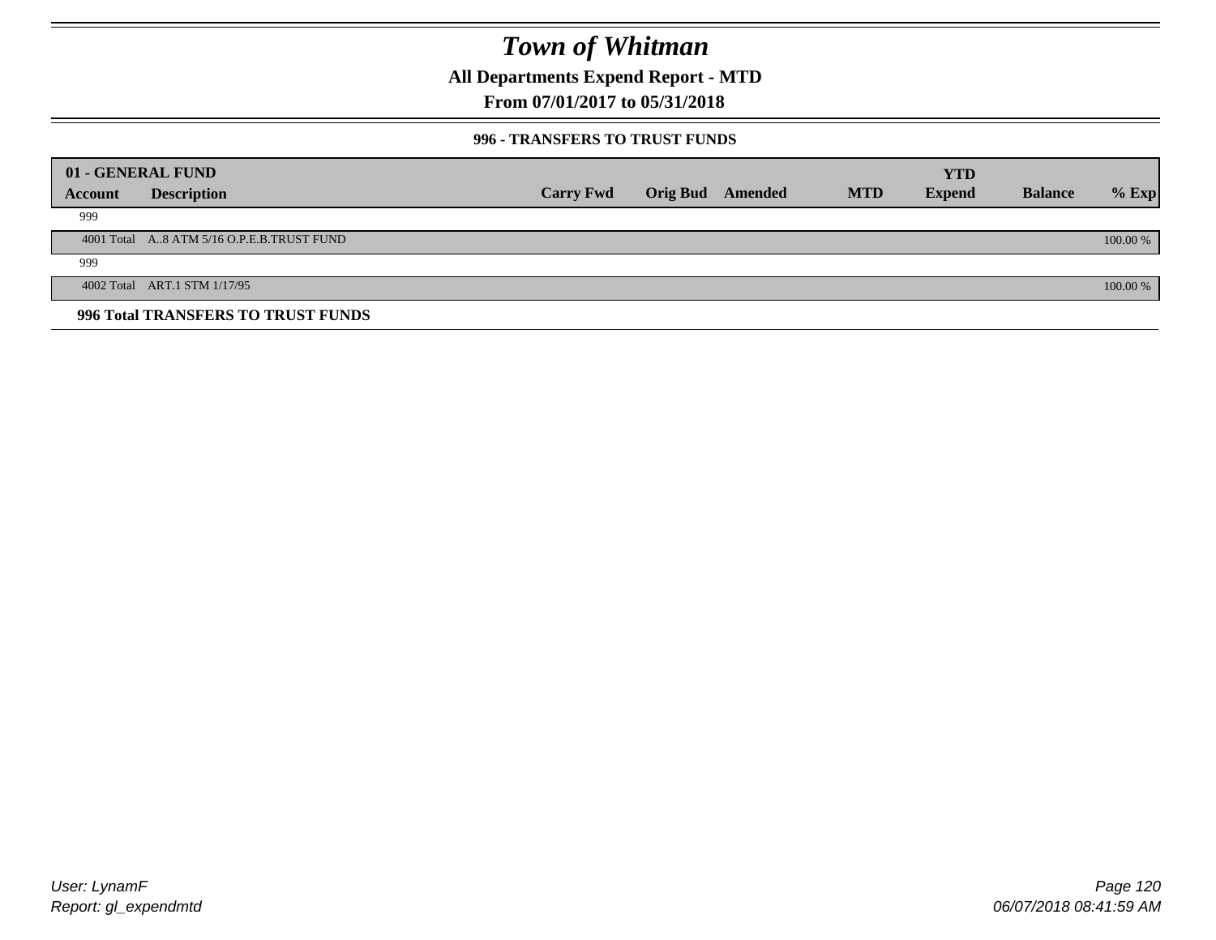# Town of Whitman

## All Departments Expend Report - MTD

### From 07/01/2017 to 05/31/2018

#### 996 - TRANSFERS TO TRUST FUNDS

| 01 - GENERAL FUND | | | | | | YTD | | |
|---|---|---|---|---|---|---|---|---|
| **Account** | **Description** | **Carry Fwd** | **Orig Bud** | **Amended** | **MTD** | **Expend** | **Balance** | **% Exp** |
| 999 | | | | | | | | |
| 4001 Total | A..8 ATM 5/16 O.P.E.B.TRUST FUND | | | | | | | 100.00 % |
| 999 | | | | | | | | |
| 4002 Total | ART.1 STM 1/17/95 | | | | | | | 100.00 % |

**996 Total TRANSFERS TO TRUST FUNDS**

*User: LynamF*
*Report: gl_expendmtd*

*06/07/2018 08:41:59 AM*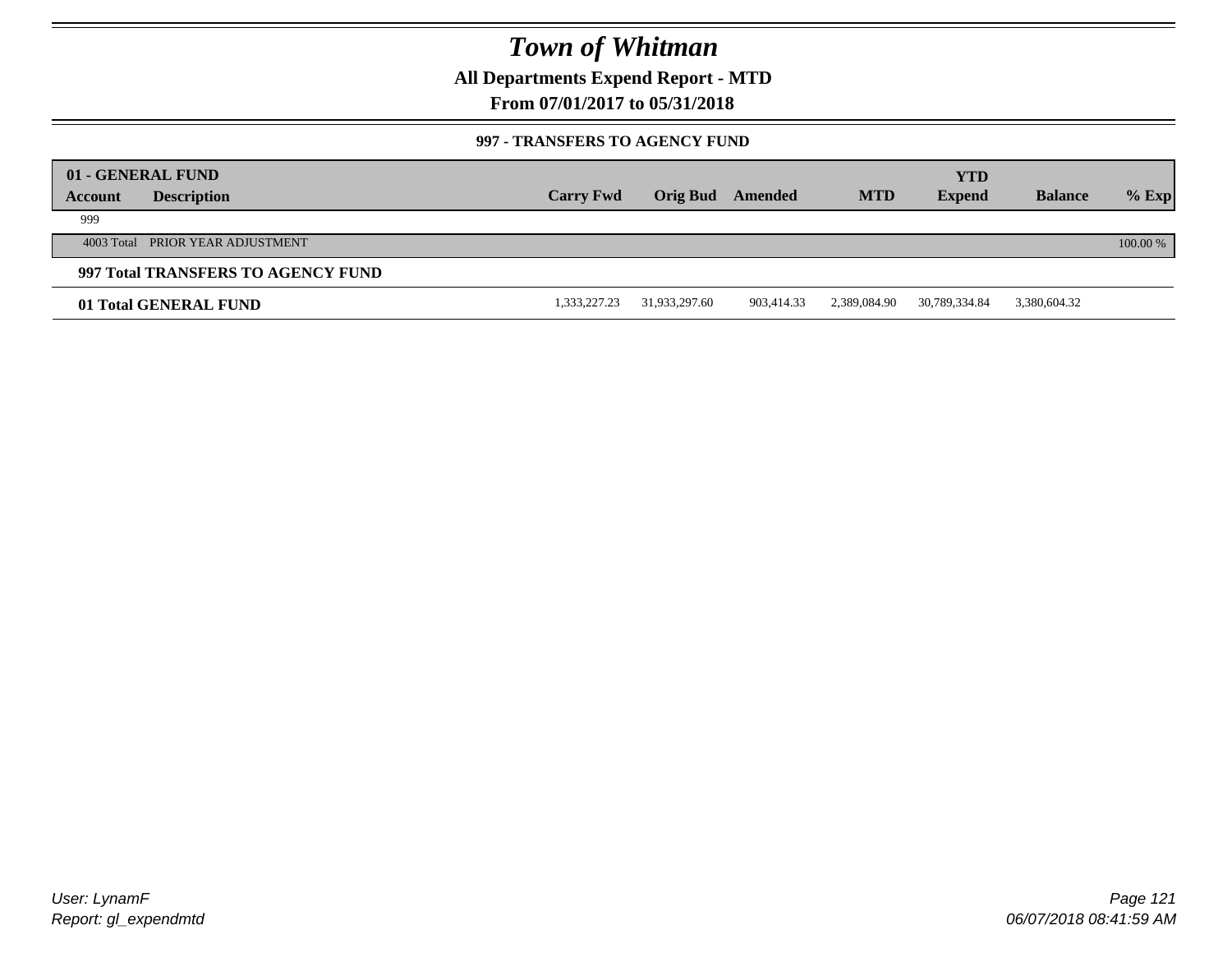# Town of Whitman

**All Departments Expend Report - MTD**

**From 07/01/2017 to 05/31/2018**

**997 - TRANSFERS TO AGENCY FUND**

| 01 - GENERAL FUND | | | | | | YTD | | |
|---|---|---|---|---|---|---|---|---|
| **Account** | **Description** | **Carry Fwd** | **Orig Bud** | **Amended** | **MTD** | **Expend** | **Balance** | **% Exp** |
| 999 | | | | | | | | |
| 4003 Total | PRIOR YEAR ADJUSTMENT | | | | | | | 100.00 % |
| **997 Total TRANSFERS TO AGENCY FUND** | | | | | | | | |
| **01 Total GENERAL FUND** | | 1,333,227.23 | 31,933,297.60 | 903,414.33 | 2,389,084.90 | 30,789,334.84 | 3,380,604.32 | |

*User: LynamF*
*Report: gl_expendmtd*

*06/07/2018 08:41:59 AM*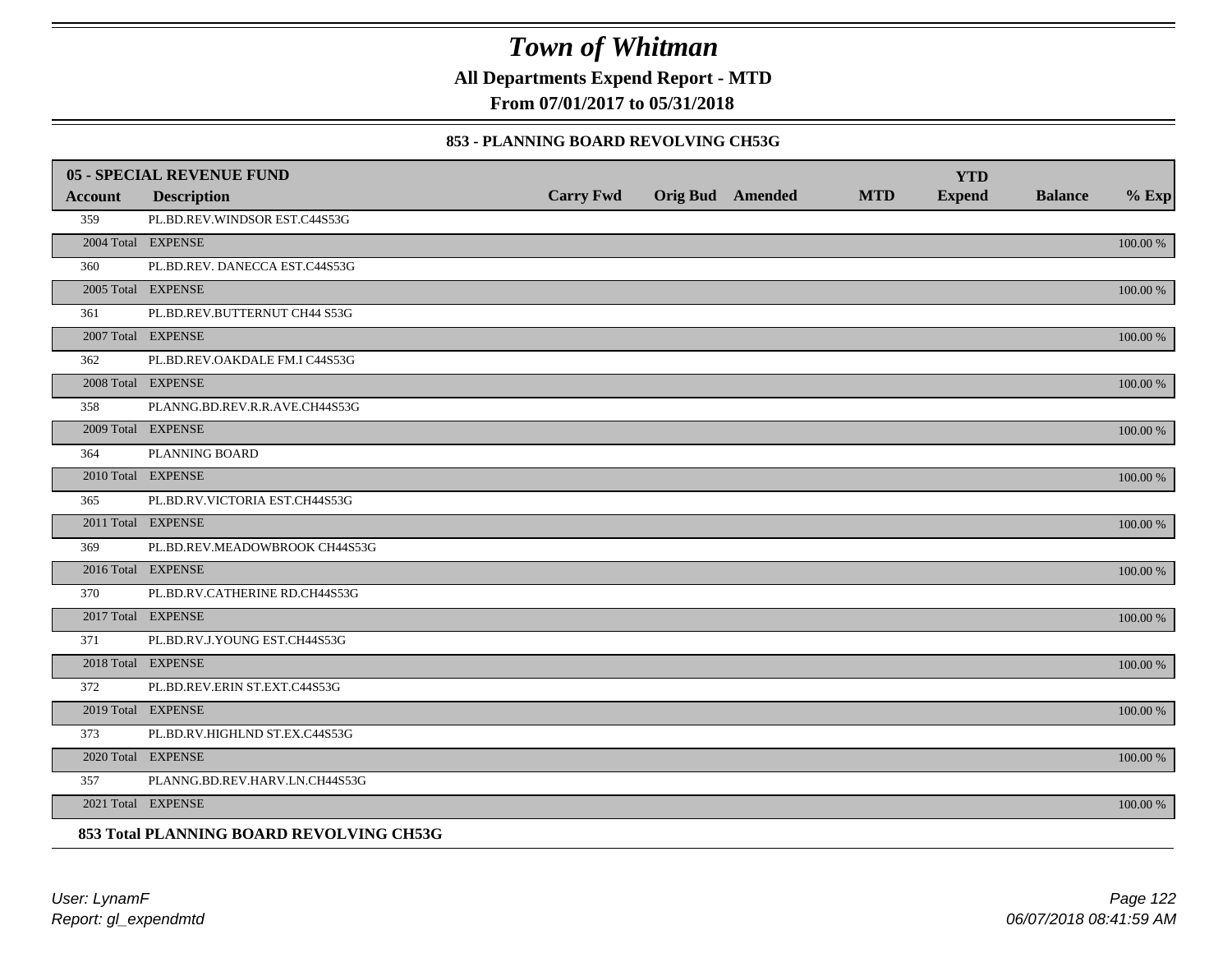# Town of Whitman

**All Departments Expend Report - MTD**

**From 07/01/2017 to 05/31/2018**

**853 - PLANNING BOARD REVOLVING CH53G**

| 05 - SPECIAL REVENUE FUND | | | | | | YTD | | |
|---|---|---|---|---|---|---|---|---|
| **Account** | **Description** | **Carry Fwd** | **Orig Bud** | **Amended** | **MTD** | **Expend** | **Balance** | **% Exp** |
| 359 | PL.BD.REV.WINDSOR EST.C44S53G | | | | | | | |
| 2004 Total | EXPENSE | | | | | | | 100.00 % |
| 360 | PL.BD.REV. DANECCA EST.C44S53G | | | | | | | |
| 2005 Total | EXPENSE | | | | | | | 100.00 % |
| 361 | PL.BD.REV.BUTTERNUT CH44 S53G | | | | | | | |
| 2007 Total | EXPENSE | | | | | | | 100.00 % |
| 362 | PL.BD.REV.OAKDALE FM.I C44S53G | | | | | | | |
| 2008 Total | EXPENSE | | | | | | | 100.00 % |
| 358 | PLANNG.BD.REV.R.R.AVE.CH44S53G | | | | | | | |
| 2009 Total | EXPENSE | | | | | | | 100.00 % |
| 364 | PLANNING BOARD | | | | | | | |
| 2010 Total | EXPENSE | | | | | | | 100.00 % |
| 365 | PL.BD.RV.VICTORIA EST.CH44S53G | | | | | | | |
| 2011 Total | EXPENSE | | | | | | | 100.00 % |
| 369 | PL.BD.REV.MEADOWBROOK CH44S53G | | | | | | | |
| 2016 Total | EXPENSE | | | | | | | 100.00 % |
| 370 | PL.BD.RV.CATHERINE RD.CH44S53G | | | | | | | |
| 2017 Total | EXPENSE | | | | | | | 100.00 % |
| 371 | PL.BD.RV.J.YOUNG EST.CH44S53G | | | | | | | |
| 2018 Total | EXPENSE | | | | | | | 100.00 % |
| 372 | PL.BD.REV.ERIN ST.EXT.C44S53G | | | | | | | |
| 2019 Total | EXPENSE | | | | | | | 100.00 % |
| 373 | PL.BD.RV.HIGHLND ST.EX.C44S53G | | | | | | | |
| 2020 Total | EXPENSE | | | | | | | 100.00 % |
| 357 | PLANNG.BD.REV.HARV.LN.CH44S53G | | | | | | | |
| 2021 Total | EXPENSE | | | | | | | 100.00 % |

**853 Total PLANNING BOARD REVOLVING CH53G**

*User: LynamF*
*Report: gl_expendmtd*

*06/07/2018 08:41:59 AM*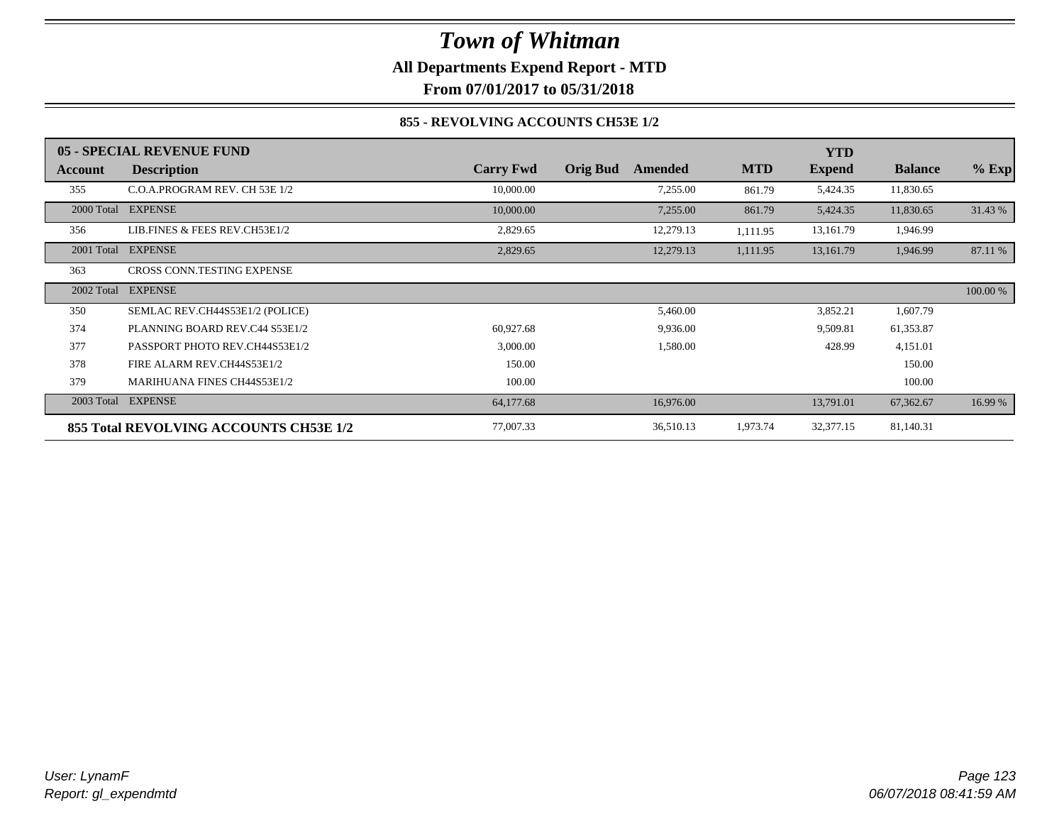# Town of Whitman

**All Departments Expend Report - MTD**

**From 07/01/2017 to 05/31/2018**

**855 - REVOLVING ACCOUNTS CH53E 1/2**

| 05 - SPECIAL REVENUE FUND | | | | | | YTD | | |
|---|---|---|---|---|---|---|---|---|
| **Account** | **Description** | **Carry Fwd** | **Orig Bud** | **Amended** | **MTD** | **Expend** | **Balance** | **% Exp** |
| 355 | C.O.A.PROGRAM REV. CH 53E 1/2 | 10,000.00 | | 7,255.00 | 861.79 | 5,424.35 | 11,830.65 | |
| 2000 Total | EXPENSE | 10,000.00 | | 7,255.00 | 861.79 | 5,424.35 | 11,830.65 | 31.43 % |
| 356 | LIB.FINES & FEES REV.CH53E1/2 | 2,829.65 | | 12,279.13 | 1,111.95 | 13,161.79 | 1,946.99 | |
| 2001 Total | EXPENSE | 2,829.65 | | 12,279.13 | 1,111.95 | 13,161.79 | 1,946.99 | 87.11 % |
| 363 | CROSS CONN.TESTING EXPENSE | | | | | | | |
| 2002 Total | EXPENSE | | | | | | | 100.00 % |
| 350 | SEMLAC REV.CH44S53E1/2 (POLICE) | | | 5,460.00 | | 3,852.21 | 1,607.79 | |
| 374 | PLANNING BOARD REV.C44 S53E1/2 | 60,927.68 | | 9,936.00 | | 9,509.81 | 61,353.87 | |
| 377 | PASSPORT PHOTO REV.CH44S53E1/2 | 3,000.00 | | 1,580.00 | | 428.99 | 4,151.01 | |
| 378 | FIRE ALARM REV.CH44S53E1/2 | 150.00 | | | | | 150.00 | |
| 379 | MARIHUANA FINES CH44S53E1/2 | 100.00 | | | | | 100.00 | |
| 2003 Total | EXPENSE | 64,177.68 | | 16,976.00 | | 13,791.01 | 67,362.67 | 16.99 % |
| **855 Total REVOLVING ACCOUNTS CH53E 1/2** | | 77,007.33 | | 36,510.13 | 1,973.74 | 32,377.15 | 81,140.31 | |

*User: LynamF*
*Report: gl_expendmtd*

*06/07/2018 08:41:59 AM*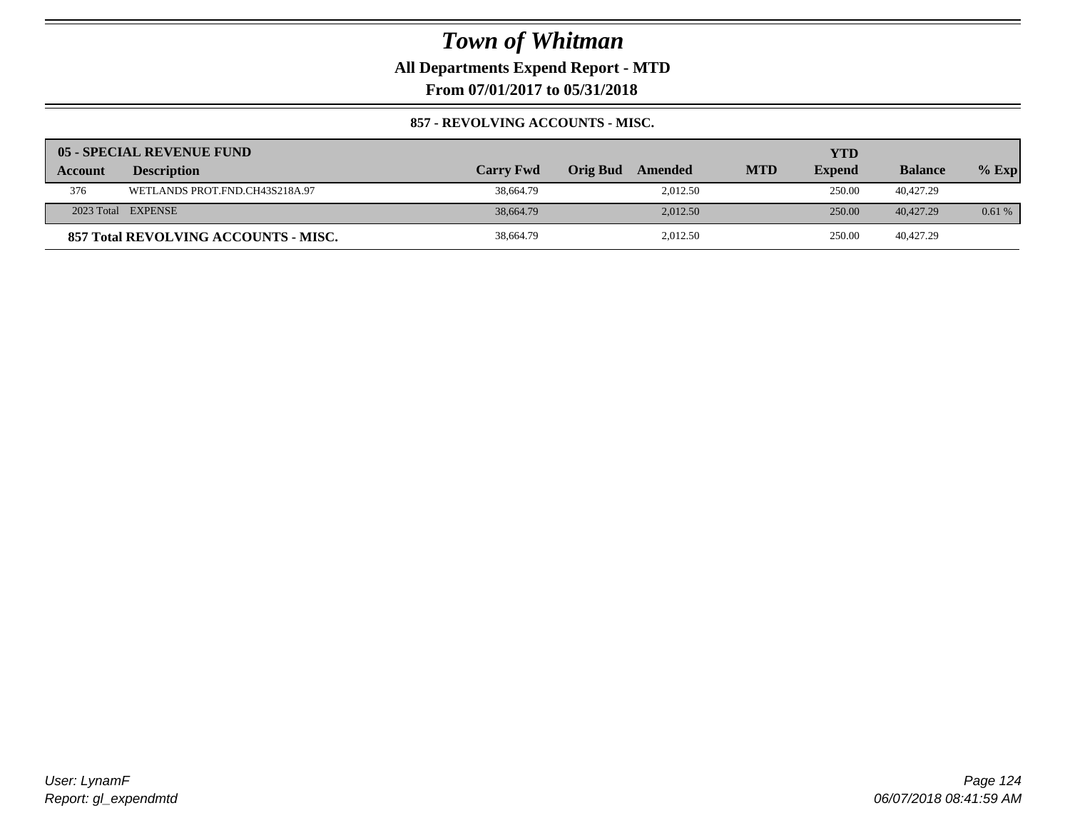# Town of Whitman

**All Departments Expend Report - MTD**

**From 07/01/2017 to 05/31/2018**

**857 - REVOLVING ACCOUNTS - MISC.**

| 05 - SPECIAL REVENUE FUND | | | | | | | | |
|---|---|---|---|---|---|---|---|---|
| **Account** | **Description** | **Carry Fwd** | **Orig Bud** | **Amended** | **MTD** | **YTD Expend** | **Balance** | **% Exp** |
| 376 | WETLANDS PROT.FND.CH43S218A.97 | 38,664.79 | | 2,012.50 | | 250.00 | 40,427.29 | |
| 2023 Total | EXPENSE | 38,664.79 | | 2,012.50 | | 250.00 | 40,427.29 | 0.61 % |
| **857 Total REVOLVING ACCOUNTS - MISC.** | | 38,664.79 | | 2,012.50 | | 250.00 | 40,427.29 | |

*User: LynamF*

*Report: gl_expendmtd*

*06/07/2018 08:41:59 AM*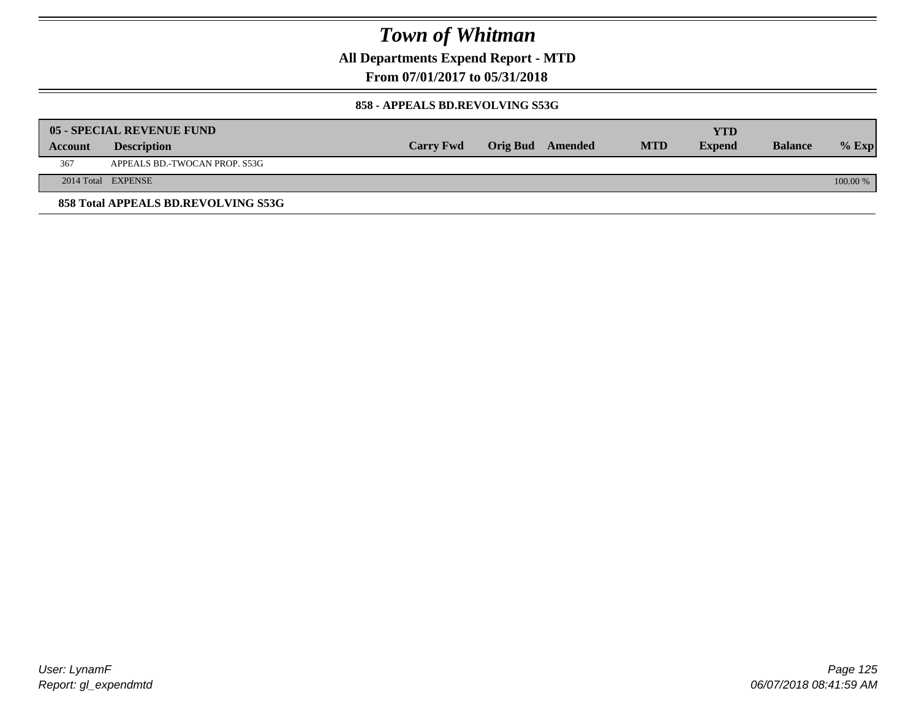# Town of Whitman

**All Departments Expend Report - MTD**

**From 07/01/2017 to 05/31/2018**

**858 - APPEALS BD.REVOLVING S53G**

| **05 - SPECIAL REVENUE FUND** | | | | | | | | |
|---|---|---|---|---|---|---|---|---|
| **Account** | **Description** | **Carry Fwd** | **Orig Bud** | **Amended** | **MTD** | **YTD Expend** | **Balance** | **% Exp** |
| 367 | APPEALS BD.-TWOCAN PROP. S53G | | | | | | | |
| 2014 Total | EXPENSE | | | | | | | 100.00 % |

**858 Total APPEALS BD.REVOLVING S53G**

*User: LynamF*
*Report: gl_expendmtd*

*06/07/2018 08:41:59 AM*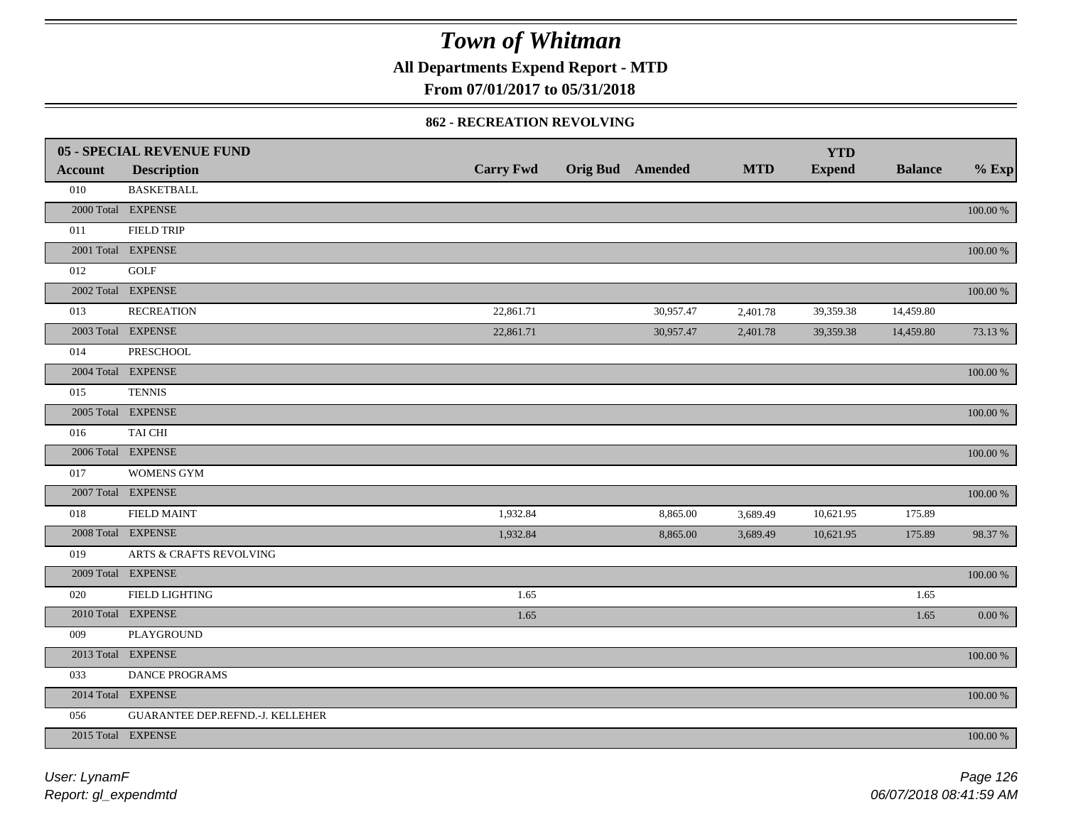# Town of Whitman

**All Departments Expend Report - MTD**

**From 07/01/2017 to 05/31/2018**

**862 - RECREATION REVOLVING**

| Account | Description | Carry Fwd | Orig Bud | Amended | MTD | YTD Expend | Balance | % Exp |
|---|---|---|---|---|---|---|---|---|
| **05 - SPECIAL REVENUE FUND** | | | | | | | | |
| 010 | BASKETBALL | | | | | | | |
| 2000 Total | EXPENSE | | | | | | | 100.00 % |
| 011 | FIELD TRIP | | | | | | | |
| 2001 Total | EXPENSE | | | | | | | 100.00 % |
| 012 | GOLF | | | | | | | |
| 2002 Total | EXPENSE | | | | | | | 100.00 % |
| 013 | RECREATION | 22,861.71 | | 30,957.47 | 2,401.78 | 39,359.38 | 14,459.80 | |
| 2003 Total | EXPENSE | 22,861.71 | | 30,957.47 | 2,401.78 | 39,359.38 | 14,459.80 | 73.13 % |
| 014 | PRESCHOOL | | | | | | | |
| 2004 Total | EXPENSE | | | | | | | 100.00 % |
| 015 | TENNIS | | | | | | | |
| 2005 Total | EXPENSE | | | | | | | 100.00 % |
| 016 | TAI CHI | | | | | | | |
| 2006 Total | EXPENSE | | | | | | | 100.00 % |
| 017 | WOMENS GYM | | | | | | | |
| 2007 Total | EXPENSE | | | | | | | 100.00 % |
| 018 | FIELD MAINT | 1,932.84 | | 8,865.00 | 3,689.49 | 10,621.95 | 175.89 | |
| 2008 Total | EXPENSE | 1,932.84 | | 8,865.00 | 3,689.49 | 10,621.95 | 175.89 | 98.37 % |
| 019 | ARTS & CRAFTS REVOLVING | | | | | | | |
| 2009 Total | EXPENSE | | | | | | | 100.00 % |
| 020 | FIELD LIGHTING | 1.65 | | | | | 1.65 | |
| 2010 Total | EXPENSE | 1.65 | | | | | 1.65 | 0.00 % |
| 009 | PLAYGROUND | | | | | | | |
| 2013 Total | EXPENSE | | | | | | | 100.00 % |
| 033 | DANCE PROGRAMS | | | | | | | |
| 2014 Total | EXPENSE | | | | | | | 100.00 % |
| 056 | GUARANTEE DEP.REFND.-J. KELLEHER | | | | | | | |
| 2015 Total | EXPENSE | | | | | | | 100.00 % |

*User: LynamF*
*Report: gl_expendmtd*

*06/07/2018 08:41:59 AM*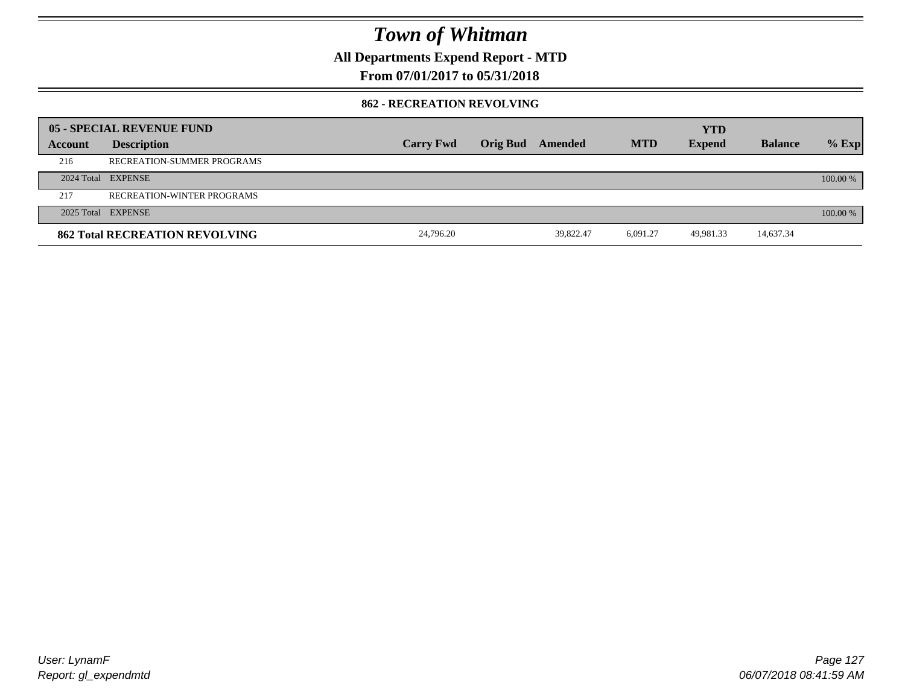# Town of Whitman

**All Departments Expend Report - MTD**

**From 07/01/2017 to 05/31/2018**

### 862 - RECREATION REVOLVING

| 05 - SPECIAL REVENUE FUND | | | | | | YTD | | |
|---|---|---|---|---|---|---|---|---|
| **Account** | **Description** | **Carry Fwd** | **Orig Bud** | **Amended** | **MTD** | **Expend** | **Balance** | **% Exp** |
| 216 | RECREATION-SUMMER PROGRAMS | | | | | | | |
| 2024 Total | EXPENSE | | | | | | | 100.00 % |
| 217 | RECREATION-WINTER PROGRAMS | | | | | | | |
| 2025 Total | EXPENSE | | | | | | | 100.00 % |
| **862 Total RECREATION REVOLVING** | | 24,796.20 | | 39,822.47 | 6,091.27 | 49,981.33 | 14,637.34 | |

User: LynamF
Report: gl_expendmtd

06/07/2018 08:41:59 AM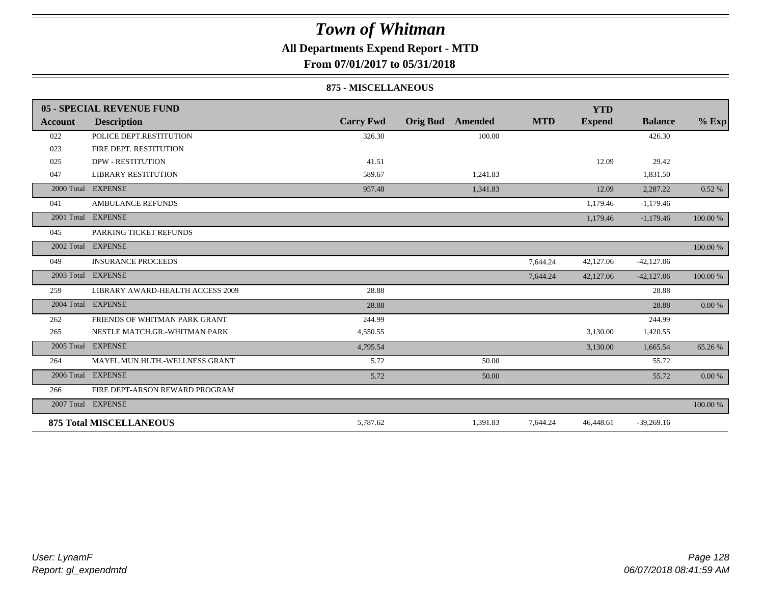# Town of Whitman

**All Departments Expend Report - MTD**

**From 07/01/2017 to 05/31/2018**

**875 - MISCELLANEOUS**

| 05 - SPECIAL REVENUE FUND | | | | | | YTD | | |
|---|---|---|---|---|---|---|---|---|
| Account | Description | Carry Fwd | Orig Bud | Amended | MTD | Expend | Balance | % Exp |
| 022 | POLICE DEPT.RESTITUTION | 326.30 | | 100.00 | | | 426.30 | |
| 023 | FIRE DEPT. RESTITUTION | | | | | | | |
| 025 | DPW - RESTITUTION | 41.51 | | | | 12.09 | 29.42 | |
| 047 | LIBRARY RESTITUTION | 589.67 | | 1,241.83 | | | 1,831.50 | |
| 2000 Total | EXPENSE | 957.48 | | 1,341.83 | | 12.09 | 2,287.22 | 0.52 % |
| 041 | AMBULANCE REFUNDS | | | | | 1,179.46 | -1,179.46 | |
| 2001 Total | EXPENSE | | | | | 1,179.46 | -1,179.46 | 100.00 % |
| 045 | PARKING TICKET REFUNDS | | | | | | | |
| 2002 Total | EXPENSE | | | | | | | 100.00 % |
| 049 | INSURANCE PROCEEDS | | | | 7,644.24 | 42,127.06 | -42,127.06 | |
| 2003 Total | EXPENSE | | | | 7,644.24 | 42,127.06 | -42,127.06 | 100.00 % |
| 259 | LIBRARY AWARD-HEALTH ACCESS 2009 | 28.88 | | | | | 28.88 | |
| 2004 Total | EXPENSE | 28.88 | | | | | 28.88 | 0.00 % |
| 262 | FRIENDS OF WHITMAN PARK GRANT | 244.99 | | | | | 244.99 | |
| 265 | NESTLE MATCH.GR.-WHITMAN PARK | 4,550.55 | | | | 3,130.00 | 1,420.55 | |
| 2005 Total | EXPENSE | 4,795.54 | | | | 3,130.00 | 1,665.54 | 65.26 % |
| 264 | MAYFL.MUN.HLTH.-WELLNESS GRANT | 5.72 | | 50.00 | | | 55.72 | |
| 2006 Total | EXPENSE | 5.72 | | 50.00 | | | 55.72 | 0.00 % |
| 266 | FIRE DEPT-ARSON REWARD PROGRAM | | | | | | | |
| 2007 Total | EXPENSE | | | | | | | 100.00 % |
| **875 Total MISCELLANEOUS** | | 5,787.62 | | 1,391.83 | 7,644.24 | 46,448.61 | -39,269.16 | |

*User: LynamF*

*Report: gl_expendmtd*

*06/07/2018 08:41:59 AM*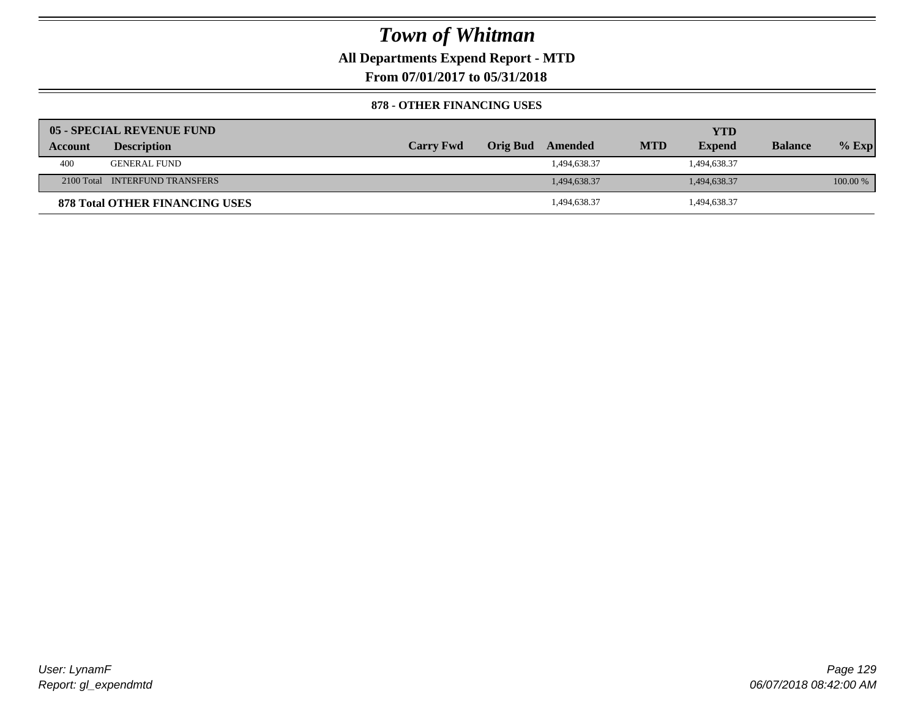# Town of Whitman

**All Departments Expend Report - MTD**

**From 07/01/2017 to 05/31/2018**

**878 - OTHER FINANCING USES**

| Account | Description | Carry Fwd | Orig Bud | Amended | MTD | YTD Expend | Balance | % Exp |
|---|---|---|---|---|---|---|---|---|
| **05 - SPECIAL REVENUE FUND** | | | | | | | | |
| 400 | GENERAL FUND | | | 1,494,638.37 | | 1,494,638.37 | | |
| 2100 Total | INTERFUND TRANSFERS | | | 1,494,638.37 | | 1,494,638.37 | | 100.00 % |
| **878 Total OTHER FINANCING USES** | | | | 1,494,638.37 | | 1,494,638.37 | | |

*User: LynamF*
*Report: gl_expendmtd*
*06/07/2018 08:42:00 AM*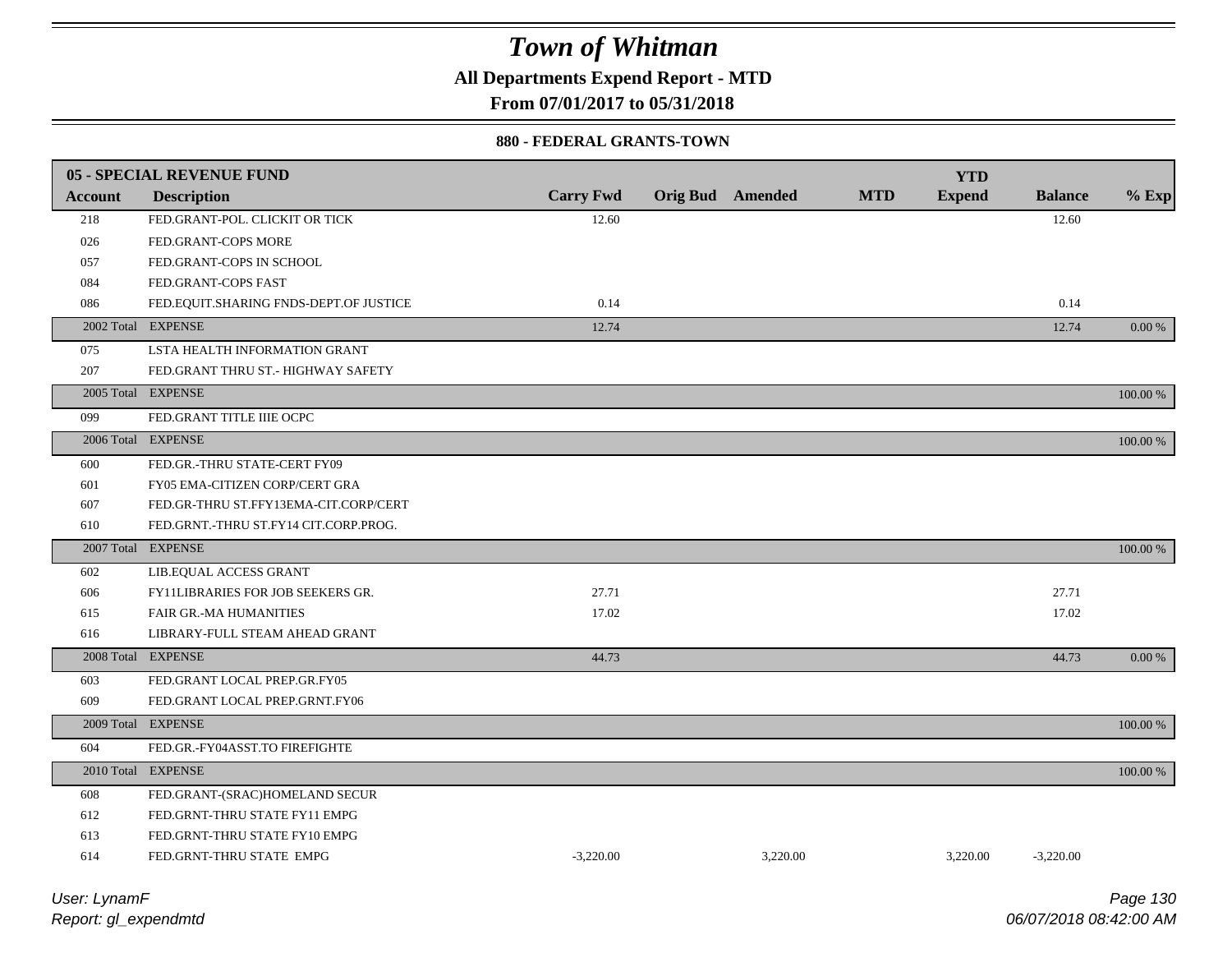# Town of Whitman

**All Departments Expend Report - MTD**

**From 07/01/2017 to 05/31/2018**

**880 - FEDERAL GRANTS-TOWN**

| 05 - SPECIAL REVENUE FUND | | | | | | YTD | | |
|---|---|---|---|---|---|---|---|---|
| **Account** | **Description** | **Carry Fwd** | **Orig Bud** | **Amended** | **MTD** | **Expend** | **Balance** | **% Exp** |
| 218 | FED.GRANT-POL. CLICKIT OR TICK | 12.60 | | | | | 12.60 | |
| 026 | FED.GRANT-COPS MORE | | | | | | | |
| 057 | FED.GRANT-COPS IN SCHOOL | | | | | | | |
| 084 | FED.GRANT-COPS FAST | | | | | | | |
| 086 | FED.EQUIT.SHARING FNDS-DEPT.OF JUSTICE | 0.14 | | | | | 0.14 | |
| 2002 Total | EXPENSE | 12.74 | | | | | 12.74 | 0.00 % |
| 075 | LSTA HEALTH INFORMATION GRANT | | | | | | | |
| 207 | FED.GRANT THRU ST.- HIGHWAY SAFETY | | | | | | | |
| 2005 Total | EXPENSE | | | | | | | 100.00 % |
| 099 | FED.GRANT TITLE IIIE OCPC | | | | | | | |
| 2006 Total | EXPENSE | | | | | | | 100.00 % |
| 600 | FED.GR.-THRU STATE-CERT FY09 | | | | | | | |
| 601 | FY05 EMA-CITIZEN CORP/CERT GRA | | | | | | | |
| 607 | FED.GR-THRU ST.FFY13EMA-CIT.CORP/CERT | | | | | | | |
| 610 | FED.GRNT.-THRU ST.FY14 CIT.CORP.PROG. | | | | | | | |
| 2007 Total | EXPENSE | | | | | | | 100.00 % |
| 602 | LIB.EQUAL ACCESS GRANT | | | | | | | |
| 606 | FY11LIBRARIES FOR JOB SEEKERS GR. | 27.71 | | | | | 27.71 | |
| 615 | FAIR GR.-MA HUMANITIES | 17.02 | | | | | 17.02 | |
| 616 | LIBRARY-FULL STEAM AHEAD GRANT | | | | | | | |
| 2008 Total | EXPENSE | 44.73 | | | | | 44.73 | 0.00 % |
| 603 | FED.GRANT LOCAL PREP.GR.FY05 | | | | | | | |
| 609 | FED.GRANT LOCAL PREP.GRNT.FY06 | | | | | | | |
| 2009 Total | EXPENSE | | | | | | | 100.00 % |
| 604 | FED.GR.-FY04ASST.TO FIREFIGHTE | | | | | | | |
| 2010 Total | EXPENSE | | | | | | | 100.00 % |
| 608 | FED.GRANT-(SRAC)HOMELAND SECUR | | | | | | | |
| 612 | FED.GRNT-THRU STATE FY11 EMPG | | | | | | | |
| 613 | FED.GRNT-THRU STATE FY10 EMPG | | | | | | | |
| 614 | FED.GRNT-THRU STATE EMPG | -3,220.00 | | 3,220.00 | | 3,220.00 | -3,220.00 | |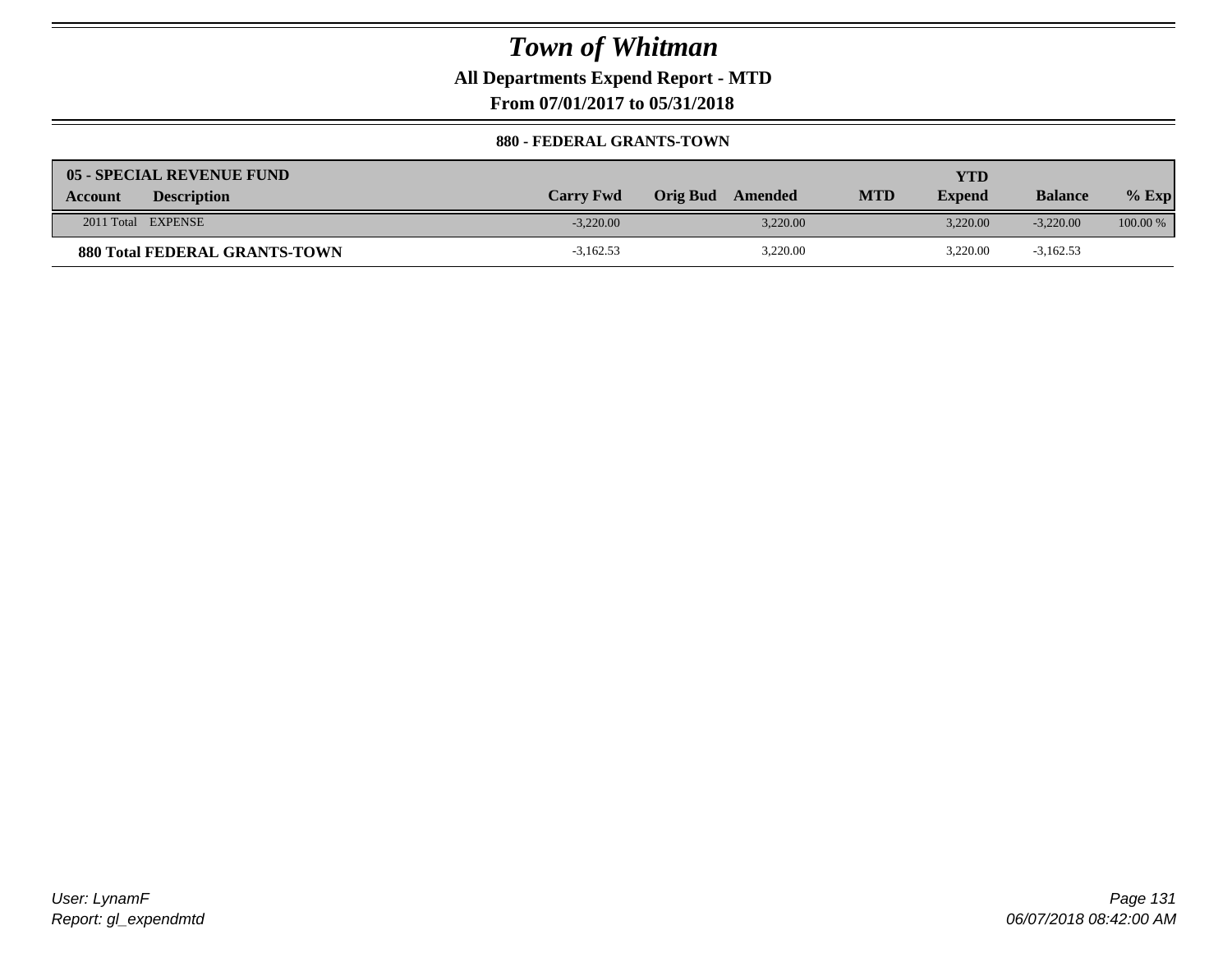# Town of Whitman

**All Departments Expend Report - MTD**

**From 07/01/2017 to 05/31/2018**

**880 - FEDERAL GRANTS-TOWN**

| 05 - SPECIAL REVENUE FUND<br>Account | Description | Carry Fwd | Orig Bud | Amended | MTD | YTD Expend | Balance | % Exp |
|---|---|---|---|---|---|---|---|---|
| 2011 Total | EXPENSE | -3,220.00 | | 3,220.00 | | 3,220.00 | -3,220.00 | 100.00 % |
| **880 Total FEDERAL GRANTS-TOWN** | | -3,162.53 | | 3,220.00 | | 3,220.00 | -3,162.53 | |

*User: LynamF*
*Report: gl_expendmtd*

*06/07/2018 08:42:00 AM*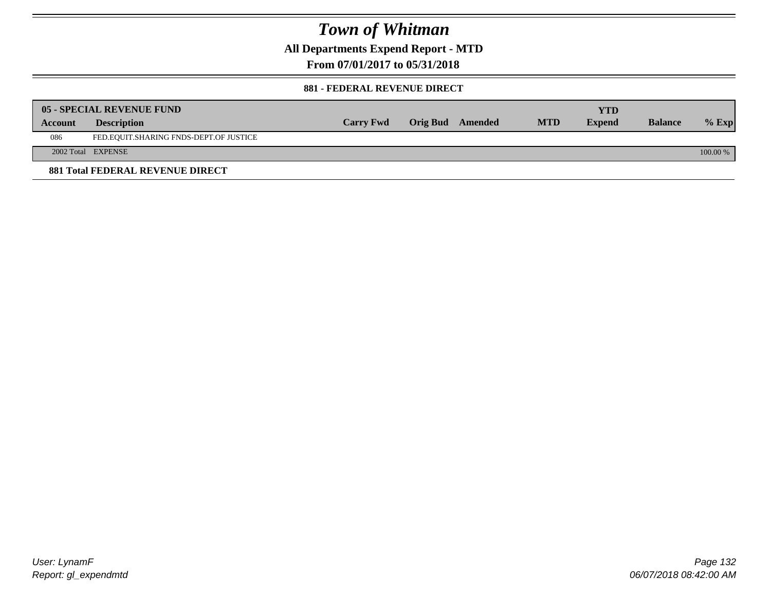# Town of Whitman

**All Departments Expend Report - MTD**

**From 07/01/2017 to 05/31/2018**

**881 - FEDERAL REVENUE DIRECT**

| 05 - SPECIAL REVENUE FUND | | | | | | YTD | | |
|---|---|---|---|---|---|---|---|---|
| Account | Description | Carry Fwd | Orig Bud | Amended | MTD | Expend | Balance | % Exp |
| 086 | FED.EQUIT.SHARING FNDS-DEPT.OF JUSTICE | | | | | | | |
| 2002 Total | EXPENSE | | | | | | | 100.00 % |

**881 Total FEDERAL REVENUE DIRECT**

User: LynamF
Report: gl_expendmtd

06/07/2018 08:42:00 AM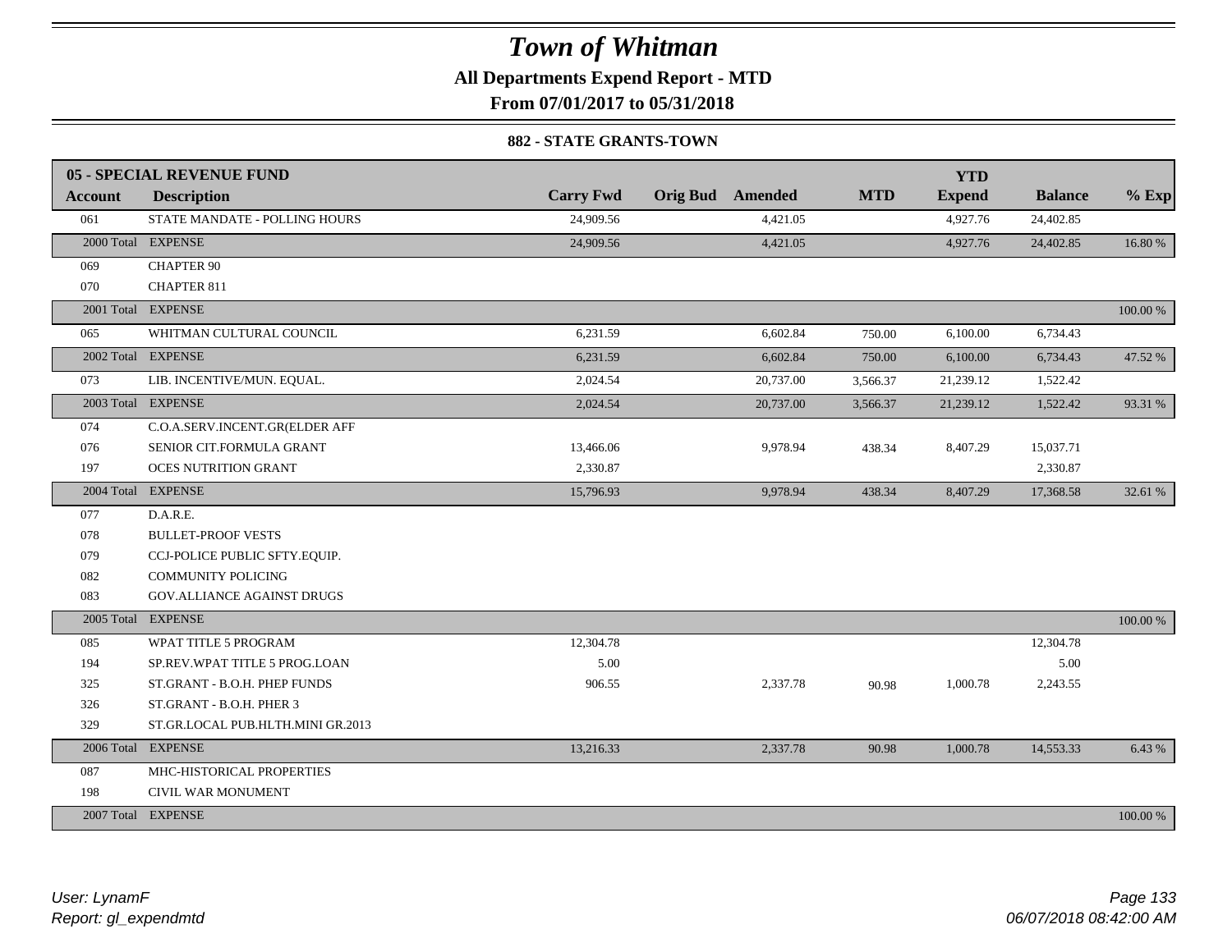# Town of Whitman

**All Departments Expend Report - MTD**

**From 07/01/2017 to 05/31/2018**

**882 - STATE GRANTS-TOWN**

| 05 - SPECIAL REVENUE FUND | | | | | | YTD | | |
|---|---|---|---|---|---|---|---|---|
| **Account** | **Description** | **Carry Fwd** | **Orig Bud** | **Amended** | **MTD** | **Expend** | **Balance** | **% Exp** |
| 061 | STATE MANDATE - POLLING HOURS | 24,909.56 | | 4,421.05 | | 4,927.76 | 24,402.85 | |
| 2000 Total | EXPENSE | 24,909.56 | | 4,421.05 | | 4,927.76 | 24,402.85 | 16.80 % |
| 069 | CHAPTER 90 | | | | | | | |
| 070 | CHAPTER 811 | | | | | | | |
| 2001 Total | EXPENSE | | | | | | | 100.00 % |
| 065 | WHITMAN CULTURAL COUNCIL | 6,231.59 | | 6,602.84 | 750.00 | 6,100.00 | 6,734.43 | |
| 2002 Total | EXPENSE | 6,231.59 | | 6,602.84 | 750.00 | 6,100.00 | 6,734.43 | 47.52 % |
| 073 | LIB. INCENTIVE/MUN. EQUAL. | 2,024.54 | | 20,737.00 | 3,566.37 | 21,239.12 | 1,522.42 | |
| 2003 Total | EXPENSE | 2,024.54 | | 20,737.00 | 3,566.37 | 21,239.12 | 1,522.42 | 93.31 % |
| 074 | C.O.A.SERV.INCENT.GR(ELDER AFF | | | | | | | |
| 076 | SENIOR CIT.FORMULA GRANT | 13,466.06 | | 9,978.94 | 438.34 | 8,407.29 | 15,037.71 | |
| 197 | OCES NUTRITION GRANT | 2,330.87 | | | | | 2,330.87 | |
| 2004 Total | EXPENSE | 15,796.93 | | 9,978.94 | 438.34 | 8,407.29 | 17,368.58 | 32.61 % |
| 077 | D.A.R.E. | | | | | | | |
| 078 | BULLET-PROOF VESTS | | | | | | | |
| 079 | CCJ-POLICE PUBLIC SFTY.EQUIP. | | | | | | | |
| 082 | COMMUNITY POLICING | | | | | | | |
| 083 | GOV.ALLIANCE AGAINST DRUGS | | | | | | | |
| 2005 Total | EXPENSE | | | | | | | 100.00 % |
| 085 | WPAT TITLE 5 PROGRAM | 12,304.78 | | | | | 12,304.78 | |
| 194 | SP.REV.WPAT TITLE 5 PROG.LOAN | 5.00 | | | | | 5.00 | |
| 325 | ST.GRANT - B.O.H. PHEP FUNDS | 906.55 | | 2,337.78 | 90.98 | 1,000.78 | 2,243.55 | |
| 326 | ST.GRANT - B.O.H. PHER 3 | | | | | | | |
| 329 | ST.GR.LOCAL PUB.HLTH.MINI GR.2013 | | | | | | | |
| 2006 Total | EXPENSE | 13,216.33 | | 2,337.78 | 90.98 | 1,000.78 | 14,553.33 | 6.43 % |
| 087 | MHC-HISTORICAL PROPERTIES | | | | | | | |
| 198 | CIVIL WAR MONUMENT | | | | | | | |
| 2007 Total | EXPENSE | | | | | | | 100.00 % |

*User: LynamF*
*Report: gl_expendmtd*

*06/07/2018 08:42:00 AM*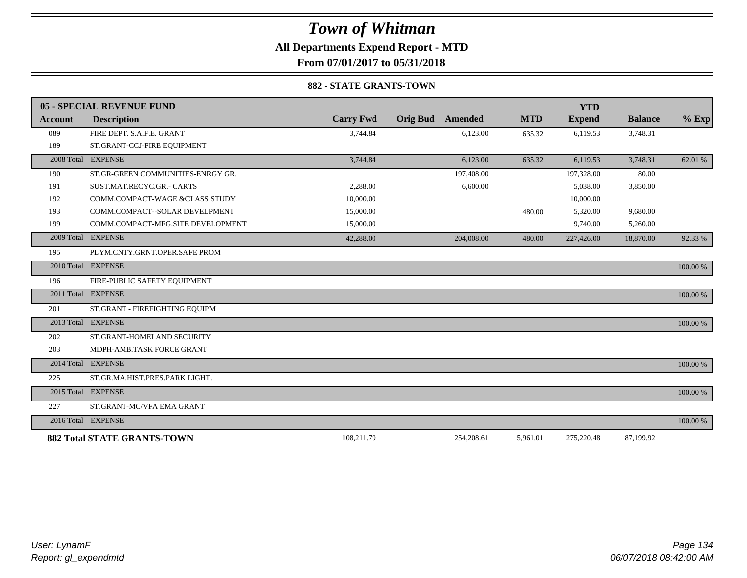# Town of Whitman

## All Departments Expend Report - MTD

### From 07/01/2017 to 05/31/2018

#### 882 - STATE GRANTS-TOWN

| 05 - SPECIAL REVENUE FUND | | | | | | YTD | | |
|---|---|---|---|---|---|---|---|---|
| **Account** | **Description** | **Carry Fwd** | **Orig Bud** | **Amended** | **MTD** | **Expend** | **Balance** | **% Exp** |
| 089 | FIRE DEPT. S.A.F.E. GRANT | 3,744.84 | | 6,123.00 | 635.32 | 6,119.53 | 3,748.31 | |
| 189 | ST.GRANT-CCJ-FIRE EQUIPMENT | | | | | | | |
| 2008 Total | EXPENSE | 3,744.84 | | 6,123.00 | 635.32 | 6,119.53 | 3,748.31 | 62.01 % |
| 190 | ST.GR-GREEN COMMUNITIES-ENRGY GR. | | | 197,408.00 | | 197,328.00 | 80.00 | |
| 191 | SUST.MAT.RECYC.GR.- CARTS | 2,288.00 | | 6,600.00 | | 5,038.00 | 3,850.00 | |
| 192 | COMM.COMPACT-WAGE &CLASS STUDY | 10,000.00 | | | | 10,000.00 | | |
| 193 | COMM.COMPACT--SOLAR DEVELPMENT | 15,000.00 | | | 480.00 | 5,320.00 | 9,680.00 | |
| 199 | COMM.COMPACT-MFG.SITE DEVELOPMENT | 15,000.00 | | | | 9,740.00 | 5,260.00 | |
| 2009 Total | EXPENSE | 42,288.00 | | 204,008.00 | 480.00 | 227,426.00 | 18,870.00 | 92.33 % |
| 195 | PLYM.CNTY.GRNT.OPER.SAFE PROM | | | | | | | |
| 2010 Total | EXPENSE | | | | | | | 100.00 % |
| 196 | FIRE-PUBLIC SAFETY EQUIPMENT | | | | | | | |
| 2011 Total | EXPENSE | | | | | | | 100.00 % |
| 201 | ST.GRANT - FIREFIGHTING EQUIPM | | | | | | | |
| 2013 Total | EXPENSE | | | | | | | 100.00 % |
| 202 | ST.GRANT-HOMELAND SECURITY | | | | | | | |
| 203 | MDPH-AMB.TASK FORCE GRANT | | | | | | | |
| 2014 Total | EXPENSE | | | | | | | 100.00 % |
| 225 | ST.GR.MA.HIST.PRES.PARK LIGHT. | | | | | | | |
| 2015 Total | EXPENSE | | | | | | | 100.00 % |
| 227 | ST.GRANT-MC/VFA EMA GRANT | | | | | | | |
| 2016 Total | EXPENSE | | | | | | | 100.00 % |
| **882 Total STATE GRANTS-TOWN** | | 108,211.79 | | 254,208.61 | 5,961.01 | 275,220.48 | 87,199.92 | |

*User: LynamF*
*Report: gl_expendmtd*

*06/07/2018 08:42:00 AM*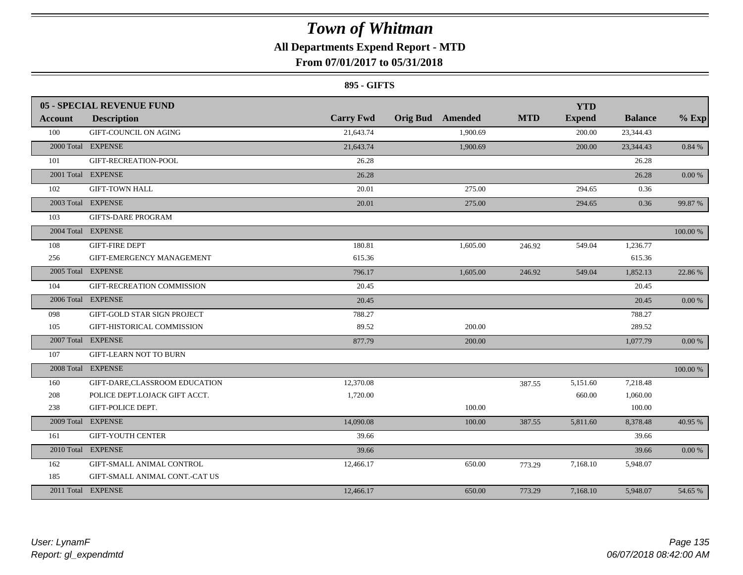# Town of Whitman

**All Departments Expend Report - MTD**

**From 07/01/2017 to 05/31/2018**

**895 - GIFTS**

| 05 - SPECIAL REVENUE FUND | | | | | | | | |
|---|---|---|---|---|---|---|---|---|
| **Account** | **Description** | **Carry Fwd** | **Orig Bud** | **Amended** | **MTD** | **YTD Expend** | **Balance** | **% Exp** |
| 100 | GIFT-COUNCIL ON AGING | 21,643.74 | | 1,900.69 | | 200.00 | 23,344.43 | |
| 2000 Total | EXPENSE | 21,643.74 | | 1,900.69 | | 200.00 | 23,344.43 | 0.84 % |
| 101 | GIFT-RECREATION-POOL | 26.28 | | | | | 26.28 | |
| 2001 Total | EXPENSE | 26.28 | | | | | 26.28 | 0.00 % |
| 102 | GIFT-TOWN HALL | 20.01 | | 275.00 | | 294.65 | 0.36 | |
| 2003 Total | EXPENSE | 20.01 | | 275.00 | | 294.65 | 0.36 | 99.87 % |
| 103 | GIFTS-DARE PROGRAM | | | | | | | |
| 2004 Total | EXPENSE | | | | | | | 100.00 % |
| 108 | GIFT-FIRE DEPT | 180.81 | | 1,605.00 | 246.92 | 549.04 | 1,236.77 | |
| 256 | GIFT-EMERGENCY MANAGEMENT | 615.36 | | | | | 615.36 | |
| 2005 Total | EXPENSE | 796.17 | | 1,605.00 | 246.92 | 549.04 | 1,852.13 | 22.86 % |
| 104 | GIFT-RECREATION COMMISSION | 20.45 | | | | | 20.45 | |
| 2006 Total | EXPENSE | 20.45 | | | | | 20.45 | 0.00 % |
| 098 | GIFT-GOLD STAR SIGN PROJECT | 788.27 | | | | | 788.27 | |
| 105 | GIFT-HISTORICAL COMMISSION | 89.52 | | 200.00 | | | 289.52 | |
| 2007 Total | EXPENSE | 877.79 | | 200.00 | | | 1,077.79 | 0.00 % |
| 107 | GIFT-LEARN NOT TO BURN | | | | | | | |
| 2008 Total | EXPENSE | | | | | | | 100.00 % |
| 160 | GIFT-DARE,CLASSROOM EDUCATION | 12,370.08 | | | 387.55 | 5,151.60 | 7,218.48 | |
| 208 | POLICE DEPT.LOJACK GIFT ACCT. | 1,720.00 | | | | 660.00 | 1,060.00 | |
| 238 | GIFT-POLICE DEPT. | | | 100.00 | | | 100.00 | |
| 2009 Total | EXPENSE | 14,090.08 | | 100.00 | 387.55 | 5,811.60 | 8,378.48 | 40.95 % |
| 161 | GIFT-YOUTH CENTER | 39.66 | | | | | 39.66 | |
| 2010 Total | EXPENSE | 39.66 | | | | | 39.66 | 0.00 % |
| 162 | GIFT-SMALL ANIMAL CONTROL | 12,466.17 | | 650.00 | 773.29 | 7,168.10 | 5,948.07 | |
| 185 | GIFT-SMALL ANIMAL CONT.-CAT US | | | | | | | |
| 2011 Total | EXPENSE | 12,466.17 | | 650.00 | 773.29 | 7,168.10 | 5,948.07 | 54.65 % |

*User: LynamF*
*Report: gl_expendmtd*

*06/07/2018 08:42:00 AM*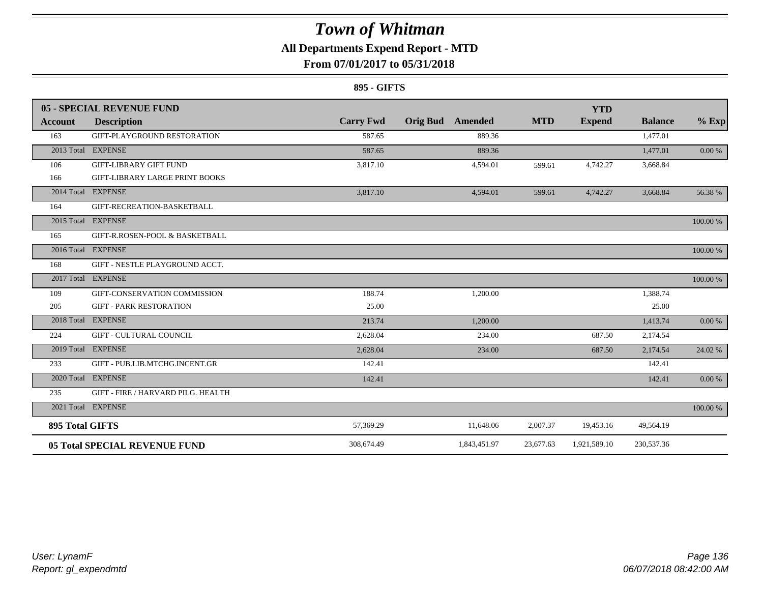# Town of Whitman

**All Departments Expend Report - MTD**

**From 07/01/2017 to 05/31/2018**

**895 - GIFTS**

| **05 - SPECIAL REVENUE FUND** | | | | | | **YTD** | | |
|---|---|---|---|---|---|---|---|---|
| **Account** | **Description** | **Carry Fwd** | **Orig Bud** | **Amended** | **MTD** | **Expend** | **Balance** | **% Exp** |
| 163 | GIFT-PLAYGROUND RESTORATION | 587.65 | | 889.36 | | | 1,477.01 | |
| 2013 Total | EXPENSE | 587.65 | | 889.36 | | | 1,477.01 | 0.00 % |
| 106 | GIFT-LIBRARY GIFT FUND | 3,817.10 | | 4,594.01 | 599.61 | 4,742.27 | 3,668.84 | |
| 166 | GIFT-LIBRARY LARGE PRINT BOOKS | | | | | | | |
| 2014 Total | EXPENSE | 3,817.10 | | 4,594.01 | 599.61 | 4,742.27 | 3,668.84 | 56.38 % |
| 164 | GIFT-RECREATION-BASKETBALL | | | | | | | |
| 2015 Total | EXPENSE | | | | | | | 100.00 % |
| 165 | GIFT-R.ROSEN-POOL & BASKETBALL | | | | | | | |
| 2016 Total | EXPENSE | | | | | | | 100.00 % |
| 168 | GIFT - NESTLE PLAYGROUND ACCT. | | | | | | | |
| 2017 Total | EXPENSE | | | | | | | 100.00 % |
| 109 | GIFT-CONSERVATION COMMISSION | 188.74 | | 1,200.00 | | | 1,388.74 | |
| 205 | GIFT - PARK RESTORATION | 25.00 | | | | | 25.00 | |
| 2018 Total | EXPENSE | 213.74 | | 1,200.00 | | | 1,413.74 | 0.00 % |
| 224 | GIFT - CULTURAL COUNCIL | 2,628.04 | | 234.00 | | 687.50 | 2,174.54 | |
| 2019 Total | EXPENSE | 2,628.04 | | 234.00 | | 687.50 | 2,174.54 | 24.02 % |
| 233 | GIFT - PUB.LIB.MTCHG.INCENT.GR | 142.41 | | | | | 142.41 | |
| 2020 Total | EXPENSE | 142.41 | | | | | 142.41 | 0.00 % |
| 235 | GIFT - FIRE / HARVARD PILG. HEALTH | | | | | | | |
| 2021 Total | EXPENSE | | | | | | | 100.00 % |
| **895 Total GIFTS** | | 57,369.29 | | 11,648.06 | 2,007.37 | 19,453.16 | 49,564.19 | |
| **05 Total SPECIAL REVENUE FUND** | | 308,674.49 | | 1,843,451.97 | 23,677.63 | 1,921,589.10 | 230,537.36 | |

*User: LynamF*
*Report: gl_expendmtd*

*06/07/2018 08:42:00 AM*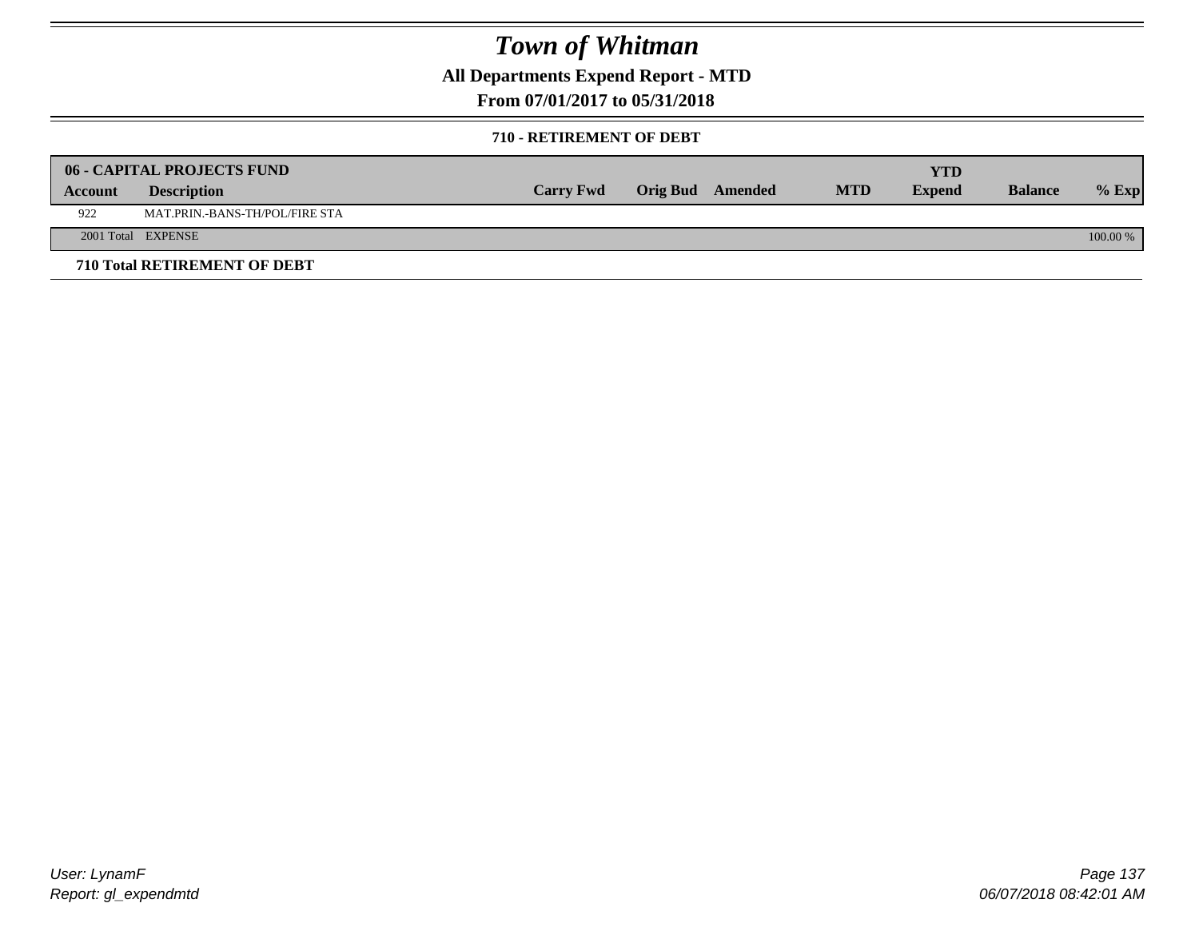# Town of Whitman

## All Departments Expend Report - MTD

## From 07/01/2017 to 05/31/2018

### 710 - RETIREMENT OF DEBT

| 06 - CAPITAL PROJECTS FUND | | | | | | YTD | | |
|---|---|---|---|---|---|---|---|---|
| **Account** | **Description** | **Carry Fwd** | **Orig Bud** | **Amended** | **MTD** | **Expend** | **Balance** | **% Exp** |
| 922 | MAT.PRIN.-BANS-TH/POL/FIRE STA | | | | | | | |
| 2001 Total | EXPENSE | | | | | | | 100.00 % |

**710 Total RETIREMENT OF DEBT**

*User: LynamF*
*Report: gl_expendmtd*

*06/07/2018 08:42:01 AM*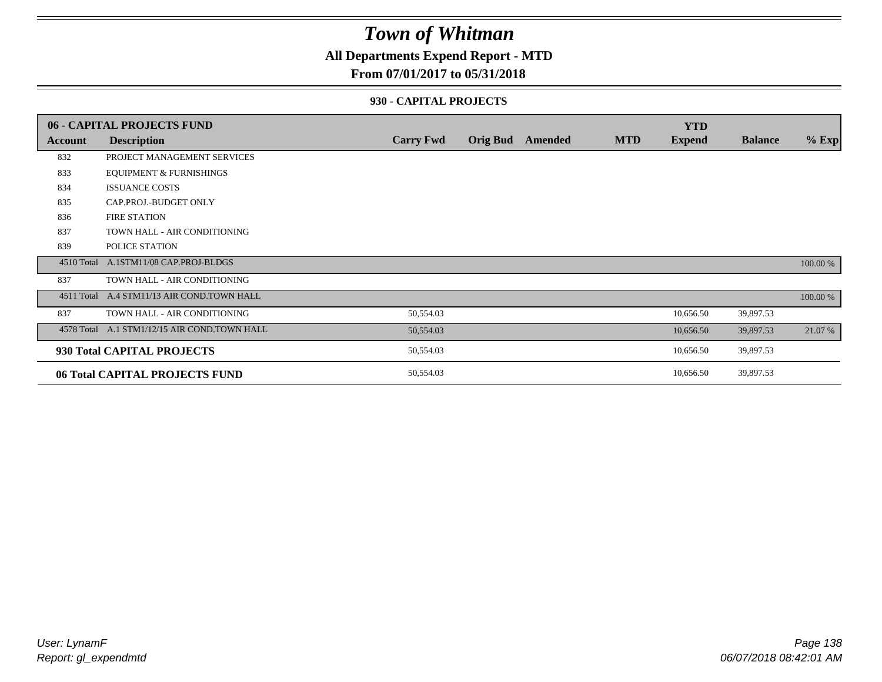# Town of Whitman

**All Departments Expend Report - MTD**

**From 07/01/2017 to 05/31/2018**

**930 - CAPITAL PROJECTS**

| **06 - CAPITAL PROJECTS FUND** | | | | | | **YTD** | | |
|---|---|---|---|---|---|---|---|---|
| **Account** | **Description** | **Carry Fwd** | **Orig Bud** | **Amended** | **MTD** | **Expend** | **Balance** | **% Exp** |
| 832 | PROJECT MANAGEMENT SERVICES | | | | | | | |
| 833 | EQUIPMENT & FURNISHINGS | | | | | | | |
| 834 | ISSUANCE COSTS | | | | | | | |
| 835 | CAP.PROJ.-BUDGET ONLY | | | | | | | |
| 836 | FIRE STATION | | | | | | | |
| 837 | TOWN HALL - AIR CONDITIONING | | | | | | | |
| 839 | POLICE STATION | | | | | | | |
| 4510 Total | A.1STM11/08 CAP.PROJ-BLDGS | | | | | | | 100.00 % |
| 837 | TOWN HALL - AIR CONDITIONING | | | | | | | |
| 4511 Total | A.4 STM11/13 AIR COND.TOWN HALL | | | | | | | 100.00 % |
| 837 | TOWN HALL - AIR CONDITIONING | 50,554.03 | | | | 10,656.50 | 39,897.53 | |
| 4578 Total | A.1 STM1/12/15 AIR COND.TOWN HALL | 50,554.03 | | | | 10,656.50 | 39,897.53 | 21.07 % |
| **930 Total CAPITAL PROJECTS** | | 50,554.03 | | | | 10,656.50 | 39,897.53 | |
| **06 Total CAPITAL PROJECTS FUND** | | 50,554.03 | | | | 10,656.50 | 39,897.53 | |

*User: LynamF*
*Report: gl_expendmtd*

*06/07/2018 08:42:01 AM*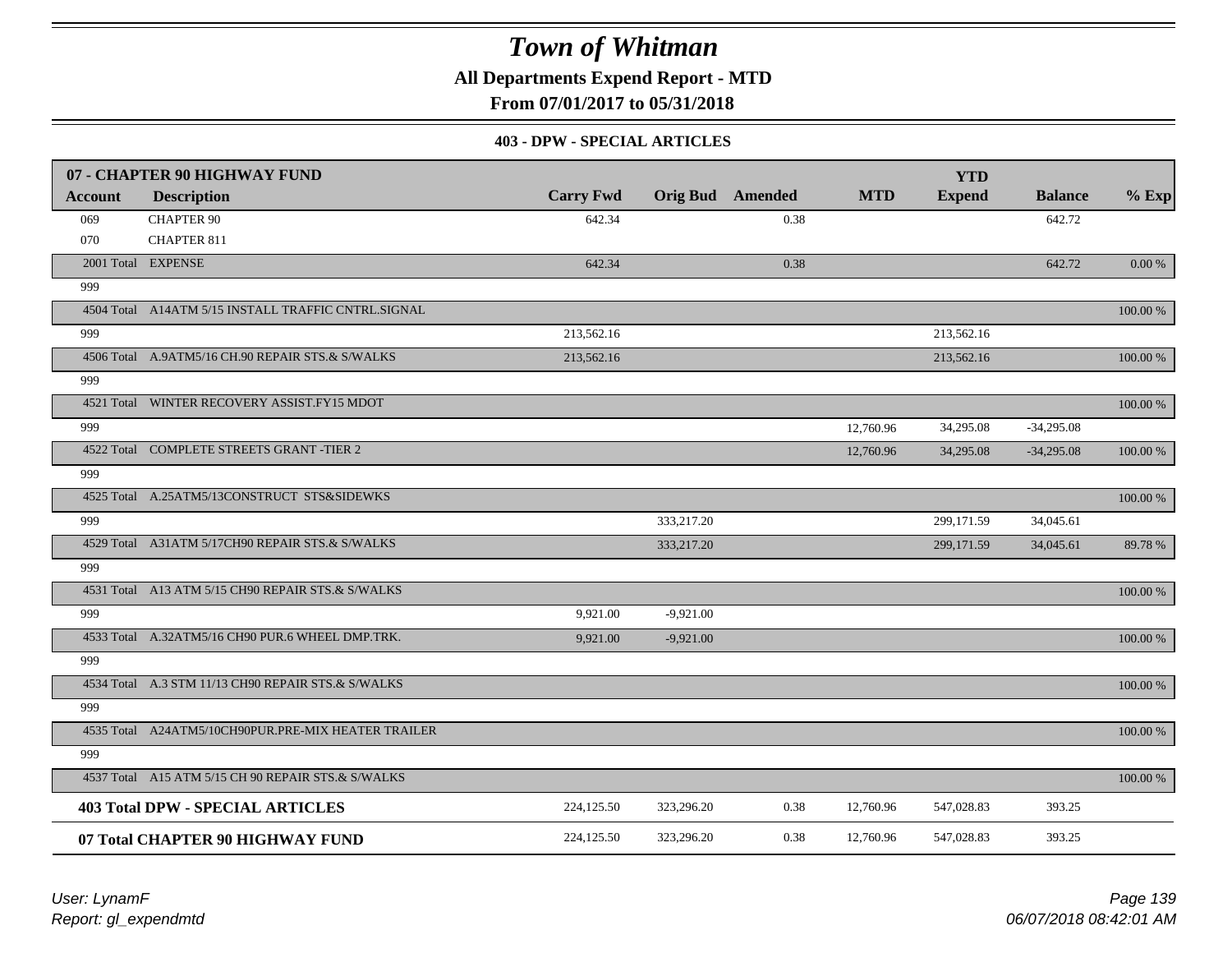# Town of Whitman

**All Departments Expend Report - MTD**

**From 07/01/2017 to 05/31/2018**

### 403 - DPW - SPECIAL ARTICLES

| 07 - CHAPTER 90 HIGHWAY FUND | | | | | | | | |
|---|---|---|---|---|---|---|---|---|
| **Account** | **Description** | **Carry Fwd** | **Orig Bud** | **Amended** | **MTD** | **YTD Expend** | **Balance** | **% Exp** |
| 069 | CHAPTER 90 | 642.34 | | 0.38 | | | 642.72 | |
| 070 | CHAPTER 811 | | | | | | | |
| 2001 Total | EXPENSE | 642.34 | | 0.38 | | | 642.72 | 0.00 % |
| 999 | | | | | | | | |
| 4504 Total | A14ATM 5/15 INSTALL TRAFFIC CNTRL.SIGNAL | | | | | | | 100.00 % |
| 999 | | 213,562.16 | | | | 213,562.16 | | |
| 4506 Total | A.9ATM5/16 CH.90 REPAIR STS.& S/WALKS | 213,562.16 | | | | 213,562.16 | | 100.00 % |
| 999 | | | | | | | | |
| 4521 Total | WINTER RECOVERY ASSIST.FY15 MDOT | | | | | | | 100.00 % |
| 999 | | | | | 12,760.96 | 34,295.08 | -34,295.08 | |
| 4522 Total | COMPLETE STREETS GRANT -TIER 2 | | | | 12,760.96 | 34,295.08 | -34,295.08 | 100.00 % |
| 999 | | | | | | | | |
| 4525 Total | A.25ATM5/13CONSTRUCT STS&SIDEWKS | | | | | | | 100.00 % |
| 999 | | | 333,217.20 | | | 299,171.59 | 34,045.61 | |
| 4529 Total | A31ATM 5/17CH90 REPAIR STS.& S/WALKS | | 333,217.20 | | | 299,171.59 | 34,045.61 | 89.78 % |
| 999 | | | | | | | | |
| 4531 Total | A13 ATM 5/15 CH90 REPAIR STS.& S/WALKS | | | | | | | 100.00 % |
| 999 | | 9,921.00 | -9,921.00 | | | | | |
| 4533 Total | A.32ATM5/16 CH90 PUR.6 WHEEL DMP.TRK. | 9,921.00 | -9,921.00 | | | | | 100.00 % |
| 999 | | | | | | | | |
| 4534 Total | A.3 STM 11/13 CH90 REPAIR STS.& S/WALKS | | | | | | | 100.00 % |
| 999 | | | | | | | | |
| 4535 Total | A24ATM5/10CH90PUR.PRE-MIX HEATER TRAILER | | | | | | | 100.00 % |
| 999 | | | | | | | | |
| 4537 Total | A15 ATM 5/15 CH 90 REPAIR STS.& S/WALKS | | | | | | | 100.00 % |
| **403 Total DPW - SPECIAL ARTICLES** | | 224,125.50 | 323,296.20 | 0.38 | 12,760.96 | 547,028.83 | 393.25 | |
| **07 Total CHAPTER 90 HIGHWAY FUND** | | 224,125.50 | 323,296.20 | 0.38 | 12,760.96 | 547,028.83 | 393.25 | |

*User: LynamF*
*Report: gl_expendmtd*

*06/07/2018 08:42:01 AM*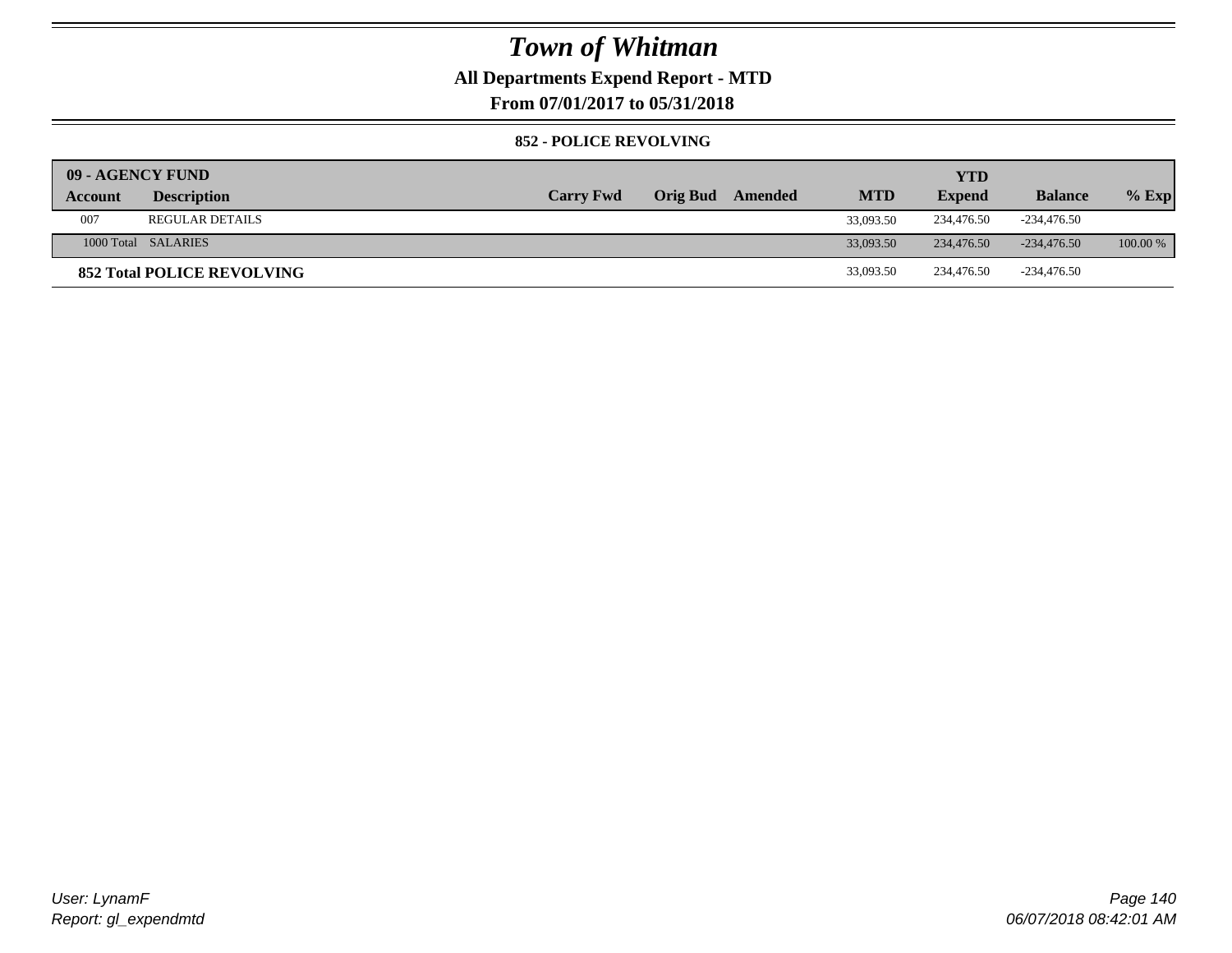# Town of Whitman

## All Departments Expend Report - MTD

## From 07/01/2017 to 05/31/2018

### 852 - POLICE REVOLVING

| 09 - AGENCY FUND | | | | | | YTD | | |
|---|---|---|---|---|---|---|---|---|
| **Account** | **Description** | **Carry Fwd** | **Orig Bud** | **Amended** | **MTD** | **Expend** | **Balance** | **% Exp** |
| 007 | REGULAR DETAILS | | | | 33,093.50 | 234,476.50 | -234,476.50 | |
| 1000 Total | SALARIES | | | | 33,093.50 | 234,476.50 | -234,476.50 | 100.00 % |
| **852 Total POLICE REVOLVING** | | | | | 33,093.50 | 234,476.50 | -234,476.50 | |

User: LynamF
Report: gl_expendmtd

06/07/2018 08:42:01 AM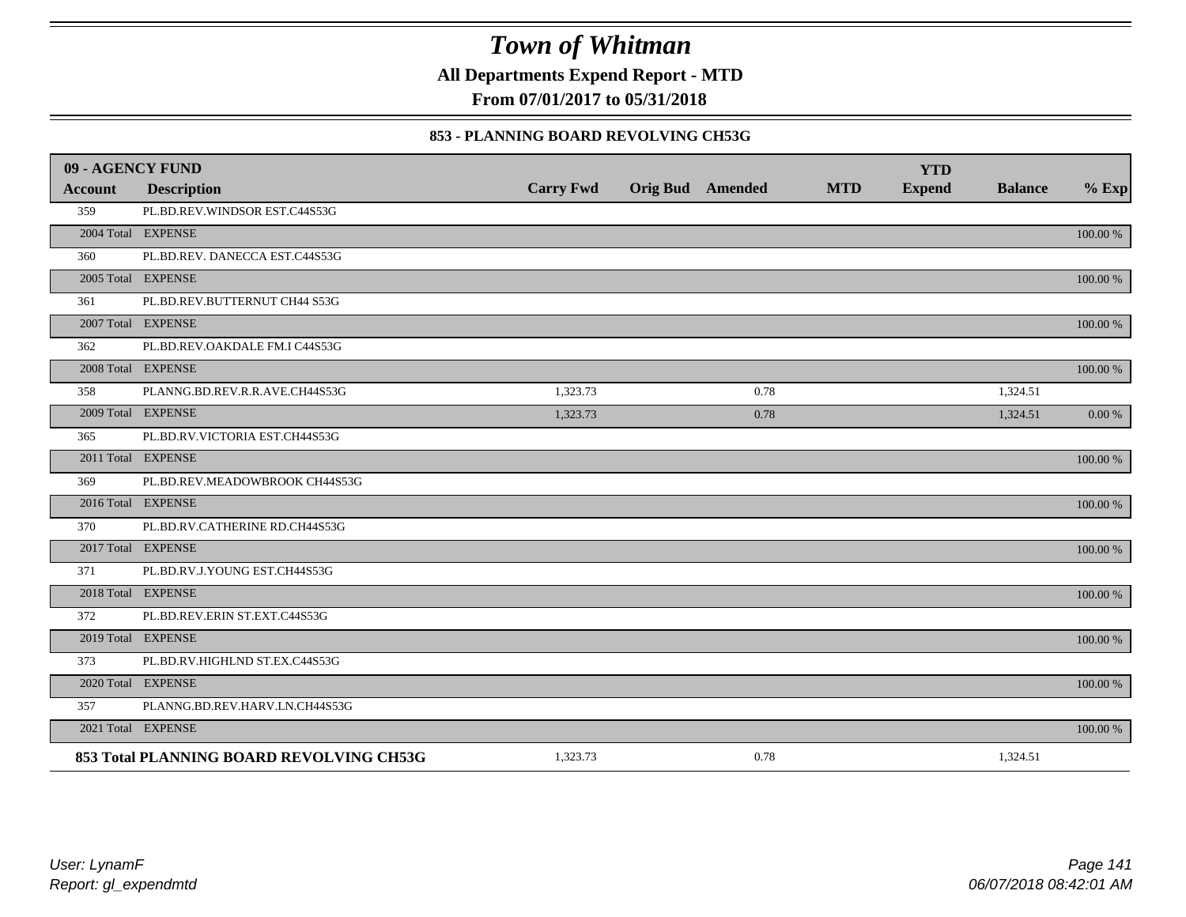# Town of Whitman

**All Departments Expend Report - MTD**

**From 07/01/2017 to 05/31/2018**

### 853 - PLANNING BOARD REVOLVING CH53G

| 09 - AGENCY FUND | | | | | | YTD | | |
|---|---|---|---|---|---|---|---|---|
| **Account** | **Description** | **Carry Fwd** | **Orig Bud** | **Amended** | **MTD** | **Expend** | **Balance** | **% Exp** |
| 359 | PL.BD.REV.WINDSOR EST.C44S53G | | | | | | | |
| 2004 Total | EXPENSE | | | | | | | 100.00 % |
| 360 | PL.BD.REV. DANECCA EST.C44S53G | | | | | | | |
| 2005 Total | EXPENSE | | | | | | | 100.00 % |
| 361 | PL.BD.REV.BUTTERNUT CH44 S53G | | | | | | | |
| 2007 Total | EXPENSE | | | | | | | 100.00 % |
| 362 | PL.BD.REV.OAKDALE FM.I C44S53G | | | | | | | |
| 2008 Total | EXPENSE | | | | | | | 100.00 % |
| 358 | PLANNG.BD.REV.R.R.AVE.CH44S53G | 1,323.73 | | 0.78 | | | 1,324.51 | |
| 2009 Total | EXPENSE | 1,323.73 | | 0.78 | | | 1,324.51 | 0.00 % |
| 365 | PL.BD.RV.VICTORIA EST.CH44S53G | | | | | | | |
| 2011 Total | EXPENSE | | | | | | | 100.00 % |
| 369 | PL.BD.REV.MEADOWBROOK CH44S53G | | | | | | | |
| 2016 Total | EXPENSE | | | | | | | 100.00 % |
| 370 | PL.BD.RV.CATHERINE RD.CH44S53G | | | | | | | |
| 2017 Total | EXPENSE | | | | | | | 100.00 % |
| 371 | PL.BD.RV.J.YOUNG EST.CH44S53G | | | | | | | |
| 2018 Total | EXPENSE | | | | | | | 100.00 % |
| 372 | PL.BD.REV.ERIN ST.EXT.C44S53G | | | | | | | |
| 2019 Total | EXPENSE | | | | | | | 100.00 % |
| 373 | PL.BD.RV.HIGHLND ST.EX.C44S53G | | | | | | | |
| 2020 Total | EXPENSE | | | | | | | 100.00 % |
| 357 | PLANNG.BD.REV.HARV.LN.CH44S53G | | | | | | | |
| 2021 Total | EXPENSE | | | | | | | 100.00 % |
| **853 Total PLANNING BOARD REVOLVING CH53G** | | 1,323.73 | | 0.78 | | | 1,324.51 | |

*User: LynamF*
*Report: gl_expendmtd*

*06/07/2018 08:42:01 AM*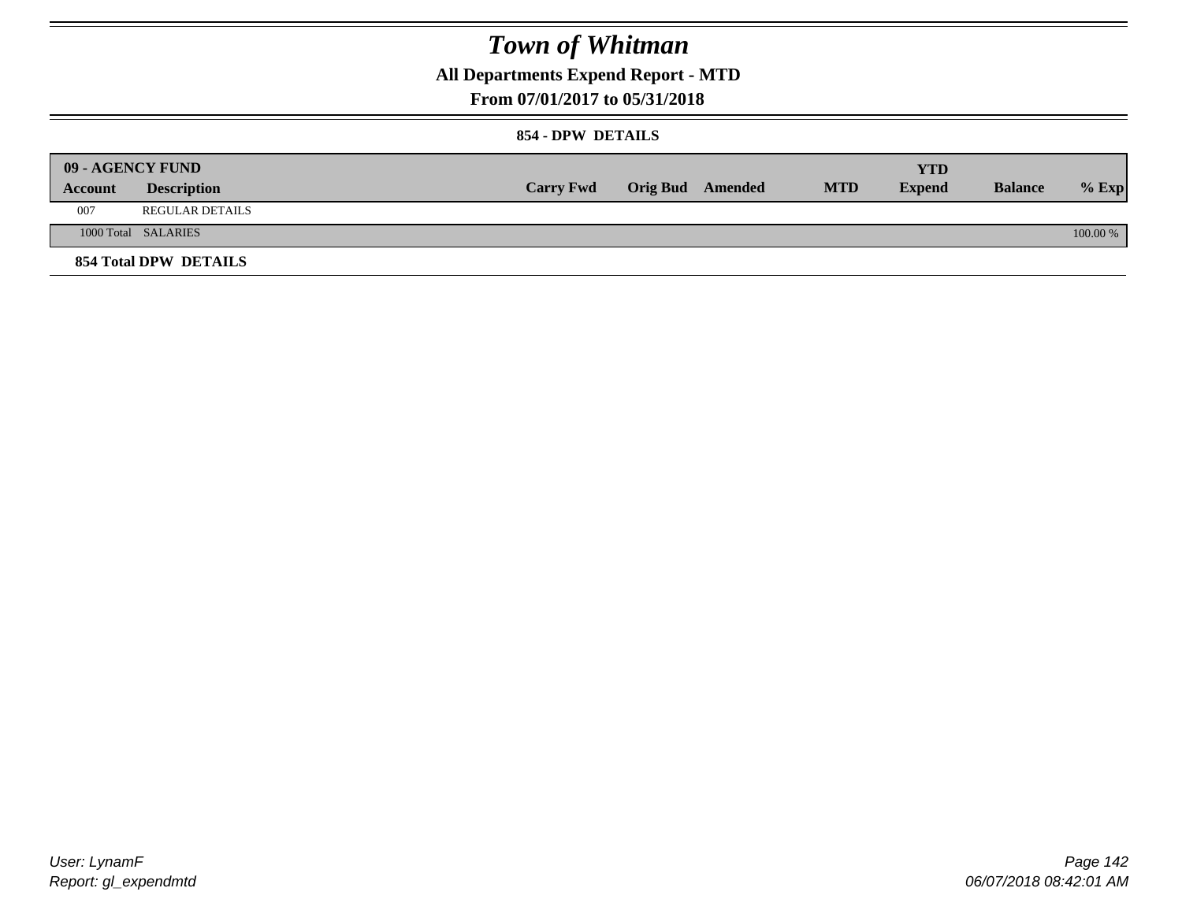# Town of Whitman

## All Departments Expend Report - MTD

### From 07/01/2017 to 05/31/2018

#### 854 - DPW DETAILS

| 09 - AGENCY FUND | | | | | | YTD | | |
|---|---|---|---|---|---|---|---|---|
| **Account** | **Description** | **Carry Fwd** | **Orig Bud** | **Amended** | **MTD** | **Expend** | **Balance** | **% Exp** |
| 007 | REGULAR DETAILS | | | | | | | |
| 1000 Total | SALARIES | | | | | | | 100.00 % |

**854 Total DPW DETAILS**

User: LynamF
Report: gl_expendmtd

06/07/2018 08:42:01 AM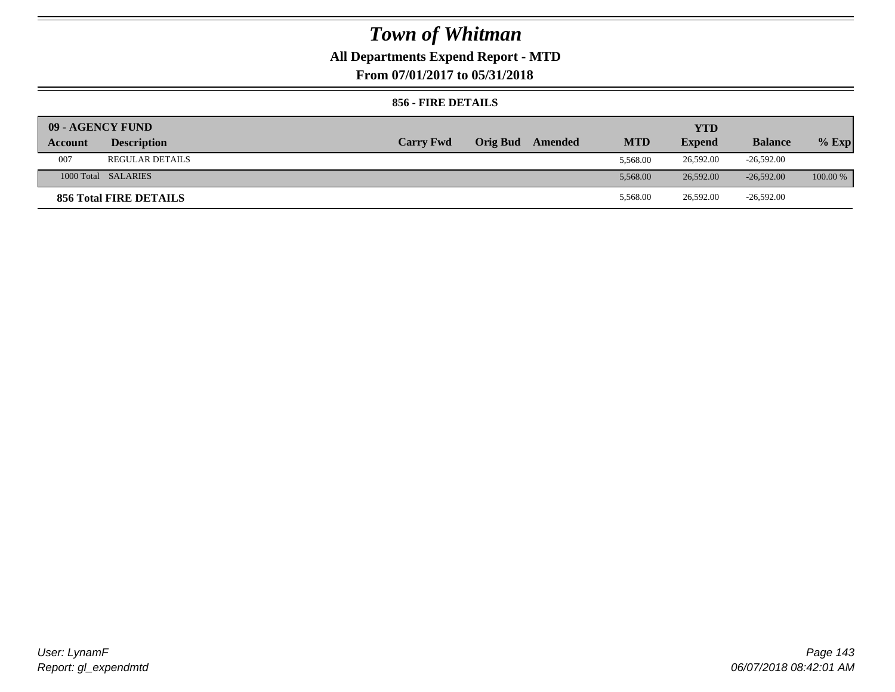# Town of Whitman

**All Departments Expend Report - MTD**

**From 07/01/2017 to 05/31/2018**

**856 - FIRE DETAILS**

| 09 - AGENCY FUND | | | | | | YTD | | |
|---|---|---|---|---|---|---|---|---|
| Account | Description | Carry Fwd | Orig Bud | Amended | MTD | Expend | Balance | % Exp |
| 007 | REGULAR DETAILS | | | | 5,568.00 | 26,592.00 | -26,592.00 | |
| 1000 Total | SALARIES | | | | 5,568.00 | 26,592.00 | -26,592.00 | 100.00 % |
| **856 Total FIRE DETAILS** | | | | | 5,568.00 | 26,592.00 | -26,592.00 | |

User: LynamF
Report: gl_expendmtd

06/07/2018 08:42:01 AM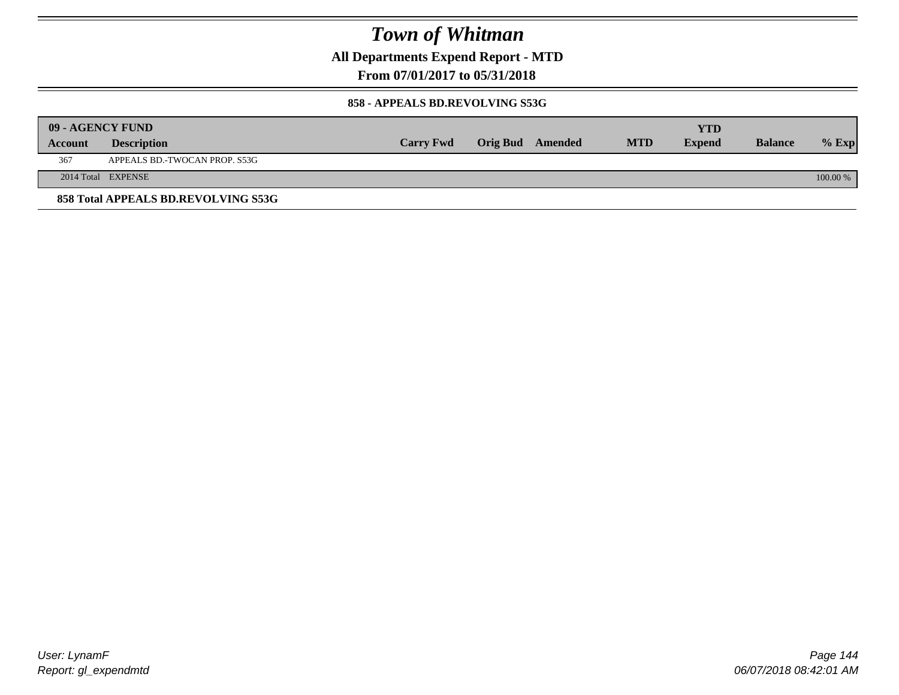# Town of Whitman

## All Departments Expend Report - MTD

### From 07/01/2017 to 05/31/2018

#### 858 - APPEALS BD.REVOLVING S53G

| 09 - AGENCY FUND | | | | | | YTD | | |
|---|---|---|---|---|---|---|---|---|
| Account | Description | Carry Fwd | Orig Bud | Amended | MTD | Expend | Balance | % Exp |
| 367 | APPEALS BD.-TWOCAN PROP. S53G | | | | | | | |
| 2014 Total | EXPENSE | | | | | | | 100.00 % |

**858 Total APPEALS BD.REVOLVING S53G**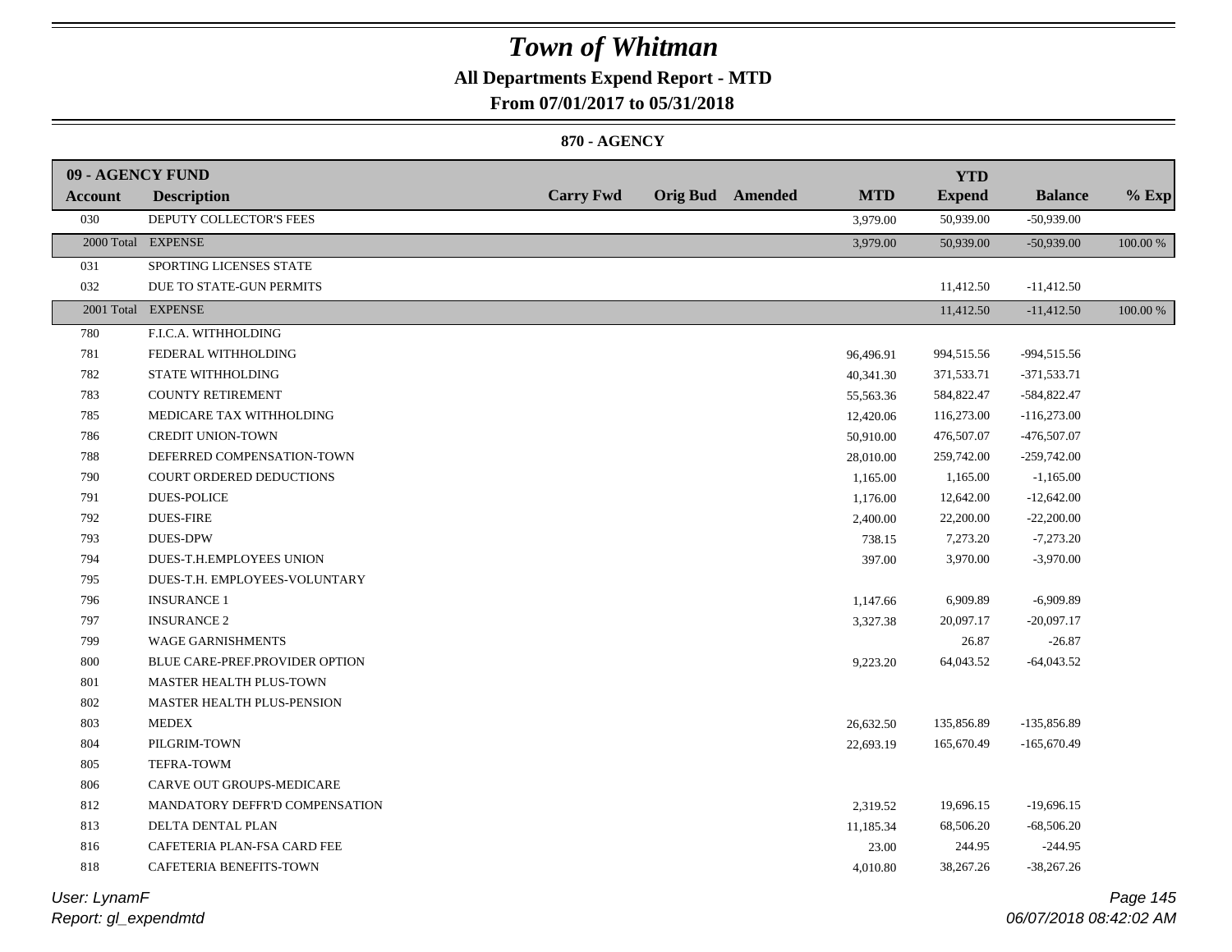# Town of Whitman

## All Departments Expend Report - MTD

### From 07/01/2017 to 05/31/2018

### 870 - AGENCY

| 09 - AGENCY FUND | | | | | | | | |
|---|---|---|---|---|---|---|---|---|
| **Account** | **Description** | **Carry Fwd** | **Orig Bud** | **Amended** | **MTD** | **YTD Expend** | **Balance** | **% Exp** |
| 030 | DEPUTY COLLECTOR'S FEES | | | | 3,979.00 | 50,939.00 | -50,939.00 | |
| 2000 Total | EXPENSE | | | | 3,979.00 | 50,939.00 | -50,939.00 | 100.00 % |
| 031 | SPORTING LICENSES STATE | | | | | | | |
| 032 | DUE TO STATE-GUN PERMITS | | | | | 11,412.50 | -11,412.50 | |
| 2001 Total | EXPENSE | | | | | 11,412.50 | -11,412.50 | 100.00 % |
| 780 | F.I.C.A. WITHHOLDING | | | | | | | |
| 781 | FEDERAL WITHHOLDING | | | | 96,496.91 | 994,515.56 | -994,515.56 | |
| 782 | STATE WITHHOLDING | | | | 40,341.30 | 371,533.71 | -371,533.71 | |
| 783 | COUNTY RETIREMENT | | | | 55,563.36 | 584,822.47 | -584,822.47 | |
| 785 | MEDICARE TAX WITHHOLDING | | | | 12,420.06 | 116,273.00 | -116,273.00 | |
| 786 | CREDIT UNION-TOWN | | | | 50,910.00 | 476,507.07 | -476,507.07 | |
| 788 | DEFERRED COMPENSATION-TOWN | | | | 28,010.00 | 259,742.00 | -259,742.00 | |
| 790 | COURT ORDERED DEDUCTIONS | | | | 1,165.00 | 1,165.00 | -1,165.00 | |
| 791 | DUES-POLICE | | | | 1,176.00 | 12,642.00 | -12,642.00 | |
| 792 | DUES-FIRE | | | | 2,400.00 | 22,200.00 | -22,200.00 | |
| 793 | DUES-DPW | | | | 738.15 | 7,273.20 | -7,273.20 | |
| 794 | DUES-T.H.EMPLOYEES UNION | | | | 397.00 | 3,970.00 | -3,970.00 | |
| 795 | DUES-T.H. EMPLOYEES-VOLUNTARY | | | | | | | |
| 796 | INSURANCE 1 | | | | 1,147.66 | 6,909.89 | -6,909.89 | |
| 797 | INSURANCE 2 | | | | 3,327.38 | 20,097.17 | -20,097.17 | |
| 799 | WAGE GARNISHMENTS | | | | | 26.87 | -26.87 | |
| 800 | BLUE CARE-PREF.PROVIDER OPTION | | | | 9,223.20 | 64,043.52 | -64,043.52 | |
| 801 | MASTER HEALTH PLUS-TOWN | | | | | | | |
| 802 | MASTER HEALTH PLUS-PENSION | | | | | | | |
| 803 | MEDEX | | | | 26,632.50 | 135,856.89 | -135,856.89 | |
| 804 | PILGRIM-TOWN | | | | 22,693.19 | 165,670.49 | -165,670.49 | |
| 805 | TEFRA-TOWM | | | | | | | |
| 806 | CARVE OUT GROUPS-MEDICARE | | | | | | | |
| 812 | MANDATORY DEFFR'D COMPENSATION | | | | 2,319.52 | 19,696.15 | -19,696.15 | |
| 813 | DELTA DENTAL PLAN | | | | 11,185.34 | 68,506.20 | -68,506.20 | |
| 816 | CAFETERIA PLAN-FSA CARD FEE | | | | 23.00 | 244.95 | -244.95 | |
| 818 | CAFETERIA BENEFITS-TOWN | | | | 4,010.80 | 38,267.26 | -38,267.26 | |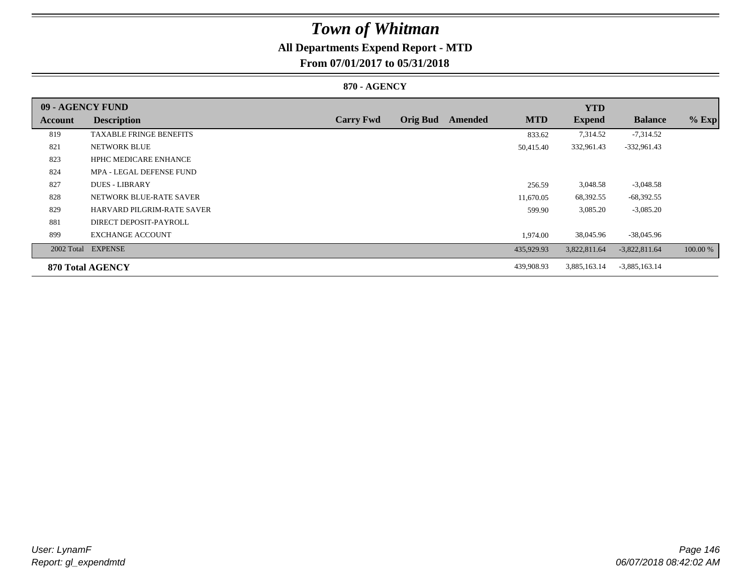# Town of Whitman

## All Departments Expend Report - MTD

### From 07/01/2017 to 05/31/2018

#### 870 - AGENCY

| 09 - AGENCY FUND | | | | | | YTD | | |
|---|---|---|---|---|---|---|---|---|
| Account | Description | Carry Fwd | Orig Bud | Amended | MTD | Expend | Balance | % Exp |
| 819 | TAXABLE FRINGE BENEFITS | | | | 833.62 | 7,314.52 | -7,314.52 | |
| 821 | NETWORK BLUE | | | | 50,415.40 | 332,961.43 | -332,961.43 | |
| 823 | HPHC MEDICARE ENHANCE | | | | | | | |
| 824 | MPA - LEGAL DEFENSE FUND | | | | | | | |
| 827 | DUES - LIBRARY | | | | 256.59 | 3,048.58 | -3,048.58 | |
| 828 | NETWORK BLUE-RATE SAVER | | | | 11,670.05 | 68,392.55 | -68,392.55 | |
| 829 | HARVARD PILGRIM-RATE SAVER | | | | 599.90 | 3,085.20 | -3,085.20 | |
| 881 | DIRECT DEPOSIT-PAYROLL | | | | | | | |
| 899 | EXCHANGE ACCOUNT | | | | 1,974.00 | 38,045.96 | -38,045.96 | |
| 2002 Total | EXPENSE | | | | 435,929.93 | 3,822,811.64 | -3,822,811.64 | 100.00 % |
| **870 Total AGENCY** | | | | | 439,908.93 | 3,885,163.14 | -3,885,163.14 | |

*User: LynamF*
*Report: gl_expendmtd*

*06/07/2018 08:42:02 AM*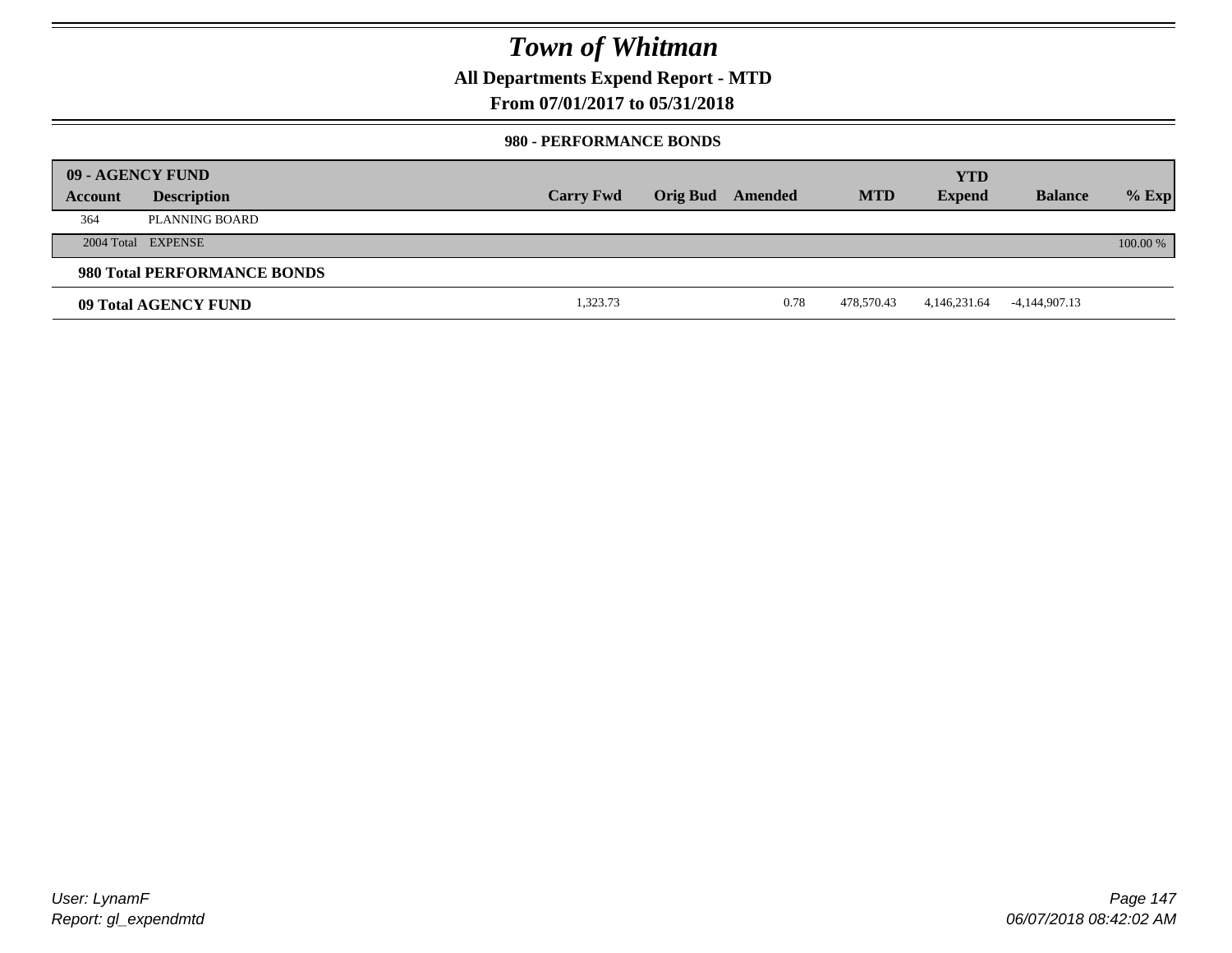# Town of Whitman

**All Departments Expend Report - MTD**

**From 07/01/2017 to 05/31/2018**

**980 - PERFORMANCE BONDS**

| 09 - AGENCY FUND | | | | | | | | |
|---|---|---|---|---|---|---|---|---|
| **Account** | **Description** | **Carry Fwd** | **Orig Bud** | **Amended** | **MTD** | **YTD Expend** | **Balance** | **% Exp** |
| 364 | PLANNING BOARD | | | | | | | |
| 2004 Total | EXPENSE | | | | | | | 100.00 % |
| **980 Total PERFORMANCE BONDS** | | | | | | | | |
| **09 Total AGENCY FUND** | | 1,323.73 | | 0.78 | 478,570.43 | 4,146,231.64 | -4,144,907.13 | |

*User: LynamF*
*Report: gl_expendmtd*

*06/07/2018 08:42:02 AM*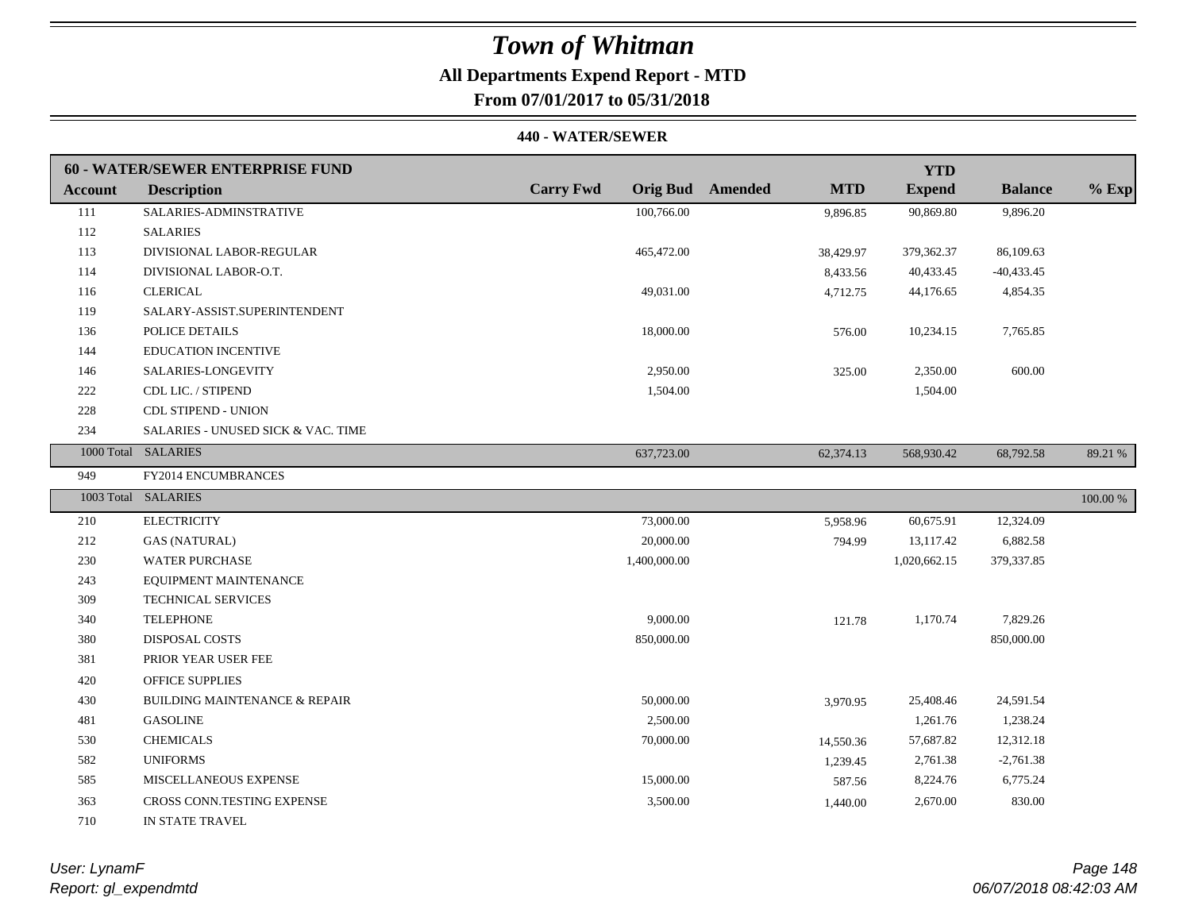# Town of Whitman

**All Departments Expend Report - MTD**

**From 07/01/2017 to 05/31/2018**

**440 - WATER/SEWER**

| 60 - WATER/SEWER ENTERPRISE FUND | | | | | | | | |
|---|---|---|---|---|---|---|---|---|
| **Account** | **Description** | **Carry Fwd** | **Orig Bud** | **Amended** | **MTD** | **YTD Expend** | **Balance** | **% Exp** |
| 111 | SALARIES-ADMINSTRATIVE | | 100,766.00 | | 9,896.85 | 90,869.80 | 9,896.20 | |
| 112 | SALARIES | | | | | | | |
| 113 | DIVISIONAL LABOR-REGULAR | | 465,472.00 | | 38,429.97 | 379,362.37 | 86,109.63 | |
| 114 | DIVISIONAL LABOR-O.T. | | | | 8,433.56 | 40,433.45 | -40,433.45 | |
| 116 | CLERICAL | | 49,031.00 | | 4,712.75 | 44,176.65 | 4,854.35 | |
| 119 | SALARY-ASSIST.SUPERINTENDENT | | | | | | | |
| 136 | POLICE DETAILS | | 18,000.00 | | 576.00 | 10,234.15 | 7,765.85 | |
| 144 | EDUCATION INCENTIVE | | | | | | | |
| 146 | SALARIES-LONGEVITY | | 2,950.00 | | 325.00 | 2,350.00 | 600.00 | |
| 222 | CDL LIC. / STIPEND | | 1,504.00 | | | 1,504.00 | | |
| 228 | CDL STIPEND - UNION | | | | | | | |
| 234 | SALARIES - UNUSED SICK & VAC. TIME | | | | | | | |
| 1000 Total | SALARIES | | 637,723.00 | | 62,374.13 | 568,930.42 | 68,792.58 | 89.21 % |
| 949 | FY2014 ENCUMBRANCES | | | | | | | |
| 1003 Total | SALARIES | | | | | | | 100.00 % |
| 210 | ELECTRICITY | | 73,000.00 | | 5,958.96 | 60,675.91 | 12,324.09 | |
| 212 | GAS (NATURAL) | | 20,000.00 | | 794.99 | 13,117.42 | 6,882.58 | |
| 230 | WATER PURCHASE | | 1,400,000.00 | | | 1,020,662.15 | 379,337.85 | |
| 243 | EQUIPMENT MAINTENANCE | | | | | | | |
| 309 | TECHNICAL SERVICES | | | | | | | |
| 340 | TELEPHONE | | 9,000.00 | | 121.78 | 1,170.74 | 7,829.26 | |
| 380 | DISPOSAL COSTS | | 850,000.00 | | | | 850,000.00 | |
| 381 | PRIOR YEAR USER FEE | | | | | | | |
| 420 | OFFICE SUPPLIES | | | | | | | |
| 430 | BUILDING MAINTENANCE & REPAIR | | 50,000.00 | | 3,970.95 | 25,408.46 | 24,591.54 | |
| 481 | GASOLINE | | 2,500.00 | | | 1,261.76 | 1,238.24 | |
| 530 | CHEMICALS | | 70,000.00 | | 14,550.36 | 57,687.82 | 12,312.18 | |
| 582 | UNIFORMS | | | | 1,239.45 | 2,761.38 | -2,761.38 | |
| 585 | MISCELLANEOUS EXPENSE | | 15,000.00 | | 587.56 | 8,224.76 | 6,775.24 | |
| 363 | CROSS CONN.TESTING EXPENSE | | 3,500.00 | | 1,440.00 | 2,670.00 | 830.00 | |
| 710 | IN STATE TRAVEL | | | | | | | |

*User: LynamF*
*Report: gl_expendmtd*

*06/07/2018 08:42:03 AM*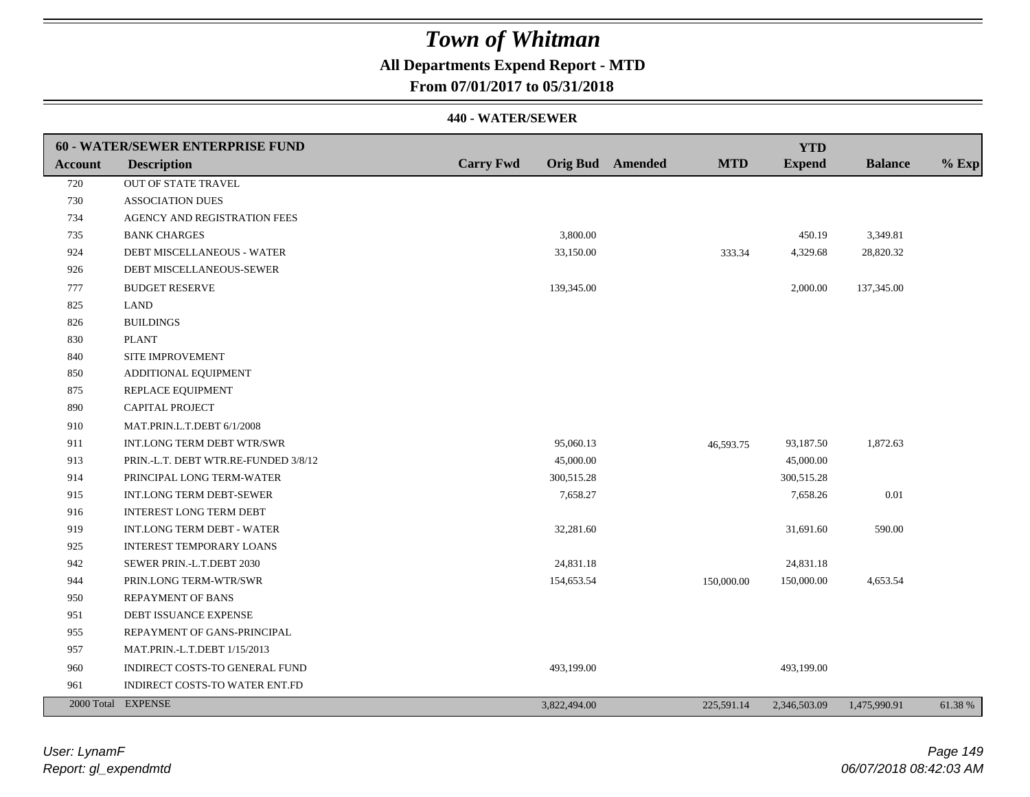# Town of Whitman

**All Departments Expend Report - MTD**

**From 07/01/2017 to 05/31/2018**

**440 - WATER/SEWER**

| 60 - WATER/SEWER ENTERPRISE FUND | | | | | | YTD | | |
|---|---|---|---|---|---|---|---|---|
| **Account** | **Description** | **Carry Fwd** | **Orig Bud** | **Amended** | **MTD** | **Expend** | **Balance** | **% Exp** |
| 720 | OUT OF STATE TRAVEL | | | | | | | |
| 730 | ASSOCIATION DUES | | | | | | | |
| 734 | AGENCY AND REGISTRATION FEES | | | | | | | |
| 735 | BANK CHARGES | | 3,800.00 | | | 450.19 | 3,349.81 | |
| 924 | DEBT MISCELLANEOUS - WATER | | 33,150.00 | | 333.34 | 4,329.68 | 28,820.32 | |
| 926 | DEBT MISCELLANEOUS-SEWER | | | | | | | |
| 777 | BUDGET RESERVE | | 139,345.00 | | | 2,000.00 | 137,345.00 | |
| 825 | LAND | | | | | | | |
| 826 | BUILDINGS | | | | | | | |
| 830 | PLANT | | | | | | | |
| 840 | SITE IMPROVEMENT | | | | | | | |
| 850 | ADDITIONAL EQUIPMENT | | | | | | | |
| 875 | REPLACE EQUIPMENT | | | | | | | |
| 890 | CAPITAL PROJECT | | | | | | | |
| 910 | MAT.PRIN.L.T.DEBT 6/1/2008 | | | | | | | |
| 911 | INT.LONG TERM DEBT WTR/SWR | | 95,060.13 | | 46,593.75 | 93,187.50 | 1,872.63 | |
| 913 | PRIN.-L.T. DEBT WTR.RE-FUNDED 3/8/12 | | 45,000.00 | | | 45,000.00 | | |
| 914 | PRINCIPAL LONG TERM-WATER | | 300,515.28 | | | 300,515.28 | | |
| 915 | INT.LONG TERM DEBT-SEWER | | 7,658.27 | | | 7,658.26 | 0.01 | |
| 916 | INTEREST LONG TERM DEBT | | | | | | | |
| 919 | INT.LONG TERM DEBT - WATER | | 32,281.60 | | | 31,691.60 | 590.00 | |
| 925 | INTEREST TEMPORARY LOANS | | | | | | | |
| 942 | SEWER PRIN.-L.T.DEBT 2030 | | 24,831.18 | | | 24,831.18 | | |
| 944 | PRIN.LONG TERM-WTR/SWR | | 154,653.54 | | 150,000.00 | 150,000.00 | 4,653.54 | |
| 950 | REPAYMENT OF BANS | | | | | | | |
| 951 | DEBT ISSUANCE EXPENSE | | | | | | | |
| 955 | REPAYMENT OF GANS-PRINCIPAL | | | | | | | |
| 957 | MAT.PRIN.-L.T.DEBT 1/15/2013 | | | | | | | |
| 960 | INDIRECT COSTS-TO GENERAL FUND | | 493,199.00 | | | 493,199.00 | | |
| 961 | INDIRECT COSTS-TO WATER ENT.FD | | | | | | | |
| 2000 Total | EXPENSE | | 3,822,494.00 | | 225,591.14 | 2,346,503.09 | 1,475,990.91 | 61.38 % |

*User: LynamF*
*Report: gl_expendmtd*

*06/07/2018 08:42:03 AM*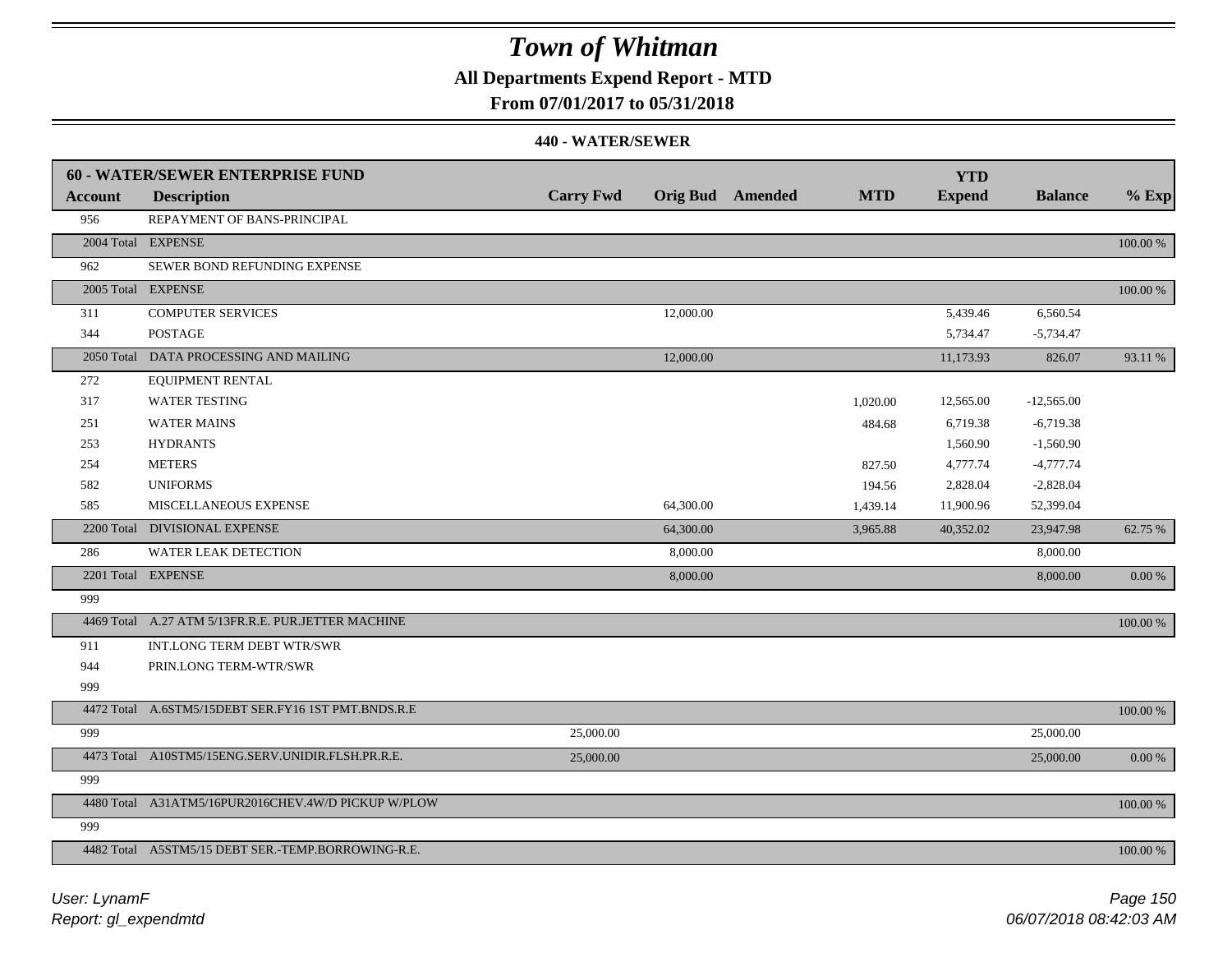# Town of Whitman

**All Departments Expend Report - MTD**

**From 07/01/2017 to 05/31/2018**

**440 - WATER/SEWER**

| 60 - WATER/SEWER ENTERPRISE FUND | | | | | | | | |
|---|---|---|---|---|---|---|---|---|
| **Account** | **Description** | **Carry Fwd** | **Orig Bud** | **Amended** | **MTD** | **YTD Expend** | **Balance** | **% Exp** |
| 956 | REPAYMENT OF BANS-PRINCIPAL | | | | | | | |
| 2004 Total | EXPENSE | | | | | | | 100.00 % |
| 962 | SEWER BOND REFUNDING EXPENSE | | | | | | | |
| 2005 Total | EXPENSE | | | | | | | 100.00 % |
| 311 | COMPUTER SERVICES | | 12,000.00 | | | 5,439.46 | 6,560.54 | |
| 344 | POSTAGE | | | | | 5,734.47 | -5,734.47 | |
| 2050 Total | DATA PROCESSING AND MAILING | | 12,000.00 | | | 11,173.93 | 826.07 | 93.11 % |
| 272 | EQUIPMENT RENTAL | | | | | | | |
| 317 | WATER TESTING | | | | 1,020.00 | 12,565.00 | -12,565.00 | |
| 251 | WATER MAINS | | | | 484.68 | 6,719.38 | -6,719.38 | |
| 253 | HYDRANTS | | | | | 1,560.90 | -1,560.90 | |
| 254 | METERS | | | | 827.50 | 4,777.74 | -4,777.74 | |
| 582 | UNIFORMS | | | | 194.56 | 2,828.04 | -2,828.04 | |
| 585 | MISCELLANEOUS EXPENSE | | 64,300.00 | | 1,439.14 | 11,900.96 | 52,399.04 | |
| 2200 Total | DIVISIONAL EXPENSE | | 64,300.00 | | 3,965.88 | 40,352.02 | 23,947.98 | 62.75 % |
| 286 | WATER LEAK DETECTION | | 8,000.00 | | | | 8,000.00 | |
| 2201 Total | EXPENSE | | 8,000.00 | | | | 8,000.00 | 0.00 % |
| 999 | | | | | | | | |
| 4469 Total | A.27 ATM 5/13FR.R.E. PUR.JETTER MACHINE | | | | | | | 100.00 % |
| 911 | INT.LONG TERM DEBT WTR/SWR | | | | | | | |
| 944 | PRIN.LONG TERM-WTR/SWR | | | | | | | |
| 999 | | | | | | | | |
| 4472 Total | A.6STM5/15DEBT SER.FY16 1ST PMT.BNDS.R.E | | | | | | | 100.00 % |
| 999 | | 25,000.00 | | | | | 25,000.00 | |
| 4473 Total | A10STM5/15ENG.SERV.UNIDIR.FLSH.PR.R.E. | 25,000.00 | | | | | 25,000.00 | 0.00 % |
| 999 | | | | | | | | |
| 4480 Total | A31ATM5/16PUR2016CHEV.4W/D PICKUP W/PLOW | | | | | | | 100.00 % |
| 999 | | | | | | | | |
| 4482 Total | A5STM5/15 DEBT SER.-TEMP.BORROWING-R.E. | | | | | | | 100.00 % |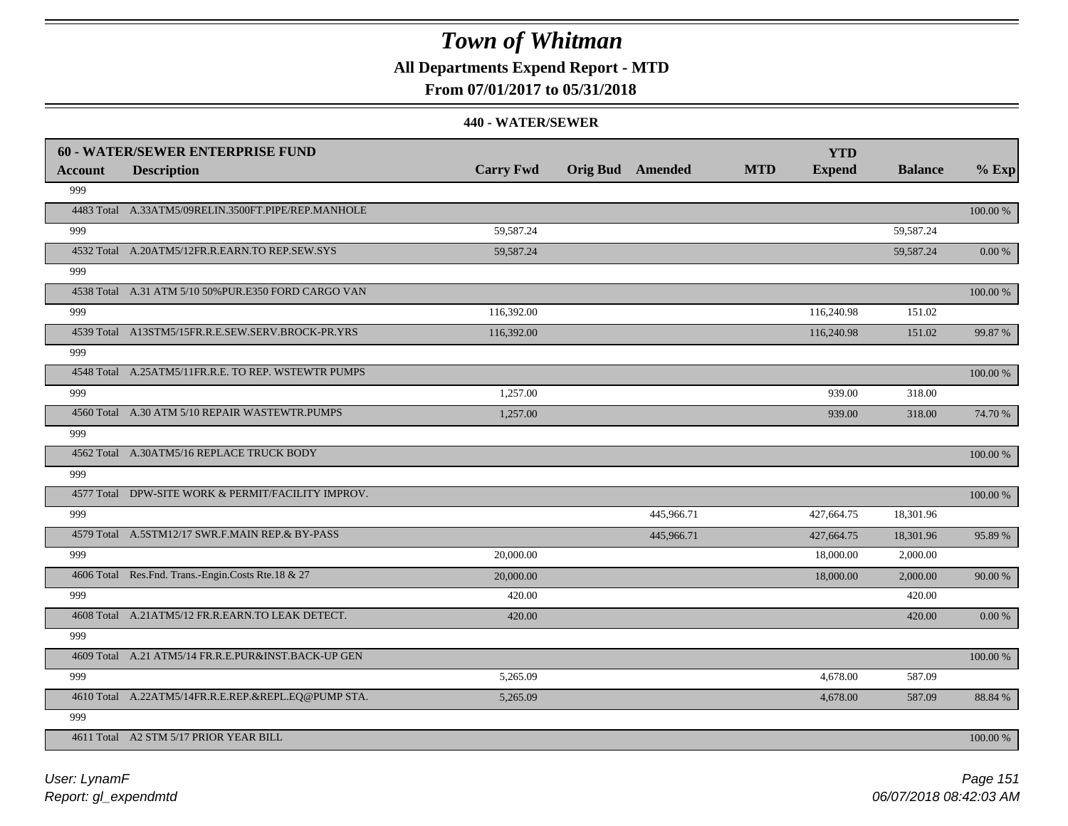# Town of Whitman

**All Departments Expend Report - MTD**

**From 07/01/2017 to 05/31/2018**

**440 - WATER/SEWER**

| **60 - WATER/SEWER ENTERPRISE FUND** | | | | | | | | |
|---|---|---|---|---|---|---|---|---|
| **Account** | **Description** | **Carry Fwd** | **Orig Bud** | **Amended** | **MTD** | **YTD Expend** | **Balance** | **% Exp** |
| 999 | | | | | | | | |
| 4483 Total | A.33ATM5/09RELIN.3500FT.PIPE/REP.MANHOLE | | | | | | | 100.00 % |
| 999 | | 59,587.24 | | | | | 59,587.24 | |
| 4532 Total | A.20ATM5/12FR.R.EARN.TO REP.SEW.SYS | 59,587.24 | | | | | 59,587.24 | 0.00 % |
| 999 | | | | | | | | |
| 4538 Total | A.31 ATM 5/10 50%PUR.E350 FORD CARGO VAN | | | | | | | 100.00 % |
| 999 | | 116,392.00 | | | | 116,240.98 | 151.02 | |
| 4539 Total | A13STM5/15FR.R.E.SEW.SERV.BROCK-PR.YRS | 116,392.00 | | | | 116,240.98 | 151.02 | 99.87 % |
| 999 | | | | | | | | |
| 4548 Total | A.25ATM5/11FR.R.E. TO REP. WSTEWTR PUMPS | | | | | | | 100.00 % |
| 999 | | 1,257.00 | | | | 939.00 | 318.00 | |
| 4560 Total | A.30 ATM 5/10 REPAIR WASTEWTR.PUMPS | 1,257.00 | | | | 939.00 | 318.00 | 74.70 % |
| 999 | | | | | | | | |
| 4562 Total | A.30ATM5/16 REPLACE TRUCK BODY | | | | | | | 100.00 % |
| 999 | | | | | | | | |
| 4577 Total | DPW-SITE WORK & PERMIT/FACILITY IMPROV. | | | | | | | 100.00 % |
| 999 | | | | 445,966.71 | | 427,664.75 | 18,301.96 | |
| 4579 Total | A.5STM12/17 SWR.F.MAIN REP.& BY-PASS | | | 445,966.71 | | 427,664.75 | 18,301.96 | 95.89 % |
| 999 | | 20,000.00 | | | | 18,000.00 | 2,000.00 | |
| 4606 Total | Res.Fnd. Trans.-Engin.Costs Rte.18 & 27 | 20,000.00 | | | | 18,000.00 | 2,000.00 | 90.00 % |
| 999 | | 420.00 | | | | | 420.00 | |
| 4608 Total | A.21ATM5/12 FR.R.EARN.TO LEAK DETECT. | 420.00 | | | | | 420.00 | 0.00 % |
| 999 | | | | | | | | |
| 4609 Total | A.21 ATM5/14 FR.R.E.PUR&INST.BACK-UP GEN | | | | | | | 100.00 % |
| 999 | | 5,265.09 | | | | 4,678.00 | 587.09 | |
| 4610 Total | A.22ATM5/14FR.R.E.REP.&REPL.EQ@PUMP STA. | 5,265.09 | | | | 4,678.00 | 587.09 | 88.84 % |
| 999 | | | | | | | | |
| 4611 Total | A2 STM 5/17 PRIOR YEAR BILL | | | | | | | 100.00 % |

*User: LynamF*
*Report: gl_expendmtd*

06/07/2018 08:42:03 AM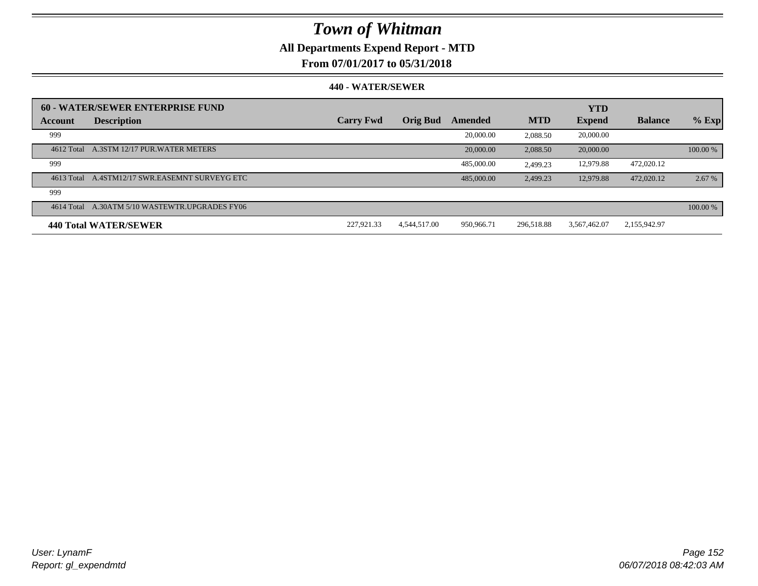# Town of Whitman

**All Departments Expend Report - MTD**

**From 07/01/2017 to 05/31/2018**

**440 - WATER/SEWER**

| 60 - WATER/SEWER ENTERPRISE FUND | | | | | | | | |
|---|---|---|---|---|---|---|---|---|
| **Account** | **Description** | **Carry Fwd** | **Orig Bud** | **Amended** | **MTD** | **YTD Expend** | **Balance** | **% Exp** |
| 999 | | | | 20,000.00 | 2,088.50 | 20,000.00 | | |
| 4612 Total | A.3STM 12/17 PUR.WATER METERS | | | 20,000.00 | 2,088.50 | 20,000.00 | | 100.00 % |
| 999 | | | | 485,000.00 | 2,499.23 | 12,979.88 | 472,020.12 | |
| 4613 Total | A.4STM12/17 SWR.EASEMNT SURVEYG ETC | | | 485,000.00 | 2,499.23 | 12,979.88 | 472,020.12 | 2.67 % |
| 999 | | | | | | | | |
| 4614 Total | A.30ATM 5/10 WASTEWTR.UPGRADES FY06 | | | | | | | 100.00 % |
| **440 Total WATER/SEWER** | | 227,921.33 | 4,544,517.00 | 950,966.71 | 296,518.88 | 3,567,462.07 | 2,155,942.97 | |

*User: LynamF*
*Report: gl_expendmtd*

*06/07/2018 08:42:03 AM*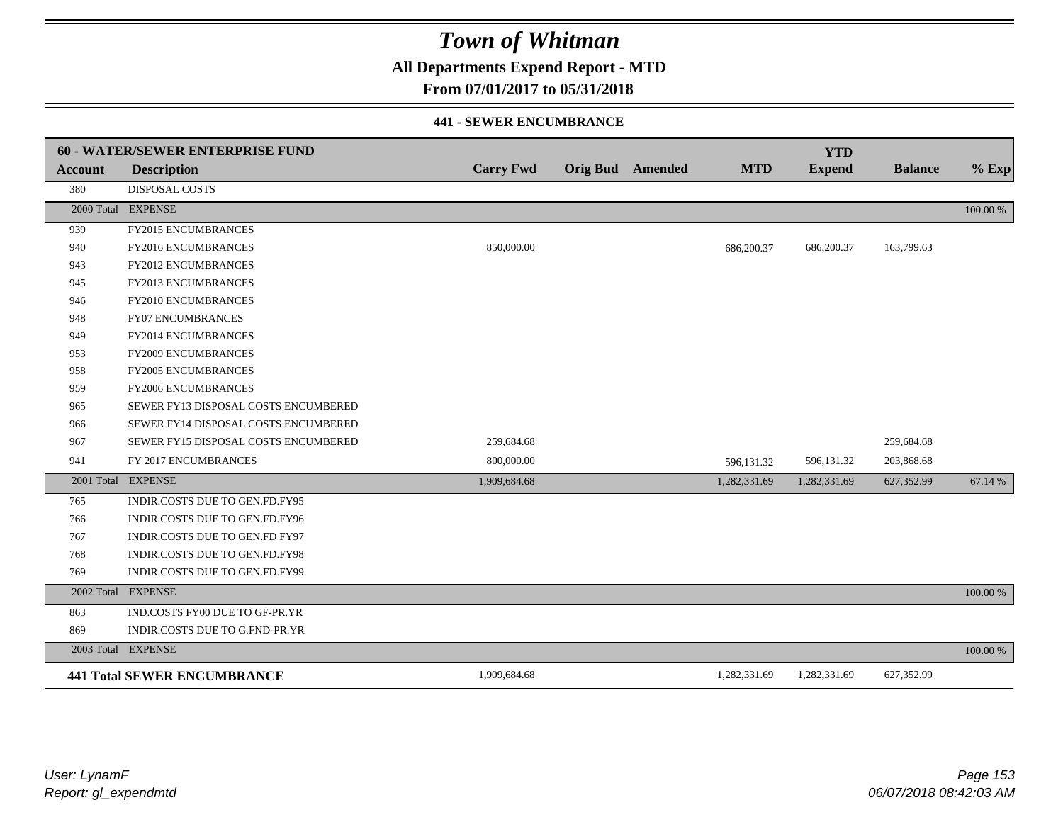# Town of Whitman

## All Departments Expend Report - MTD

### From 07/01/2017 to 05/31/2018

#### 441 - SEWER ENCUMBRANCE

| 60 - WATER/SEWER ENTERPRISE FUND | | | | | | | | |
|---|---|---|---|---|---|---|---|---|
| **Account** | **Description** | **Carry Fwd** | **Orig Bud** | **Amended** | **MTD** | **YTD Expend** | **Balance** | **% Exp** |
| 380 | DISPOSAL COSTS | | | | | | | |
| 2000 Total | EXPENSE | | | | | | | 100.00 % |
| 939 | FY2015 ENCUMBRANCES | | | | | | | |
| 940 | FY2016 ENCUMBRANCES | 850,000.00 | | | 686,200.37 | 686,200.37 | 163,799.63 | |
| 943 | FY2012 ENCUMBRANCES | | | | | | | |
| 945 | FY2013 ENCUMBRANCES | | | | | | | |
| 946 | FY2010 ENCUMBRANCES | | | | | | | |
| 948 | FY07 ENCUMBRANCES | | | | | | | |
| 949 | FY2014 ENCUMBRANCES | | | | | | | |
| 953 | FY2009 ENCUMBRANCES | | | | | | | |
| 958 | FY2005 ENCUMBRANCES | | | | | | | |
| 959 | FY2006 ENCUMBRANCES | | | | | | | |
| 965 | SEWER FY13 DISPOSAL COSTS ENCUMBERED | | | | | | | |
| 966 | SEWER FY14 DISPOSAL COSTS ENCUMBERED | | | | | | | |
| 967 | SEWER FY15 DISPOSAL COSTS ENCUMBERED | 259,684.68 | | | | | 259,684.68 | |
| 941 | FY 2017 ENCUMBRANCES | 800,000.00 | | | 596,131.32 | 596,131.32 | 203,868.68 | |
| 2001 Total | EXPENSE | 1,909,684.68 | | | 1,282,331.69 | 1,282,331.69 | 627,352.99 | 67.14 % |
| 765 | INDIR.COSTS DUE TO GEN.FD.FY95 | | | | | | | |
| 766 | INDIR.COSTS DUE TO GEN.FD.FY96 | | | | | | | |
| 767 | INDIR.COSTS DUE TO GEN.FD FY97 | | | | | | | |
| 768 | INDIR.COSTS DUE TO GEN.FD.FY98 | | | | | | | |
| 769 | INDIR.COSTS DUE TO GEN.FD.FY99 | | | | | | | |
| 2002 Total | EXPENSE | | | | | | | 100.00 % |
| 863 | IND.COSTS FY00 DUE TO GF-PR.YR | | | | | | | |
| 869 | INDIR.COSTS DUE TO G.FND-PR.YR | | | | | | | |
| 2003 Total | EXPENSE | | | | | | | 100.00 % |
| **441 Total SEWER ENCUMBRANCE** | | 1,909,684.68 | | | 1,282,331.69 | 1,282,331.69 | 627,352.99 | |

*User: LynamF*
*Report: gl_expendmtd*

*06/07/2018 08:42:03 AM*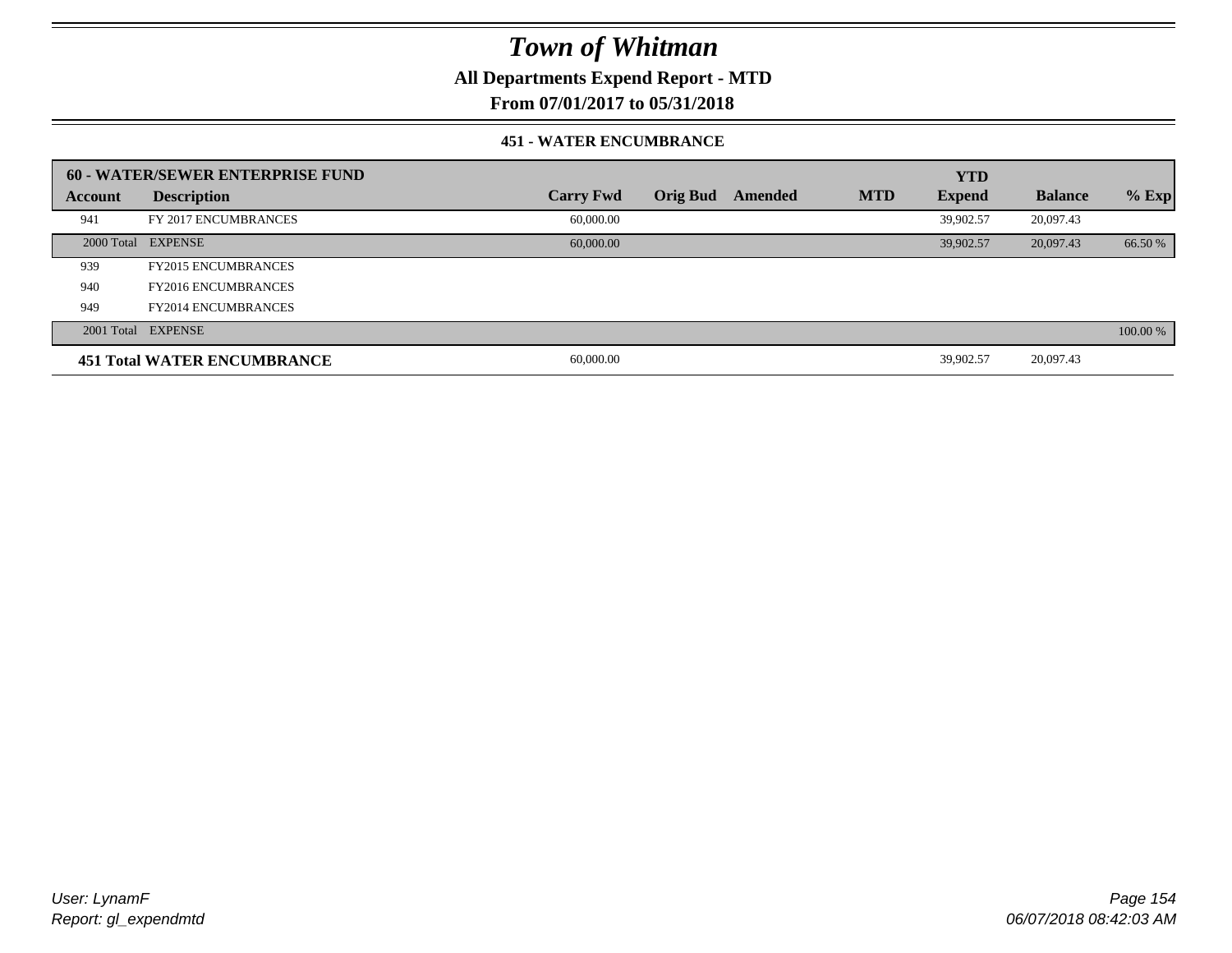# Town of Whitman

**All Departments Expend Report - MTD**

**From 07/01/2017 to 05/31/2018**

**451 - WATER ENCUMBRANCE**

| 60 - WATER/SEWER ENTERPRISE FUND | | | | | | YTD | | |
|---|---|---|---|---|---|---|---|---|
| **Account** | **Description** | **Carry Fwd** | **Orig Bud** | **Amended** | **MTD** | **Expend** | **Balance** | **% Exp** |
| 941 | FY 2017 ENCUMBRANCES | 60,000.00 | | | | 39,902.57 | 20,097.43 | |
| 2000 Total | EXPENSE | 60,000.00 | | | | 39,902.57 | 20,097.43 | 66.50 % |
| 939 | FY2015 ENCUMBRANCES | | | | | | | |
| 940 | FY2016 ENCUMBRANCES | | | | | | | |
| 949 | FY2014 ENCUMBRANCES | | | | | | | |
| 2001 Total | EXPENSE | | | | | | | 100.00 % |
| **451 Total WATER ENCUMBRANCE** | | 60,000.00 | | | | 39,902.57 | 20,097.43 | |

User: LynamF
Report: gl_expendmtd

06/07/2018 08:42:03 AM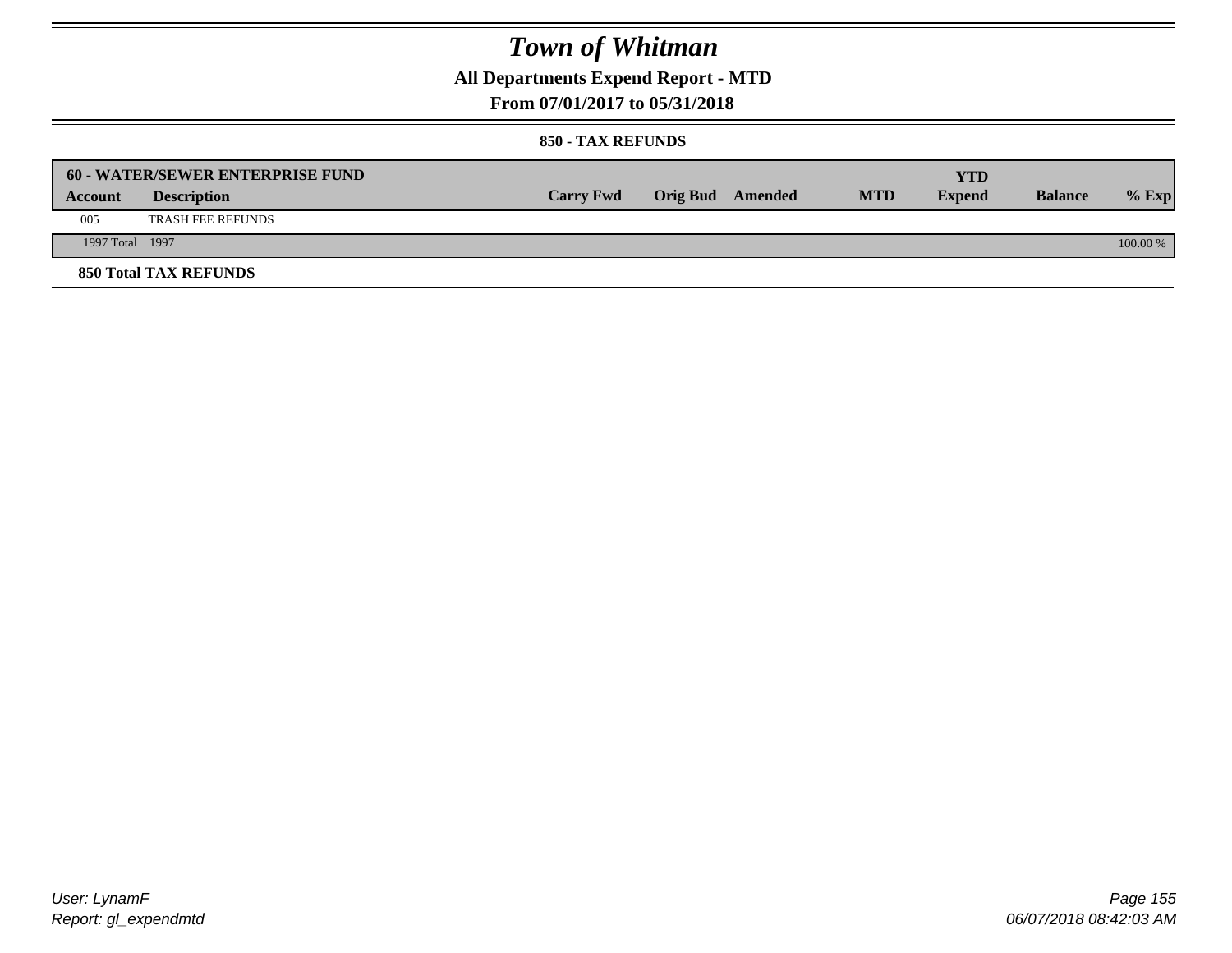# Town of Whitman

## All Departments Expend Report - MTD

### From 07/01/2017 to 05/31/2018

#### 850 - TAX REFUNDS

| 60 - WATER/SEWER ENTERPRISE FUND | | | | | | YTD | | |
|---|---|---|---|---|---|---|---|---|
| Account | Description | Carry Fwd | Orig Bud | Amended | MTD | Expend | Balance | % Exp |
| 005 | TRASH FEE REFUNDS | | | | | | | |
| 1997 Total | 1997 | | | | | | | 100.00 % |

**850 Total TAX REFUNDS**

User: LynamF
Report: gl_expendmtd

06/07/2018 08:42:03 AM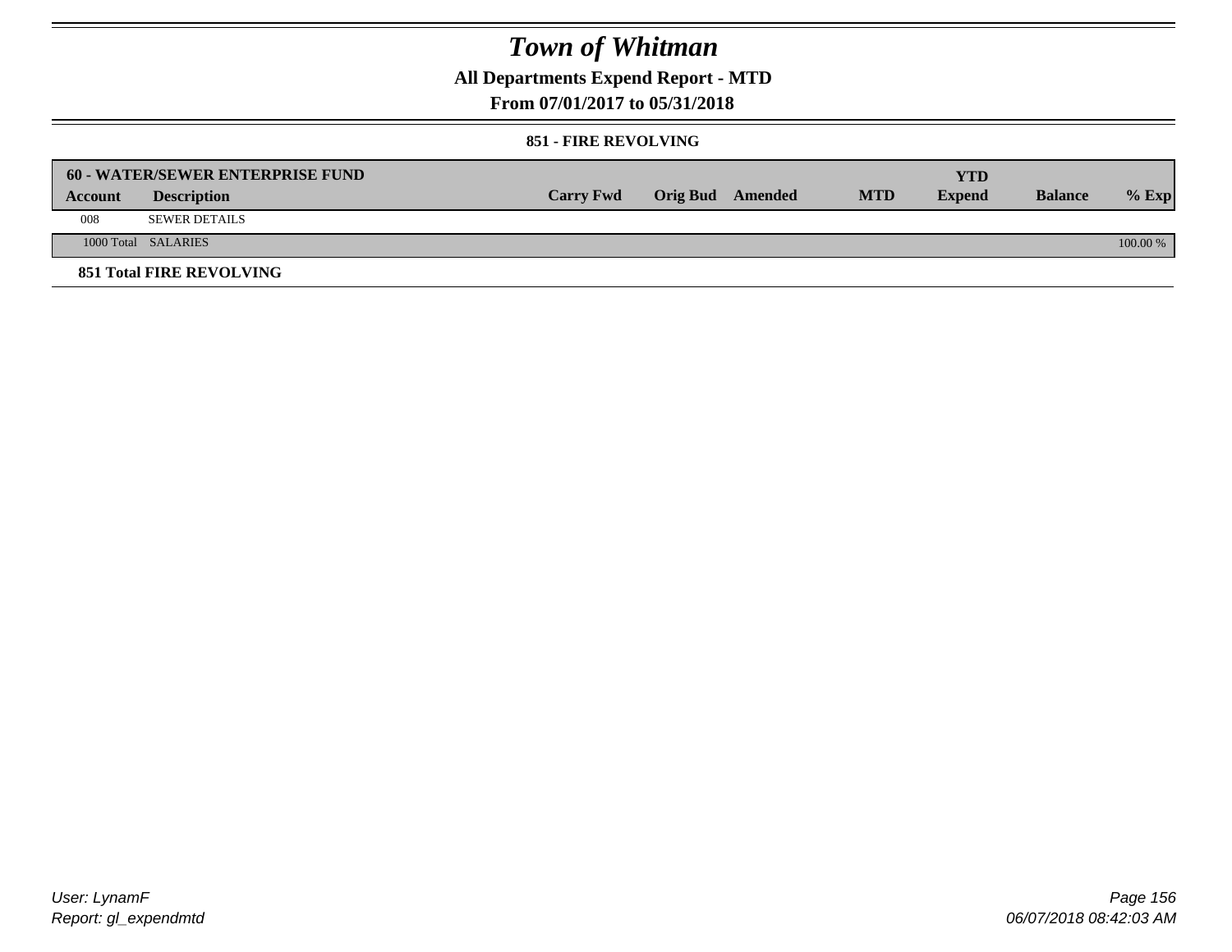# Town of Whitman

**All Departments Expend Report - MTD**

**From 07/01/2017 to 05/31/2018**

**851 - FIRE REVOLVING**

| 60 - WATER/SEWER ENTERPRISE FUND | | | | | | YTD | | |
|---|---|---|---|---|---|---|---|---|
| **Account** | **Description** | **Carry Fwd** | **Orig Bud** | **Amended** | **MTD** | **Expend** | **Balance** | **% Exp** |
| 008 | SEWER DETAILS | | | | | | | |
| 1000 Total | SALARIES | | | | | | | 100.00 % |

**851 Total FIRE REVOLVING**

User: LynamF
Report: gl_expendmtd

06/07/2018 08:42:03 AM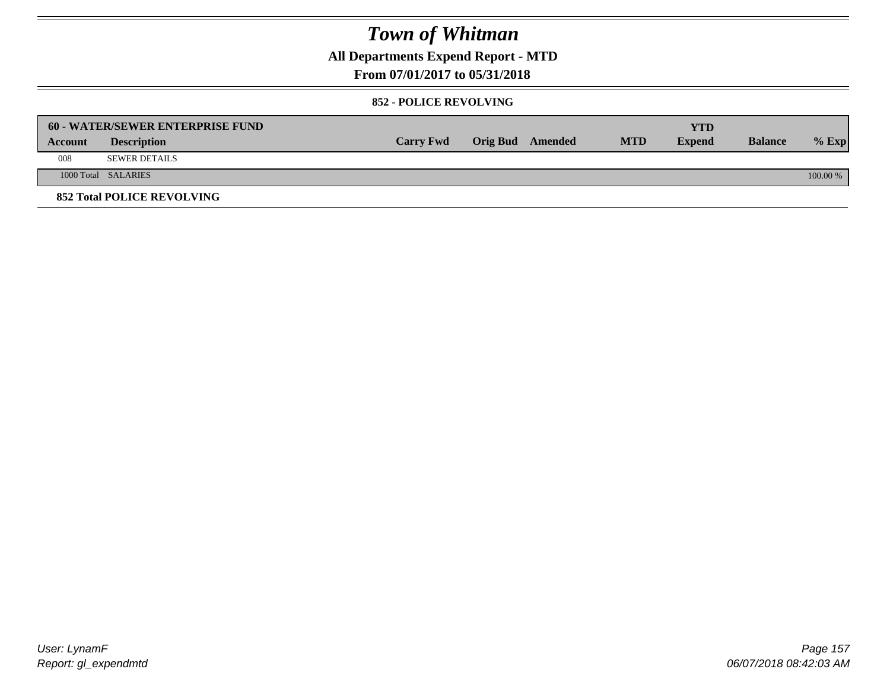# Town of Whitman

**All Departments Expend Report - MTD**

**From 07/01/2017 to 05/31/2018**

**852 - POLICE REVOLVING**

| 60 - WATER/SEWER ENTERPRISE FUND | | | | | | YTD | | |
|---|---|---|---|---|---|---|---|---|
| **Account** | **Description** | **Carry Fwd** | **Orig Bud** | **Amended** | **MTD** | **Expend** | **Balance** | **% Exp** |
| 008 | SEWER DETAILS | | | | | | | |
| 1000 Total | SALARIES | | | | | | | 100.00 % |
| **852 Total POLICE REVOLVING** | | | | | | | | |

User: LynamF
Report: gl_expendmtd

06/07/2018 08:42:03 AM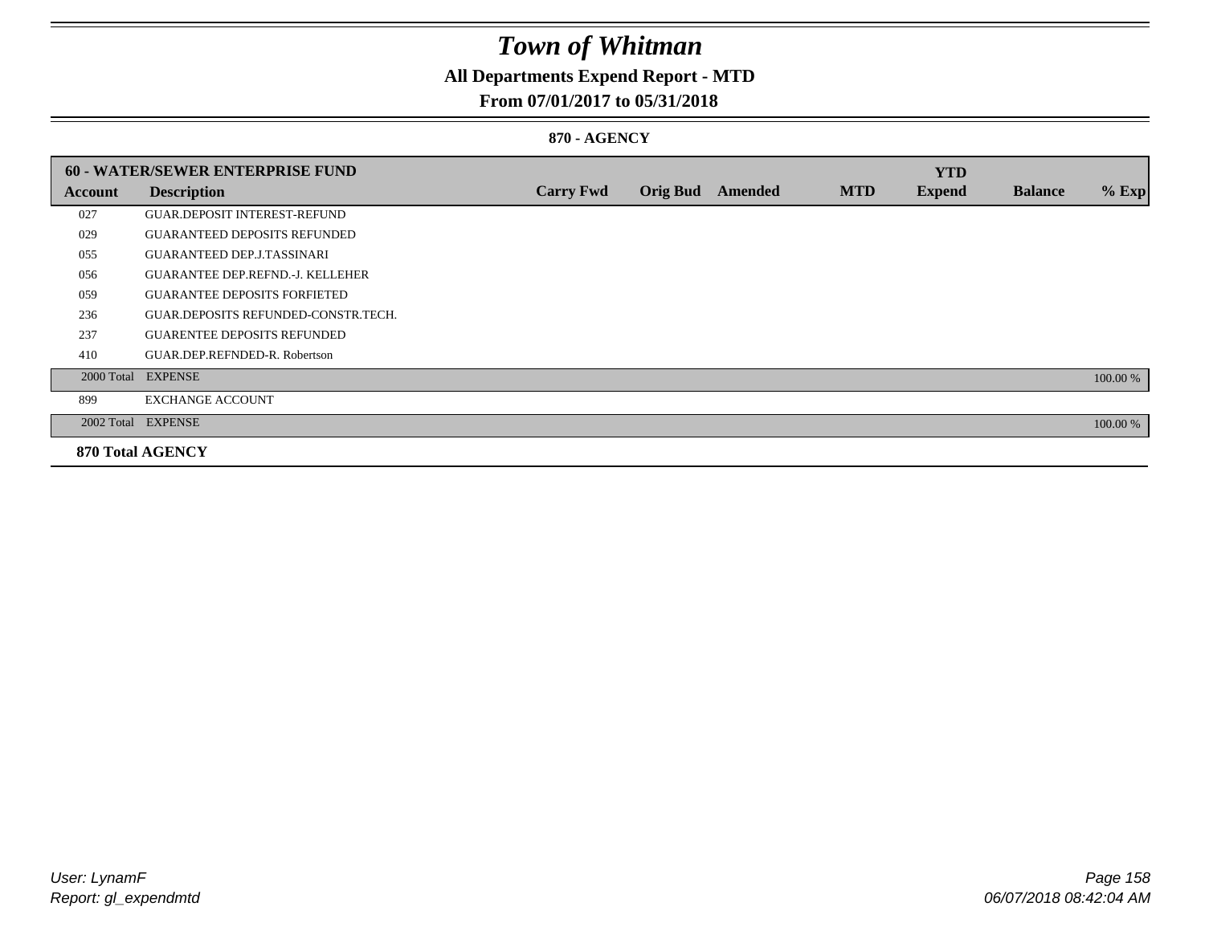# Town of Whitman

## All Departments Expend Report - MTD

### From 07/01/2017 to 05/31/2018

### 870 - AGENCY

| 60 - WATER/SEWER ENTERPRISE FUND | | | | | | YTD | | |
|---|---|---|---|---|---|---|---|---|
| **Account** | **Description** | **Carry Fwd** | **Orig Bud** | **Amended** | **MTD** | **Expend** | **Balance** | **% Exp** |
| 027 | GUAR.DEPOSIT INTEREST-REFUND | | | | | | | |
| 029 | GUARANTEED DEPOSITS REFUNDED | | | | | | | |
| 055 | GUARANTEED DEP.J.TASSINARI | | | | | | | |
| 056 | GUARANTEE DEP.REFND.-J. KELLEHER | | | | | | | |
| 059 | GUARANTEE DEPOSITS FORFIETED | | | | | | | |
| 236 | GUAR.DEPOSITS REFUNDED-CONSTR.TECH. | | | | | | | |
| 237 | GUARENTEE DEPOSITS REFUNDED | | | | | | | |
| 410 | GUAR.DEP.REFNDED-R. Robertson | | | | | | | |
| 2000 Total | EXPENSE | | | | | | | 100.00 % |
| 899 | EXCHANGE ACCOUNT | | | | | | | |
| 2002 Total | EXPENSE | | | | | | | 100.00 % |
| **870 Total AGENCY** | | | | | | | | |

*User: LynamF*
*Report: gl_expendmtd*

*06/07/2018 08:42:04 AM*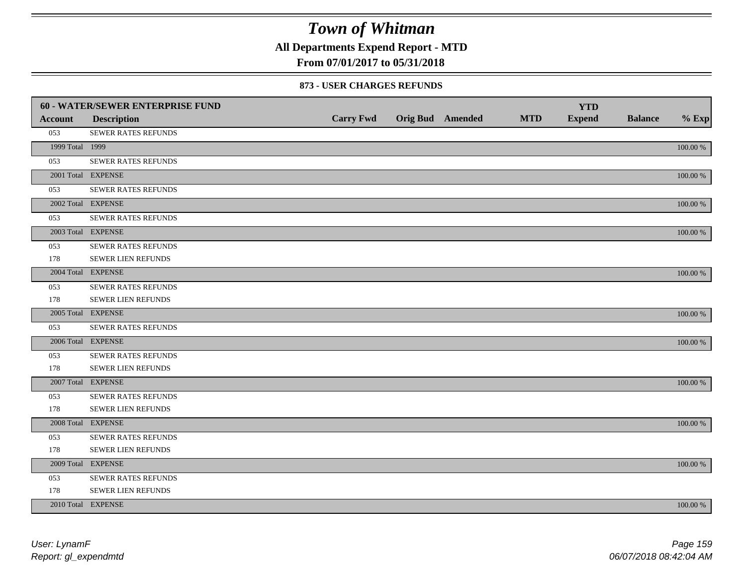# Town of Whitman

## All Departments Expend Report - MTD

## From 07/01/2017 to 05/31/2018

### 873 - USER CHARGES REFUNDS

| 60 - WATER/SEWER ENTERPRISE FUND | | | | | | YTD | | |
|---|---|---|---|---|---|---|---|---|
| **Account** | **Description** | **Carry Fwd** | **Orig Bud** | **Amended** | **MTD** | **Expend** | **Balance** | **% Exp** |
| 053 | SEWER RATES REFUNDS | | | | | | | |
| 1999 Total | 1999 | | | | | | | 100.00 % |
| 053 | SEWER RATES REFUNDS | | | | | | | |
| 2001 Total | EXPENSE | | | | | | | 100.00 % |
| 053 | SEWER RATES REFUNDS | | | | | | | |
| 2002 Total | EXPENSE | | | | | | | 100.00 % |
| 053 | SEWER RATES REFUNDS | | | | | | | |
| 2003 Total | EXPENSE | | | | | | | 100.00 % |
| 053 | SEWER RATES REFUNDS | | | | | | | |
| 178 | SEWER LIEN REFUNDS | | | | | | | |
| 2004 Total | EXPENSE | | | | | | | 100.00 % |
| 053 | SEWER RATES REFUNDS | | | | | | | |
| 178 | SEWER LIEN REFUNDS | | | | | | | |
| 2005 Total | EXPENSE | | | | | | | 100.00 % |
| 053 | SEWER RATES REFUNDS | | | | | | | |
| 2006 Total | EXPENSE | | | | | | | 100.00 % |
| 053 | SEWER RATES REFUNDS | | | | | | | |
| 178 | SEWER LIEN REFUNDS | | | | | | | |
| 2007 Total | EXPENSE | | | | | | | 100.00 % |
| 053 | SEWER RATES REFUNDS | | | | | | | |
| 178 | SEWER LIEN REFUNDS | | | | | | | |
| 2008 Total | EXPENSE | | | | | | | 100.00 % |
| 053 | SEWER RATES REFUNDS | | | | | | | |
| 178 | SEWER LIEN REFUNDS | | | | | | | |
| 2009 Total | EXPENSE | | | | | | | 100.00 % |
| 053 | SEWER RATES REFUNDS | | | | | | | |
| 178 | SEWER LIEN REFUNDS | | | | | | | |
| 2010 Total | EXPENSE | | | | | | | 100.00 % |

*User: LynamF*
*Report: gl_expendmtd*

*06/07/2018 08:42:04 AM*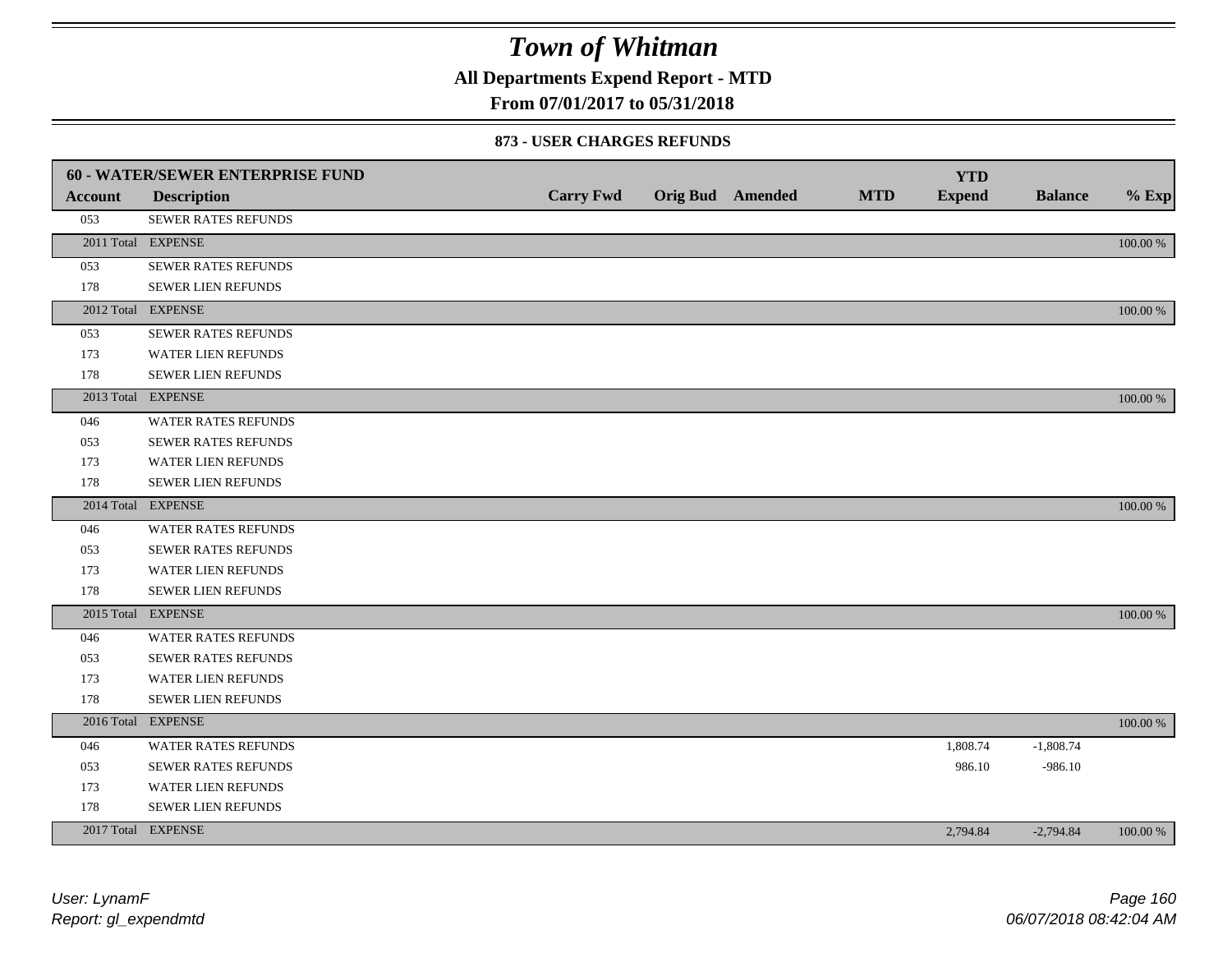# Town of Whitman

**All Departments Expend Report - MTD**

**From 07/01/2017 to 05/31/2018**

### 873 - USER CHARGES REFUNDS

| **60 - WATER/SEWER ENTERPRISE FUND** | | | | | | | | |
|---|---|---|---|---|---|---|---|---|
| **Account** | **Description** | **Carry Fwd** | **Orig Bud** | **Amended** | **MTD** | **YTD Expend** | **Balance** | **% Exp** |
| 053 | SEWER RATES REFUNDS | | | | | | | |
| 2011 Total | EXPENSE | | | | | | | 100.00 % |
| 053 | SEWER RATES REFUNDS | | | | | | | |
| 178 | SEWER LIEN REFUNDS | | | | | | | |
| 2012 Total | EXPENSE | | | | | | | 100.00 % |
| 053 | SEWER RATES REFUNDS | | | | | | | |
| 173 | WATER LIEN REFUNDS | | | | | | | |
| 178 | SEWER LIEN REFUNDS | | | | | | | |
| 2013 Total | EXPENSE | | | | | | | 100.00 % |
| 046 | WATER RATES REFUNDS | | | | | | | |
| 053 | SEWER RATES REFUNDS | | | | | | | |
| 173 | WATER LIEN REFUNDS | | | | | | | |
| 178 | SEWER LIEN REFUNDS | | | | | | | |
| 2014 Total | EXPENSE | | | | | | | 100.00 % |
| 046 | WATER RATES REFUNDS | | | | | | | |
| 053 | SEWER RATES REFUNDS | | | | | | | |
| 173 | WATER LIEN REFUNDS | | | | | | | |
| 178 | SEWER LIEN REFUNDS | | | | | | | |
| 2015 Total | EXPENSE | | | | | | | 100.00 % |
| 046 | WATER RATES REFUNDS | | | | | | | |
| 053 | SEWER RATES REFUNDS | | | | | | | |
| 173 | WATER LIEN REFUNDS | | | | | | | |
| 178 | SEWER LIEN REFUNDS | | | | | | | |
| 2016 Total | EXPENSE | | | | | | | 100.00 % |
| 046 | WATER RATES REFUNDS | | | | | 1,808.74 | -1,808.74 | |
| 053 | SEWER RATES REFUNDS | | | | | 986.10 | -986.10 | |
| 173 | WATER LIEN REFUNDS | | | | | | | |
| 178 | SEWER LIEN REFUNDS | | | | | | | |
| 2017 Total | EXPENSE | | | | | 2,794.84 | -2,794.84 | 100.00 % |

User: LynamF
Report: gl_expendmtd

06/07/2018 08:42:04 AM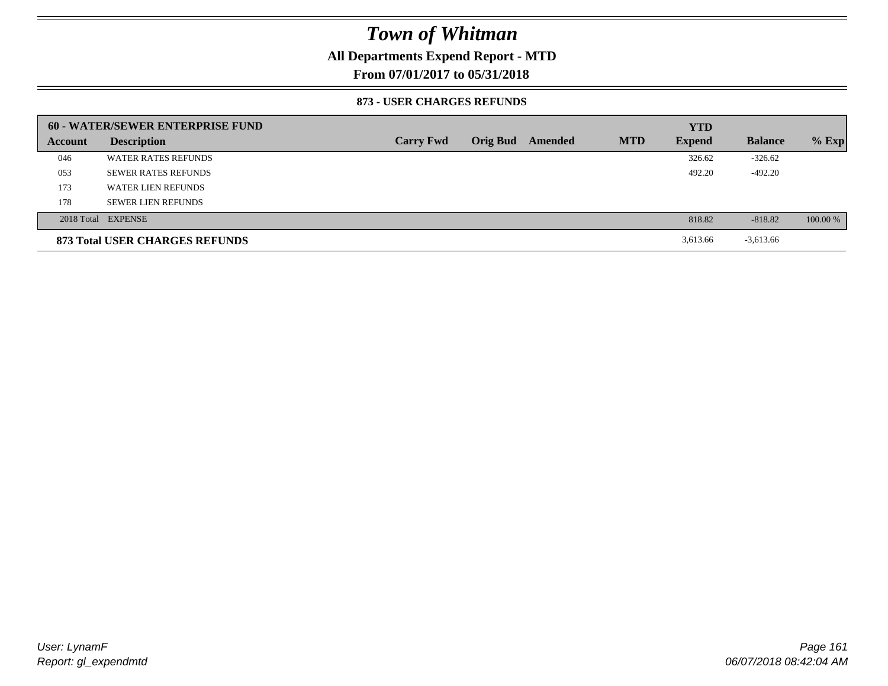# Town of Whitman

**All Departments Expend Report - MTD**

**From 07/01/2017 to 05/31/2018**

**873 - USER CHARGES REFUNDS**

| **60 - WATER/SEWER ENTERPRISE FUND** | | | | | | **YTD** | | |
|---|---|---|---|---|---|---|---|---|
| **Account** | **Description** | **Carry Fwd** | **Orig Bud** | **Amended** | **MTD** | **Expend** | **Balance** | **% Exp** |
| 046 | WATER RATES REFUNDS | | | | | 326.62 | -326.62 | |
| 053 | SEWER RATES REFUNDS | | | | | 492.20 | -492.20 | |
| 173 | WATER LIEN REFUNDS | | | | | | | |
| 178 | SEWER LIEN REFUNDS | | | | | | | |
| 2018 Total | EXPENSE | | | | | 818.82 | -818.82 | 100.00 % |
| **873 Total USER CHARGES REFUNDS** | | | | | | 3,613.66 | -3,613.66 | |

*User: LynamF*
*Report: gl_expendmtd*

*06/07/2018 08:42:04 AM*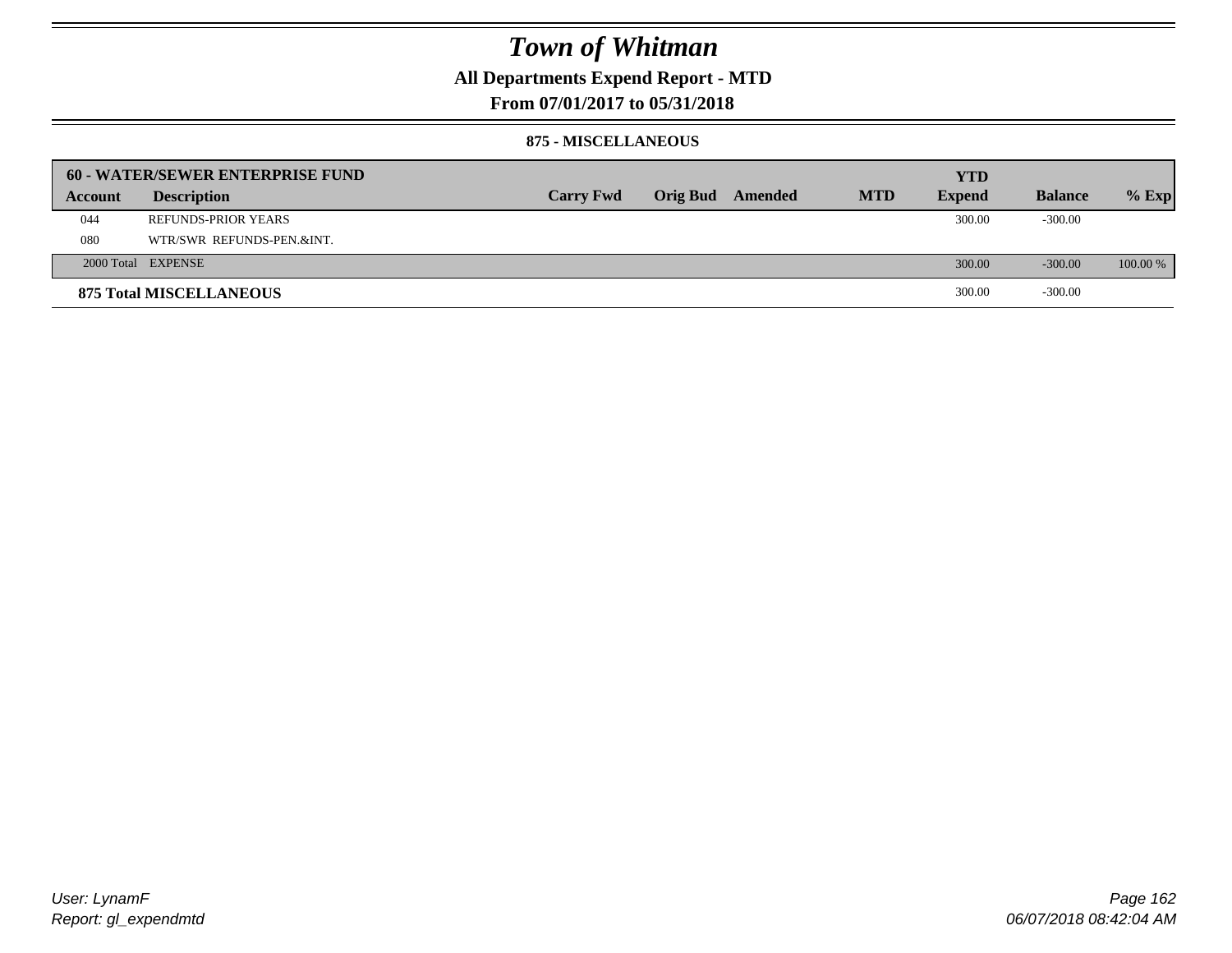# Town of Whitman

## All Departments Expend Report - MTD

## From 07/01/2017 to 05/31/2018

### 875 - MISCELLANEOUS

| 60 - WATER/SEWER ENTERPRISE FUND | | | | | | YTD | | |
|---|---|---|---|---|---|---|---|---|
| Account | Description | Carry Fwd | Orig Bud | Amended | MTD | Expend | Balance | % Exp |
| 044 | REFUNDS-PRIOR YEARS | | | | | 300.00 | -300.00 | |
| 080 | WTR/SWR REFUNDS-PEN.&INT. | | | | | | | |
| 2000 Total | EXPENSE | | | | | 300.00 | -300.00 | 100.00 % |
| **875 Total MISCELLANEOUS** | | | | | | 300.00 | -300.00 | |

User: LynamF
Report: gl_expendmtd

06/07/2018 08:42:04 AM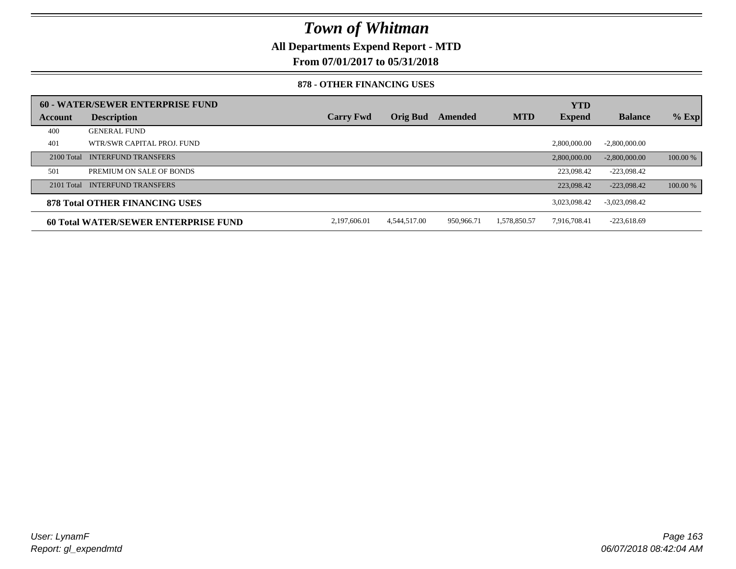# Town of Whitman

**All Departments Expend Report - MTD**

**From 07/01/2017 to 05/31/2018**

**878 - OTHER FINANCING USES**

| 60 - WATER/SEWER ENTERPRISE FUND | | | | | | YTD | | |
|---|---|---|---|---|---|---|---|---|
| **Account** | **Description** | **Carry Fwd** | **Orig Bud** | **Amended** | **MTD** | **Expend** | **Balance** | **% Exp** |
| 400 | GENERAL FUND | | | | | | | |
| 401 | WTR/SWR CAPITAL PROJ. FUND | | | | | 2,800,000.00 | -2,800,000.00 | |
| 2100 Total | INTERFUND TRANSFERS | | | | | 2,800,000.00 | -2,800,000.00 | 100.00 % |
| 501 | PREMIUM ON SALE OF BONDS | | | | | 223,098.42 | -223,098.42 | |
| 2101 Total | INTERFUND TRANSFERS | | | | | 223,098.42 | -223,098.42 | 100.00 % |
| **878 Total OTHER FINANCING USES** | | | | | | 3,023,098.42 | -3,023,098.42 | |
| **60 Total WATER/SEWER ENTERPRISE FUND** | | 2,197,606.01 | 4,544,517.00 | 950,966.71 | 1,578,850.57 | 7,916,708.41 | -223,618.69 | |

*User: LynamF*
*Report: gl_expendmtd*

*06/07/2018 08:42:04 AM*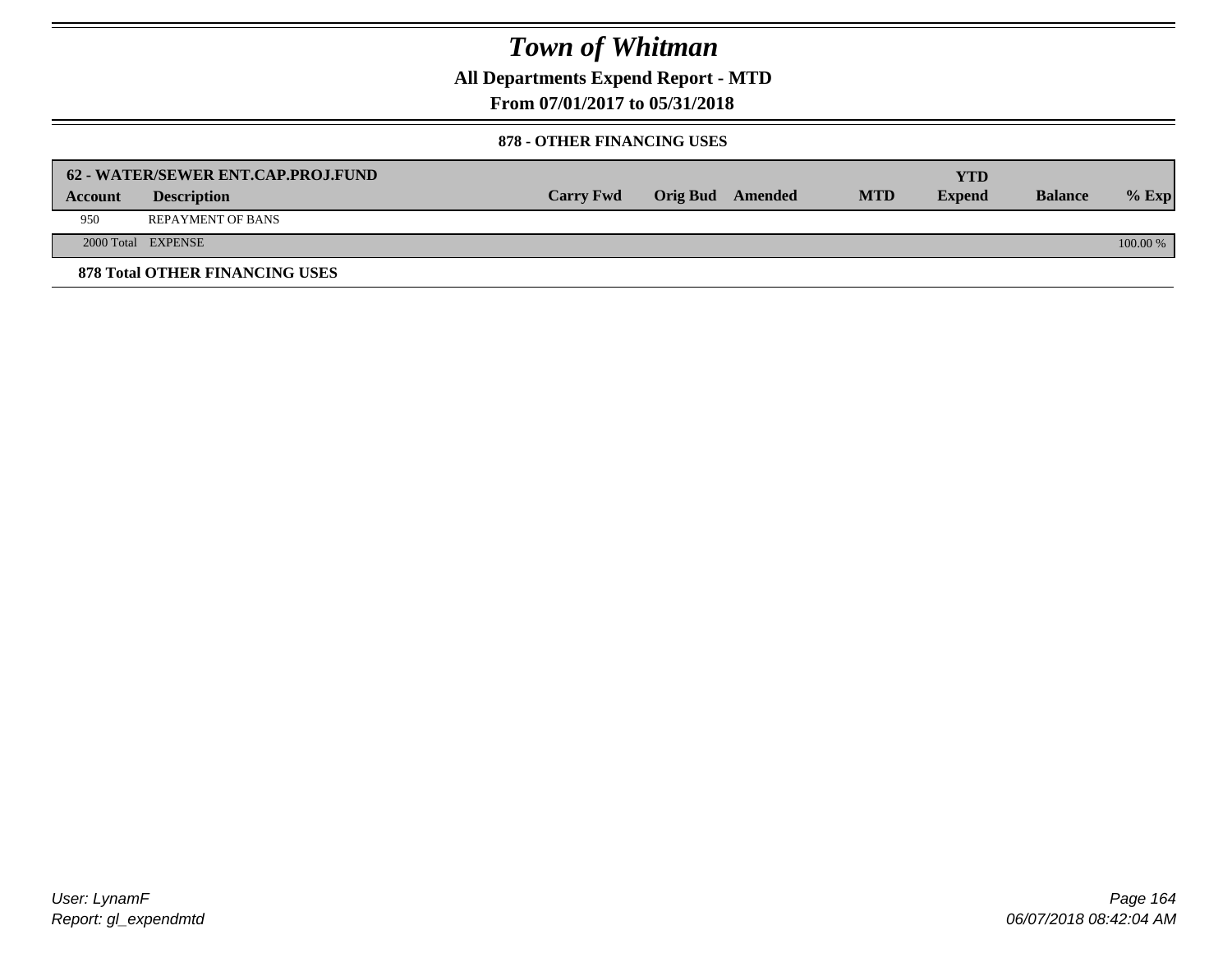# Town of Whitman

**All Departments Expend Report - MTD**

**From 07/01/2017 to 05/31/2018**

**878 - OTHER FINANCING USES**

| 62 - WATER/SEWER ENT.CAP.PROJ.FUND | | | | | | YTD | | |
|---|---|---|---|---|---|---|---|---|
| **Account** | **Description** | **Carry Fwd** | **Orig Bud** | **Amended** | **MTD** | **Expend** | **Balance** | **% Exp** |
| 950 | REPAYMENT OF BANS | | | | | | | |
| 2000 Total | EXPENSE | | | | | | | 100.00 % |

**878 Total OTHER FINANCING USES**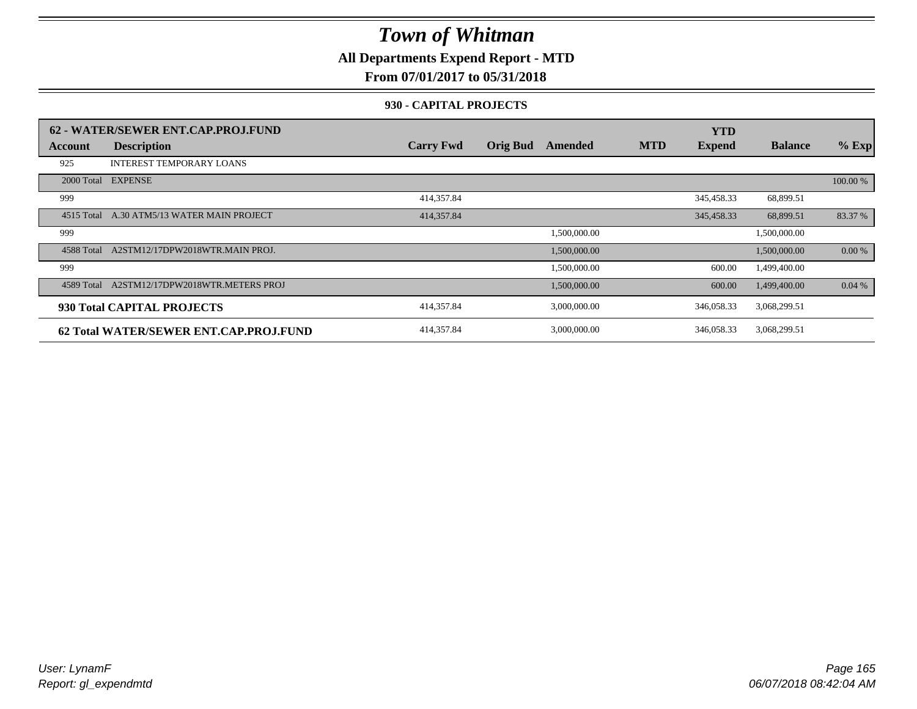# Town of Whitman

## All Departments Expend Report - MTD

### From 07/01/2017 to 05/31/2018

#### 930 - CAPITAL PROJECTS

| 62 - WATER/SEWER ENT.CAP.PROJ.FUND | | | | | | YTD | | |
|---|---|---|---|---|---|---|---|---|
| **Account** | **Description** | **Carry Fwd** | **Orig Bud** | **Amended** | **MTD** | **Expend** | **Balance** | **% Exp** |
| 925 | INTEREST TEMPORARY LOANS | | | | | | | |
| 2000 Total | EXPENSE | | | | | | | 100.00 % |
| 999 | | 414,357.84 | | | | 345,458.33 | 68,899.51 | |
| 4515 Total | A.30 ATM5/13 WATER MAIN PROJECT | 414,357.84 | | | | 345,458.33 | 68,899.51 | 83.37 % |
| 999 | | | | 1,500,000.00 | | | 1,500,000.00 | |
| 4588 Total | A2STM12/17DPW2018WTR.MAIN PROJ. | | | 1,500,000.00 | | | 1,500,000.00 | 0.00 % |
| 999 | | | | 1,500,000.00 | | 600.00 | 1,499,400.00 | |
| 4589 Total | A2STM12/17DPW2018WTR.METERS PROJ | | | 1,500,000.00 | | 600.00 | 1,499,400.00 | 0.04 % |
| **930 Total CAPITAL PROJECTS** | | 414,357.84 | | 3,000,000.00 | | 346,058.33 | 3,068,299.51 | |
| **62 Total WATER/SEWER ENT.CAP.PROJ.FUND** | | 414,357.84 | | 3,000,000.00 | | 346,058.33 | 3,068,299.51 | |

User: LynamF
Report: gl_expendmtd

06/07/2018 08:42:04 AM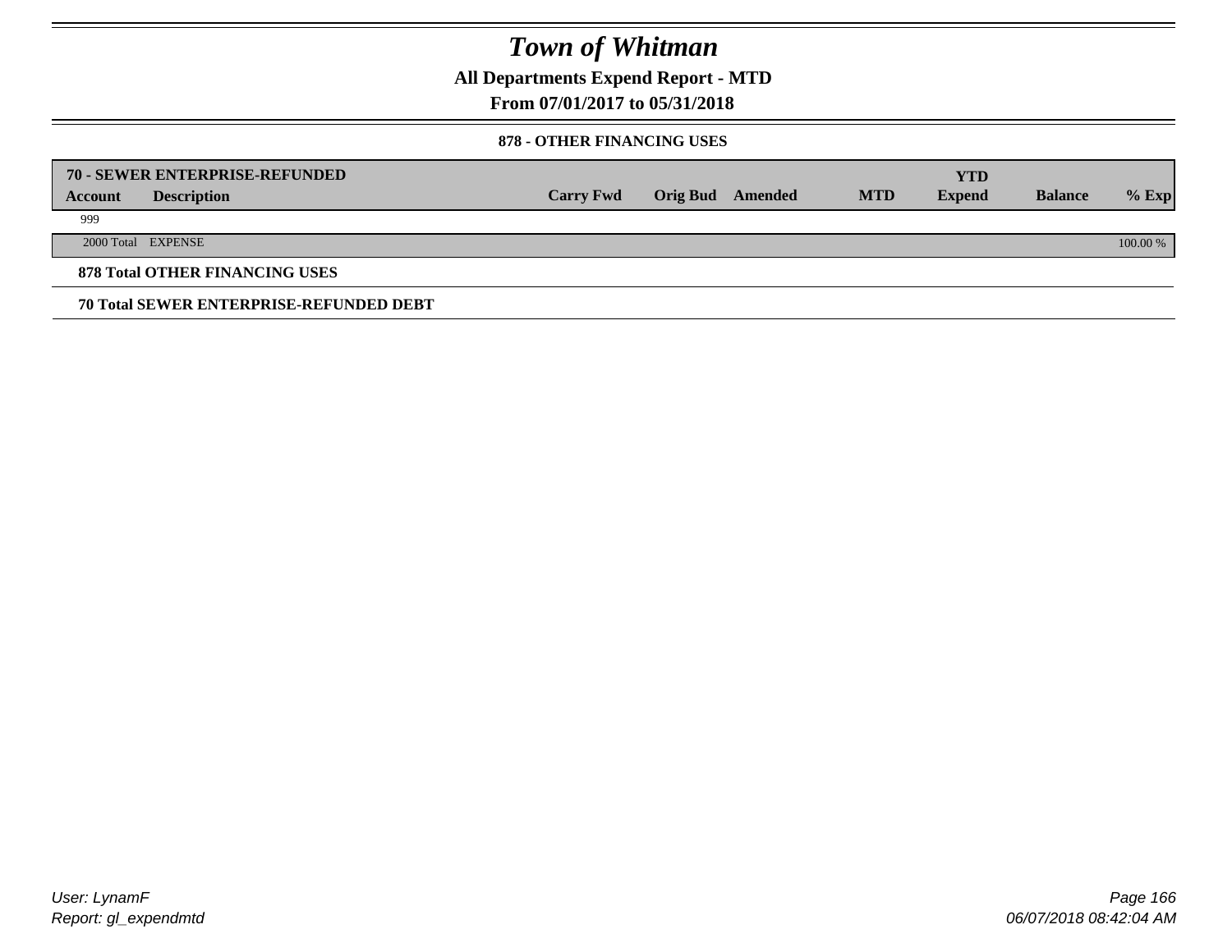# Town of Whitman

## All Departments Expend Report - MTD

## From 07/01/2017 to 05/31/2018

### 878 - OTHER FINANCING USES

| 70 - SEWER ENTERPRISE-REFUNDED | | | | | | | | |
|---|---|---|---|---|---|---|---|---|
| **Account** | **Description** | **Carry Fwd** | **Orig Bud** | **Amended** | **MTD** | **YTD Expend** | **Balance** | **% Exp** |
| 999 | | | | | | | | |
| 2000 Total | EXPENSE | | | | | | | 100.00 % |

**878 Total OTHER FINANCING USES**

**70 Total SEWER ENTERPRISE-REFUNDED DEBT**

User: LynamF
Report: gl_expendmtd

06/07/2018 08:42:04 AM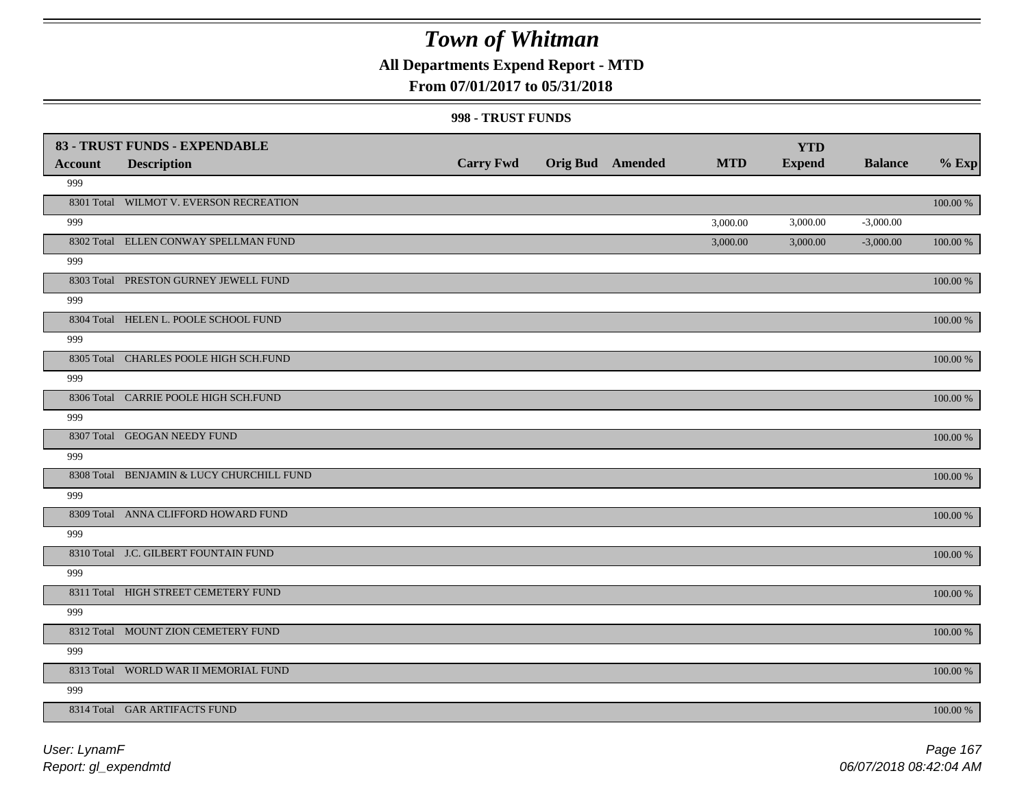# Town of Whitman

**All Departments Expend Report - MTD**

**From 07/01/2017 to 05/31/2018**

**998 - TRUST FUNDS**

| 83 - TRUST FUNDS - EXPENDABLE | | | | | | YTD | | |
|---|---|---|---|---|---|---|---|---|
| **Account** | **Description** | **Carry Fwd** | **Orig Bud** | **Amended** | **MTD** | **Expend** | **Balance** | **% Exp** |
| 999 | | | | | | | | |
| 8301 Total | WILMOT V. EVERSON RECREATION | | | | | | | 100.00 % |
| 999 | | | | | 3,000.00 | 3,000.00 | -3,000.00 | |
| 8302 Total | ELLEN CONWAY SPELLMAN FUND | | | | 3,000.00 | 3,000.00 | -3,000.00 | 100.00 % |
| 999 | | | | | | | | |
| 8303 Total | PRESTON GURNEY JEWELL FUND | | | | | | | 100.00 % |
| 999 | | | | | | | | |
| 8304 Total | HELEN L. POOLE SCHOOL FUND | | | | | | | 100.00 % |
| 999 | | | | | | | | |
| 8305 Total | CHARLES POOLE HIGH SCH.FUND | | | | | | | 100.00 % |
| 999 | | | | | | | | |
| 8306 Total | CARRIE POOLE HIGH SCH.FUND | | | | | | | 100.00 % |
| 999 | | | | | | | | |
| 8307 Total | GEOGAN NEEDY FUND | | | | | | | 100.00 % |
| 999 | | | | | | | | |
| 8308 Total | BENJAMIN & LUCY CHURCHILL FUND | | | | | | | 100.00 % |
| 999 | | | | | | | | |
| 8309 Total | ANNA CLIFFORD HOWARD FUND | | | | | | | 100.00 % |
| 999 | | | | | | | | |
| 8310 Total | J.C. GILBERT FOUNTAIN FUND | | | | | | | 100.00 % |
| 999 | | | | | | | | |
| 8311 Total | HIGH STREET CEMETERY FUND | | | | | | | 100.00 % |
| 999 | | | | | | | | |
| 8312 Total | MOUNT ZION CEMETERY FUND | | | | | | | 100.00 % |
| 999 | | | | | | | | |
| 8313 Total | WORLD WAR II MEMORIAL FUND | | | | | | | 100.00 % |
| 999 | | | | | | | | |
| 8314 Total | GAR ARTIFACTS FUND | | | | | | | 100.00 % |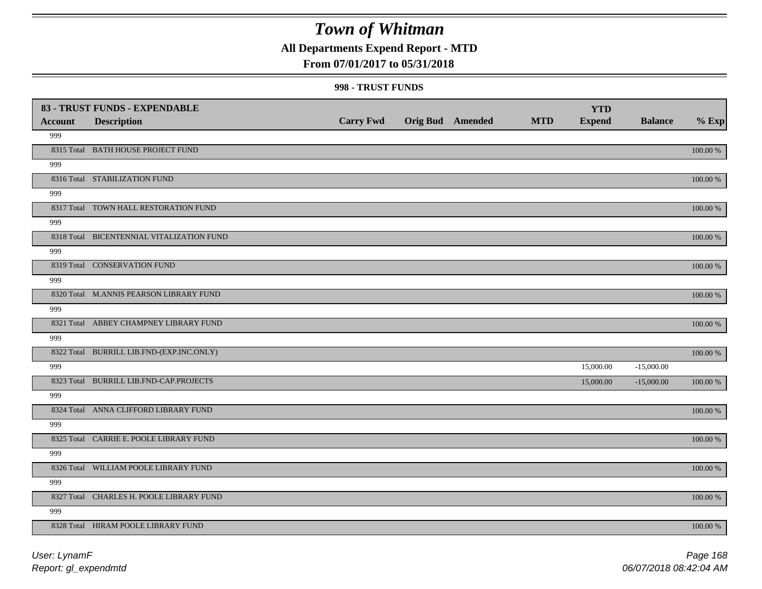# Town of Whitman

## All Departments Expend Report - MTD

### From 07/01/2017 to 05/31/2018

#### 998 - TRUST FUNDS

| 83 - TRUST FUNDS - EXPENDABLE | | | | | | | | |
|---|---|---|---|---|---|---|---|---|
| **Account** | **Description** | **Carry Fwd** | **Orig Bud** | **Amended** | **MTD** | **YTD Expend** | **Balance** | **% Exp** |
| 999 | | | | | | | | |
| 8315 Total | BATH HOUSE PROJECT FUND | | | | | | | 100.00 % |
| 999 | | | | | | | | |
| 8316 Total | STABILIZATION FUND | | | | | | | 100.00 % |
| 999 | | | | | | | | |
| 8317 Total | TOWN HALL RESTORATION FUND | | | | | | | 100.00 % |
| 999 | | | | | | | | |
| 8318 Total | BICENTENNIAL VITALIZATION FUND | | | | | | | 100.00 % |
| 999 | | | | | | | | |
| 8319 Total | CONSERVATION FUND | | | | | | | 100.00 % |
| 999 | | | | | | | | |
| 8320 Total | M.ANNIS PEARSON LIBRARY FUND | | | | | | | 100.00 % |
| 999 | | | | | | | | |
| 8321 Total | ABBEY CHAMPNEY LIBRARY FUND | | | | | | | 100.00 % |
| 999 | | | | | | | | |
| 8322 Total | BURRILL LIB.FND-(EXP.INC.ONLY) | | | | | | | 100.00 % |
| 999 | | | | | | 15,000.00 | -15,000.00 | |
| 8323 Total | BURRILL LIB.FND-CAP.PROJECTS | | | | | 15,000.00 | -15,000.00 | 100.00 % |
| 999 | | | | | | | | |
| 8324 Total | ANNA CLIFFORD LIBRARY FUND | | | | | | | 100.00 % |
| 999 | | | | | | | | |
| 8325 Total | CARRIE E. POOLE LIBRARY FUND | | | | | | | 100.00 % |
| 999 | | | | | | | | |
| 8326 Total | WILLIAM POOLE LIBRARY FUND | | | | | | | 100.00 % |
| 999 | | | | | | | | |
| 8327 Total | CHARLES H. POOLE LIBRARY FUND | | | | | | | 100.00 % |
| 999 | | | | | | | | |
| 8328 Total | HIRAM POOLE LIBRARY FUND | | | | | | | 100.00 % |

*User: LynamF*
*Report: gl_expendmtd*

*06/07/2018 08:42:04 AM*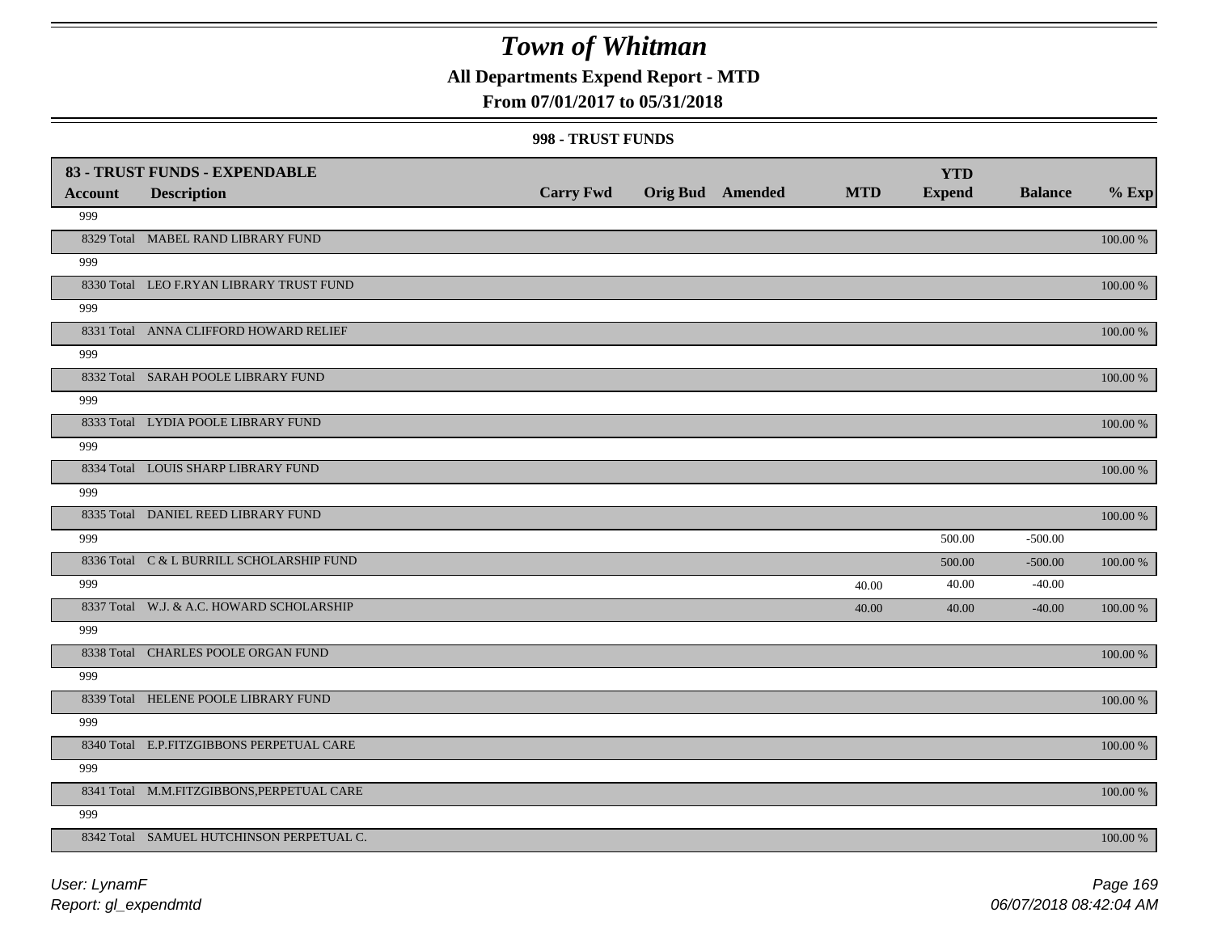# Town of Whitman

## All Departments Expend Report - MTD

### From 07/01/2017 to 05/31/2018

#### 998 - TRUST FUNDS

| 83 - TRUST FUNDS - EXPENDABLE Account | Description | Carry Fwd | Orig Bud | Amended | MTD | YTD Expend | Balance | % Exp |
|---|---|---|---|---|---|---|---|---|
| 999 | | | | | | | | |
| 8329 Total | MABEL RAND LIBRARY FUND | | | | | | | 100.00 % |
| 999 | | | | | | | | |
| 8330 Total | LEO F.RYAN LIBRARY TRUST FUND | | | | | | | 100.00 % |
| 999 | | | | | | | | |
| 8331 Total | ANNA CLIFFORD HOWARD RELIEF | | | | | | | 100.00 % |
| 999 | | | | | | | | |
| 8332 Total | SARAH POOLE LIBRARY FUND | | | | | | | 100.00 % |
| 999 | | | | | | | | |
| 8333 Total | LYDIA POOLE LIBRARY FUND | | | | | | | 100.00 % |
| 999 | | | | | | | | |
| 8334 Total | LOUIS SHARP LIBRARY FUND | | | | | | | 100.00 % |
| 999 | | | | | | | | |
| 8335 Total | DANIEL REED LIBRARY FUND | | | | | | | 100.00 % |
| 999 | | | | | | 500.00 | -500.00 | |
| 8336 Total | C & L BURRILL SCHOLARSHIP FUND | | | | | 500.00 | -500.00 | 100.00 % |
| 999 | | | | | 40.00 | 40.00 | -40.00 | |
| 8337 Total | W.J. & A.C. HOWARD SCHOLARSHIP | | | | 40.00 | 40.00 | -40.00 | 100.00 % |
| 999 | | | | | | | | |
| 8338 Total | CHARLES POOLE ORGAN FUND | | | | | | | 100.00 % |
| 999 | | | | | | | | |
| 8339 Total | HELENE POOLE LIBRARY FUND | | | | | | | 100.00 % |
| 999 | | | | | | | | |
| 8340 Total | E.P.FITZGIBBONS PERPETUAL CARE | | | | | | | 100.00 % |
| 999 | | | | | | | | |
| 8341 Total | M.M.FITZGIBBONS,PERPETUAL CARE | | | | | | | 100.00 % |
| 999 | | | | | | | | |
| 8342 Total | SAMUEL HUTCHINSON PERPETUAL C. | | | | | | | 100.00 % |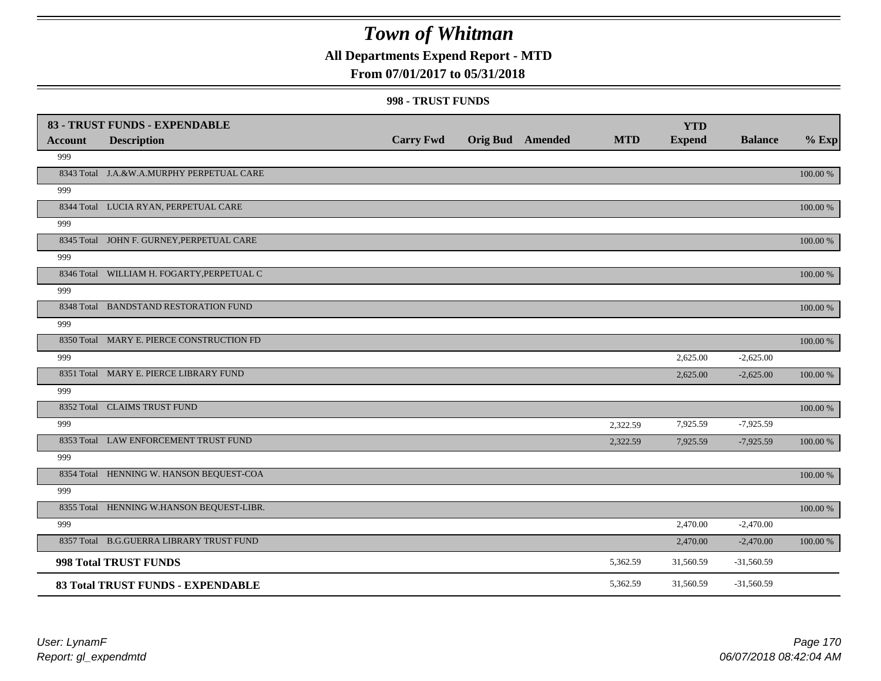# Town of Whitman

## All Departments Expend Report - MTD

### From 07/01/2017 to 05/31/2018

#### 998 - TRUST FUNDS

| 83 - TRUST FUNDS - EXPENDABLE | | | | | | YTD | | |
|---|---|---|---|---|---|---|---|---|
| **Account** | **Description** | **Carry Fwd** | **Orig Bud** | **Amended** | **MTD** | **Expend** | **Balance** | **% Exp** |
| 999 | | | | | | | | |
| 8343 Total | J.A.&W.A.MURPHY PERPETUAL CARE | | | | | | | 100.00 % |
| 999 | | | | | | | | |
| 8344 Total | LUCIA RYAN, PERPETUAL CARE | | | | | | | 100.00 % |
| 999 | | | | | | | | |
| 8345 Total | JOHN F. GURNEY,PERPETUAL CARE | | | | | | | 100.00 % |
| 999 | | | | | | | | |
| 8346 Total | WILLIAM H. FOGARTY,PERPETUAL C | | | | | | | 100.00 % |
| 999 | | | | | | | | |
| 8348 Total | BANDSTAND RESTORATION FUND | | | | | | | 100.00 % |
| 999 | | | | | | | | |
| 8350 Total | MARY E. PIERCE CONSTRUCTION FD | | | | | | | 100.00 % |
| 999 | | | | | | 2,625.00 | -2,625.00 | |
| 8351 Total | MARY E. PIERCE LIBRARY FUND | | | | | 2,625.00 | -2,625.00 | 100.00 % |
| 999 | | | | | | | | |
| 8352 Total | CLAIMS TRUST FUND | | | | | | | 100.00 % |
| 999 | | | | | 2,322.59 | 7,925.59 | -7,925.59 | |
| 8353 Total | LAW ENFORCEMENT TRUST FUND | | | | 2,322.59 | 7,925.59 | -7,925.59 | 100.00 % |
| 999 | | | | | | | | |
| 8354 Total | HENNING W. HANSON BEQUEST-COA | | | | | | | 100.00 % |
| 999 | | | | | | | | |
| 8355 Total | HENNING W.HANSON BEQUEST-LIBR. | | | | | | | 100.00 % |
| 999 | | | | | | 2,470.00 | -2,470.00 | |
| 8357 Total | B.G.GUERRA LIBRARY TRUST FUND | | | | | 2,470.00 | -2,470.00 | 100.00 % |
| **998 Total TRUST FUNDS** | | | | | 5,362.59 | 31,560.59 | -31,560.59 | |
| **83 Total TRUST FUNDS - EXPENDABLE** | | | | | 5,362.59 | 31,560.59 | -31,560.59 | |

*User: LynamF*
*Report: gl_expendmtd*

*06/07/2018 08:42:04 AM*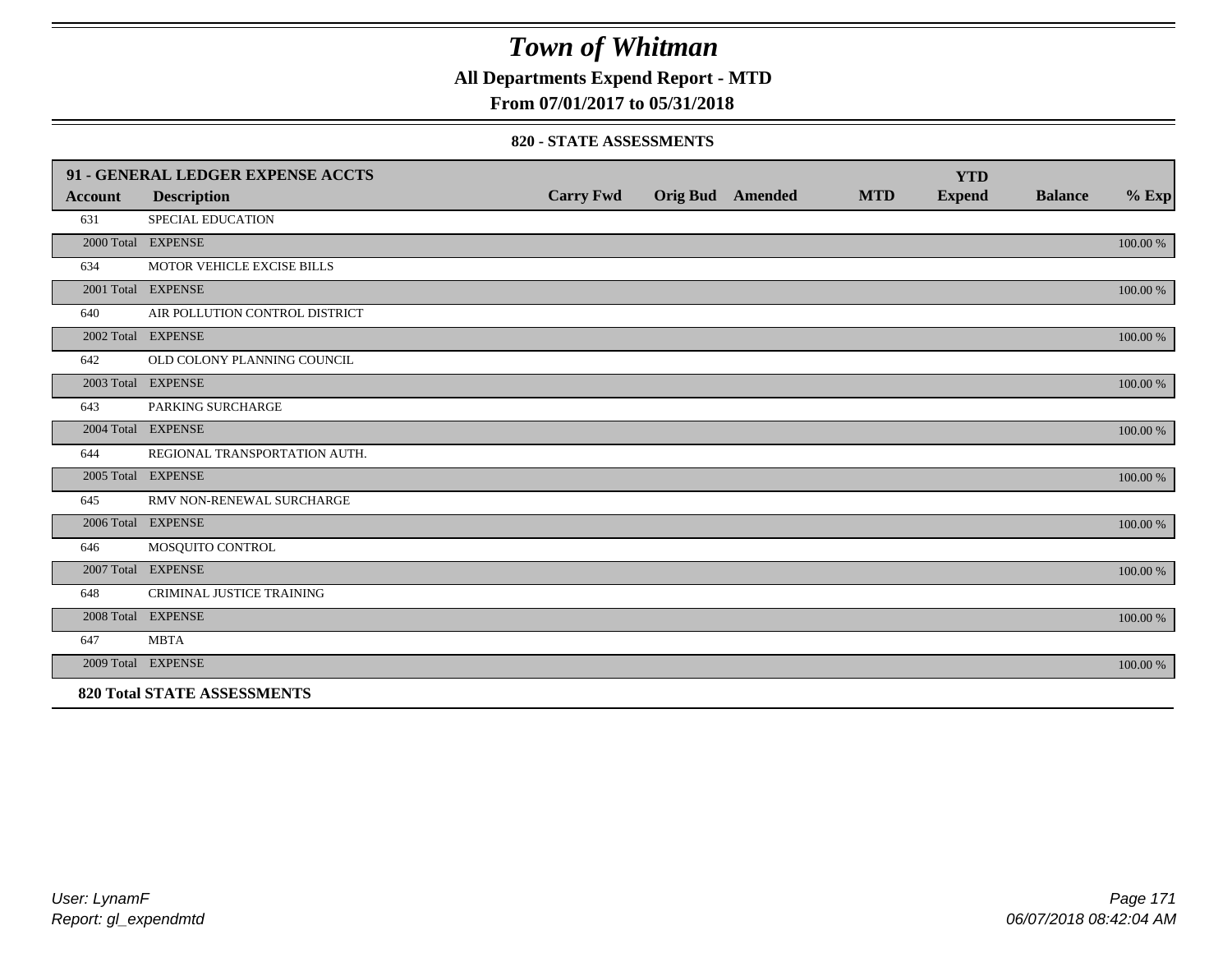# Town of Whitman

**All Departments Expend Report - MTD**

**From 07/01/2017 to 05/31/2018**

**820 - STATE ASSESSMENTS**

| 91 - GENERAL LEDGER EXPENSE ACCTS | | | | | | YTD | | |
|---|---|---|---|---|---|---|---|---|
| **Account** | **Description** | **Carry Fwd** | **Orig Bud** | **Amended** | **MTD** | **Expend** | **Balance** | **% Exp** |
| 631 | SPECIAL EDUCATION | | | | | | | |
| 2000 Total | EXPENSE | | | | | | | 100.00 % |
| 634 | MOTOR VEHICLE EXCISE BILLS | | | | | | | |
| 2001 Total | EXPENSE | | | | | | | 100.00 % |
| 640 | AIR POLLUTION CONTROL DISTRICT | | | | | | | |
| 2002 Total | EXPENSE | | | | | | | 100.00 % |
| 642 | OLD COLONY PLANNING COUNCIL | | | | | | | |
| 2003 Total | EXPENSE | | | | | | | 100.00 % |
| 643 | PARKING SURCHARGE | | | | | | | |
| 2004 Total | EXPENSE | | | | | | | 100.00 % |
| 644 | REGIONAL TRANSPORTATION AUTH. | | | | | | | |
| 2005 Total | EXPENSE | | | | | | | 100.00 % |
| 645 | RMV NON-RENEWAL SURCHARGE | | | | | | | |
| 2006 Total | EXPENSE | | | | | | | 100.00 % |
| 646 | MOSQUITO CONTROL | | | | | | | |
| 2007 Total | EXPENSE | | | | | | | 100.00 % |
| 648 | CRIMINAL JUSTICE TRAINING | | | | | | | |
| 2008 Total | EXPENSE | | | | | | | 100.00 % |
| 647 | MBTA | | | | | | | |
| 2009 Total | EXPENSE | | | | | | | 100.00 % |
| **820 Total STATE ASSESSMENTS** | | | | | | | | |

User: LynamF
Report: gl_expendmtd

06/07/2018 08:42:04 AM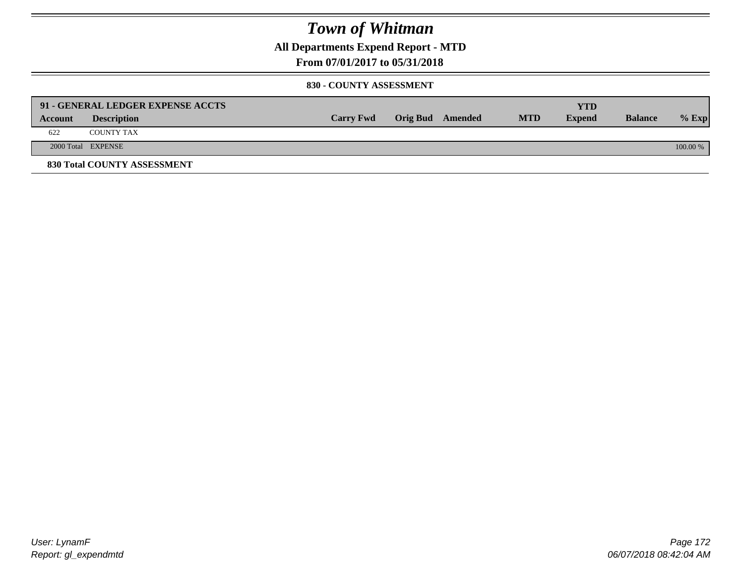# Town of Whitman

**All Departments Expend Report - MTD**

**From 07/01/2017 to 05/31/2018**

**830 - COUNTY ASSESSMENT**

| **91 - GENERAL LEDGER EXPENSE ACCTS** | | | | | | | | |
|---|---|---|---|---|---|---|---|---|
| **Account** | **Description** | **Carry Fwd** | **Orig Bud** | **Amended** | **MTD** | **YTD Expend** | **Balance** | **% Exp** |
| 622 | COUNTY TAX | | | | | | | |
| 2000 Total | EXPENSE | | | | | | | 100.00 % |

**830 Total COUNTY ASSESSMENT**

*User: LynamF*
*Report: gl_expendmtd*

*06/07/2018 08:42:04 AM*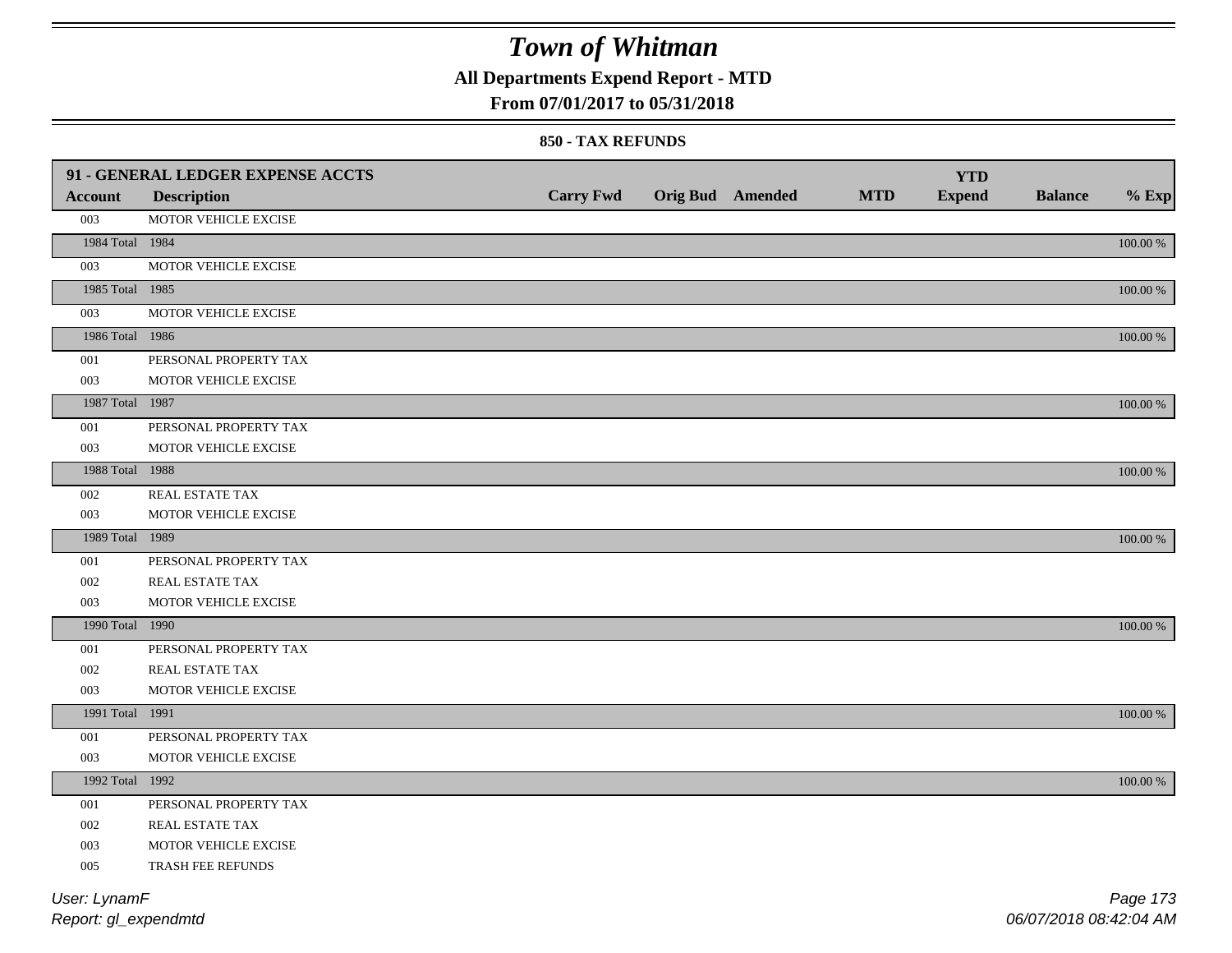# Town of Whitman

**All Departments Expend Report - MTD**

**From 07/01/2017 to 05/31/2018**

**850 - TAX REFUNDS**

| 91 - GENERAL LEDGER EXPENSE ACCTS | | | | | | | | |
|---|---|---|---|---|---|---|---|---|
| **Account** | **Description** | **Carry Fwd** | **Orig Bud** | **Amended** | **MTD** | **YTD Expend** | **Balance** | **% Exp** |
| 003 | MOTOR VEHICLE EXCISE | | | | | | | |
| 1984 Total | 1984 | | | | | | | 100.00 % |
| 003 | MOTOR VEHICLE EXCISE | | | | | | | |
| 1985 Total | 1985 | | | | | | | 100.00 % |
| 003 | MOTOR VEHICLE EXCISE | | | | | | | |
| 1986 Total | 1986 | | | | | | | 100.00 % |
| 001 | PERSONAL PROPERTY TAX | | | | | | | |
| 003 | MOTOR VEHICLE EXCISE | | | | | | | |
| 1987 Total | 1987 | | | | | | | 100.00 % |
| 001 | PERSONAL PROPERTY TAX | | | | | | | |
| 003 | MOTOR VEHICLE EXCISE | | | | | | | |
| 1988 Total | 1988 | | | | | | | 100.00 % |
| 002 | REAL ESTATE TAX | | | | | | | |
| 003 | MOTOR VEHICLE EXCISE | | | | | | | |
| 1989 Total | 1989 | | | | | | | 100.00 % |
| 001 | PERSONAL PROPERTY TAX | | | | | | | |
| 002 | REAL ESTATE TAX | | | | | | | |
| 003 | MOTOR VEHICLE EXCISE | | | | | | | |
| 1990 Total | 1990 | | | | | | | 100.00 % |
| 001 | PERSONAL PROPERTY TAX | | | | | | | |
| 002 | REAL ESTATE TAX | | | | | | | |
| 003 | MOTOR VEHICLE EXCISE | | | | | | | |
| 1991 Total | 1991 | | | | | | | 100.00 % |
| 001 | PERSONAL PROPERTY TAX | | | | | | | |
| 003 | MOTOR VEHICLE EXCISE | | | | | | | |
| 1992 Total | 1992 | | | | | | | 100.00 % |
| 001 | PERSONAL PROPERTY TAX | | | | | | | |
| 002 | REAL ESTATE TAX | | | | | | | |
| 003 | MOTOR VEHICLE EXCISE | | | | | | | |
| 005 | TRASH FEE REFUNDS | | | | | | | |

User: LynamF
Report: gl_expendmtd

06/07/2018 08:42:04 AM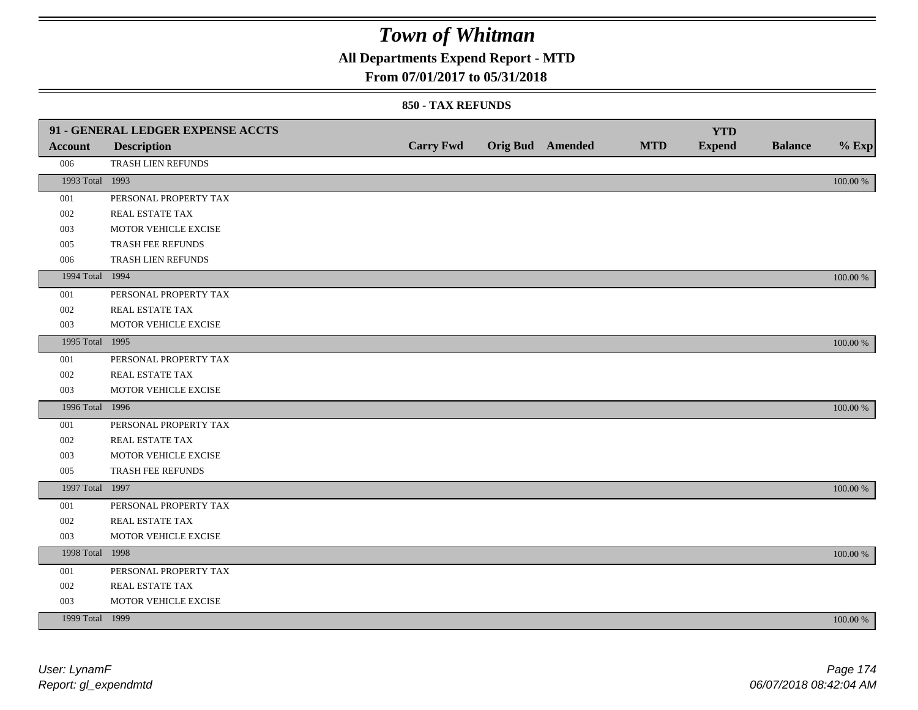# Town of Whitman

## All Departments Expend Report - MTD

## From 07/01/2017 to 05/31/2018

### 850 - TAX REFUNDS

| 91 - GENERAL LEDGER EXPENSE ACCTS | | | | | | YTD | | |
|---|---|---|---|---|---|---|---|---|
| **Account** | **Description** | **Carry Fwd** | **Orig Bud** | **Amended** | **MTD** | **Expend** | **Balance** | **% Exp** |
| 006 | TRASH LIEN REFUNDS | | | | | | | |
| 1993 Total | 1993 | | | | | | | 100.00 % |
| 001 | PERSONAL PROPERTY TAX | | | | | | | |
| 002 | REAL ESTATE TAX | | | | | | | |
| 003 | MOTOR VEHICLE EXCISE | | | | | | | |
| 005 | TRASH FEE REFUNDS | | | | | | | |
| 006 | TRASH LIEN REFUNDS | | | | | | | |
| 1994 Total | 1994 | | | | | | | 100.00 % |
| 001 | PERSONAL PROPERTY TAX | | | | | | | |
| 002 | REAL ESTATE TAX | | | | | | | |
| 003 | MOTOR VEHICLE EXCISE | | | | | | | |
| 1995 Total | 1995 | | | | | | | 100.00 % |
| 001 | PERSONAL PROPERTY TAX | | | | | | | |
| 002 | REAL ESTATE TAX | | | | | | | |
| 003 | MOTOR VEHICLE EXCISE | | | | | | | |
| 1996 Total | 1996 | | | | | | | 100.00 % |
| 001 | PERSONAL PROPERTY TAX | | | | | | | |
| 002 | REAL ESTATE TAX | | | | | | | |
| 003 | MOTOR VEHICLE EXCISE | | | | | | | |
| 005 | TRASH FEE REFUNDS | | | | | | | |
| 1997 Total | 1997 | | | | | | | 100.00 % |
| 001 | PERSONAL PROPERTY TAX | | | | | | | |
| 002 | REAL ESTATE TAX | | | | | | | |
| 003 | MOTOR VEHICLE EXCISE | | | | | | | |
| 1998 Total | 1998 | | | | | | | 100.00 % |
| 001 | PERSONAL PROPERTY TAX | | | | | | | |
| 002 | REAL ESTATE TAX | | | | | | | |
| 003 | MOTOR VEHICLE EXCISE | | | | | | | |
| 1999 Total | 1999 | | | | | | | 100.00 % |

*User: LynamF*
*Report: gl_expendmtd*

*06/07/2018 08:42:04 AM*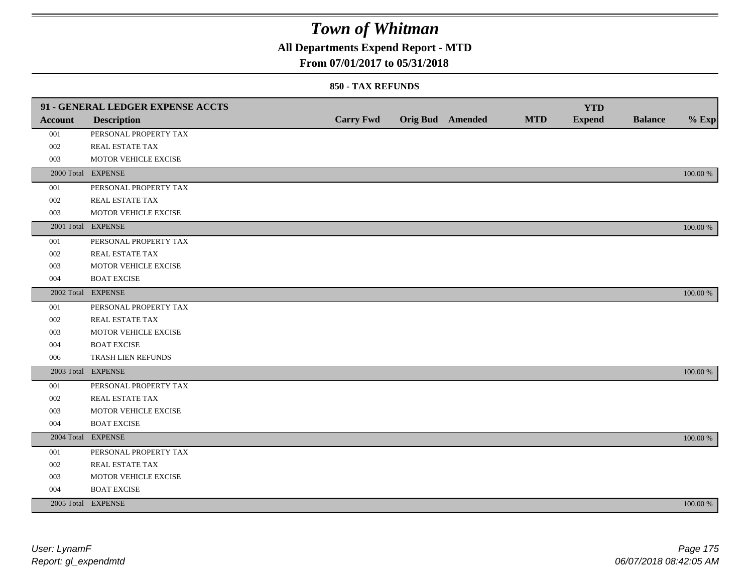# Town of Whitman

## All Departments Expend Report - MTD

### From 07/01/2017 to 05/31/2018

#### 850 - TAX REFUNDS

| 91 - GENERAL LEDGER EXPENSE ACCTS | | | | | | | | |
|---|---|---|---|---|---|---|---|---|
| **Account** | **Description** | **Carry Fwd** | **Orig Bud** | **Amended** | **MTD** | **YTD Expend** | **Balance** | **% Exp** |
| 001 | PERSONAL PROPERTY TAX | | | | | | | |
| 002 | REAL ESTATE TAX | | | | | | | |
| 003 | MOTOR VEHICLE EXCISE | | | | | | | |
| 2000 Total | EXPENSE | | | | | | | 100.00 % |
| 001 | PERSONAL PROPERTY TAX | | | | | | | |
| 002 | REAL ESTATE TAX | | | | | | | |
| 003 | MOTOR VEHICLE EXCISE | | | | | | | |
| 2001 Total | EXPENSE | | | | | | | 100.00 % |
| 001 | PERSONAL PROPERTY TAX | | | | | | | |
| 002 | REAL ESTATE TAX | | | | | | | |
| 003 | MOTOR VEHICLE EXCISE | | | | | | | |
| 004 | BOAT EXCISE | | | | | | | |
| 2002 Total | EXPENSE | | | | | | | 100.00 % |
| 001 | PERSONAL PROPERTY TAX | | | | | | | |
| 002 | REAL ESTATE TAX | | | | | | | |
| 003 | MOTOR VEHICLE EXCISE | | | | | | | |
| 004 | BOAT EXCISE | | | | | | | |
| 006 | TRASH LIEN REFUNDS | | | | | | | |
| 2003 Total | EXPENSE | | | | | | | 100.00 % |
| 001 | PERSONAL PROPERTY TAX | | | | | | | |
| 002 | REAL ESTATE TAX | | | | | | | |
| 003 | MOTOR VEHICLE EXCISE | | | | | | | |
| 004 | BOAT EXCISE | | | | | | | |
| 2004 Total | EXPENSE | | | | | | | 100.00 % |
| 001 | PERSONAL PROPERTY TAX | | | | | | | |
| 002 | REAL ESTATE TAX | | | | | | | |
| 003 | MOTOR VEHICLE EXCISE | | | | | | | |
| 004 | BOAT EXCISE | | | | | | | |
| 2005 Total | EXPENSE | | | | | | | 100.00 % |

User: LynamF
Report: gl_expendmtd

06/07/2018 08:42:05 AM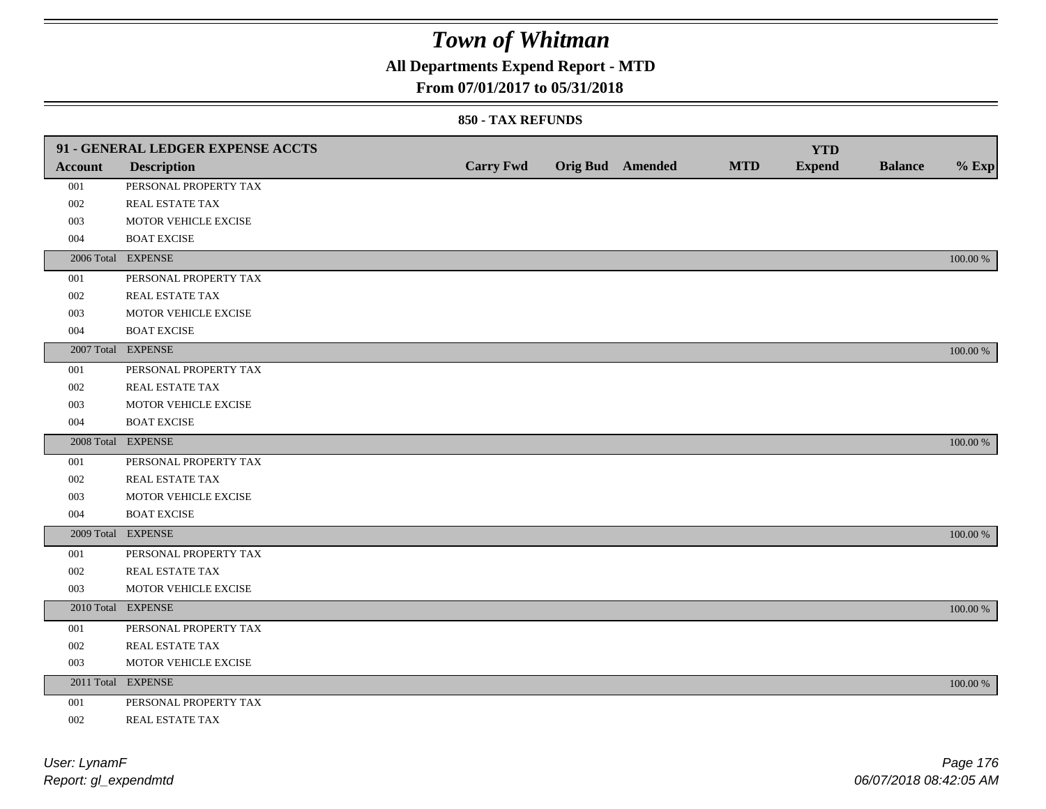# Town of Whitman

## All Departments Expend Report - MTD

### From 07/01/2017 to 05/31/2018

#### 850 - TAX REFUNDS

| 91 - GENERAL LEDGER EXPENSE ACCTS | | | | | | YTD | | |
|---|---|---|---|---|---|---|---|---|
| Account | Description | Carry Fwd | Orig Bud | Amended | MTD | Expend | Balance | % Exp |
| 001 | PERSONAL PROPERTY TAX | | | | | | | |
| 002 | REAL ESTATE TAX | | | | | | | |
| 003 | MOTOR VEHICLE EXCISE | | | | | | | |
| 004 | BOAT EXCISE | | | | | | | |
| 2006 Total | EXPENSE | | | | | | | 100.00 % |
| 001 | PERSONAL PROPERTY TAX | | | | | | | |
| 002 | REAL ESTATE TAX | | | | | | | |
| 003 | MOTOR VEHICLE EXCISE | | | | | | | |
| 004 | BOAT EXCISE | | | | | | | |
| 2007 Total | EXPENSE | | | | | | | 100.00 % |
| 001 | PERSONAL PROPERTY TAX | | | | | | | |
| 002 | REAL ESTATE TAX | | | | | | | |
| 003 | MOTOR VEHICLE EXCISE | | | | | | | |
| 004 | BOAT EXCISE | | | | | | | |
| 2008 Total | EXPENSE | | | | | | | 100.00 % |
| 001 | PERSONAL PROPERTY TAX | | | | | | | |
| 002 | REAL ESTATE TAX | | | | | | | |
| 003 | MOTOR VEHICLE EXCISE | | | | | | | |
| 004 | BOAT EXCISE | | | | | | | |
| 2009 Total | EXPENSE | | | | | | | 100.00 % |
| 001 | PERSONAL PROPERTY TAX | | | | | | | |
| 002 | REAL ESTATE TAX | | | | | | | |
| 003 | MOTOR VEHICLE EXCISE | | | | | | | |
| 2010 Total | EXPENSE | | | | | | | 100.00 % |
| 001 | PERSONAL PROPERTY TAX | | | | | | | |
| 002 | REAL ESTATE TAX | | | | | | | |
| 003 | MOTOR VEHICLE EXCISE | | | | | | | |
| 2011 Total | EXPENSE | | | | | | | 100.00 % |
| 001 | PERSONAL PROPERTY TAX | | | | | | | |
| 002 | REAL ESTATE TAX | | | | | | | |

User: LynamF
Report: gl_expendmtd

06/07/2018 08:42:05 AM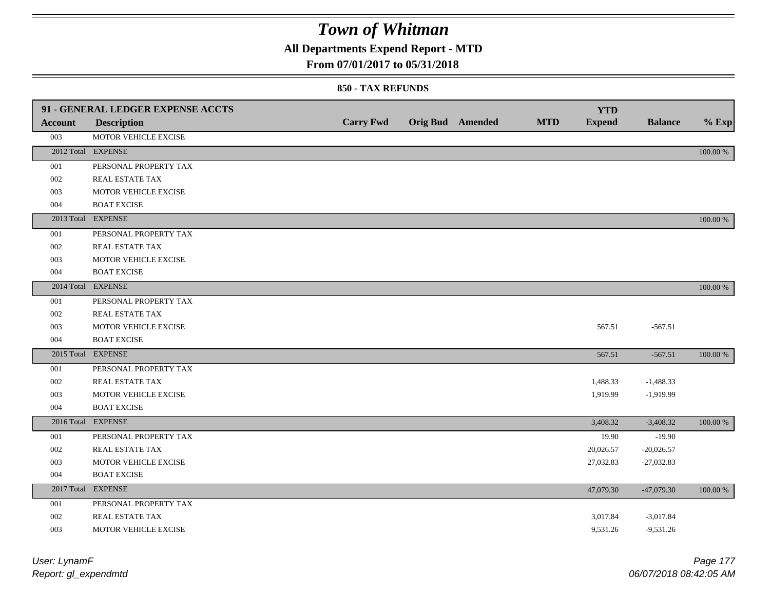# Town of Whitman

**All Departments Expend Report - MTD**

**From 07/01/2017 to 05/31/2018**

**850 - TAX REFUNDS**

| 91 - GENERAL LEDGER EXPENSE ACCTS | | | | | | YTD | | |
|---|---|---|---|---|---|---|---|---|
| **Account** | **Description** | **Carry Fwd** | **Orig Bud** | **Amended** | **MTD** | **Expend** | **Balance** | **% Exp** |
| 003 | MOTOR VEHICLE EXCISE | | | | | | | |
| 2012 Total | EXPENSE | | | | | | | 100.00 % |
| 001 | PERSONAL PROPERTY TAX | | | | | | | |
| 002 | REAL ESTATE TAX | | | | | | | |
| 003 | MOTOR VEHICLE EXCISE | | | | | | | |
| 004 | BOAT EXCISE | | | | | | | |
| 2013 Total | EXPENSE | | | | | | | 100.00 % |
| 001 | PERSONAL PROPERTY TAX | | | | | | | |
| 002 | REAL ESTATE TAX | | | | | | | |
| 003 | MOTOR VEHICLE EXCISE | | | | | | | |
| 004 | BOAT EXCISE | | | | | | | |
| 2014 Total | EXPENSE | | | | | | | 100.00 % |
| 001 | PERSONAL PROPERTY TAX | | | | | | | |
| 002 | REAL ESTATE TAX | | | | | | | |
| 003 | MOTOR VEHICLE EXCISE | | | | | 567.51 | -567.51 | |
| 004 | BOAT EXCISE | | | | | | | |
| 2015 Total | EXPENSE | | | | | 567.51 | -567.51 | 100.00 % |
| 001 | PERSONAL PROPERTY TAX | | | | | | | |
| 002 | REAL ESTATE TAX | | | | | 1,488.33 | -1,488.33 | |
| 003 | MOTOR VEHICLE EXCISE | | | | | 1,919.99 | -1,919.99 | |
| 004 | BOAT EXCISE | | | | | | | |
| 2016 Total | EXPENSE | | | | | 3,408.32 | -3,408.32 | 100.00 % |
| 001 | PERSONAL PROPERTY TAX | | | | | 19.90 | -19.90 | |
| 002 | REAL ESTATE TAX | | | | | 20,026.57 | -20,026.57 | |
| 003 | MOTOR VEHICLE EXCISE | | | | | 27,032.83 | -27,032.83 | |
| 004 | BOAT EXCISE | | | | | | | |
| 2017 Total | EXPENSE | | | | | 47,079.30 | -47,079.30 | 100.00 % |
| 001 | PERSONAL PROPERTY TAX | | | | | | | |
| 002 | REAL ESTATE TAX | | | | | 3,017.84 | -3,017.84 | |
| 003 | MOTOR VEHICLE EXCISE | | | | | 9,531.26 | -9,531.26 | |

*User: LynamF*
*Report: gl_expendmtd*

*06/07/2018 08:42:05 AM*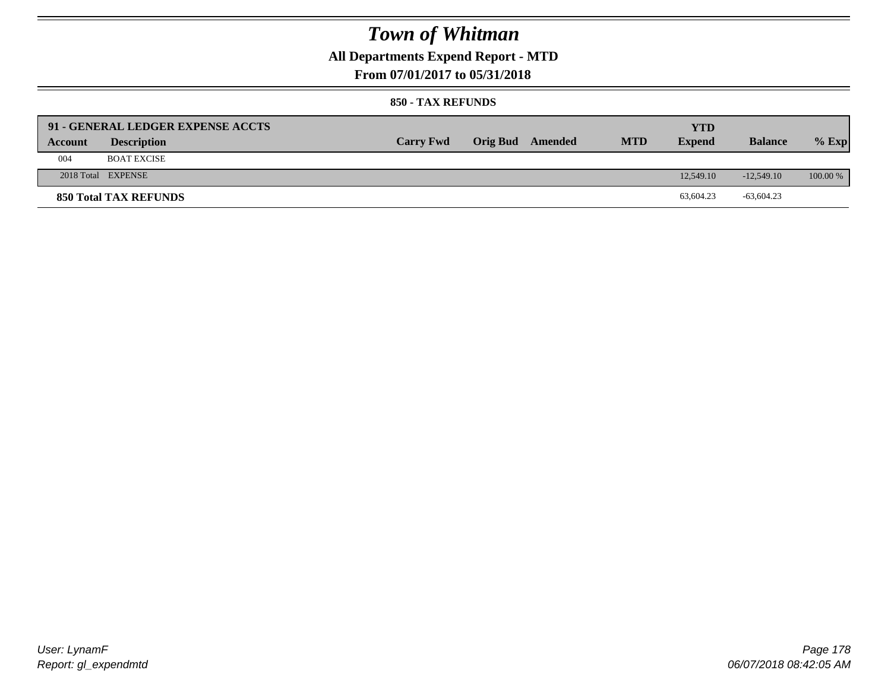# Town of Whitman

## All Departments Expend Report - MTD

### From 07/01/2017 to 05/31/2018

#### 850 - TAX REFUNDS

| 91 - GENERAL LEDGER EXPENSE ACCTS | | | | | | YTD | | |
|---|---|---|---|---|---|---|---|---|
| **Account** | **Description** | **Carry Fwd** | **Orig Bud** | **Amended** | **MTD** | **Expend** | **Balance** | **% Exp** |
| 004 | BOAT EXCISE | | | | | | | |
| 2018 Total | EXPENSE | | | | | 12,549.10 | -12,549.10 | 100.00 % |
| **850 Total TAX REFUNDS** | | | | | | 63,604.23 | -63,604.23 | |

User: LynamF
Report: gl_expendmtd

06/07/2018 08:42:05 AM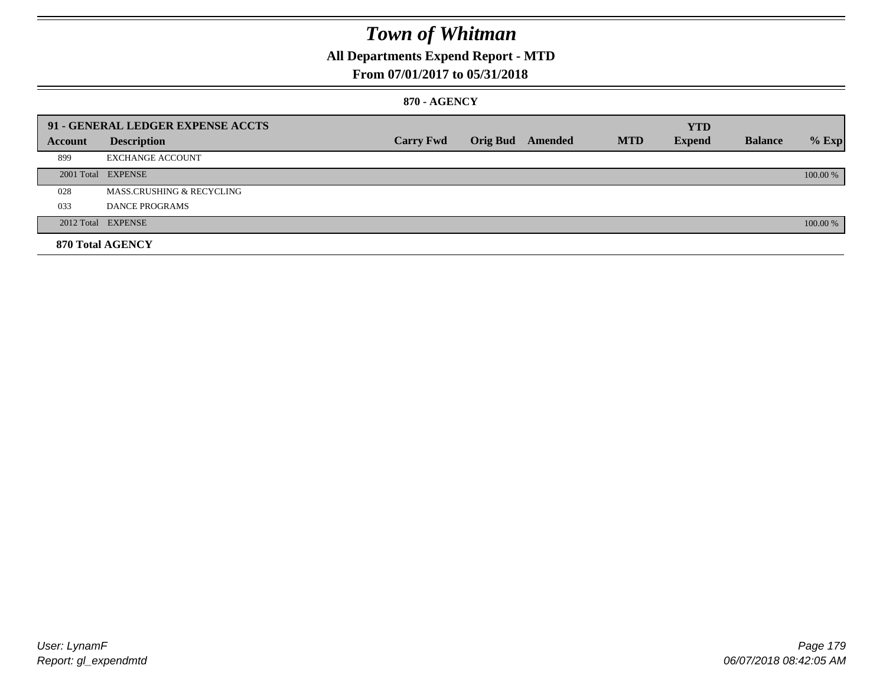# Town of Whitman

## All Departments Expend Report - MTD

### From 07/01/2017 to 05/31/2018

#### 870 - AGENCY

| 91 - GENERAL LEDGER EXPENSE ACCTS | | | | | | | | |
|---|---|---|---|---|---|---|---|---|
| **Account** | **Description** | **Carry Fwd** | **Orig Bud** | **Amended** | **MTD** | **YTD Expend** | **Balance** | **% Exp** |
| 899 | EXCHANGE ACCOUNT | | | | | | | |
| 2001 Total | EXPENSE | | | | | | | 100.00 % |
| 028 | MASS.CRUSHING & RECYCLING | | | | | | | |
| 033 | DANCE PROGRAMS | | | | | | | |
| 2012 Total | EXPENSE | | | | | | | 100.00 % |
| **870 Total AGENCY** | | | | | | | | |

User: LynamF
Report: gl_expendmtd

06/07/2018 08:42:05 AM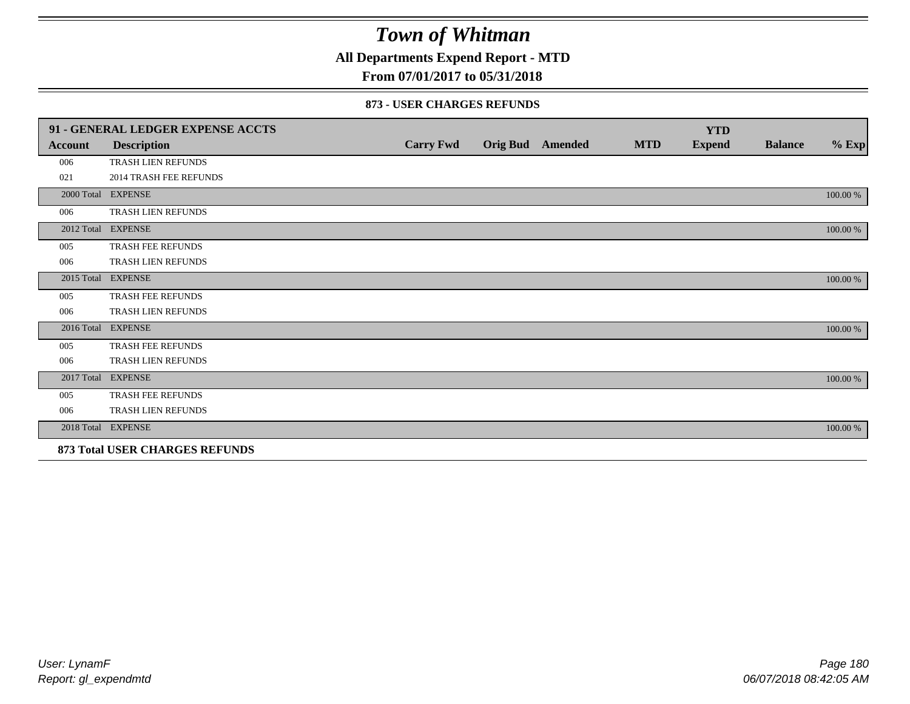# Town of Whitman

## All Departments Expend Report - MTD

### From 07/01/2017 to 05/31/2018

#### 873 - USER CHARGES REFUNDS

| 91 - GENERAL LEDGER EXPENSE ACCTS | | | | | | YTD | | |
|---|---|---|---|---|---|---|---|---|
| **Account** | **Description** | **Carry Fwd** | **Orig Bud** | **Amended** | **MTD** | **Expend** | **Balance** | **% Exp** |
| 006 | TRASH LIEN REFUNDS | | | | | | | |
| 021 | 2014 TRASH FEE REFUNDS | | | | | | | |
| 2000 Total | EXPENSE | | | | | | | 100.00 % |
| 006 | TRASH LIEN REFUNDS | | | | | | | |
| 2012 Total | EXPENSE | | | | | | | 100.00 % |
| 005 | TRASH FEE REFUNDS | | | | | | | |
| 006 | TRASH LIEN REFUNDS | | | | | | | |
| 2015 Total | EXPENSE | | | | | | | 100.00 % |
| 005 | TRASH FEE REFUNDS | | | | | | | |
| 006 | TRASH LIEN REFUNDS | | | | | | | |
| 2016 Total | EXPENSE | | | | | | | 100.00 % |
| 005 | TRASH FEE REFUNDS | | | | | | | |
| 006 | TRASH LIEN REFUNDS | | | | | | | |
| 2017 Total | EXPENSE | | | | | | | 100.00 % |
| 005 | TRASH FEE REFUNDS | | | | | | | |
| 006 | TRASH LIEN REFUNDS | | | | | | | |
| 2018 Total | EXPENSE | | | | | | | 100.00 % |
| **873 Total USER CHARGES REFUNDS** | | | | | | | | |

User: LynamF
Report: gl_expendmtd

06/07/2018 08:42:05 AM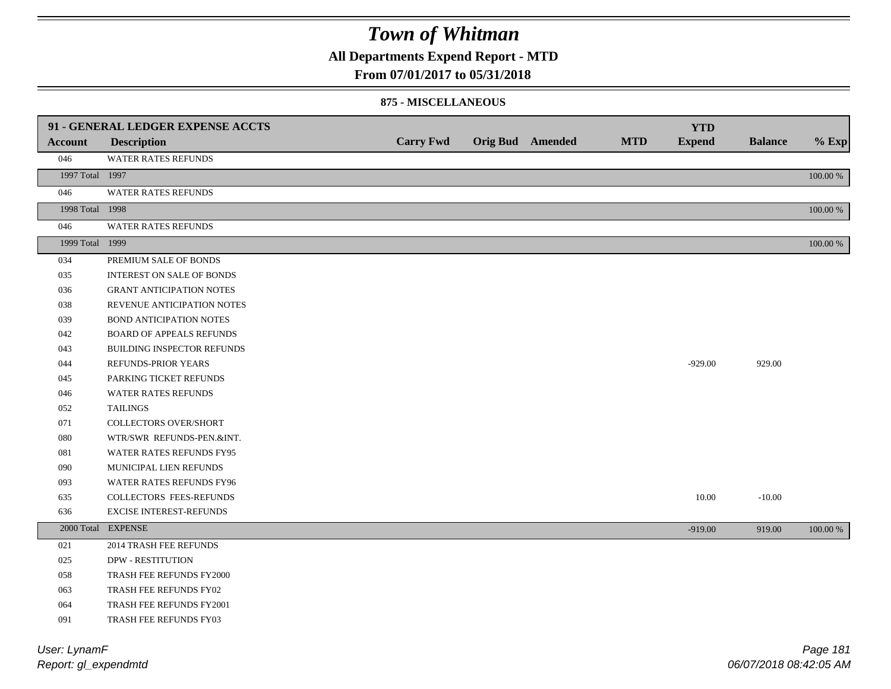# Town of Whitman

**All Departments Expend Report - MTD**

**From 07/01/2017 to 05/31/2018**

**875 - MISCELLANEOUS**

| Account | Description | Carry Fwd | Orig Bud | Amended | MTD | YTD Expend | Balance | % Exp |
|---|---|---|---|---|---|---|---|---|
| **91 - GENERAL LEDGER EXPENSE ACCTS** | | | | | | | | |
| 046 | WATER RATES REFUNDS | | | | | | | |
| 1997 Total | 1997 | | | | | | | 100.00 % |
| 046 | WATER RATES REFUNDS | | | | | | | |
| 1998 Total | 1998 | | | | | | | 100.00 % |
| 046 | WATER RATES REFUNDS | | | | | | | |
| 1999 Total | 1999 | | | | | | | 100.00 % |
| 034 | PREMIUM SALE OF BONDS | | | | | | | |
| 035 | INTEREST ON SALE OF BONDS | | | | | | | |
| 036 | GRANT ANTICIPATION NOTES | | | | | | | |
| 038 | REVENUE ANTICIPATION NOTES | | | | | | | |
| 039 | BOND ANTICIPATION NOTES | | | | | | | |
| 042 | BOARD OF APPEALS REFUNDS | | | | | | | |
| 043 | BUILDING INSPECTOR REFUNDS | | | | | | | |
| 044 | REFUNDS-PRIOR YEARS | | | | | -929.00 | 929.00 | |
| 045 | PARKING TICKET REFUNDS | | | | | | | |
| 046 | WATER RATES REFUNDS | | | | | | | |
| 052 | TAILINGS | | | | | | | |
| 071 | COLLECTORS OVER/SHORT | | | | | | | |
| 080 | WTR/SWR REFUNDS-PEN.&INT. | | | | | | | |
| 081 | WATER RATES REFUNDS FY95 | | | | | | | |
| 090 | MUNICIPAL LIEN REFUNDS | | | | | | | |
| 093 | WATER RATES REFUNDS FY96 | | | | | | | |
| 635 | COLLECTORS FEES-REFUNDS | | | | | 10.00 | -10.00 | |
| 636 | EXCISE INTEREST-REFUNDS | | | | | | | |
| 2000 Total | EXPENSE | | | | | -919.00 | 919.00 | 100.00 % |
| 021 | 2014 TRASH FEE REFUNDS | | | | | | | |
| 025 | DPW - RESTITUTION | | | | | | | |
| 058 | TRASH FEE REFUNDS FY2000 | | | | | | | |
| 063 | TRASH FEE REFUNDS FY02 | | | | | | | |
| 064 | TRASH FEE REFUNDS FY2001 | | | | | | | |
| 091 | TRASH FEE REFUNDS FY03 | | | | | | | |

*User: LynamF*
*Report: gl_expendmtd*

*06/07/2018 08:42:05 AM*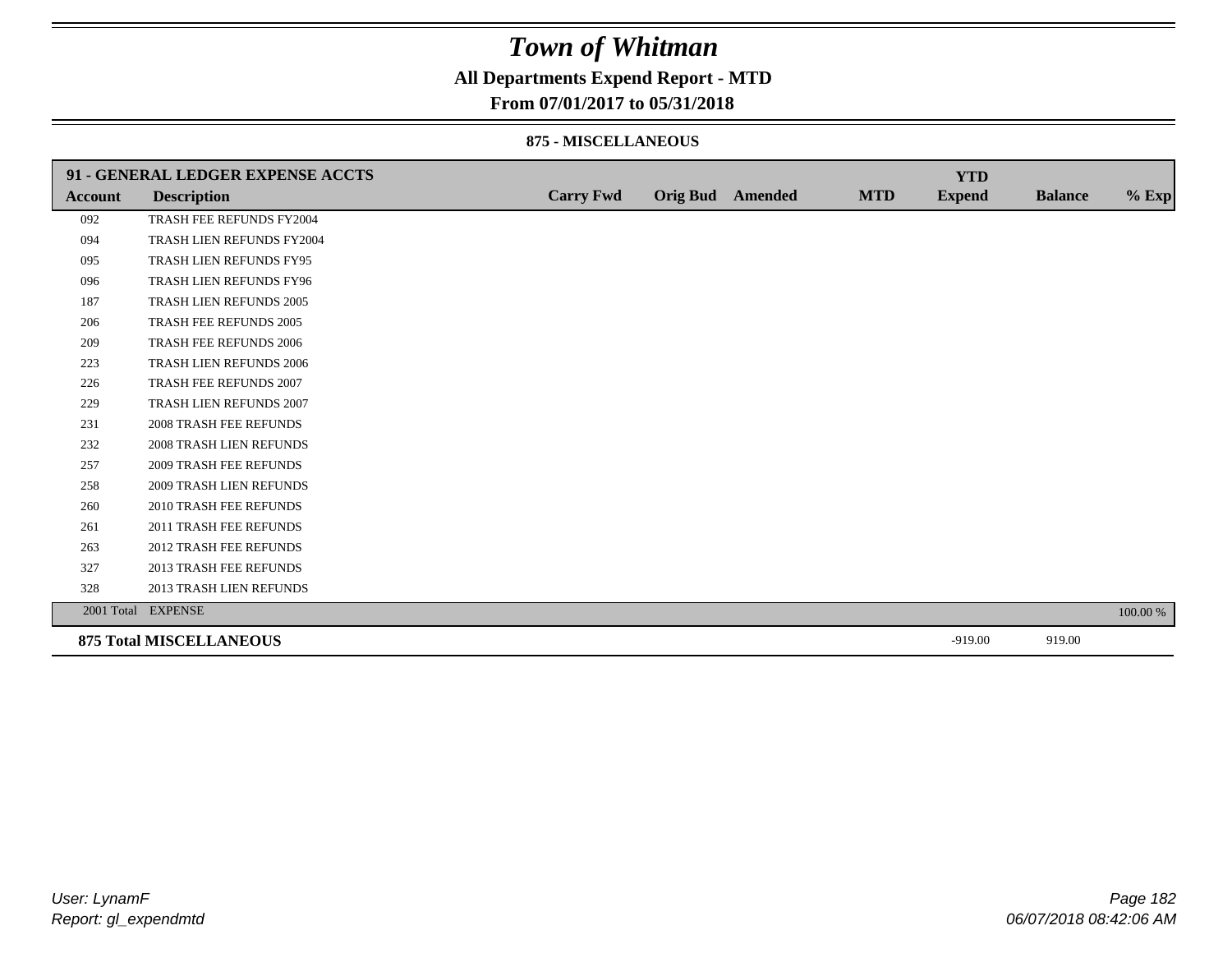# Town of Whitman

## All Departments Expend Report - MTD

### From 07/01/2017 to 05/31/2018

#### 875 - MISCELLANEOUS

| 91 - GENERAL LEDGER EXPENSE ACCTS | | | | | | YTD | | |
|---|---|---|---|---|---|---|---|---|
| Account | Description | Carry Fwd | Orig Bud | Amended | MTD | Expend | Balance | % Exp |
| 092 | TRASH FEE REFUNDS FY2004 | | | | | | | |
| 094 | TRASH LIEN REFUNDS FY2004 | | | | | | | |
| 095 | TRASH LIEN REFUNDS FY95 | | | | | | | |
| 096 | TRASH LIEN REFUNDS FY96 | | | | | | | |
| 187 | TRASH LIEN REFUNDS 2005 | | | | | | | |
| 206 | TRASH FEE REFUNDS 2005 | | | | | | | |
| 209 | TRASH FEE REFUNDS 2006 | | | | | | | |
| 223 | TRASH LIEN REFUNDS 2006 | | | | | | | |
| 226 | TRASH FEE REFUNDS 2007 | | | | | | | |
| 229 | TRASH LIEN REFUNDS 2007 | | | | | | | |
| 231 | 2008 TRASH FEE REFUNDS | | | | | | | |
| 232 | 2008 TRASH LIEN REFUNDS | | | | | | | |
| 257 | 2009 TRASH FEE REFUNDS | | | | | | | |
| 258 | 2009 TRASH LIEN REFUNDS | | | | | | | |
| 260 | 2010 TRASH FEE REFUNDS | | | | | | | |
| 261 | 2011 TRASH FEE REFUNDS | | | | | | | |
| 263 | 2012 TRASH FEE REFUNDS | | | | | | | |
| 327 | 2013 TRASH FEE REFUNDS | | | | | | | |
| 328 | 2013 TRASH LIEN REFUNDS | | | | | | | |
| 2001 Total | EXPENSE | | | | | | | 100.00 % |
| **875 Total MISCELLANEOUS** | | | | | | -919.00 | 919.00 | |

User: LynamF
Report: gl_expendmtd

06/07/2018 08:42:06 AM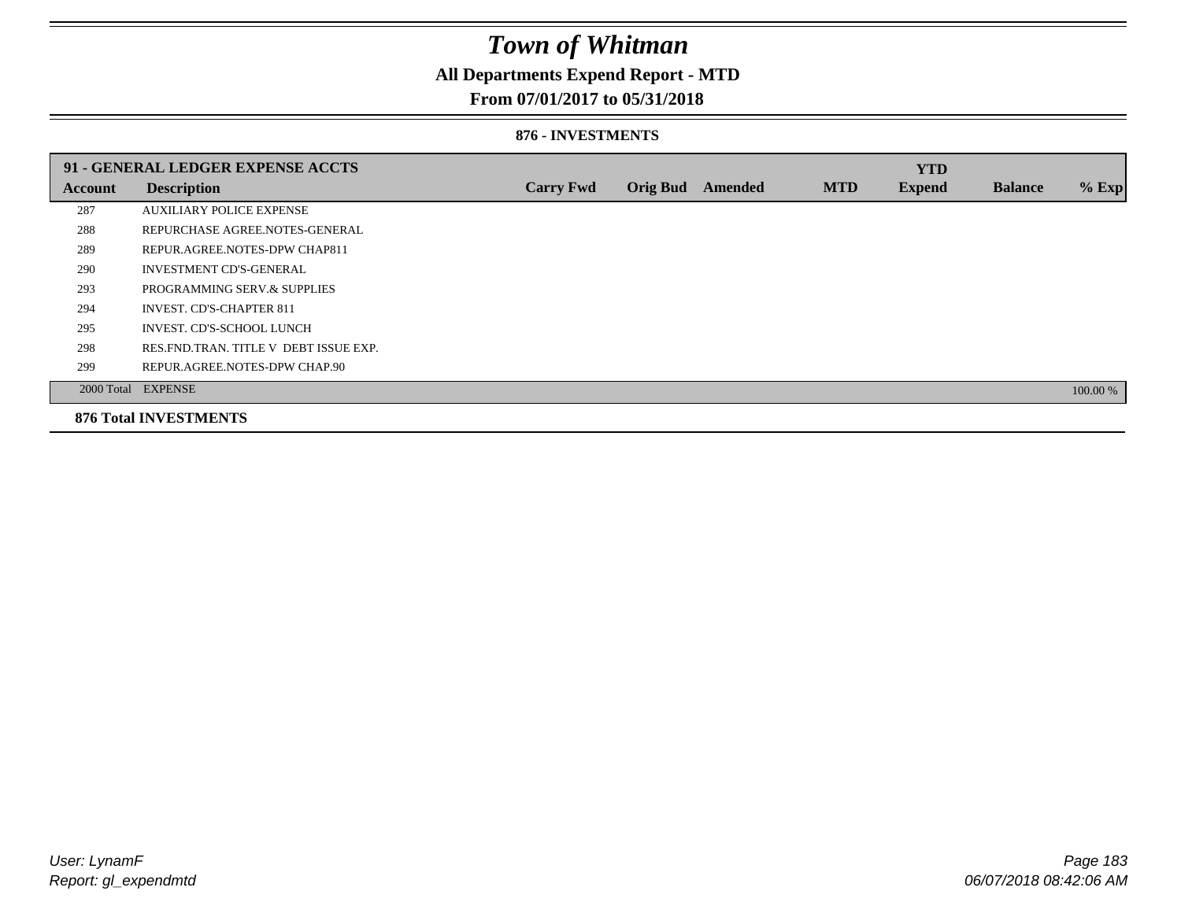# Town of Whitman

## All Departments Expend Report - MTD

### From 07/01/2017 to 05/31/2018

#### 876 - INVESTMENTS

| 91 - GENERAL LEDGER EXPENSE ACCTS | | | | | | YTD | | |
|---|---|---|---|---|---|---|---|---|
| **Account** | **Description** | **Carry Fwd** | **Orig Bud** | **Amended** | **MTD** | **Expend** | **Balance** | **% Exp** |
| 287 | AUXILIARY POLICE EXPENSE | | | | | | | |
| 288 | REPURCHASE AGREE.NOTES-GENERAL | | | | | | | |
| 289 | REPUR.AGREE.NOTES-DPW CHAP811 | | | | | | | |
| 290 | INVESTMENT CD'S-GENERAL | | | | | | | |
| 293 | PROGRAMMING SERV.& SUPPLIES | | | | | | | |
| 294 | INVEST. CD'S-CHAPTER 811 | | | | | | | |
| 295 | INVEST. CD'S-SCHOOL LUNCH | | | | | | | |
| 298 | RES.FND.TRAN. TITLE V DEBT ISSUE EXP. | | | | | | | |
| 299 | REPUR.AGREE.NOTES-DPW CHAP.90 | | | | | | | |
| 2000 Total | EXPENSE | | | | | | | 100.00 % |

**876 Total INVESTMENTS**

User: LynamF
Report: gl_expendmtd

06/07/2018 08:42:06 AM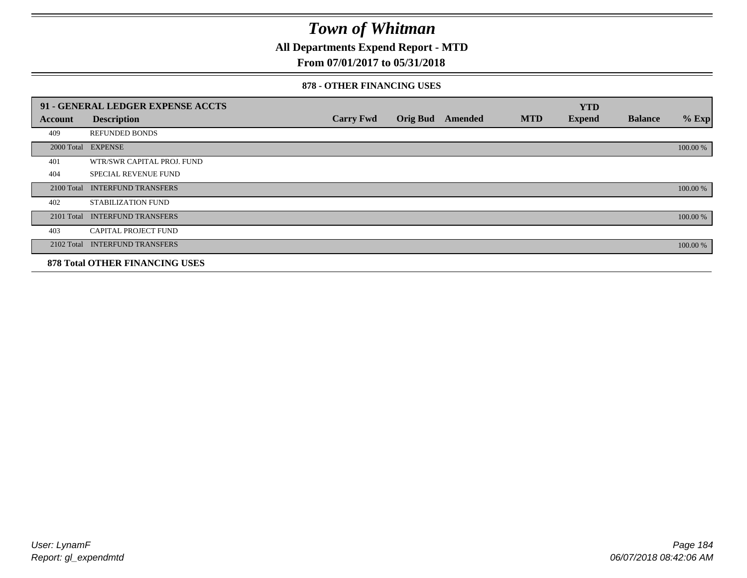# Town of Whitman

## All Departments Expend Report - MTD

### From 07/01/2017 to 05/31/2018

#### 878 - OTHER FINANCING USES

| 91 - GENERAL LEDGER EXPENSE ACCTS | | | | | | YTD | | |
|---|---|---|---|---|---|---|---|---|
| Account | Description | Carry Fwd | Orig Bud | Amended | MTD | Expend | Balance | % Exp |
| 409 | REFUNDED BONDS | | | | | | | |
| 2000 Total | EXPENSE | | | | | | | 100.00 % |
| 401 | WTR/SWR CAPITAL PROJ. FUND | | | | | | | |
| 404 | SPECIAL REVENUE FUND | | | | | | | |
| 2100 Total | INTERFUND TRANSFERS | | | | | | | 100.00 % |
| 402 | STABILIZATION FUND | | | | | | | |
| 2101 Total | INTERFUND TRANSFERS | | | | | | | 100.00 % |
| 403 | CAPITAL PROJECT FUND | | | | | | | |
| 2102 Total | INTERFUND TRANSFERS | | | | | | | 100.00 % |

**878 Total OTHER FINANCING USES**

User: LynamF
Report: gl_expendmtd

06/07/2018 08:42:06 AM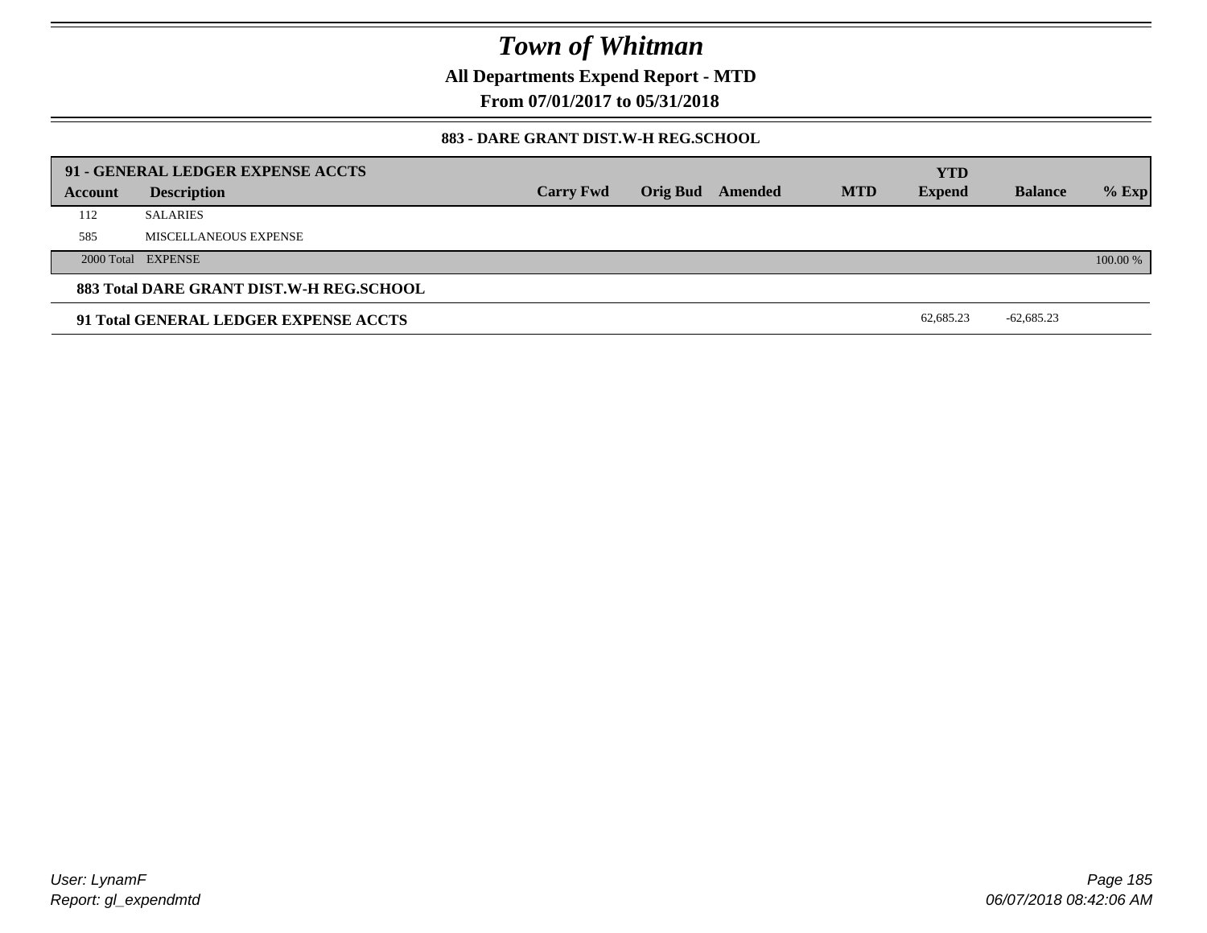# Town of Whitman

**All Departments Expend Report - MTD**

**From 07/01/2017 to 05/31/2018**

**883 - DARE GRANT DIST.W-H REG.SCHOOL**

| **91 - GENERAL LEDGER EXPENSE ACCTS** | | | | | | | | | |
|---|---|---|---|---|---|---|---|---|---|
| **Account** | **Description** | **Carry Fwd** | **Orig Bud** | **Amended** | **MTD** | **YTD Expend** | **Balance** | **% Exp** |
| 112 | SALARIES | | | | | | | |
| 585 | MISCELLANEOUS EXPENSE | | | | | | | |
| 2000 Total | EXPENSE | | | | | | | 100.00 % |
| **883 Total DARE GRANT DIST.W-H REG.SCHOOL** | | | | | | | | |
| **91 Total GENERAL LEDGER EXPENSE ACCTS** | | | | | | 62,685.23 | -62,685.23 | |

*User: LynamF*
*Report: gl_expendmtd*

*06/07/2018 08:42:06 AM*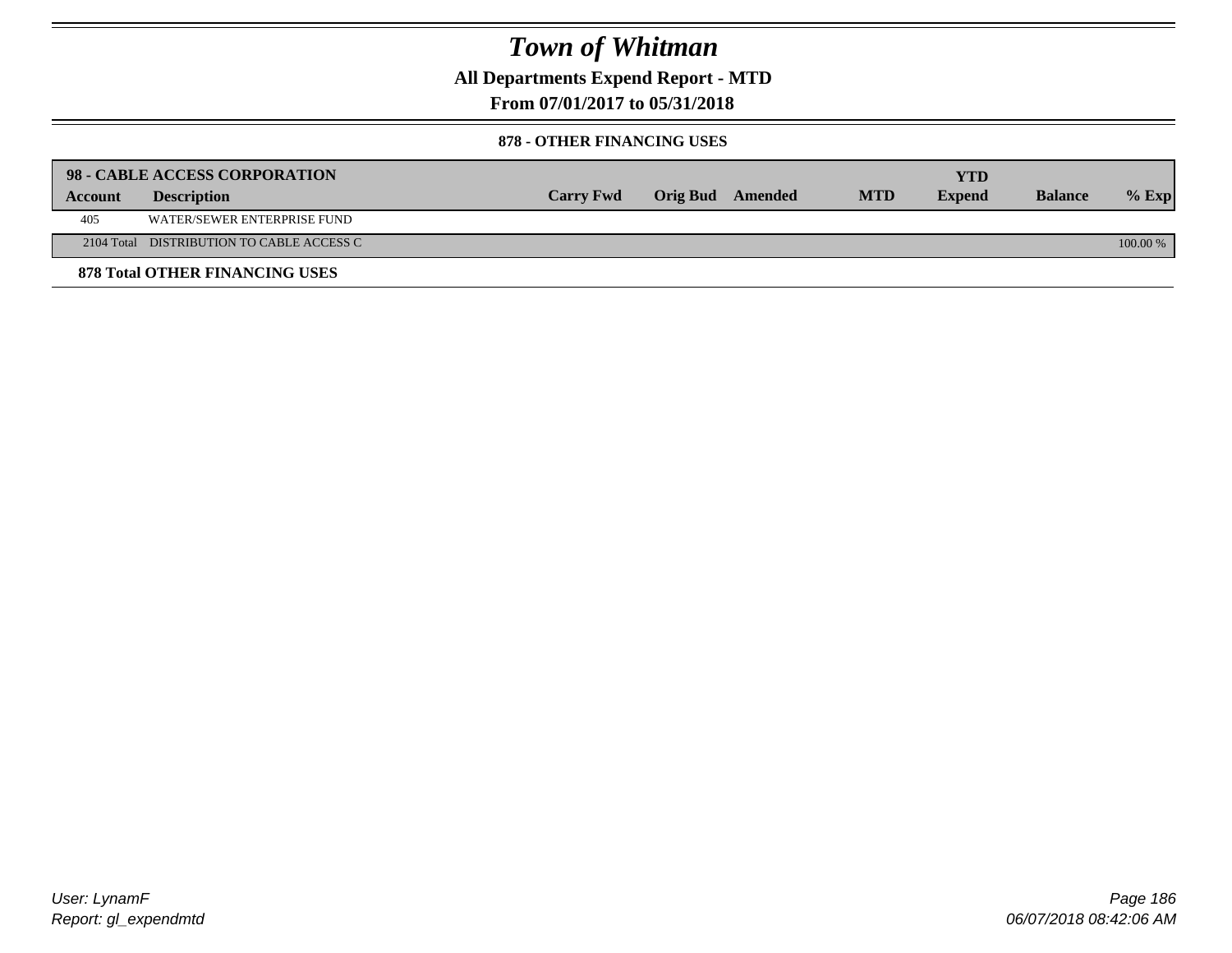# Town of Whitman

**All Departments Expend Report - MTD**

**From 07/01/2017 to 05/31/2018**

### 878 - OTHER FINANCING USES

| 98 - CABLE ACCESS CORPORATION | | | | | | YTD | | |
|---|---|---|---|---|---|---|---|---|
| **Account** | **Description** | **Carry Fwd** | **Orig Bud** | **Amended** | **MTD** | **Expend** | **Balance** | **% Exp** |
| 405 | WATER/SEWER ENTERPRISE FUND | | | | | | | |
| 2104 Total | DISTRIBUTION TO CABLE ACCESS C | | | | | | | 100.00 % |

**878 Total OTHER FINANCING USES**

User: LynamF
Report: gl_expendmtd

06/07/2018 08:42:06 AM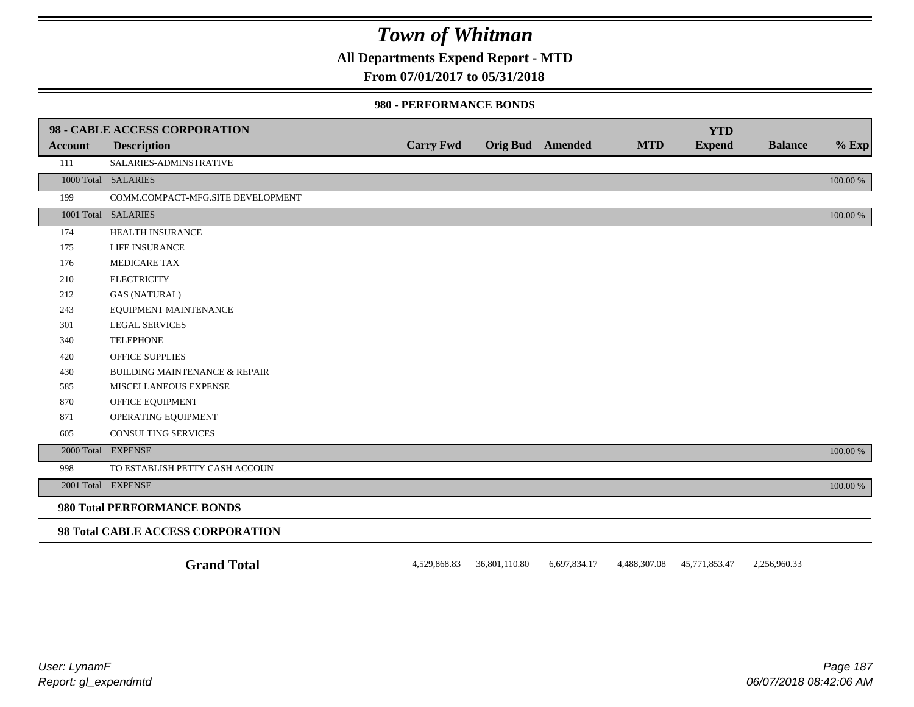# Town of Whitman

## All Departments Expend Report - MTD

## From 07/01/2017 to 05/31/2018

### 980 - PERFORMANCE BONDS

| 98 - CABLE ACCESS CORPORATION | | | | | | | | |
|---|---|---|---|---|---|---|---|---|
| **Account** | **Description** | **Carry Fwd** | **Orig Bud** | **Amended** | **MTD** | **YTD Expend** | **Balance** | **% Exp** |
| 111 | SALARIES-ADMINSTRATIVE | | | | | | | |
| 1000 Total | SALARIES | | | | | | | 100.00 % |
| 199 | COMM.COMPACT-MFG.SITE DEVELOPMENT | | | | | | | |
| 1001 Total | SALARIES | | | | | | | 100.00 % |
| 174 | HEALTH INSURANCE | | | | | | | |
| 175 | LIFE INSURANCE | | | | | | | |
| 176 | MEDICARE TAX | | | | | | | |
| 210 | ELECTRICITY | | | | | | | |
| 212 | GAS (NATURAL) | | | | | | | |
| 243 | EQUIPMENT MAINTENANCE | | | | | | | |
| 301 | LEGAL SERVICES | | | | | | | |
| 340 | TELEPHONE | | | | | | | |
| 420 | OFFICE SUPPLIES | | | | | | | |
| 430 | BUILDING MAINTENANCE & REPAIR | | | | | | | |
| 585 | MISCELLANEOUS EXPENSE | | | | | | | |
| 870 | OFFICE EQUIPMENT | | | | | | | |
| 871 | OPERATING EQUIPMENT | | | | | | | |
| 605 | CONSULTING SERVICES | | | | | | | |
| 2000 Total | EXPENSE | | | | | | | 100.00 % |
| 998 | TO ESTABLISH PETTY CASH ACCOUN | | | | | | | |
| 2001 Total | EXPENSE | | | | | | | 100.00 % |
| **980 Total PERFORMANCE BONDS** | | | | | | | | |
| **98 Total CABLE ACCESS CORPORATION** | | | | | | | | |
| | **Grand Total** | 4,529,868.83 | 36,801,110.80 | 6,697,834.17 | 4,488,307.08 | 45,771,853.47 | 2,256,960.33 | |

User: LynamF
Report: gl_expendmtd

06/07/2018 08:42:06 AM